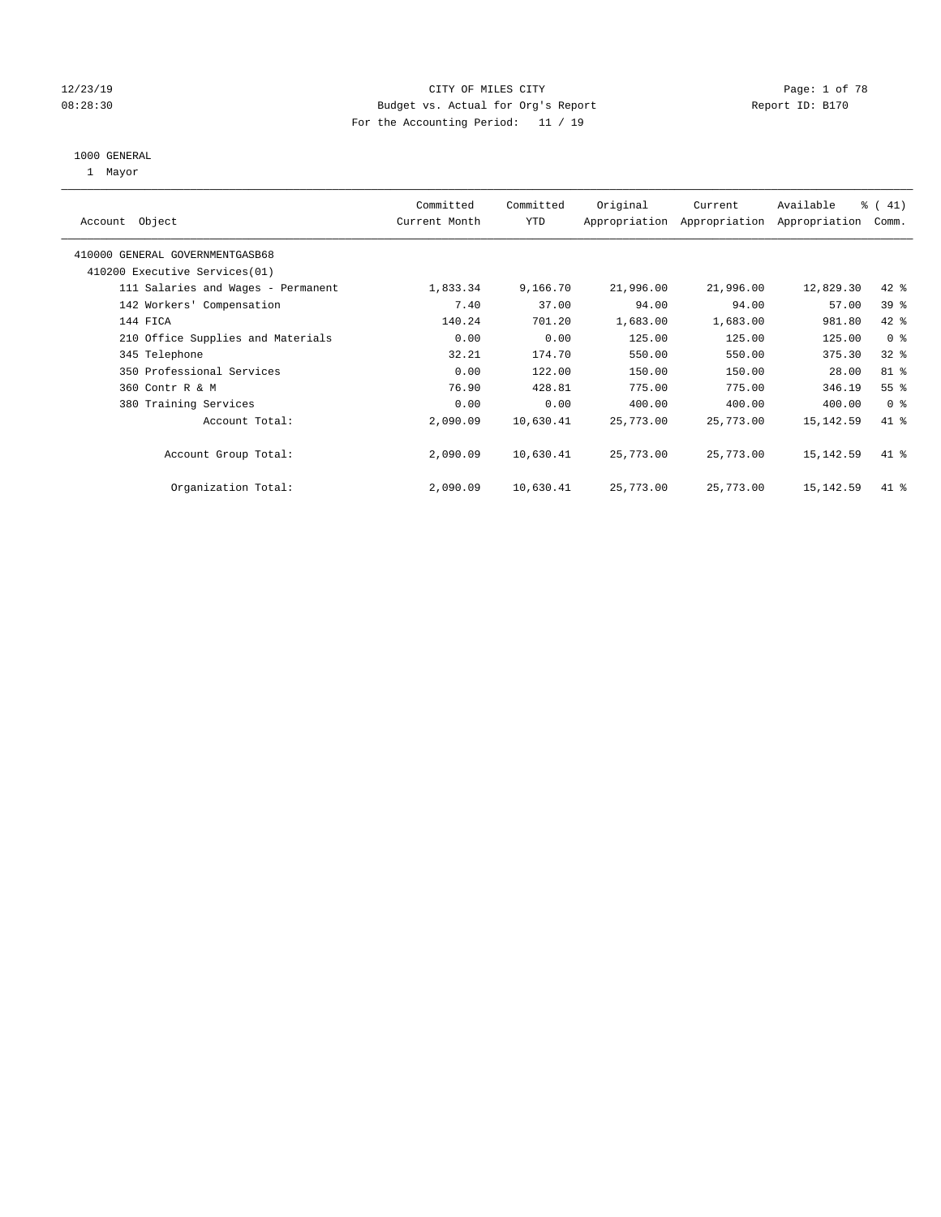CITY OF MILES CITY
Budget vs. Actual for Org's Report
For the Accounting Period: 11 / 19

12/23/19
08:28:30

Report ID: B170

1000 GENERAL
1 Mayor

| Account Object | Committed Current Month | Committed YTD | Original Appropriation | Current Appropriation | Available Appropriation | % ( 41) Comm. |
|---|---|---|---|---|---|---|
| 410000 GENERAL GOVERNMENTGASB68 | | | | | | |
| 410200 Executive Services(01) | | | | | | |
| 111 Salaries and Wages - Permanent | 1,833.34 | 9,166.70 | 21,996.00 | 21,996.00 | 12,829.30 | 42 % |
| 142 Workers' Compensation | 7.40 | 37.00 | 94.00 | 94.00 | 57.00 | 39 % |
| 144 FICA | 140.24 | 701.20 | 1,683.00 | 1,683.00 | 981.80 | 42 % |
| 210 Office Supplies and Materials | 0.00 | 0.00 | 125.00 | 125.00 | 125.00 | 0 % |
| 345 Telephone | 32.21 | 174.70 | 550.00 | 550.00 | 375.30 | 32 % |
| 350 Professional Services | 0.00 | 122.00 | 150.00 | 150.00 | 28.00 | 81 % |
| 360 Contr R & M | 76.90 | 428.81 | 775.00 | 775.00 | 346.19 | 55 % |
| 380 Training Services | 0.00 | 0.00 | 400.00 | 400.00 | 400.00 | 0 % |
| Account Total: | 2,090.09 | 10,630.41 | 25,773.00 | 25,773.00 | 15,142.59 | 41 % |
| Account Group Total: | 2,090.09 | 10,630.41 | 25,773.00 | 25,773.00 | 15,142.59 | 41 % |
| Organization Total: | 2,090.09 | 10,630.41 | 25,773.00 | 25,773.00 | 15,142.59 | 41 % |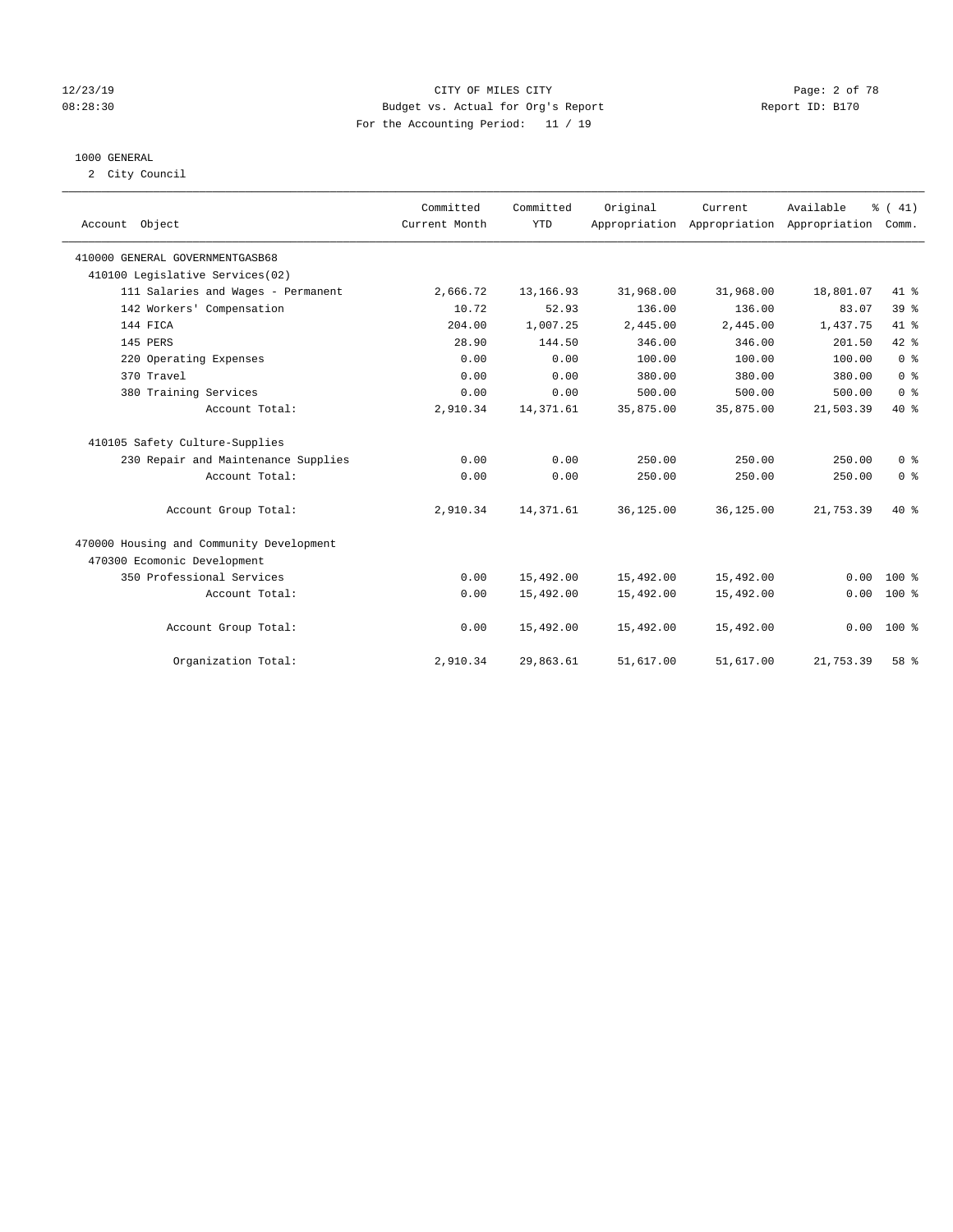CITY OF MILES CITY
Budget vs. Actual for Org's Report
For the Accounting Period: 11 / 19

12/23/19
08:28:30

Report ID: B170

1000 GENERAL
2 City Council

| Account Object | Committed Current Month | Committed YTD | Original Appropriation | Current Appropriation | Available Appropriation | % ( 41) Comm. |
|---|---|---|---|---|---|---|
| 410000 GENERAL GOVERNMENTGASB68 | | | | | | |
| 410100 Legislative Services(02) | | | | | | |
| 111 Salaries and Wages - Permanent | 2,666.72 | 13,166.93 | 31,968.00 | 31,968.00 | 18,801.07 | 41 % |
| 142 Workers' Compensation | 10.72 | 52.93 | 136.00 | 136.00 | 83.07 | 39 % |
| 144 FICA | 204.00 | 1,007.25 | 2,445.00 | 2,445.00 | 1,437.75 | 41 % |
| 145 PERS | 28.90 | 144.50 | 346.00 | 346.00 | 201.50 | 42 % |
| 220 Operating Expenses | 0.00 | 0.00 | 100.00 | 100.00 | 100.00 | 0 % |
| 370 Travel | 0.00 | 0.00 | 380.00 | 380.00 | 380.00 | 0 % |
| 380 Training Services | 0.00 | 0.00 | 500.00 | 500.00 | 500.00 | 0 % |
| Account Total: | 2,910.34 | 14,371.61 | 35,875.00 | 35,875.00 | 21,503.39 | 40 % |
| 410105 Safety Culture-Supplies | | | | | | |
| 230 Repair and Maintenance Supplies | 0.00 | 0.00 | 250.00 | 250.00 | 250.00 | 0 % |
| Account Total: | 0.00 | 0.00 | 250.00 | 250.00 | 250.00 | 0 % |
| Account Group Total: | 2,910.34 | 14,371.61 | 36,125.00 | 36,125.00 | 21,753.39 | 40 % |
| 470000 Housing and Community Development | | | | | | |
| 470300 Ecomonic Development | | | | | | |
| 350 Professional Services | 0.00 | 15,492.00 | 15,492.00 | 15,492.00 | 0.00 | 100 % |
| Account Total: | 0.00 | 15,492.00 | 15,492.00 | 15,492.00 | 0.00 | 100 % |
| Account Group Total: | 0.00 | 15,492.00 | 15,492.00 | 15,492.00 | 0.00 | 100 % |
| Organization Total: | 2,910.34 | 29,863.61 | 51,617.00 | 51,617.00 | 21,753.39 | 58 % |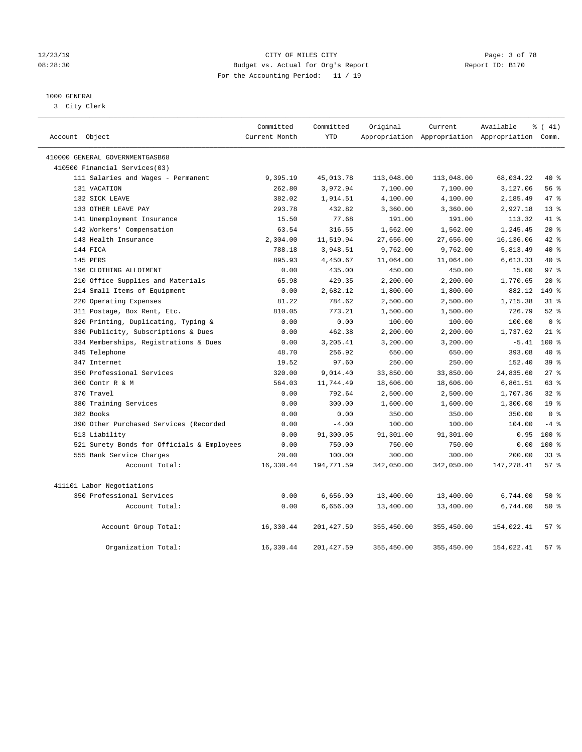# CITY OF MILES CITY

Budget vs. Actual for Org's Report

For the Accounting Period: 11 / 19

12/23/19 08:28:30 — Report ID: B170

## 1000 GENERAL

3 City Clerk

| Account Object | Committed Current Month | Committed YTD | Original Appropriation | Current Appropriation | Available Appropriation | % ( 41) Comm. |
|---|---|---|---|---|---|---|
| 410000 GENERAL GOVERNMENTGASB68 | | | | | | |
| 410500 Financial Services(03) | | | | | | |
| 111 Salaries and Wages - Permanent | 9,395.19 | 45,013.78 | 113,048.00 | 113,048.00 | 68,034.22 | 40 % |
| 131 VACATION | 262.80 | 3,972.94 | 7,100.00 | 7,100.00 | 3,127.06 | 56 % |
| 132 SICK LEAVE | 382.02 | 1,914.51 | 4,100.00 | 4,100.00 | 2,185.49 | 47 % |
| 133 OTHER LEAVE PAY | 293.78 | 432.82 | 3,360.00 | 3,360.00 | 2,927.18 | 13 % |
| 141 Unemployment Insurance | 15.50 | 77.68 | 191.00 | 191.00 | 113.32 | 41 % |
| 142 Workers' Compensation | 63.54 | 316.55 | 1,562.00 | 1,562.00 | 1,245.45 | 20 % |
| 143 Health Insurance | 2,304.00 | 11,519.94 | 27,656.00 | 27,656.00 | 16,136.06 | 42 % |
| 144 FICA | 788.18 | 3,948.51 | 9,762.00 | 9,762.00 | 5,813.49 | 40 % |
| 145 PERS | 895.93 | 4,450.67 | 11,064.00 | 11,064.00 | 6,613.33 | 40 % |
| 196 CLOTHING ALLOTMENT | 0.00 | 435.00 | 450.00 | 450.00 | 15.00 | 97 % |
| 210 Office Supplies and Materials | 65.98 | 429.35 | 2,200.00 | 2,200.00 | 1,770.65 | 20 % |
| 214 Small Items of Equipment | 0.00 | 2,682.12 | 1,800.00 | 1,800.00 | -882.12 | 149 % |
| 220 Operating Expenses | 81.22 | 784.62 | 2,500.00 | 2,500.00 | 1,715.38 | 31 % |
| 311 Postage, Box Rent, Etc. | 810.05 | 773.21 | 1,500.00 | 1,500.00 | 726.79 | 52 % |
| 320 Printing, Duplicating, Typing & | 0.00 | 0.00 | 100.00 | 100.00 | 100.00 | 0 % |
| 330 Publicity, Subscriptions & Dues | 0.00 | 462.38 | 2,200.00 | 2,200.00 | 1,737.62 | 21 % |
| 334 Memberships, Registrations & Dues | 0.00 | 3,205.41 | 3,200.00 | 3,200.00 | -5.41 | 100 % |
| 345 Telephone | 48.70 | 256.92 | 650.00 | 650.00 | 393.08 | 40 % |
| 347 Internet | 19.52 | 97.60 | 250.00 | 250.00 | 152.40 | 39 % |
| 350 Professional Services | 320.00 | 9,014.40 | 33,850.00 | 33,850.00 | 24,835.60 | 27 % |
| 360 Contr R & M | 564.03 | 11,744.49 | 18,606.00 | 18,606.00 | 6,861.51 | 63 % |
| 370 Travel | 0.00 | 792.64 | 2,500.00 | 2,500.00 | 1,707.36 | 32 % |
| 380 Training Services | 0.00 | 300.00 | 1,600.00 | 1,600.00 | 1,300.00 | 19 % |
| 382 Books | 0.00 | 0.00 | 350.00 | 350.00 | 350.00 | 0 % |
| 390 Other Purchased Services (Recorded | 0.00 | -4.00 | 100.00 | 100.00 | 104.00 | -4 % |
| 513 Liability | 0.00 | 91,300.05 | 91,301.00 | 91,301.00 | 0.95 | 100 % |
| 521 Surety Bonds for Officials & Employees | 0.00 | 750.00 | 750.00 | 750.00 | 0.00 | 100 % |
| 555 Bank Service Charges | 20.00 | 100.00 | 300.00 | 300.00 | 200.00 | 33 % |
| Account Total: | 16,330.44 | 194,771.59 | 342,050.00 | 342,050.00 | 147,278.41 | 57 % |
| 411101 Labor Negotiations | | | | | | |
| 350 Professional Services | 0.00 | 6,656.00 | 13,400.00 | 13,400.00 | 6,744.00 | 50 % |
| Account Total: | 0.00 | 6,656.00 | 13,400.00 | 13,400.00 | 6,744.00 | 50 % |
| Account Group Total: | 16,330.44 | 201,427.59 | 355,450.00 | 355,450.00 | 154,022.41 | 57 % |
| Organization Total: | 16,330.44 | 201,427.59 | 355,450.00 | 355,450.00 | 154,022.41 | 57 % |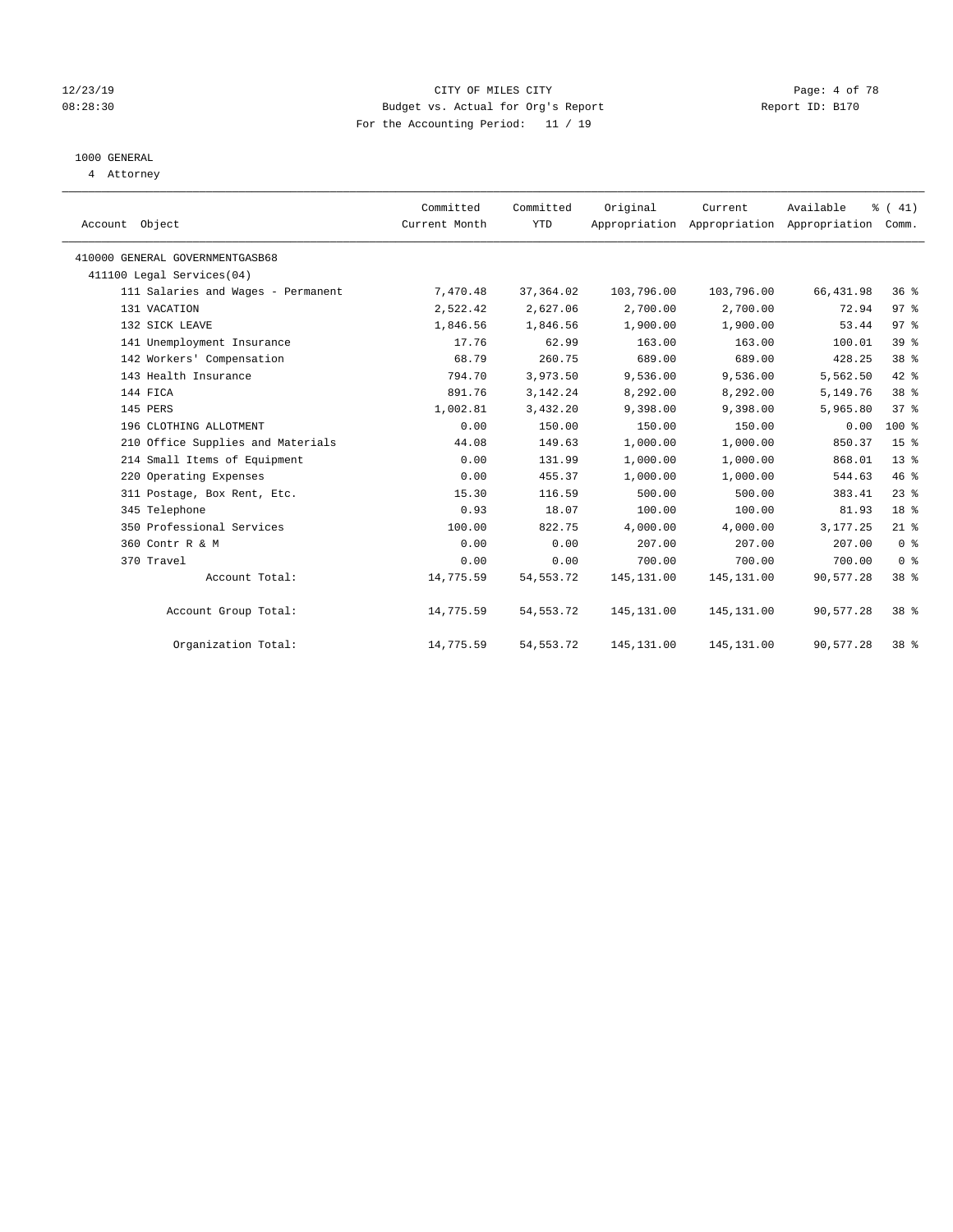12/23/19 CITY OF MILES CITY

08:28:30 Budget vs. Actual for Org's Report Report ID: B170

For the Accounting Period: 11 / 19

1000 GENERAL

4 Attorney

| Account Object | Committed Current Month | Committed YTD | Original Appropriation | Current Appropriation | Available Appropriation | % ( 41) Comm. |
|---|---|---|---|---|---|---|
| 410000 GENERAL GOVERNMENTGASB68 | | | | | | |
| 411100 Legal Services(04) | | | | | | |
| 111 Salaries and Wages - Permanent | 7,470.48 | 37,364.02 | 103,796.00 | 103,796.00 | 66,431.98 | 36 % |
| 131 VACATION | 2,522.42 | 2,627.06 | 2,700.00 | 2,700.00 | 72.94 | 97 % |
| 132 SICK LEAVE | 1,846.56 | 1,846.56 | 1,900.00 | 1,900.00 | 53.44 | 97 % |
| 141 Unemployment Insurance | 17.76 | 62.99 | 163.00 | 163.00 | 100.01 | 39 % |
| 142 Workers' Compensation | 68.79 | 260.75 | 689.00 | 689.00 | 428.25 | 38 % |
| 143 Health Insurance | 794.70 | 3,973.50 | 9,536.00 | 9,536.00 | 5,562.50 | 42 % |
| 144 FICA | 891.76 | 3,142.24 | 8,292.00 | 8,292.00 | 5,149.76 | 38 % |
| 145 PERS | 1,002.81 | 3,432.20 | 9,398.00 | 9,398.00 | 5,965.80 | 37 % |
| 196 CLOTHING ALLOTMENT | 0.00 | 150.00 | 150.00 | 150.00 | 0.00 | 100 % |
| 210 Office Supplies and Materials | 44.08 | 149.63 | 1,000.00 | 1,000.00 | 850.37 | 15 % |
| 214 Small Items of Equipment | 0.00 | 131.99 | 1,000.00 | 1,000.00 | 868.01 | 13 % |
| 220 Operating Expenses | 0.00 | 455.37 | 1,000.00 | 1,000.00 | 544.63 | 46 % |
| 311 Postage, Box Rent, Etc. | 15.30 | 116.59 | 500.00 | 500.00 | 383.41 | 23 % |
| 345 Telephone | 0.93 | 18.07 | 100.00 | 100.00 | 81.93 | 18 % |
| 350 Professional Services | 100.00 | 822.75 | 4,000.00 | 4,000.00 | 3,177.25 | 21 % |
| 360 Contr R & M | 0.00 | 0.00 | 207.00 | 207.00 | 207.00 | 0 % |
| 370 Travel | 0.00 | 0.00 | 700.00 | 700.00 | 700.00 | 0 % |
| Account Total: | 14,775.59 | 54,553.72 | 145,131.00 | 145,131.00 | 90,577.28 | 38 % |
| Account Group Total: | 14,775.59 | 54,553.72 | 145,131.00 | 145,131.00 | 90,577.28 | 38 % |
| Organization Total: | 14,775.59 | 54,553.72 | 145,131.00 | 145,131.00 | 90,577.28 | 38 % |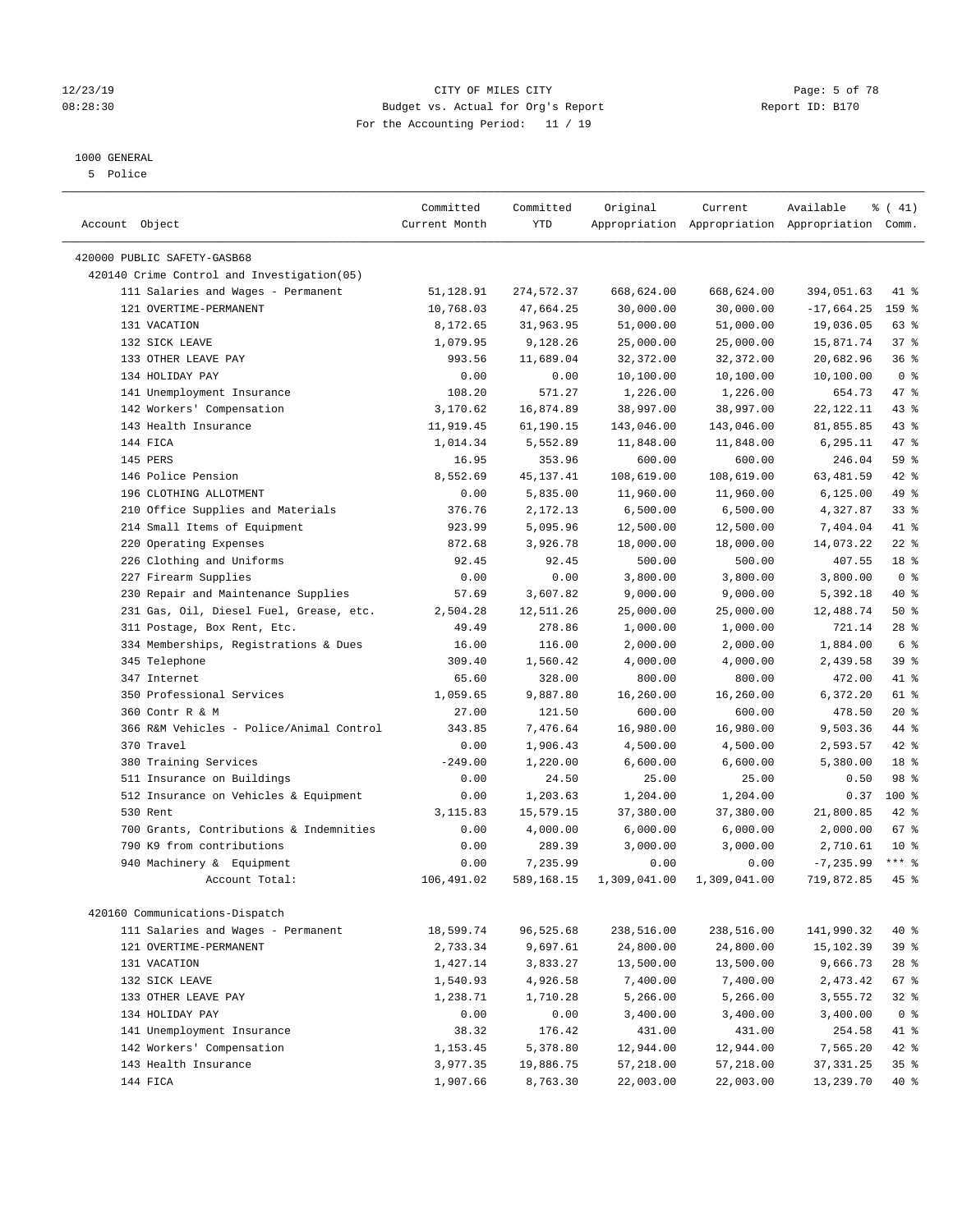CITY OF MILES CITY
Budget vs. Actual for Org's Report
For the Accounting Period: 11 / 19

1000 GENERAL
5 Police

| Account Object | Committed Current Month | Committed YTD | Original Appropriation | Current Appropriation | Available Appropriation | % ( 41) Comm. |
|---|---|---|---|---|---|---|
| 420000 PUBLIC SAFETY-GASB68 | | | | | | |
| 420140 Crime Control and Investigation(05) | | | | | | |
| 111 Salaries and Wages - Permanent | 51,128.91 | 274,572.37 | 668,624.00 | 668,624.00 | 394,051.63 | 41 % |
| 121 OVERTIME-PERMANENT | 10,768.03 | 47,664.25 | 30,000.00 | 30,000.00 | -17,664.25 | 159 % |
| 131 VACATION | 8,172.65 | 31,963.95 | 51,000.00 | 51,000.00 | 19,036.05 | 63 % |
| 132 SICK LEAVE | 1,079.95 | 9,128.26 | 25,000.00 | 25,000.00 | 15,871.74 | 37 % |
| 133 OTHER LEAVE PAY | 993.56 | 11,689.04 | 32,372.00 | 32,372.00 | 20,682.96 | 36 % |
| 134 HOLIDAY PAY | 0.00 | 0.00 | 10,100.00 | 10,100.00 | 10,100.00 | 0 % |
| 141 Unemployment Insurance | 108.20 | 571.27 | 1,226.00 | 1,226.00 | 654.73 | 47 % |
| 142 Workers' Compensation | 3,170.62 | 16,874.89 | 38,997.00 | 38,997.00 | 22,122.11 | 43 % |
| 143 Health Insurance | 11,919.45 | 61,190.15 | 143,046.00 | 143,046.00 | 81,855.85 | 43 % |
| 144 FICA | 1,014.34 | 5,552.89 | 11,848.00 | 11,848.00 | 6,295.11 | 47 % |
| 145 PERS | 16.95 | 353.96 | 600.00 | 600.00 | 246.04 | 59 % |
| 146 Police Pension | 8,552.69 | 45,137.41 | 108,619.00 | 108,619.00 | 63,481.59 | 42 % |
| 196 CLOTHING ALLOTMENT | 0.00 | 5,835.00 | 11,960.00 | 11,960.00 | 6,125.00 | 49 % |
| 210 Office Supplies and Materials | 376.76 | 2,172.13 | 6,500.00 | 6,500.00 | 4,327.87 | 33 % |
| 214 Small Items of Equipment | 923.99 | 5,095.96 | 12,500.00 | 12,500.00 | 7,404.04 | 41 % |
| 220 Operating Expenses | 872.68 | 3,926.78 | 18,000.00 | 18,000.00 | 14,073.22 | 22 % |
| 226 Clothing and Uniforms | 92.45 | 92.45 | 500.00 | 500.00 | 407.55 | 18 % |
| 227 Firearm Supplies | 0.00 | 0.00 | 3,800.00 | 3,800.00 | 3,800.00 | 0 % |
| 230 Repair and Maintenance Supplies | 57.69 | 3,607.82 | 9,000.00 | 9,000.00 | 5,392.18 | 40 % |
| 231 Gas, Oil, Diesel Fuel, Grease, etc. | 2,504.28 | 12,511.26 | 25,000.00 | 25,000.00 | 12,488.74 | 50 % |
| 311 Postage, Box Rent, Etc. | 49.49 | 278.86 | 1,000.00 | 1,000.00 | 721.14 | 28 % |
| 334 Memberships, Registrations & Dues | 16.00 | 116.00 | 2,000.00 | 2,000.00 | 1,884.00 | 6 % |
| 345 Telephone | 309.40 | 1,560.42 | 4,000.00 | 4,000.00 | 2,439.58 | 39 % |
| 347 Internet | 65.60 | 328.00 | 800.00 | 800.00 | 472.00 | 41 % |
| 350 Professional Services | 1,059.65 | 9,887.80 | 16,260.00 | 16,260.00 | 6,372.20 | 61 % |
| 360 Contr R & M | 27.00 | 121.50 | 600.00 | 600.00 | 478.50 | 20 % |
| 366 R&M Vehicles - Police/Animal Control | 343.85 | 7,476.64 | 16,980.00 | 16,980.00 | 9,503.36 | 44 % |
| 370 Travel | 0.00 | 1,906.43 | 4,500.00 | 4,500.00 | 2,593.57 | 42 % |
| 380 Training Services | -249.00 | 1,220.00 | 6,600.00 | 6,600.00 | 5,380.00 | 18 % |
| 511 Insurance on Buildings | 0.00 | 24.50 | 25.00 | 25.00 | 0.50 | 98 % |
| 512 Insurance on Vehicles & Equipment | 0.00 | 1,203.63 | 1,204.00 | 1,204.00 | 0.37 | 100 % |
| 530 Rent | 3,115.83 | 15,579.15 | 37,380.00 | 37,380.00 | 21,800.85 | 42 % |
| 700 Grants, Contributions & Indemnities | 0.00 | 4,000.00 | 6,000.00 | 6,000.00 | 2,000.00 | 67 % |
| 790 K9 from contributions | 0.00 | 289.39 | 3,000.00 | 3,000.00 | 2,710.61 | 10 % |
| 940 Machinery & Equipment | 0.00 | 7,235.99 | 0.00 | 0.00 | -7,235.99 | *** % |
| Account Total: | 106,491.02 | 589,168.15 | 1,309,041.00 | 1,309,041.00 | 719,872.85 | 45 % |
| 420160 Communications-Dispatch | | | | | | |
| 111 Salaries and Wages - Permanent | 18,599.74 | 96,525.68 | 238,516.00 | 238,516.00 | 141,990.32 | 40 % |
| 121 OVERTIME-PERMANENT | 2,733.34 | 9,697.61 | 24,800.00 | 24,800.00 | 15,102.39 | 39 % |
| 131 VACATION | 1,427.14 | 3,833.27 | 13,500.00 | 13,500.00 | 9,666.73 | 28 % |
| 132 SICK LEAVE | 1,540.93 | 4,926.58 | 7,400.00 | 7,400.00 | 2,473.42 | 67 % |
| 133 OTHER LEAVE PAY | 1,238.71 | 1,710.28 | 5,266.00 | 5,266.00 | 3,555.72 | 32 % |
| 134 HOLIDAY PAY | 0.00 | 0.00 | 3,400.00 | 3,400.00 | 3,400.00 | 0 % |
| 141 Unemployment Insurance | 38.32 | 176.42 | 431.00 | 431.00 | 254.58 | 41 % |
| 142 Workers' Compensation | 1,153.45 | 5,378.80 | 12,944.00 | 12,944.00 | 7,565.20 | 42 % |
| 143 Health Insurance | 3,977.35 | 19,886.75 | 57,218.00 | 57,218.00 | 37,331.25 | 35 % |
| 144 FICA | 1,907.66 | 8,763.30 | 22,003.00 | 22,003.00 | 13,239.70 | 40 % |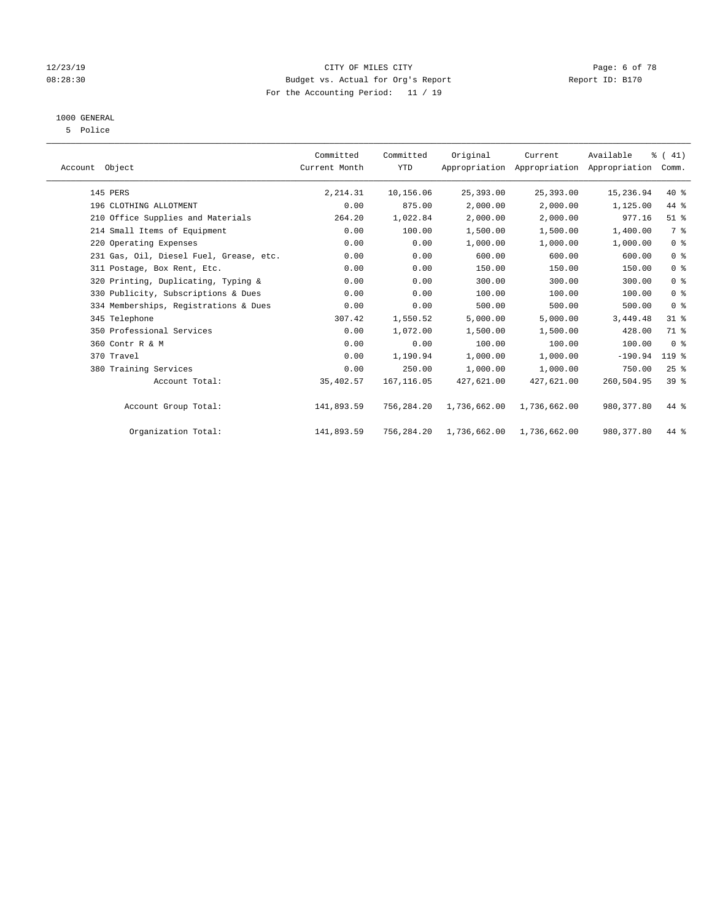CITY OF MILES CITY
Budget vs. Actual for Org's Report
For the Accounting Period: 11 / 19

12/23/19
08:28:30

Report ID: B170

1000 GENERAL
5 Police

| Account Object | Committed Current Month | Committed YTD | Original Appropriation | Current Appropriation | Available Appropriation | % ( 41) Comm. |
|---|---|---|---|---|---|---|
| 145 PERS | 2,214.31 | 10,156.06 | 25,393.00 | 25,393.00 | 15,236.94 | 40 % |
| 196 CLOTHING ALLOTMENT | 0.00 | 875.00 | 2,000.00 | 2,000.00 | 1,125.00 | 44 % |
| 210 Office Supplies and Materials | 264.20 | 1,022.84 | 2,000.00 | 2,000.00 | 977.16 | 51 % |
| 214 Small Items of Equipment | 0.00 | 100.00 | 1,500.00 | 1,500.00 | 1,400.00 | 7 % |
| 220 Operating Expenses | 0.00 | 0.00 | 1,000.00 | 1,000.00 | 1,000.00 | 0 % |
| 231 Gas, Oil, Diesel Fuel, Grease, etc. | 0.00 | 0.00 | 600.00 | 600.00 | 600.00 | 0 % |
| 311 Postage, Box Rent, Etc. | 0.00 | 0.00 | 150.00 | 150.00 | 150.00 | 0 % |
| 320 Printing, Duplicating, Typing & | 0.00 | 0.00 | 300.00 | 300.00 | 300.00 | 0 % |
| 330 Publicity, Subscriptions & Dues | 0.00 | 0.00 | 100.00 | 100.00 | 100.00 | 0 % |
| 334 Memberships, Registrations & Dues | 0.00 | 0.00 | 500.00 | 500.00 | 500.00 | 0 % |
| 345 Telephone | 307.42 | 1,550.52 | 5,000.00 | 5,000.00 | 3,449.48 | 31 % |
| 350 Professional Services | 0.00 | 1,072.00 | 1,500.00 | 1,500.00 | 428.00 | 71 % |
| 360 Contr R & M | 0.00 | 0.00 | 100.00 | 100.00 | 100.00 | 0 % |
| 370 Travel | 0.00 | 1,190.94 | 1,000.00 | 1,000.00 | -190.94 | 119 % |
| 380 Training Services | 0.00 | 250.00 | 1,000.00 | 1,000.00 | 750.00 | 25 % |
| Account Total: | 35,402.57 | 167,116.05 | 427,621.00 | 427,621.00 | 260,504.95 | 39 % |
| Account Group Total: | 141,893.59 | 756,284.20 | 1,736,662.00 | 1,736,662.00 | 980,377.80 | 44 % |
| Organization Total: | 141,893.59 | 756,284.20 | 1,736,662.00 | 1,736,662.00 | 980,377.80 | 44 % |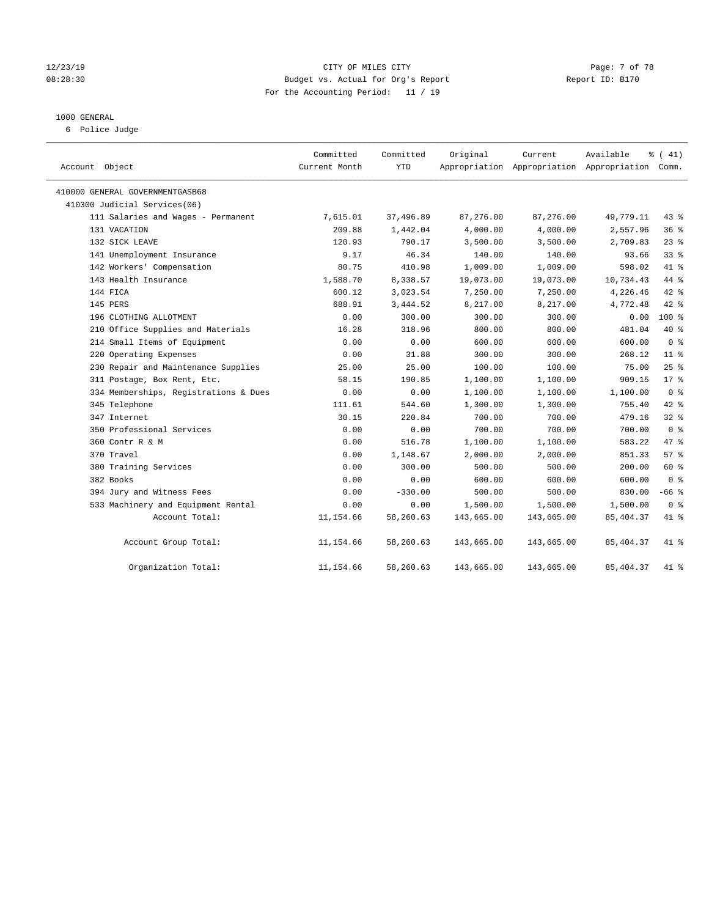CITY OF MILES CITY

Budget vs. Actual for Org's Report

For the Accounting Period: 11 / 19

12/23/19 08:28:30 Report ID: B170

## 1000 GENERAL

6 Police Judge

| Account Object | Committed Current Month | Committed YTD | Original Appropriation | Current Appropriation | Available Appropriation | % ( 41) Comm. |
|---|---|---|---|---|---|---|
| 410000 GENERAL GOVERNMENTGASB68 | | | | | | |
| 410300 Judicial Services(06) | | | | | | |
| 111 Salaries and Wages - Permanent | 7,615.01 | 37,496.89 | 87,276.00 | 87,276.00 | 49,779.11 | 43 % |
| 131 VACATION | 209.88 | 1,442.04 | 4,000.00 | 4,000.00 | 2,557.96 | 36 % |
| 132 SICK LEAVE | 120.93 | 790.17 | 3,500.00 | 3,500.00 | 2,709.83 | 23 % |
| 141 Unemployment Insurance | 9.17 | 46.34 | 140.00 | 140.00 | 93.66 | 33 % |
| 142 Workers' Compensation | 80.75 | 410.98 | 1,009.00 | 1,009.00 | 598.02 | 41 % |
| 143 Health Insurance | 1,588.70 | 8,338.57 | 19,073.00 | 19,073.00 | 10,734.43 | 44 % |
| 144 FICA | 600.12 | 3,023.54 | 7,250.00 | 7,250.00 | 4,226.46 | 42 % |
| 145 PERS | 688.91 | 3,444.52 | 8,217.00 | 8,217.00 | 4,772.48 | 42 % |
| 196 CLOTHING ALLOTMENT | 0.00 | 300.00 | 300.00 | 300.00 | 0.00 | 100 % |
| 210 Office Supplies and Materials | 16.28 | 318.96 | 800.00 | 800.00 | 481.04 | 40 % |
| 214 Small Items of Equipment | 0.00 | 0.00 | 600.00 | 600.00 | 600.00 | 0 % |
| 220 Operating Expenses | 0.00 | 31.88 | 300.00 | 300.00 | 268.12 | 11 % |
| 230 Repair and Maintenance Supplies | 25.00 | 25.00 | 100.00 | 100.00 | 75.00 | 25 % |
| 311 Postage, Box Rent, Etc. | 58.15 | 190.85 | 1,100.00 | 1,100.00 | 909.15 | 17 % |
| 334 Memberships, Registrations & Dues | 0.00 | 0.00 | 1,100.00 | 1,100.00 | 1,100.00 | 0 % |
| 345 Telephone | 111.61 | 544.60 | 1,300.00 | 1,300.00 | 755.40 | 42 % |
| 347 Internet | 30.15 | 220.84 | 700.00 | 700.00 | 479.16 | 32 % |
| 350 Professional Services | 0.00 | 0.00 | 700.00 | 700.00 | 700.00 | 0 % |
| 360 Contr R & M | 0.00 | 516.78 | 1,100.00 | 1,100.00 | 583.22 | 47 % |
| 370 Travel | 0.00 | 1,148.67 | 2,000.00 | 2,000.00 | 851.33 | 57 % |
| 380 Training Services | 0.00 | 300.00 | 500.00 | 500.00 | 200.00 | 60 % |
| 382 Books | 0.00 | 0.00 | 600.00 | 600.00 | 600.00 | 0 % |
| 394 Jury and Witness Fees | 0.00 | -330.00 | 500.00 | 500.00 | 830.00 | -66 % |
| 533 Machinery and Equipment Rental | 0.00 | 0.00 | 1,500.00 | 1,500.00 | 1,500.00 | 0 % |
| Account Total: | 11,154.66 | 58,260.63 | 143,665.00 | 143,665.00 | 85,404.37 | 41 % |
| Account Group Total: | 11,154.66 | 58,260.63 | 143,665.00 | 143,665.00 | 85,404.37 | 41 % |
| Organization Total: | 11,154.66 | 58,260.63 | 143,665.00 | 143,665.00 | 85,404.37 | 41 % |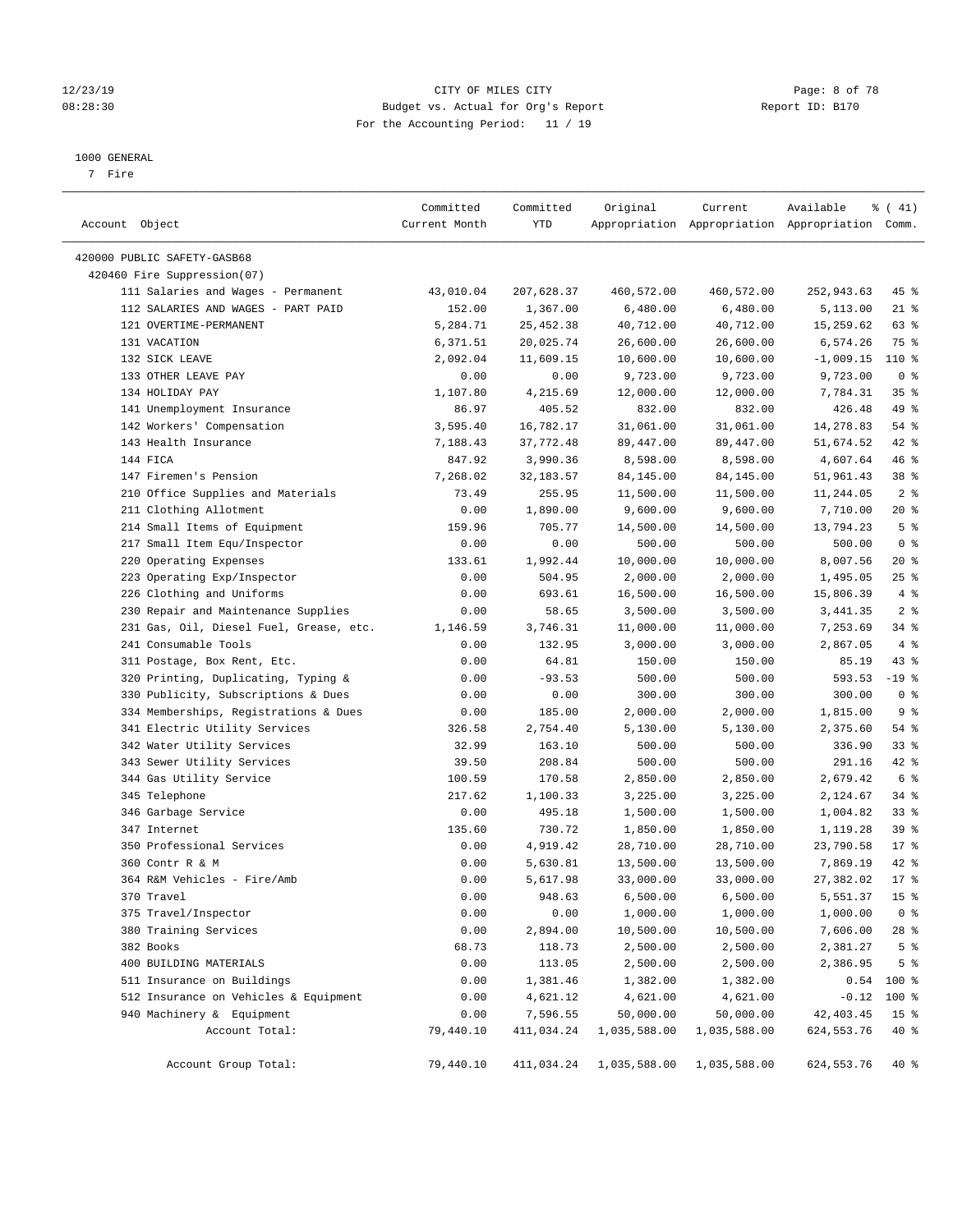12/23/19 CITY OF MILES CITY
08:28:30 Budget vs. Actual for Org's Report Report ID: B170
For the Accounting Period: 11 / 19

1000 GENERAL
7 Fire

| Account Object | Committed Current Month | Committed YTD | Original Appropriation | Current Appropriation | Available Appropriation | % ( 41) Comm. |
|---|---|---|---|---|---|---|
| 420000 PUBLIC SAFETY-GASB68 | | | | | | |
| 420460 Fire Suppression(07) | | | | | | |
| 111 Salaries and Wages - Permanent | 43,010.04 | 207,628.37 | 460,572.00 | 460,572.00 | 252,943.63 | 45 % |
| 112 SALARIES AND WAGES - PART PAID | 152.00 | 1,367.00 | 6,480.00 | 6,480.00 | 5,113.00 | 21 % |
| 121 OVERTIME-PERMANENT | 5,284.71 | 25,452.38 | 40,712.00 | 40,712.00 | 15,259.62 | 63 % |
| 131 VACATION | 6,371.51 | 20,025.74 | 26,600.00 | 26,600.00 | 6,574.26 | 75 % |
| 132 SICK LEAVE | 2,092.04 | 11,609.15 | 10,600.00 | 10,600.00 | -1,009.15 | 110 % |
| 133 OTHER LEAVE PAY | 0.00 | 0.00 | 9,723.00 | 9,723.00 | 9,723.00 | 0 % |
| 134 HOLIDAY PAY | 1,107.80 | 4,215.69 | 12,000.00 | 12,000.00 | 7,784.31 | 35 % |
| 141 Unemployment Insurance | 86.97 | 405.52 | 832.00 | 832.00 | 426.48 | 49 % |
| 142 Workers' Compensation | 3,595.40 | 16,782.17 | 31,061.00 | 31,061.00 | 14,278.83 | 54 % |
| 143 Health Insurance | 7,188.43 | 37,772.48 | 89,447.00 | 89,447.00 | 51,674.52 | 42 % |
| 144 FICA | 847.92 | 3,990.36 | 8,598.00 | 8,598.00 | 4,607.64 | 46 % |
| 147 Firemen's Pension | 7,268.02 | 32,183.57 | 84,145.00 | 84,145.00 | 51,961.43 | 38 % |
| 210 Office Supplies and Materials | 73.49 | 255.95 | 11,500.00 | 11,500.00 | 11,244.05 | 2 % |
| 211 Clothing Allotment | 0.00 | 1,890.00 | 9,600.00 | 9,600.00 | 7,710.00 | 20 % |
| 214 Small Items of Equipment | 159.96 | 705.77 | 14,500.00 | 14,500.00 | 13,794.23 | 5 % |
| 217 Small Item Equ/Inspector | 0.00 | 0.00 | 500.00 | 500.00 | 500.00 | 0 % |
| 220 Operating Expenses | 133.61 | 1,992.44 | 10,000.00 | 10,000.00 | 8,007.56 | 20 % |
| 223 Operating Exp/Inspector | 0.00 | 504.95 | 2,000.00 | 2,000.00 | 1,495.05 | 25 % |
| 226 Clothing and Uniforms | 0.00 | 693.61 | 16,500.00 | 16,500.00 | 15,806.39 | 4 % |
| 230 Repair and Maintenance Supplies | 0.00 | 58.65 | 3,500.00 | 3,500.00 | 3,441.35 | 2 % |
| 231 Gas, Oil, Diesel Fuel, Grease, etc. | 1,146.59 | 3,746.31 | 11,000.00 | 11,000.00 | 7,253.69 | 34 % |
| 241 Consumable Tools | 0.00 | 132.95 | 3,000.00 | 3,000.00 | 2,867.05 | 4 % |
| 311 Postage, Box Rent, Etc. | 0.00 | 64.81 | 150.00 | 150.00 | 85.19 | 43 % |
| 320 Printing, Duplicating, Typing & | 0.00 | -93.53 | 500.00 | 500.00 | 593.53 | -19 % |
| 330 Publicity, Subscriptions & Dues | 0.00 | 0.00 | 300.00 | 300.00 | 300.00 | 0 % |
| 334 Memberships, Registrations & Dues | 0.00 | 185.00 | 2,000.00 | 2,000.00 | 1,815.00 | 9 % |
| 341 Electric Utility Services | 326.58 | 2,754.40 | 5,130.00 | 5,130.00 | 2,375.60 | 54 % |
| 342 Water Utility Services | 32.99 | 163.10 | 500.00 | 500.00 | 336.90 | 33 % |
| 343 Sewer Utility Services | 39.50 | 208.84 | 500.00 | 500.00 | 291.16 | 42 % |
| 344 Gas Utility Service | 100.59 | 170.58 | 2,850.00 | 2,850.00 | 2,679.42 | 6 % |
| 345 Telephone | 217.62 | 1,100.33 | 3,225.00 | 3,225.00 | 2,124.67 | 34 % |
| 346 Garbage Service | 0.00 | 495.18 | 1,500.00 | 1,500.00 | 1,004.82 | 33 % |
| 347 Internet | 135.60 | 730.72 | 1,850.00 | 1,850.00 | 1,119.28 | 39 % |
| 350 Professional Services | 0.00 | 4,919.42 | 28,710.00 | 28,710.00 | 23,790.58 | 17 % |
| 360 Contr R & M | 0.00 | 5,630.81 | 13,500.00 | 13,500.00 | 7,869.19 | 42 % |
| 364 R&M Vehicles - Fire/Amb | 0.00 | 5,617.98 | 33,000.00 | 33,000.00 | 27,382.02 | 17 % |
| 370 Travel | 0.00 | 948.63 | 6,500.00 | 6,500.00 | 5,551.37 | 15 % |
| 375 Travel/Inspector | 0.00 | 0.00 | 1,000.00 | 1,000.00 | 1,000.00 | 0 % |
| 380 Training Services | 0.00 | 2,894.00 | 10,500.00 | 10,500.00 | 7,606.00 | 28 % |
| 382 Books | 68.73 | 118.73 | 2,500.00 | 2,500.00 | 2,381.27 | 5 % |
| 400 BUILDING MATERIALS | 0.00 | 113.05 | 2,500.00 | 2,500.00 | 2,386.95 | 5 % |
| 511 Insurance on Buildings | 0.00 | 1,381.46 | 1,382.00 | 1,382.00 | 0.54 | 100 % |
| 512 Insurance on Vehicles & Equipment | 0.00 | 4,621.12 | 4,621.00 | 4,621.00 | -0.12 | 100 % |
| 940 Machinery & Equipment | 0.00 | 7,596.55 | 50,000.00 | 50,000.00 | 42,403.45 | 15 % |
| Account Total: | 79,440.10 | 411,034.24 | 1,035,588.00 | 1,035,588.00 | 624,553.76 | 40 % |
| Account Group Total: | 79,440.10 | 411,034.24 | 1,035,588.00 | 1,035,588.00 | 624,553.76 | 40 % |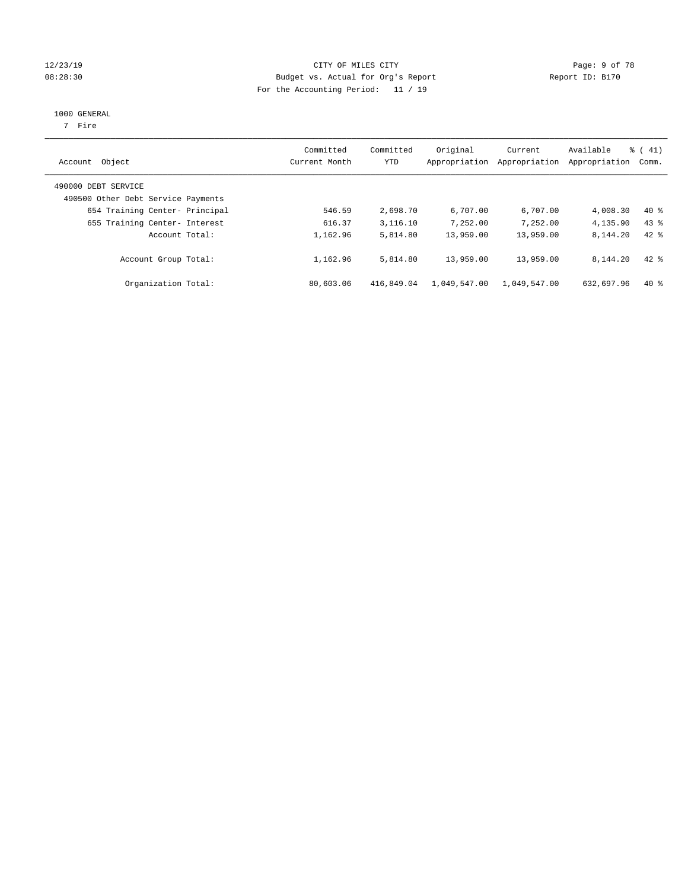CITY OF MILES CITY
Budget vs. Actual for Org's Report
For the Accounting Period: 11 / 19

1000 GENERAL
7 Fire

| Account Object | Committed Current Month | Committed YTD | Original Appropriation | Current Appropriation | Available Appropriation | % ( 41) Comm. |
|---|---|---|---|---|---|---|
| 490000 DEBT SERVICE | | | | | | |
| 490500 Other Debt Service Payments | | | | | | |
| 654 Training Center- Principal | 546.59 | 2,698.70 | 6,707.00 | 6,707.00 | 4,008.30 | 40 % |
| 655 Training Center- Interest | 616.37 | 3,116.10 | 7,252.00 | 7,252.00 | 4,135.90 | 43 % |
| Account Total: | 1,162.96 | 5,814.80 | 13,959.00 | 13,959.00 | 8,144.20 | 42 % |
| Account Group Total: | 1,162.96 | 5,814.80 | 13,959.00 | 13,959.00 | 8,144.20 | 42 % |
| Organization Total: | 80,603.06 | 416,849.04 | 1,049,547.00 | 1,049,547.00 | 632,697.96 | 40 % |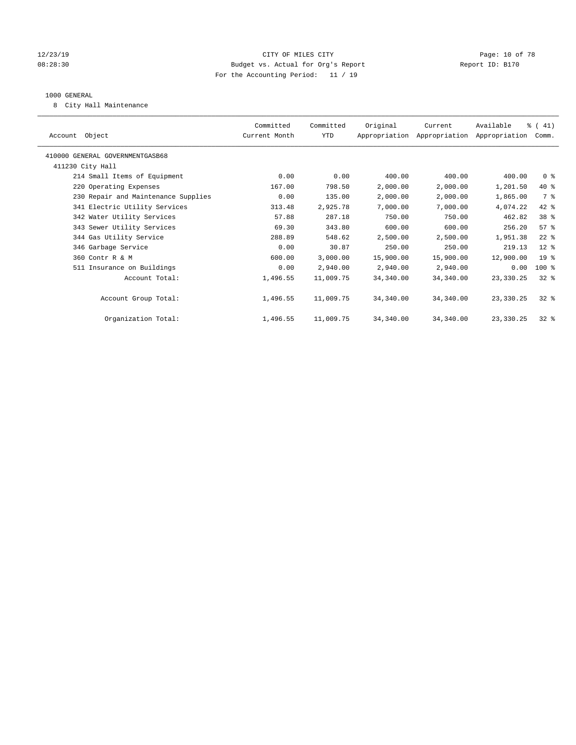# CITY OF MILES CITY

Budget vs. Actual for Org's Report

For the Accounting Period: 11 / 19

12/23/19 08:28:30 — Report ID: B170

## 1000 GENERAL

8 City Hall Maintenance

| Account Object | Committed Current Month | Committed YTD | Original Appropriation | Current Appropriation | Available Appropriation | % ( 41) Comm. |
|---|---|---|---|---|---|---|
| 410000 GENERAL GOVERNMENTGASB68 | | | | | | |
| 411230 City Hall | | | | | | |
| 214 Small Items of Equipment | 0.00 | 0.00 | 400.00 | 400.00 | 400.00 | 0 % |
| 220 Operating Expenses | 167.00 | 798.50 | 2,000.00 | 2,000.00 | 1,201.50 | 40 % |
| 230 Repair and Maintenance Supplies | 0.00 | 135.00 | 2,000.00 | 2,000.00 | 1,865.00 | 7 % |
| 341 Electric Utility Services | 313.48 | 2,925.78 | 7,000.00 | 7,000.00 | 4,074.22 | 42 % |
| 342 Water Utility Services | 57.88 | 287.18 | 750.00 | 750.00 | 462.82 | 38 % |
| 343 Sewer Utility Services | 69.30 | 343.80 | 600.00 | 600.00 | 256.20 | 57 % |
| 344 Gas Utility Service | 288.89 | 548.62 | 2,500.00 | 2,500.00 | 1,951.38 | 22 % |
| 346 Garbage Service | 0.00 | 30.87 | 250.00 | 250.00 | 219.13 | 12 % |
| 360 Contr R & M | 600.00 | 3,000.00 | 15,900.00 | 15,900.00 | 12,900.00 | 19 % |
| 511 Insurance on Buildings | 0.00 | 2,940.00 | 2,940.00 | 2,940.00 | 0.00 | 100 % |
| Account Total: | 1,496.55 | 11,009.75 | 34,340.00 | 34,340.00 | 23,330.25 | 32 % |
| Account Group Total: | 1,496.55 | 11,009.75 | 34,340.00 | 34,340.00 | 23,330.25 | 32 % |
| Organization Total: | 1,496.55 | 11,009.75 | 34,340.00 | 34,340.00 | 23,330.25 | 32 % |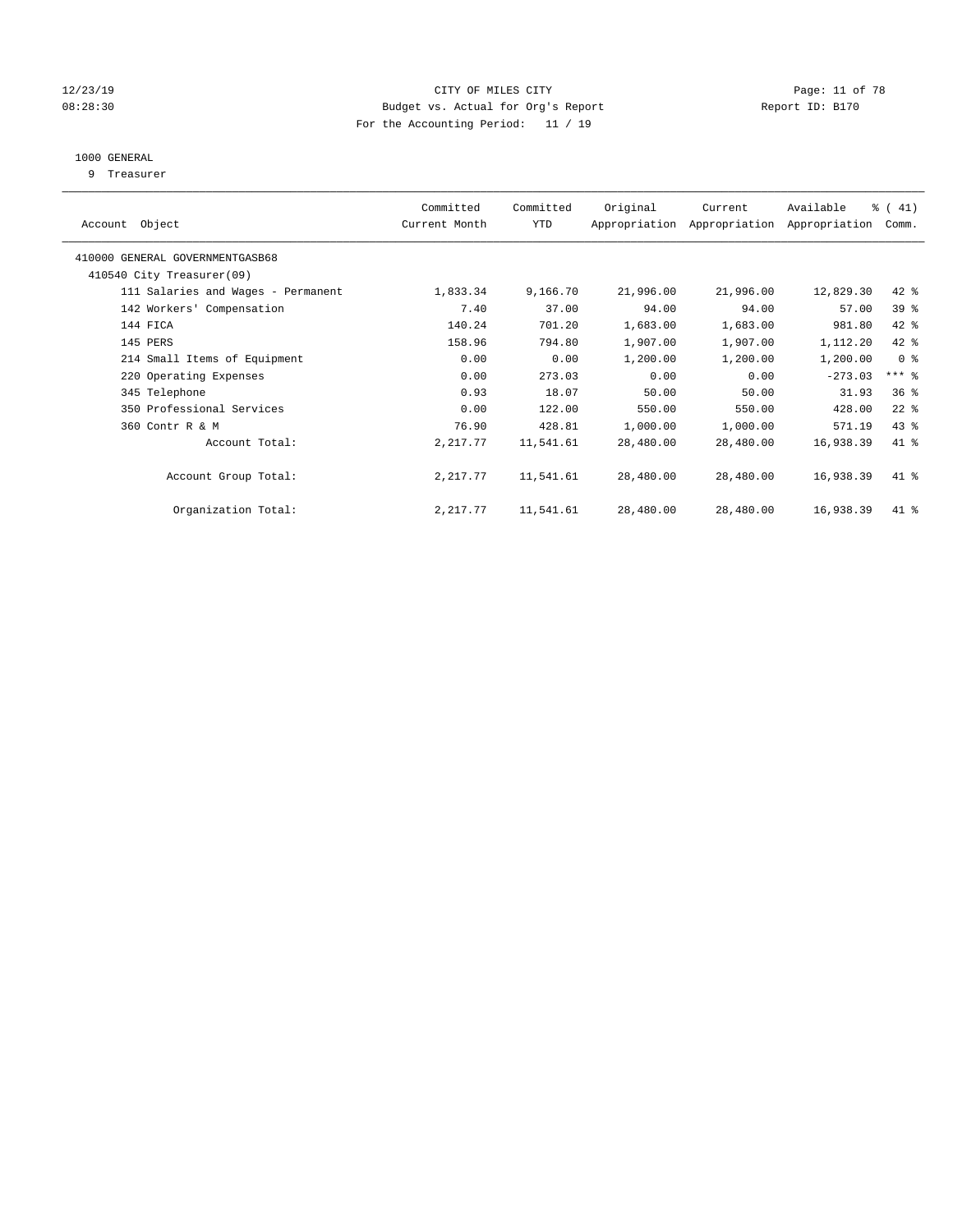CITY OF MILES CITY
Budget vs. Actual for Org's Report
For the Accounting Period: 11 / 19

12/23/19
08:28:30

Report ID: B170

1000 GENERAL
9 Treasurer

| Account Object | Committed Current Month | Committed YTD | Original Appropriation | Current Appropriation | Available Appropriation | % ( 41) Comm. |
|---|---|---|---|---|---|---|
| 410000 GENERAL GOVERNMENTGASB68 | | | | | | |
| 410540 City Treasurer(09) | | | | | | |
| 111 Salaries and Wages - Permanent | 1,833.34 | 9,166.70 | 21,996.00 | 21,996.00 | 12,829.30 | 42 % |
| 142 Workers' Compensation | 7.40 | 37.00 | 94.00 | 94.00 | 57.00 | 39 % |
| 144 FICA | 140.24 | 701.20 | 1,683.00 | 1,683.00 | 981.80 | 42 % |
| 145 PERS | 158.96 | 794.80 | 1,907.00 | 1,907.00 | 1,112.20 | 42 % |
| 214 Small Items of Equipment | 0.00 | 0.00 | 1,200.00 | 1,200.00 | 1,200.00 | 0 % |
| 220 Operating Expenses | 0.00 | 273.03 | 0.00 | 0.00 | -273.03 | *** % |
| 345 Telephone | 0.93 | 18.07 | 50.00 | 50.00 | 31.93 | 36 % |
| 350 Professional Services | 0.00 | 122.00 | 550.00 | 550.00 | 428.00 | 22 % |
| 360 Contr R & M | 76.90 | 428.81 | 1,000.00 | 1,000.00 | 571.19 | 43 % |
| Account Total: | 2,217.77 | 11,541.61 | 28,480.00 | 28,480.00 | 16,938.39 | 41 % |
| Account Group Total: | 2,217.77 | 11,541.61 | 28,480.00 | 28,480.00 | 16,938.39 | 41 % |
| Organization Total: | 2,217.77 | 11,541.61 | 28,480.00 | 28,480.00 | 16,938.39 | 41 % |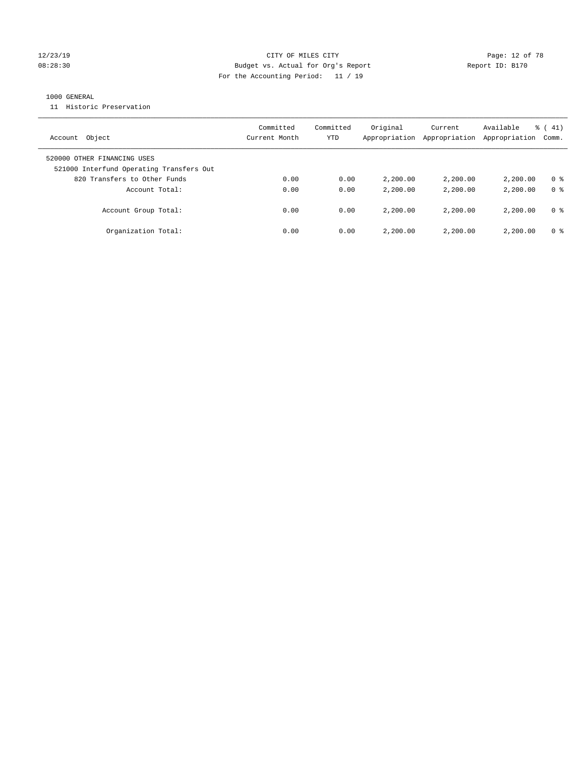CITY OF MILES CITY

Budget vs. Actual for Org's Report

For the Accounting Period: 11 / 19

12/23/19 08:28:30 — Report ID: B170

1000 GENERAL

11 Historic Preservation

| Account Object | Committed Current Month | Committed YTD | Original Appropriation | Current Appropriation | Available Appropriation | % ( 41) Comm. |
|---|---|---|---|---|---|---|
| 520000 OTHER FINANCING USES | | | | | | |
| 521000 Interfund Operating Transfers Out | | | | | | |
| 820 Transfers to Other Funds | 0.00 | 0.00 | 2,200.00 | 2,200.00 | 2,200.00 | 0 % |
| Account Total: | 0.00 | 0.00 | 2,200.00 | 2,200.00 | 2,200.00 | 0 % |
| Account Group Total: | 0.00 | 0.00 | 2,200.00 | 2,200.00 | 2,200.00 | 0 % |
| Organization Total: | 0.00 | 0.00 | 2,200.00 | 2,200.00 | 2,200.00 | 0 % |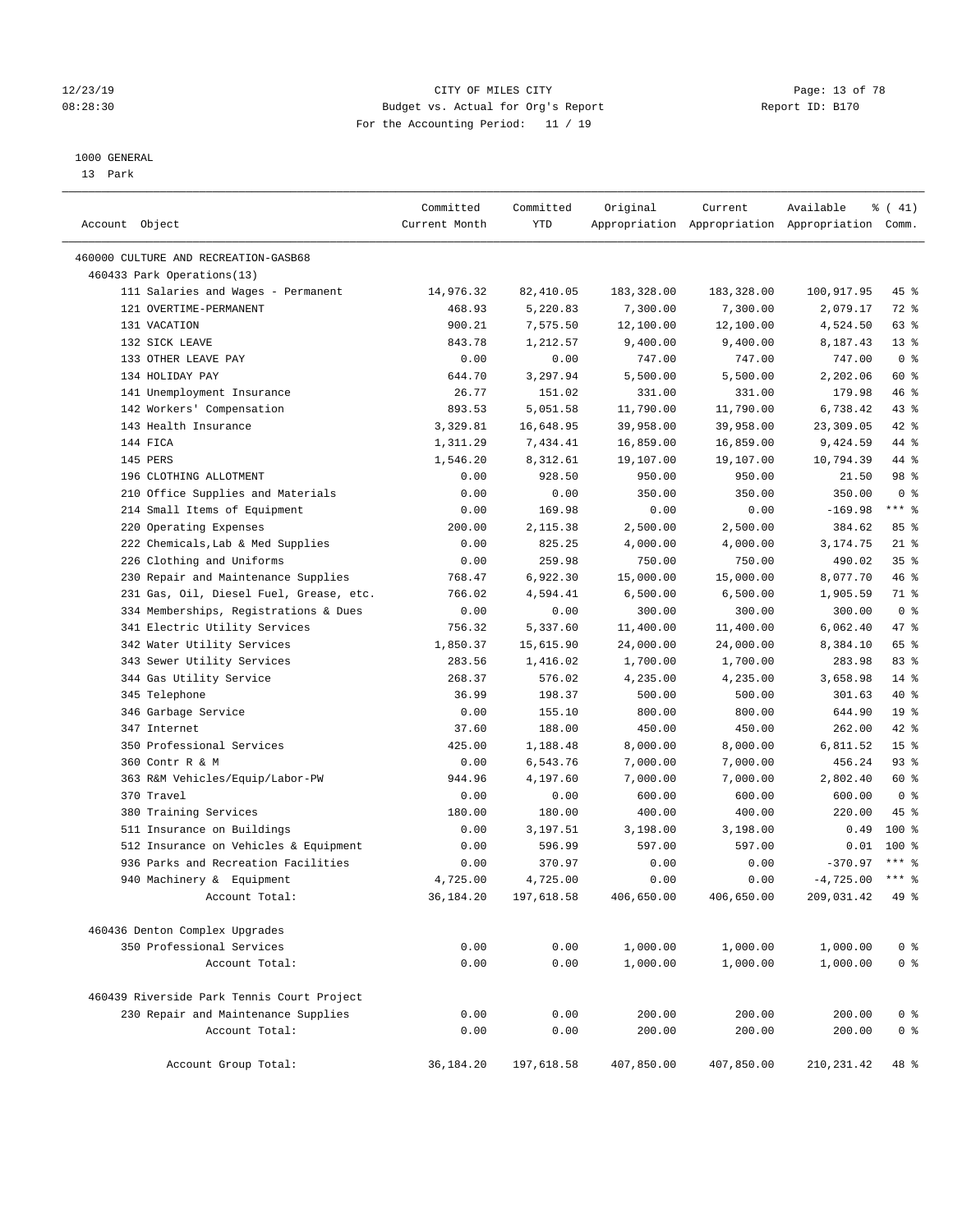12/23/19 08:28:30

CITY OF MILES CITY
Budget vs. Actual for Org's Report
For the Accounting Period: 11 / 19

Report ID: B170

1000 GENERAL
13 Park

| Account Object | Committed Current Month | Committed YTD | Original Appropriation | Current Appropriation | Available Appropriation | % ( 41) Comm. |
|---|---|---|---|---|---|---|
| 460000 CULTURE AND RECREATION-GASB68 | | | | | | |
| 460433 Park Operations(13) | | | | | | |
| 111 Salaries and Wages - Permanent | 14,976.32 | 82,410.05 | 183,328.00 | 183,328.00 | 100,917.95 | 45 % |
| 121 OVERTIME-PERMANENT | 468.93 | 5,220.83 | 7,300.00 | 7,300.00 | 2,079.17 | 72 % |
| 131 VACATION | 900.21 | 7,575.50 | 12,100.00 | 12,100.00 | 4,524.50 | 63 % |
| 132 SICK LEAVE | 843.78 | 1,212.57 | 9,400.00 | 9,400.00 | 8,187.43 | 13 % |
| 133 OTHER LEAVE PAY | 0.00 | 0.00 | 747.00 | 747.00 | 747.00 | 0 % |
| 134 HOLIDAY PAY | 644.70 | 3,297.94 | 5,500.00 | 5,500.00 | 2,202.06 | 60 % |
| 141 Unemployment Insurance | 26.77 | 151.02 | 331.00 | 331.00 | 179.98 | 46 % |
| 142 Workers' Compensation | 893.53 | 5,051.58 | 11,790.00 | 11,790.00 | 6,738.42 | 43 % |
| 143 Health Insurance | 3,329.81 | 16,648.95 | 39,958.00 | 39,958.00 | 23,309.05 | 42 % |
| 144 FICA | 1,311.29 | 7,434.41 | 16,859.00 | 16,859.00 | 9,424.59 | 44 % |
| 145 PERS | 1,546.20 | 8,312.61 | 19,107.00 | 19,107.00 | 10,794.39 | 44 % |
| 196 CLOTHING ALLOTMENT | 0.00 | 928.50 | 950.00 | 950.00 | 21.50 | 98 % |
| 210 Office Supplies and Materials | 0.00 | 0.00 | 350.00 | 350.00 | 350.00 | 0 % |
| 214 Small Items of Equipment | 0.00 | 169.98 | 0.00 | 0.00 | -169.98 | *** % |
| 220 Operating Expenses | 200.00 | 2,115.38 | 2,500.00 | 2,500.00 | 384.62 | 85 % |
| 222 Chemicals,Lab & Med Supplies | 0.00 | 825.25 | 4,000.00 | 4,000.00 | 3,174.75 | 21 % |
| 226 Clothing and Uniforms | 0.00 | 259.98 | 750.00 | 750.00 | 490.02 | 35 % |
| 230 Repair and Maintenance Supplies | 768.47 | 6,922.30 | 15,000.00 | 15,000.00 | 8,077.70 | 46 % |
| 231 Gas, Oil, Diesel Fuel, Grease, etc. | 766.02 | 4,594.41 | 6,500.00 | 6,500.00 | 1,905.59 | 71 % |
| 334 Memberships, Registrations & Dues | 0.00 | 0.00 | 300.00 | 300.00 | 300.00 | 0 % |
| 341 Electric Utility Services | 756.32 | 5,337.60 | 11,400.00 | 11,400.00 | 6,062.40 | 47 % |
| 342 Water Utility Services | 1,850.37 | 15,615.90 | 24,000.00 | 24,000.00 | 8,384.10 | 65 % |
| 343 Sewer Utility Services | 283.56 | 1,416.02 | 1,700.00 | 1,700.00 | 283.98 | 83 % |
| 344 Gas Utility Service | 268.37 | 576.02 | 4,235.00 | 4,235.00 | 3,658.98 | 14 % |
| 345 Telephone | 36.99 | 198.37 | 500.00 | 500.00 | 301.63 | 40 % |
| 346 Garbage Service | 0.00 | 155.10 | 800.00 | 800.00 | 644.90 | 19 % |
| 347 Internet | 37.60 | 188.00 | 450.00 | 450.00 | 262.00 | 42 % |
| 350 Professional Services | 425.00 | 1,188.48 | 8,000.00 | 8,000.00 | 6,811.52 | 15 % |
| 360 Contr R & M | 0.00 | 6,543.76 | 7,000.00 | 7,000.00 | 456.24 | 93 % |
| 363 R&M Vehicles/Equip/Labor-PW | 944.96 | 4,197.60 | 7,000.00 | 7,000.00 | 2,802.40 | 60 % |
| 370 Travel | 0.00 | 0.00 | 600.00 | 600.00 | 600.00 | 0 % |
| 380 Training Services | 180.00 | 180.00 | 400.00 | 400.00 | 220.00 | 45 % |
| 511 Insurance on Buildings | 0.00 | 3,197.51 | 3,198.00 | 3,198.00 | 0.49 | 100 % |
| 512 Insurance on Vehicles & Equipment | 0.00 | 596.99 | 597.00 | 597.00 | 0.01 | 100 % |
| 936 Parks and Recreation Facilities | 0.00 | 370.97 | 0.00 | 0.00 | -370.97 | *** % |
| 940 Machinery & Equipment | 4,725.00 | 4,725.00 | 0.00 | 0.00 | -4,725.00 | *** % |
| Account Total: | 36,184.20 | 197,618.58 | 406,650.00 | 406,650.00 | 209,031.42 | 49 % |
| 460436 Denton Complex Upgrades | | | | | | |
| 350 Professional Services | 0.00 | 0.00 | 1,000.00 | 1,000.00 | 1,000.00 | 0 % |
| Account Total: | 0.00 | 0.00 | 1,000.00 | 1,000.00 | 1,000.00 | 0 % |
| 460439 Riverside Park Tennis Court Project | | | | | | |
| 230 Repair and Maintenance Supplies | 0.00 | 0.00 | 200.00 | 200.00 | 200.00 | 0 % |
| Account Total: | 0.00 | 0.00 | 200.00 | 200.00 | 200.00 | 0 % |
| Account Group Total: | 36,184.20 | 197,618.58 | 407,850.00 | 407,850.00 | 210,231.42 | 48 % |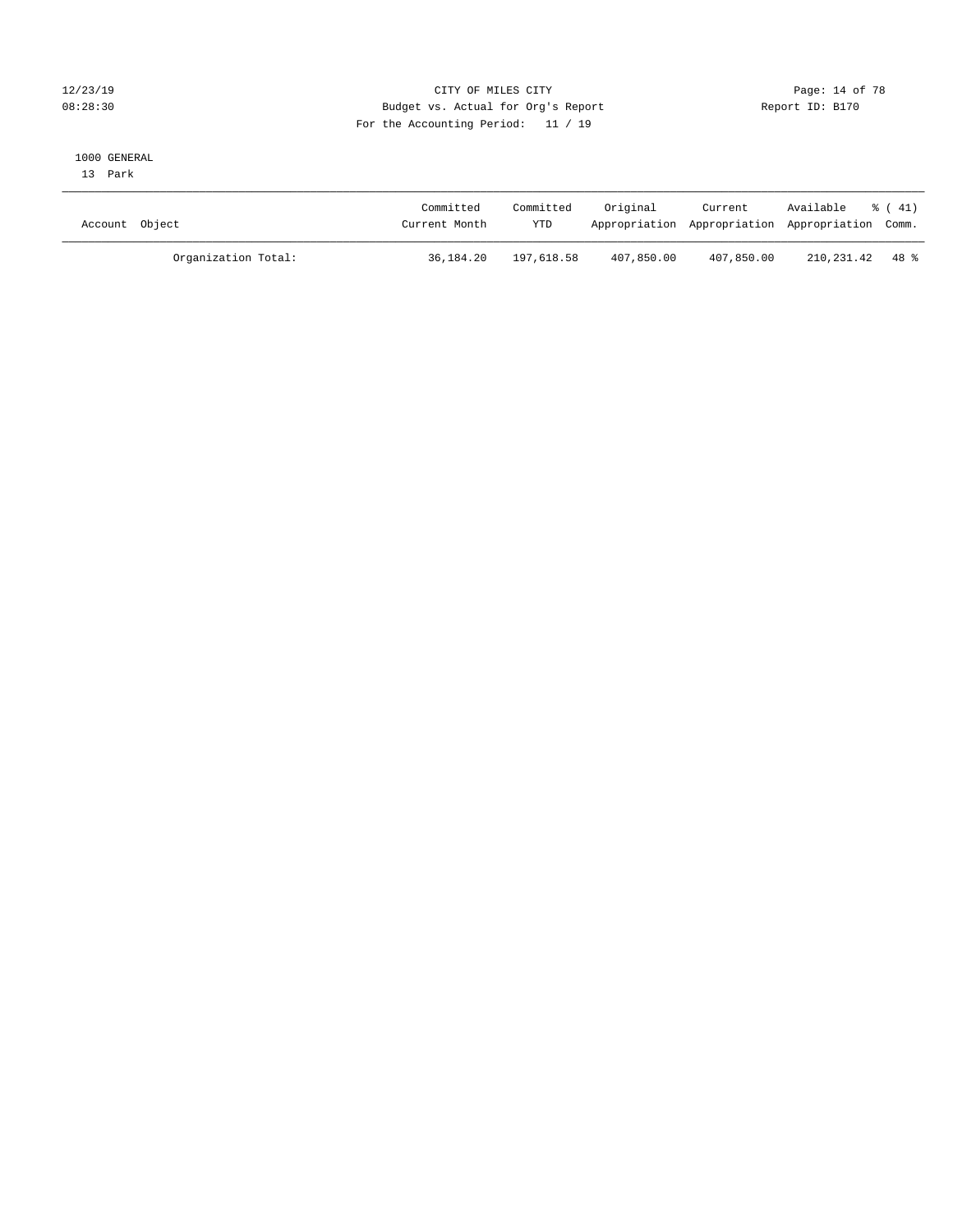CITY OF MILES CITY
Budget vs. Actual for Org's Report
For the Accounting Period: 11 / 19

12/23/19
08:28:30

Report ID: B170

1000 GENERAL
13 Park

| Account Object | Committed Current Month | Committed YTD | Original Appropriation | Current Appropriation | Available Appropriation | % ( 41) Comm. |
|---|---|---|---|---|---|---|
| Organization Total: | 36,184.20 | 197,618.58 | 407,850.00 | 407,850.00 | 210,231.42 | 48 % |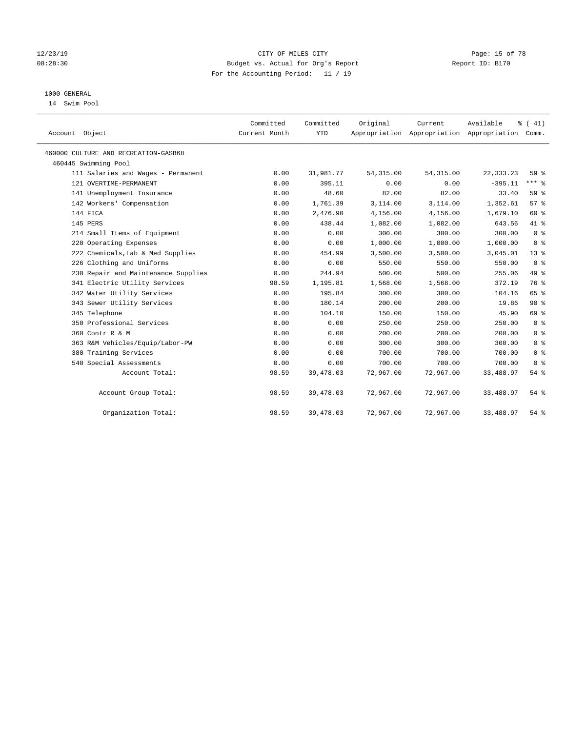# CITY OF MILES CITY

Budget vs. Actual for Org's Report

For the Accounting Period: 11 / 19

12/23/19 08:28:30 — Report ID: B170

## 1000 GENERAL

14 Swim Pool

| Account Object | Committed Current Month | Committed YTD | Original Appropriation | Current Appropriation | Available Appropriation | % ( 41) Comm. |
|---|---|---|---|---|---|---|
| 460000 CULTURE AND RECREATION-GASB68 | | | | | | |
| 460445 Swimming Pool | | | | | | |
| 111 Salaries and Wages - Permanent | 0.00 | 31,981.77 | 54,315.00 | 54,315.00 | 22,333.23 | 59 % |
| 121 OVERTIME-PERMANENT | 0.00 | 395.11 | 0.00 | 0.00 | -395.11 | *** % |
| 141 Unemployment Insurance | 0.00 | 48.60 | 82.00 | 82.00 | 33.40 | 59 % |
| 142 Workers' Compensation | 0.00 | 1,761.39 | 3,114.00 | 3,114.00 | 1,352.61 | 57 % |
| 144 FICA | 0.00 | 2,476.90 | 4,156.00 | 4,156.00 | 1,679.10 | 60 % |
| 145 PERS | 0.00 | 438.44 | 1,082.00 | 1,082.00 | 643.56 | 41 % |
| 214 Small Items of Equipment | 0.00 | 0.00 | 300.00 | 300.00 | 300.00 | 0 % |
| 220 Operating Expenses | 0.00 | 0.00 | 1,000.00 | 1,000.00 | 1,000.00 | 0 % |
| 222 Chemicals,Lab & Med Supplies | 0.00 | 454.99 | 3,500.00 | 3,500.00 | 3,045.01 | 13 % |
| 226 Clothing and Uniforms | 0.00 | 0.00 | 550.00 | 550.00 | 550.00 | 0 % |
| 230 Repair and Maintenance Supplies | 0.00 | 244.94 | 500.00 | 500.00 | 255.06 | 49 % |
| 341 Electric Utility Services | 98.59 | 1,195.81 | 1,568.00 | 1,568.00 | 372.19 | 76 % |
| 342 Water Utility Services | 0.00 | 195.84 | 300.00 | 300.00 | 104.16 | 65 % |
| 343 Sewer Utility Services | 0.00 | 180.14 | 200.00 | 200.00 | 19.86 | 90 % |
| 345 Telephone | 0.00 | 104.10 | 150.00 | 150.00 | 45.90 | 69 % |
| 350 Professional Services | 0.00 | 0.00 | 250.00 | 250.00 | 250.00 | 0 % |
| 360 Contr R & M | 0.00 | 0.00 | 200.00 | 200.00 | 200.00 | 0 % |
| 363 R&M Vehicles/Equip/Labor-PW | 0.00 | 0.00 | 300.00 | 300.00 | 300.00 | 0 % |
| 380 Training Services | 0.00 | 0.00 | 700.00 | 700.00 | 700.00 | 0 % |
| 540 Special Assessments | 0.00 | 0.00 | 700.00 | 700.00 | 700.00 | 0 % |
| Account Total: | 98.59 | 39,478.03 | 72,967.00 | 72,967.00 | 33,488.97 | 54 % |
| Account Group Total: | 98.59 | 39,478.03 | 72,967.00 | 72,967.00 | 33,488.97 | 54 % |
| Organization Total: | 98.59 | 39,478.03 | 72,967.00 | 72,967.00 | 33,488.97 | 54 % |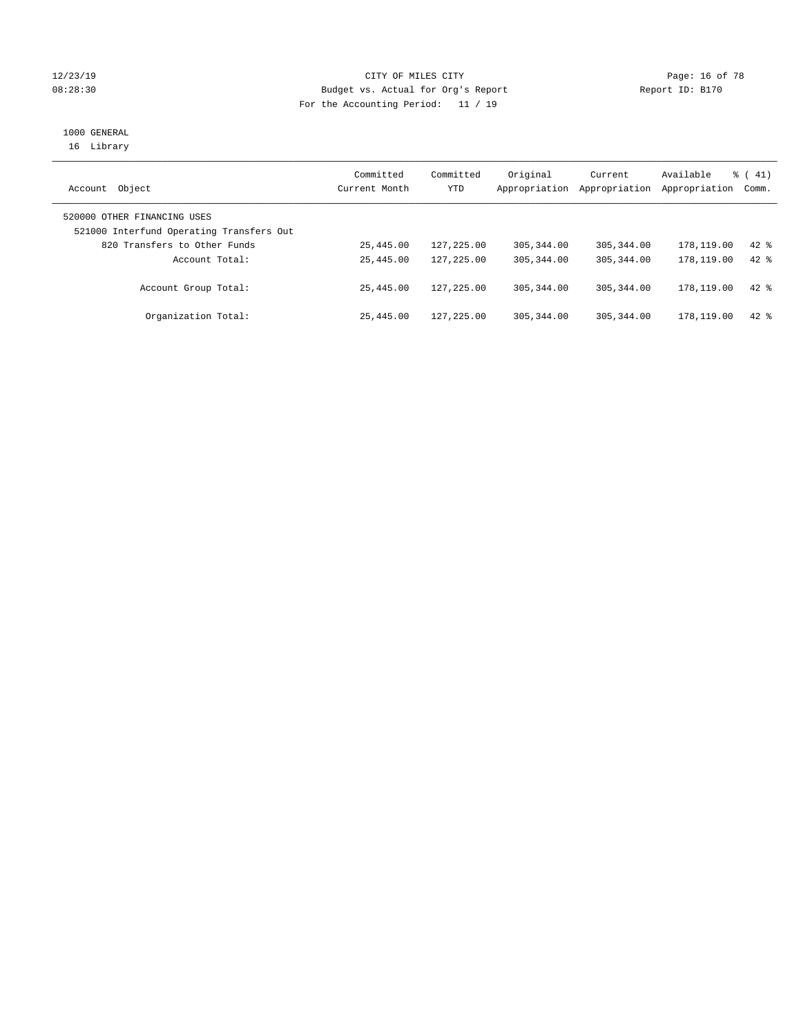CITY OF MILES CITY
Budget vs. Actual for Org's Report
For the Accounting Period: 11 / 19

1000 GENERAL
16 Library

| Account Object | Committed Current Month | Committed YTD | Original Appropriation | Current Appropriation | Available Appropriation | % ( 41) Comm. |
|---|---|---|---|---|---|---|
| 520000 OTHER FINANCING USES | | | | | | |
| 521000 Interfund Operating Transfers Out | | | | | | |
| 820 Transfers to Other Funds | 25,445.00 | 127,225.00 | 305,344.00 | 305,344.00 | 178,119.00 | 42 % |
| Account Total: | 25,445.00 | 127,225.00 | 305,344.00 | 305,344.00 | 178,119.00 | 42 % |
| Account Group Total: | 25,445.00 | 127,225.00 | 305,344.00 | 305,344.00 | 178,119.00 | 42 % |
| Organization Total: | 25,445.00 | 127,225.00 | 305,344.00 | 305,344.00 | 178,119.00 | 42 % |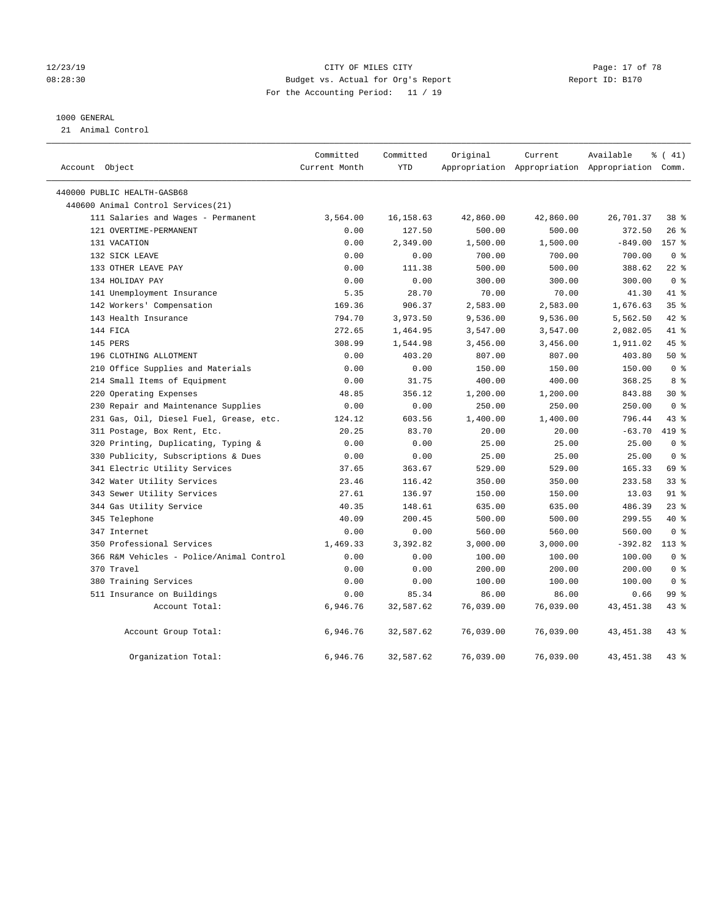12/23/19 CITY OF MILES CITY
08:28:30 Budget vs. Actual for Org's Report Report ID: B170
For the Accounting Period: 11 / 19

1000 GENERAL
21 Animal Control

| Account Object | Committed Current Month | Committed YTD | Original Appropriation | Current Appropriation | Available Appropriation | % ( 41) Comm. |
|---|---|---|---|---|---|---|
| 440000 PUBLIC HEALTH-GASB68 | | | | | | |
| 440600 Animal Control Services(21) | | | | | | |
| 111 Salaries and Wages - Permanent | 3,564.00 | 16,158.63 | 42,860.00 | 42,860.00 | 26,701.37 | 38 % |
| 121 OVERTIME-PERMANENT | 0.00 | 127.50 | 500.00 | 500.00 | 372.50 | 26 % |
| 131 VACATION | 0.00 | 2,349.00 | 1,500.00 | 1,500.00 | -849.00 | 157 % |
| 132 SICK LEAVE | 0.00 | 0.00 | 700.00 | 700.00 | 700.00 | 0 % |
| 133 OTHER LEAVE PAY | 0.00 | 111.38 | 500.00 | 500.00 | 388.62 | 22 % |
| 134 HOLIDAY PAY | 0.00 | 0.00 | 300.00 | 300.00 | 300.00 | 0 % |
| 141 Unemployment Insurance | 5.35 | 28.70 | 70.00 | 70.00 | 41.30 | 41 % |
| 142 Workers' Compensation | 169.36 | 906.37 | 2,583.00 | 2,583.00 | 1,676.63 | 35 % |
| 143 Health Insurance | 794.70 | 3,973.50 | 9,536.00 | 9,536.00 | 5,562.50 | 42 % |
| 144 FICA | 272.65 | 1,464.95 | 3,547.00 | 3,547.00 | 2,082.05 | 41 % |
| 145 PERS | 308.99 | 1,544.98 | 3,456.00 | 3,456.00 | 1,911.02 | 45 % |
| 196 CLOTHING ALLOTMENT | 0.00 | 403.20 | 807.00 | 807.00 | 403.80 | 50 % |
| 210 Office Supplies and Materials | 0.00 | 0.00 | 150.00 | 150.00 | 150.00 | 0 % |
| 214 Small Items of Equipment | 0.00 | 31.75 | 400.00 | 400.00 | 368.25 | 8 % |
| 220 Operating Expenses | 48.85 | 356.12 | 1,200.00 | 1,200.00 | 843.88 | 30 % |
| 230 Repair and Maintenance Supplies | 0.00 | 0.00 | 250.00 | 250.00 | 250.00 | 0 % |
| 231 Gas, Oil, Diesel Fuel, Grease, etc. | 124.12 | 603.56 | 1,400.00 | 1,400.00 | 796.44 | 43 % |
| 311 Postage, Box Rent, Etc. | 20.25 | 83.70 | 20.00 | 20.00 | -63.70 | 419 % |
| 320 Printing, Duplicating, Typing & | 0.00 | 0.00 | 25.00 | 25.00 | 25.00 | 0 % |
| 330 Publicity, Subscriptions & Dues | 0.00 | 0.00 | 25.00 | 25.00 | 25.00 | 0 % |
| 341 Electric Utility Services | 37.65 | 363.67 | 529.00 | 529.00 | 165.33 | 69 % |
| 342 Water Utility Services | 23.46 | 116.42 | 350.00 | 350.00 | 233.58 | 33 % |
| 343 Sewer Utility Services | 27.61 | 136.97 | 150.00 | 150.00 | 13.03 | 91 % |
| 344 Gas Utility Service | 40.35 | 148.61 | 635.00 | 635.00 | 486.39 | 23 % |
| 345 Telephone | 40.09 | 200.45 | 500.00 | 500.00 | 299.55 | 40 % |
| 347 Internet | 0.00 | 0.00 | 560.00 | 560.00 | 560.00 | 0 % |
| 350 Professional Services | 1,469.33 | 3,392.82 | 3,000.00 | 3,000.00 | -392.82 | 113 % |
| 366 R&M Vehicles - Police/Animal Control | 0.00 | 0.00 | 100.00 | 100.00 | 100.00 | 0 % |
| 370 Travel | 0.00 | 0.00 | 200.00 | 200.00 | 200.00 | 0 % |
| 380 Training Services | 0.00 | 0.00 | 100.00 | 100.00 | 100.00 | 0 % |
| 511 Insurance on Buildings | 0.00 | 85.34 | 86.00 | 86.00 | 0.66 | 99 % |
| Account Total: | 6,946.76 | 32,587.62 | 76,039.00 | 76,039.00 | 43,451.38 | 43 % |
| Account Group Total: | 6,946.76 | 32,587.62 | 76,039.00 | 76,039.00 | 43,451.38 | 43 % |
| Organization Total: | 6,946.76 | 32,587.62 | 76,039.00 | 76,039.00 | 43,451.38 | 43 % |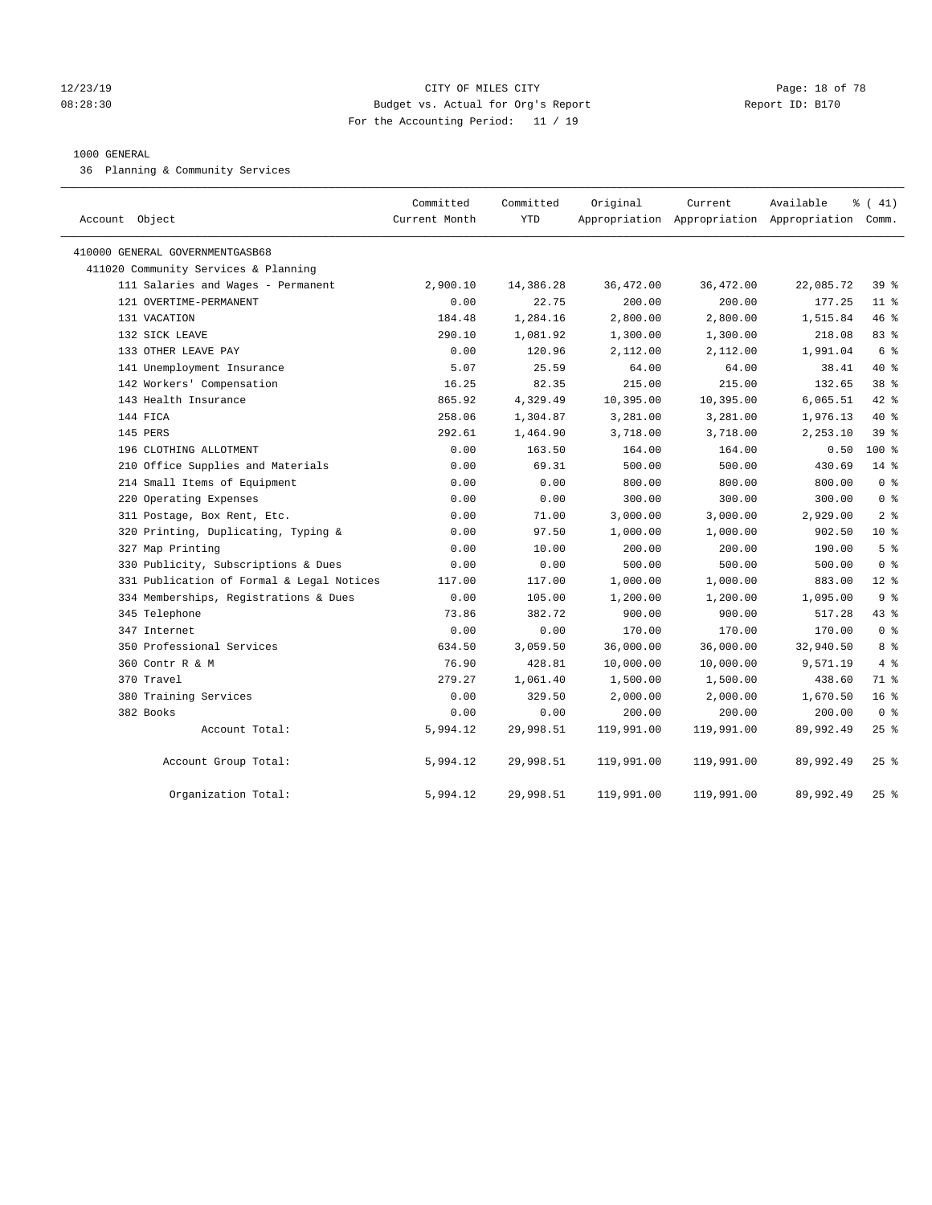CITY OF MILES CITY
Budget vs. Actual for Org's Report
For the Accounting Period: 11 / 19

12/23/19
08:28:30
Report ID: B170

1000 GENERAL
36 Planning & Community Services

| Account Object | Committed Current Month | Committed YTD | Original Appropriation | Current Appropriation | Available Appropriation | % ( 41) Comm. |
|---|---|---|---|---|---|---|
| 410000 GENERAL GOVERNMENTGASB68 | | | | | | |
| 411020 Community Services & Planning | | | | | | |
| 111 Salaries and Wages - Permanent | 2,900.10 | 14,386.28 | 36,472.00 | 36,472.00 | 22,085.72 | 39 % |
| 121 OVERTIME-PERMANENT | 0.00 | 22.75 | 200.00 | 200.00 | 177.25 | 11 % |
| 131 VACATION | 184.48 | 1,284.16 | 2,800.00 | 2,800.00 | 1,515.84 | 46 % |
| 132 SICK LEAVE | 290.10 | 1,081.92 | 1,300.00 | 1,300.00 | 218.08 | 83 % |
| 133 OTHER LEAVE PAY | 0.00 | 120.96 | 2,112.00 | 2,112.00 | 1,991.04 | 6 % |
| 141 Unemployment Insurance | 5.07 | 25.59 | 64.00 | 64.00 | 38.41 | 40 % |
| 142 Workers' Compensation | 16.25 | 82.35 | 215.00 | 215.00 | 132.65 | 38 % |
| 143 Health Insurance | 865.92 | 4,329.49 | 10,395.00 | 10,395.00 | 6,065.51 | 42 % |
| 144 FICA | 258.06 | 1,304.87 | 3,281.00 | 3,281.00 | 1,976.13 | 40 % |
| 145 PERS | 292.61 | 1,464.90 | 3,718.00 | 3,718.00 | 2,253.10 | 39 % |
| 196 CLOTHING ALLOTMENT | 0.00 | 163.50 | 164.00 | 164.00 | 0.50 | 100 % |
| 210 Office Supplies and Materials | 0.00 | 69.31 | 500.00 | 500.00 | 430.69 | 14 % |
| 214 Small Items of Equipment | 0.00 | 0.00 | 800.00 | 800.00 | 800.00 | 0 % |
| 220 Operating Expenses | 0.00 | 0.00 | 300.00 | 300.00 | 300.00 | 0 % |
| 311 Postage, Box Rent, Etc. | 0.00 | 71.00 | 3,000.00 | 3,000.00 | 2,929.00 | 2 % |
| 320 Printing, Duplicating, Typing & | 0.00 | 97.50 | 1,000.00 | 1,000.00 | 902.50 | 10 % |
| 327 Map Printing | 0.00 | 10.00 | 200.00 | 200.00 | 190.00 | 5 % |
| 330 Publicity, Subscriptions & Dues | 0.00 | 0.00 | 500.00 | 500.00 | 500.00 | 0 % |
| 331 Publication of Formal & Legal Notices | 117.00 | 117.00 | 1,000.00 | 1,000.00 | 883.00 | 12 % |
| 334 Memberships, Registrations & Dues | 0.00 | 105.00 | 1,200.00 | 1,200.00 | 1,095.00 | 9 % |
| 345 Telephone | 73.86 | 382.72 | 900.00 | 900.00 | 517.28 | 43 % |
| 347 Internet | 0.00 | 0.00 | 170.00 | 170.00 | 170.00 | 0 % |
| 350 Professional Services | 634.50 | 3,059.50 | 36,000.00 | 36,000.00 | 32,940.50 | 8 % |
| 360 Contr R & M | 76.90 | 428.81 | 10,000.00 | 10,000.00 | 9,571.19 | 4 % |
| 370 Travel | 279.27 | 1,061.40 | 1,500.00 | 1,500.00 | 438.60 | 71 % |
| 380 Training Services | 0.00 | 329.50 | 2,000.00 | 2,000.00 | 1,670.50 | 16 % |
| 382 Books | 0.00 | 0.00 | 200.00 | 200.00 | 200.00 | 0 % |
| Account Total: | 5,994.12 | 29,998.51 | 119,991.00 | 119,991.00 | 89,992.49 | 25 % |
| Account Group Total: | 5,994.12 | 29,998.51 | 119,991.00 | 119,991.00 | 89,992.49 | 25 % |
| Organization Total: | 5,994.12 | 29,998.51 | 119,991.00 | 119,991.00 | 89,992.49 | 25 % |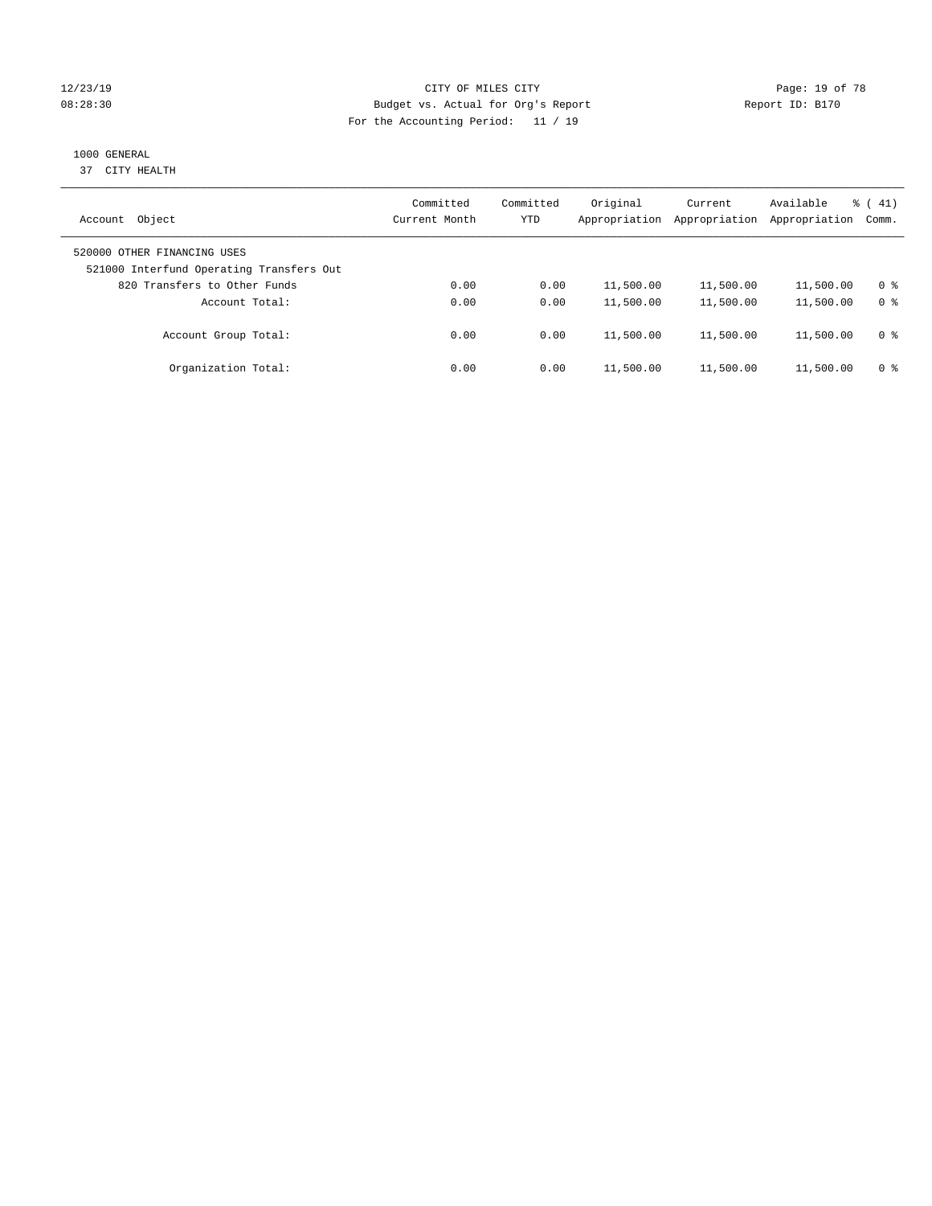CITY OF MILES CITY

Budget vs. Actual for Org's Report

Report ID: B170

For the Accounting Period: 11 / 19

12/23/19 08:28:30

## 1000 GENERAL

37 CITY HEALTH

| Account Object | Committed Current Month | Committed YTD | Original Appropriation | Current Appropriation | Available Appropriation | % ( 41) Comm. |
|---|---|---|---|---|---|---|
| 520000 OTHER FINANCING USES | | | | | | |
| 521000 Interfund Operating Transfers Out | | | | | | |
| 820 Transfers to Other Funds | 0.00 | 0.00 | 11,500.00 | 11,500.00 | 11,500.00 | 0 % |
| Account Total: | 0.00 | 0.00 | 11,500.00 | 11,500.00 | 11,500.00 | 0 % |
| Account Group Total: | 0.00 | 0.00 | 11,500.00 | 11,500.00 | 11,500.00 | 0 % |
| Organization Total: | 0.00 | 0.00 | 11,500.00 | 11,500.00 | 11,500.00 | 0 % |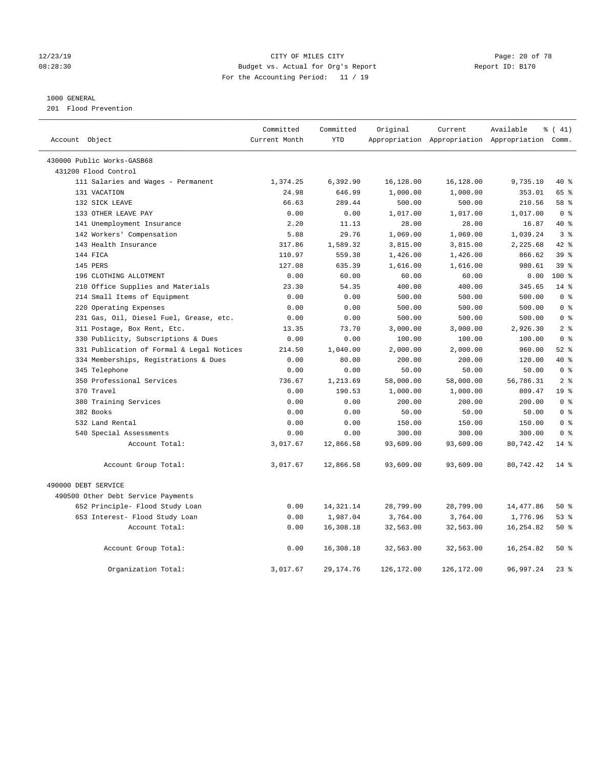12/23/19 CITY OF MILES CITY
08:28:30 Budget vs. Actual for Org's Report Report ID: B170
For the Accounting Period: 11 / 19

1000 GENERAL
201 Flood Prevention

| Account Object | Committed Current Month | Committed YTD | Original Appropriation | Current Appropriation | Available Appropriation | % ( 41) Comm. |
|---|---|---|---|---|---|---|
| 430000 Public Works-GASB68 | | | | | | |
| 431200 Flood Control | | | | | | |
| 111 Salaries and Wages - Permanent | 1,374.25 | 6,392.90 | 16,128.00 | 16,128.00 | 9,735.10 | 40 % |
| 131 VACATION | 24.98 | 646.99 | 1,000.00 | 1,000.00 | 353.01 | 65 % |
| 132 SICK LEAVE | 66.63 | 289.44 | 500.00 | 500.00 | 210.56 | 58 % |
| 133 OTHER LEAVE PAY | 0.00 | 0.00 | 1,017.00 | 1,017.00 | 1,017.00 | 0 % |
| 141 Unemployment Insurance | 2.20 | 11.13 | 28.00 | 28.00 | 16.87 | 40 % |
| 142 Workers' Compensation | 5.88 | 29.76 | 1,069.00 | 1,069.00 | 1,039.24 | 3 % |
| 143 Health Insurance | 317.86 | 1,589.32 | 3,815.00 | 3,815.00 | 2,225.68 | 42 % |
| 144 FICA | 110.97 | 559.38 | 1,426.00 | 1,426.00 | 866.62 | 39 % |
| 145 PERS | 127.08 | 635.39 | 1,616.00 | 1,616.00 | 980.61 | 39 % |
| 196 CLOTHING ALLOTMENT | 0.00 | 60.00 | 60.00 | 60.00 | 0.00 | 100 % |
| 210 Office Supplies and Materials | 23.30 | 54.35 | 400.00 | 400.00 | 345.65 | 14 % |
| 214 Small Items of Equipment | 0.00 | 0.00 | 500.00 | 500.00 | 500.00 | 0 % |
| 220 Operating Expenses | 0.00 | 0.00 | 500.00 | 500.00 | 500.00 | 0 % |
| 231 Gas, Oil, Diesel Fuel, Grease, etc. | 0.00 | 0.00 | 500.00 | 500.00 | 500.00 | 0 % |
| 311 Postage, Box Rent, Etc. | 13.35 | 73.70 | 3,000.00 | 3,000.00 | 2,926.30 | 2 % |
| 330 Publicity, Subscriptions & Dues | 0.00 | 0.00 | 100.00 | 100.00 | 100.00 | 0 % |
| 331 Publication of Formal & Legal Notices | 214.50 | 1,040.00 | 2,000.00 | 2,000.00 | 960.00 | 52 % |
| 334 Memberships, Registrations & Dues | 0.00 | 80.00 | 200.00 | 200.00 | 120.00 | 40 % |
| 345 Telephone | 0.00 | 0.00 | 50.00 | 50.00 | 50.00 | 0 % |
| 350 Professional Services | 736.67 | 1,213.69 | 58,000.00 | 58,000.00 | 56,786.31 | 2 % |
| 370 Travel | 0.00 | 190.53 | 1,000.00 | 1,000.00 | 809.47 | 19 % |
| 380 Training Services | 0.00 | 0.00 | 200.00 | 200.00 | 200.00 | 0 % |
| 382 Books | 0.00 | 0.00 | 50.00 | 50.00 | 50.00 | 0 % |
| 532 Land Rental | 0.00 | 0.00 | 150.00 | 150.00 | 150.00 | 0 % |
| 540 Special Assessments | 0.00 | 0.00 | 300.00 | 300.00 | 300.00 | 0 % |
| Account Total: | 3,017.67 | 12,866.58 | 93,609.00 | 93,609.00 | 80,742.42 | 14 % |
| Account Group Total: | 3,017.67 | 12,866.58 | 93,609.00 | 93,609.00 | 80,742.42 | 14 % |
| 490000 DEBT SERVICE | | | | | | |
| 490500 Other Debt Service Payments | | | | | | |
| 652 Principle- Flood Study Loan | 0.00 | 14,321.14 | 28,799.00 | 28,799.00 | 14,477.86 | 50 % |
| 653 Interest- Flood Study Loan | 0.00 | 1,987.04 | 3,764.00 | 3,764.00 | 1,776.96 | 53 % |
| Account Total: | 0.00 | 16,308.18 | 32,563.00 | 32,563.00 | 16,254.82 | 50 % |
| Account Group Total: | 0.00 | 16,308.18 | 32,563.00 | 32,563.00 | 16,254.82 | 50 % |
| Organization Total: | 3,017.67 | 29,174.76 | 126,172.00 | 126,172.00 | 96,997.24 | 23 % |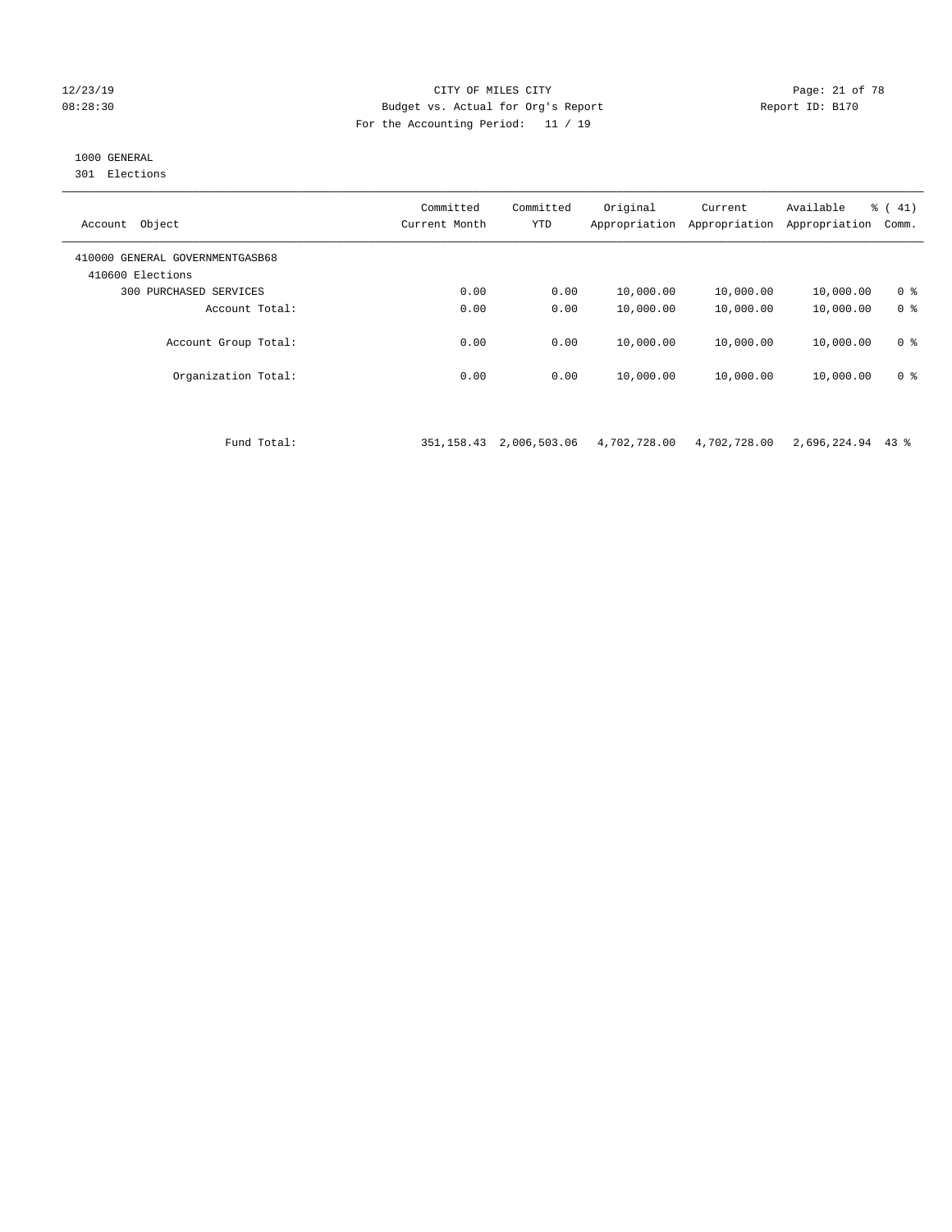CITY OF MILES CITY
Budget vs. Actual for Org's Report
For the Accounting Period: 11 / 19

1000 GENERAL
301 Elections

| Account Object | Committed Current Month | Committed YTD | Original Appropriation | Current Appropriation | Available Appropriation | % ( 41) Comm. |
|---|---|---|---|---|---|---|
| 410000 GENERAL GOVERNMENTGASB68 | | | | | | |
| 410600 Elections | | | | | | |
| 300 PURCHASED SERVICES | 0.00 | 0.00 | 10,000.00 | 10,000.00 | 10,000.00 | 0 % |
| Account Total: | 0.00 | 0.00 | 10,000.00 | 10,000.00 | 10,000.00 | 0 % |
| Account Group Total: | 0.00 | 0.00 | 10,000.00 | 10,000.00 | 10,000.00 | 0 % |
| Organization Total: | 0.00 | 0.00 | 10,000.00 | 10,000.00 | 10,000.00 | 0 % |
| Fund Total: | 351,158.43 | 2,006,503.06 | 4,702,728.00 | 4,702,728.00 | 2,696,224.94 | 43 % |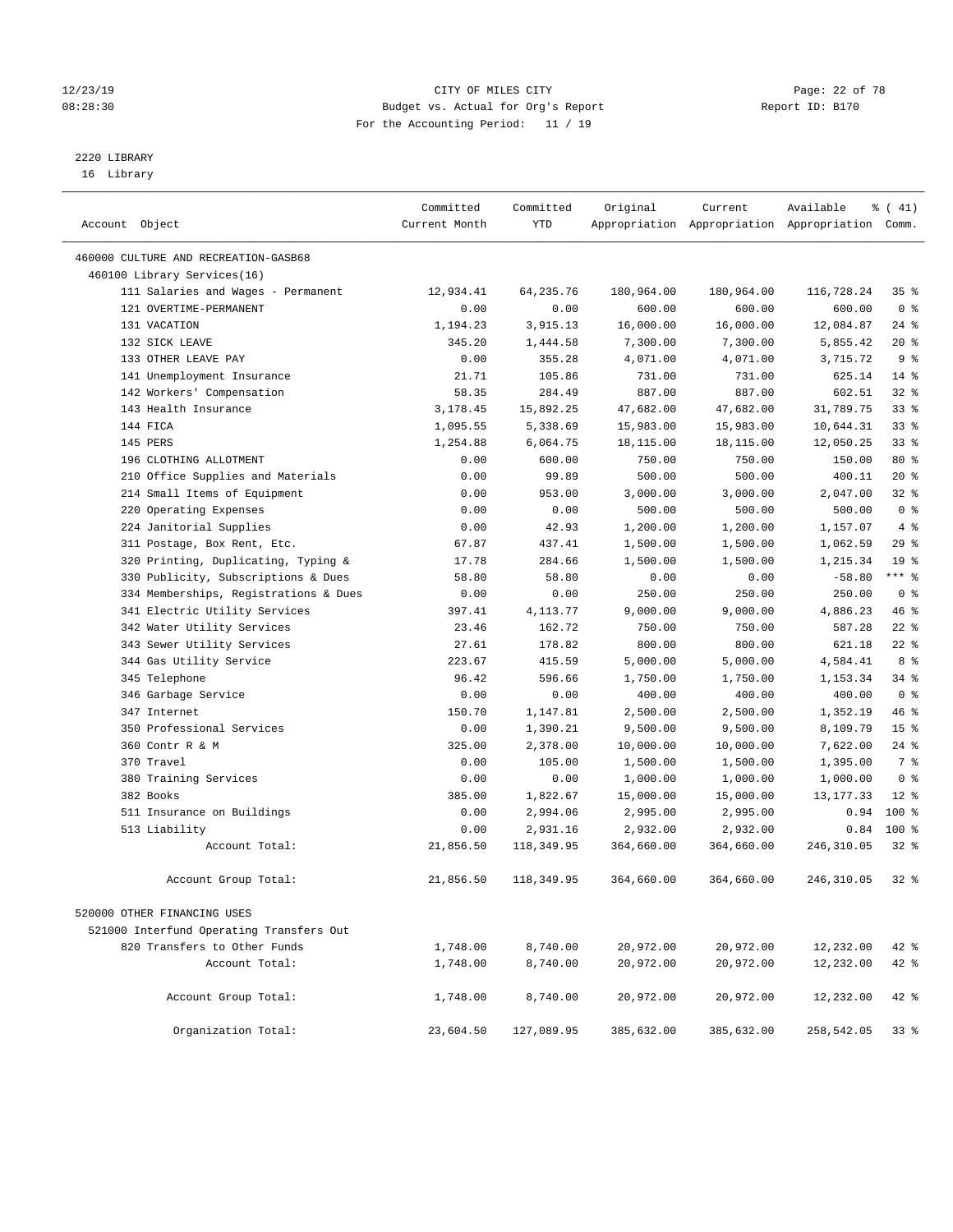CITY OF MILES CITY
Budget vs. Actual for Org's Report
For the Accounting Period: 11 / 19

12/23/19
08:28:30

Report ID: B170

2220 LIBRARY
16 Library

| Account Object | Committed Current Month | Committed YTD | Original Appropriation | Current Appropriation | Available Appropriation | % ( 41) Comm. |
|---|---|---|---|---|---|---|
| 460000 CULTURE AND RECREATION-GASB68 | | | | | | |
| 460100 Library Services(16) | | | | | | |
| 111 Salaries and Wages - Permanent | 12,934.41 | 64,235.76 | 180,964.00 | 180,964.00 | 116,728.24 | 35 % |
| 121 OVERTIME-PERMANENT | 0.00 | 0.00 | 600.00 | 600.00 | 600.00 | 0 % |
| 131 VACATION | 1,194.23 | 3,915.13 | 16,000.00 | 16,000.00 | 12,084.87 | 24 % |
| 132 SICK LEAVE | 345.20 | 1,444.58 | 7,300.00 | 7,300.00 | 5,855.42 | 20 % |
| 133 OTHER LEAVE PAY | 0.00 | 355.28 | 4,071.00 | 4,071.00 | 3,715.72 | 9 % |
| 141 Unemployment Insurance | 21.71 | 105.86 | 731.00 | 731.00 | 625.14 | 14 % |
| 142 Workers' Compensation | 58.35 | 284.49 | 887.00 | 887.00 | 602.51 | 32 % |
| 143 Health Insurance | 3,178.45 | 15,892.25 | 47,682.00 | 47,682.00 | 31,789.75 | 33 % |
| 144 FICA | 1,095.55 | 5,338.69 | 15,983.00 | 15,983.00 | 10,644.31 | 33 % |
| 145 PERS | 1,254.88 | 6,064.75 | 18,115.00 | 18,115.00 | 12,050.25 | 33 % |
| 196 CLOTHING ALLOTMENT | 0.00 | 600.00 | 750.00 | 750.00 | 150.00 | 80 % |
| 210 Office Supplies and Materials | 0.00 | 99.89 | 500.00 | 500.00 | 400.11 | 20 % |
| 214 Small Items of Equipment | 0.00 | 953.00 | 3,000.00 | 3,000.00 | 2,047.00 | 32 % |
| 220 Operating Expenses | 0.00 | 0.00 | 500.00 | 500.00 | 500.00 | 0 % |
| 224 Janitorial Supplies | 0.00 | 42.93 | 1,200.00 | 1,200.00 | 1,157.07 | 4 % |
| 311 Postage, Box Rent, Etc. | 67.87 | 437.41 | 1,500.00 | 1,500.00 | 1,062.59 | 29 % |
| 320 Printing, Duplicating, Typing & | 17.78 | 284.66 | 1,500.00 | 1,500.00 | 1,215.34 | 19 % |
| 330 Publicity, Subscriptions & Dues | 58.80 | 58.80 | 0.00 | 0.00 | -58.80 | *** % |
| 334 Memberships, Registrations & Dues | 0.00 | 0.00 | 250.00 | 250.00 | 250.00 | 0 % |
| 341 Electric Utility Services | 397.41 | 4,113.77 | 9,000.00 | 9,000.00 | 4,886.23 | 46 % |
| 342 Water Utility Services | 23.46 | 162.72 | 750.00 | 750.00 | 587.28 | 22 % |
| 343 Sewer Utility Services | 27.61 | 178.82 | 800.00 | 800.00 | 621.18 | 22 % |
| 344 Gas Utility Service | 223.67 | 415.59 | 5,000.00 | 5,000.00 | 4,584.41 | 8 % |
| 345 Telephone | 96.42 | 596.66 | 1,750.00 | 1,750.00 | 1,153.34 | 34 % |
| 346 Garbage Service | 0.00 | 0.00 | 400.00 | 400.00 | 400.00 | 0 % |
| 347 Internet | 150.70 | 1,147.81 | 2,500.00 | 2,500.00 | 1,352.19 | 46 % |
| 350 Professional Services | 0.00 | 1,390.21 | 9,500.00 | 9,500.00 | 8,109.79 | 15 % |
| 360 Contr R & M | 325.00 | 2,378.00 | 10,000.00 | 10,000.00 | 7,622.00 | 24 % |
| 370 Travel | 0.00 | 105.00 | 1,500.00 | 1,500.00 | 1,395.00 | 7 % |
| 380 Training Services | 0.00 | 0.00 | 1,000.00 | 1,000.00 | 1,000.00 | 0 % |
| 382 Books | 385.00 | 1,822.67 | 15,000.00 | 15,000.00 | 13,177.33 | 12 % |
| 511 Insurance on Buildings | 0.00 | 2,994.06 | 2,995.00 | 2,995.00 | 0.94 | 100 % |
| 513 Liability | 0.00 | 2,931.16 | 2,932.00 | 2,932.00 | 0.84 | 100 % |
| Account Total: | 21,856.50 | 118,349.95 | 364,660.00 | 364,660.00 | 246,310.05 | 32 % |
| Account Group Total: | 21,856.50 | 118,349.95 | 364,660.00 | 364,660.00 | 246,310.05 | 32 % |
| 520000 OTHER FINANCING USES | | | | | | |
| 521000 Interfund Operating Transfers Out | | | | | | |
| 820 Transfers to Other Funds | 1,748.00 | 8,740.00 | 20,972.00 | 20,972.00 | 12,232.00 | 42 % |
| Account Total: | 1,748.00 | 8,740.00 | 20,972.00 | 20,972.00 | 12,232.00 | 42 % |
| Account Group Total: | 1,748.00 | 8,740.00 | 20,972.00 | 20,972.00 | 12,232.00 | 42 % |
| Organization Total: | 23,604.50 | 127,089.95 | 385,632.00 | 385,632.00 | 258,542.05 | 33 % |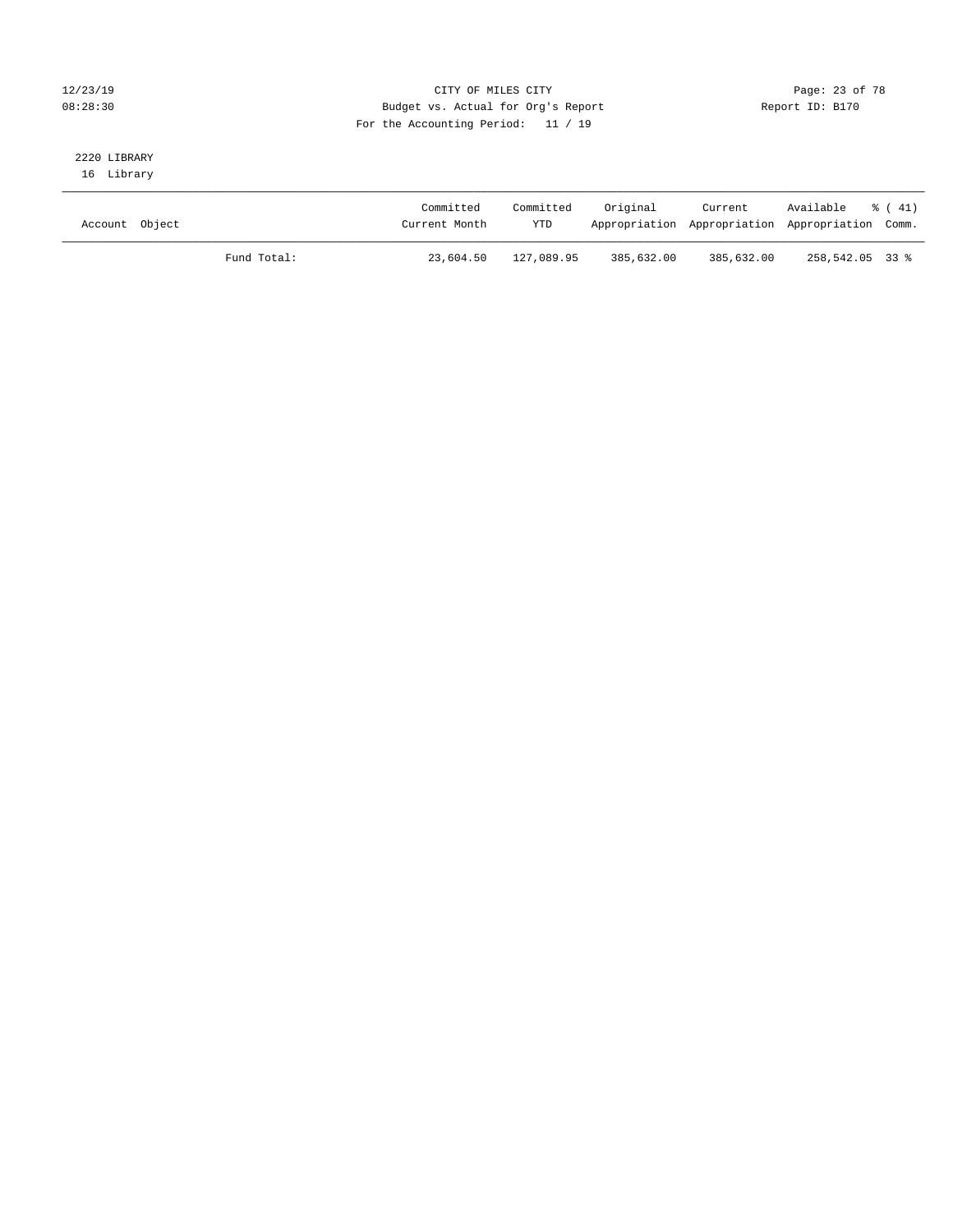CITY OF MILES CITY
Budget vs. Actual for Org's Report
For the Accounting Period: 11 / 19

12/23/19
08:28:30

Report ID: B170

2220 LIBRARY
16 Library

| Account Object | | Committed Current Month | Committed YTD | Original Appropriation | Current Appropriation | Available Appropriation | % ( 41) Comm. |
|---|---|---|---|---|---|---|---|
| | Fund Total: | 23,604.50 | 127,089.95 | 385,632.00 | 385,632.00 | 258,542.05 | 33 % |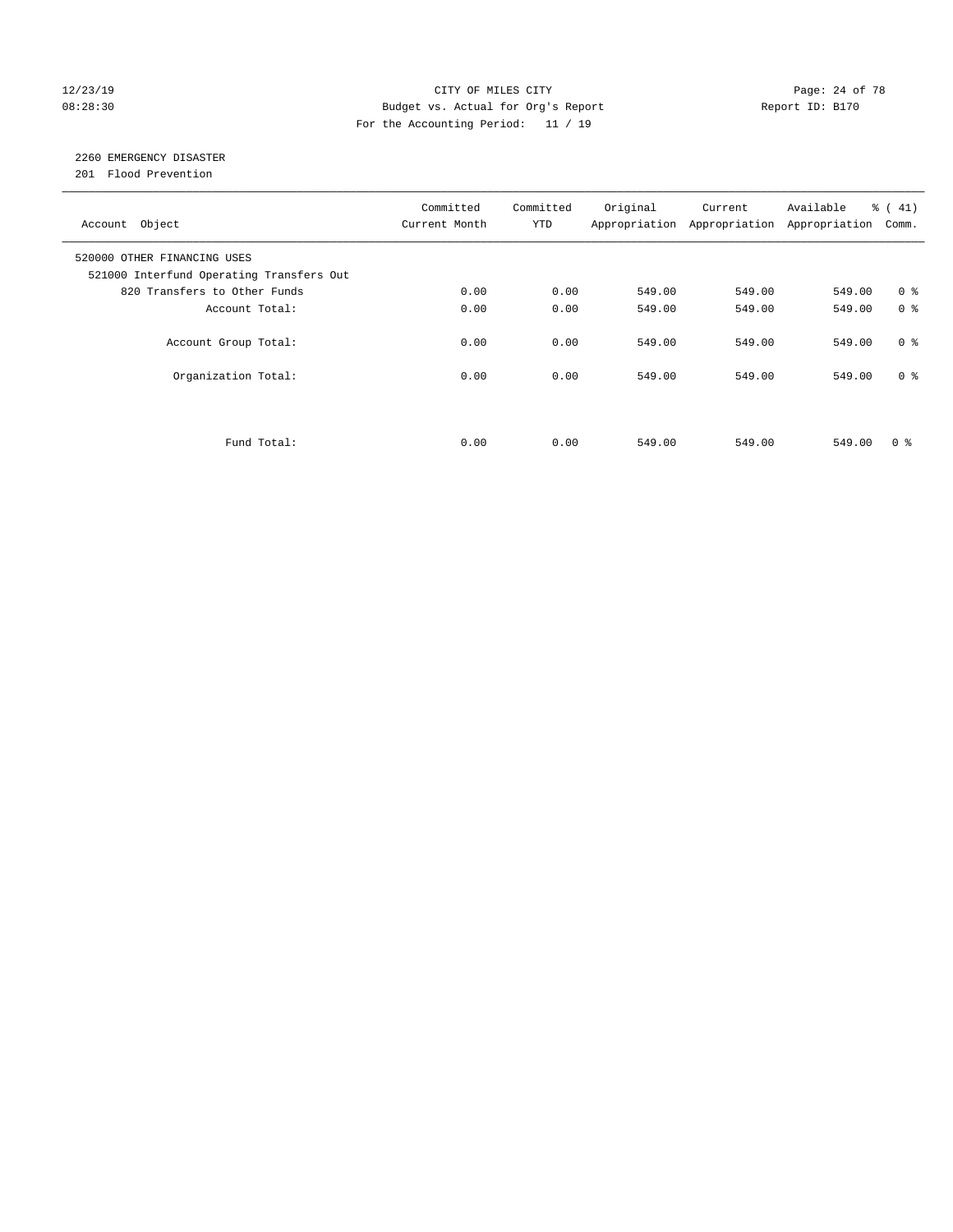12/23/19 CITY OF MILES CITY
08:28:30 Budget vs. Actual for Org's Report Report ID: B170
For the Accounting Period: 11 / 19

2260 EMERGENCY DISASTER
201 Flood Prevention

| Account Object | Committed Current Month | Committed YTD | Original Appropriation | Current Appropriation | Available Appropriation | % ( 41) Comm. |
|---|---|---|---|---|---|---|
| 520000 OTHER FINANCING USES | | | | | | |
| 521000 Interfund Operating Transfers Out | | | | | | |
| 820 Transfers to Other Funds | 0.00 | 0.00 | 549.00 | 549.00 | 549.00 | 0 % |
| Account Total: | 0.00 | 0.00 | 549.00 | 549.00 | 549.00 | 0 % |
| Account Group Total: | 0.00 | 0.00 | 549.00 | 549.00 | 549.00 | 0 % |
| Organization Total: | 0.00 | 0.00 | 549.00 | 549.00 | 549.00 | 0 % |
| Fund Total: | 0.00 | 0.00 | 549.00 | 549.00 | 549.00 | 0 % |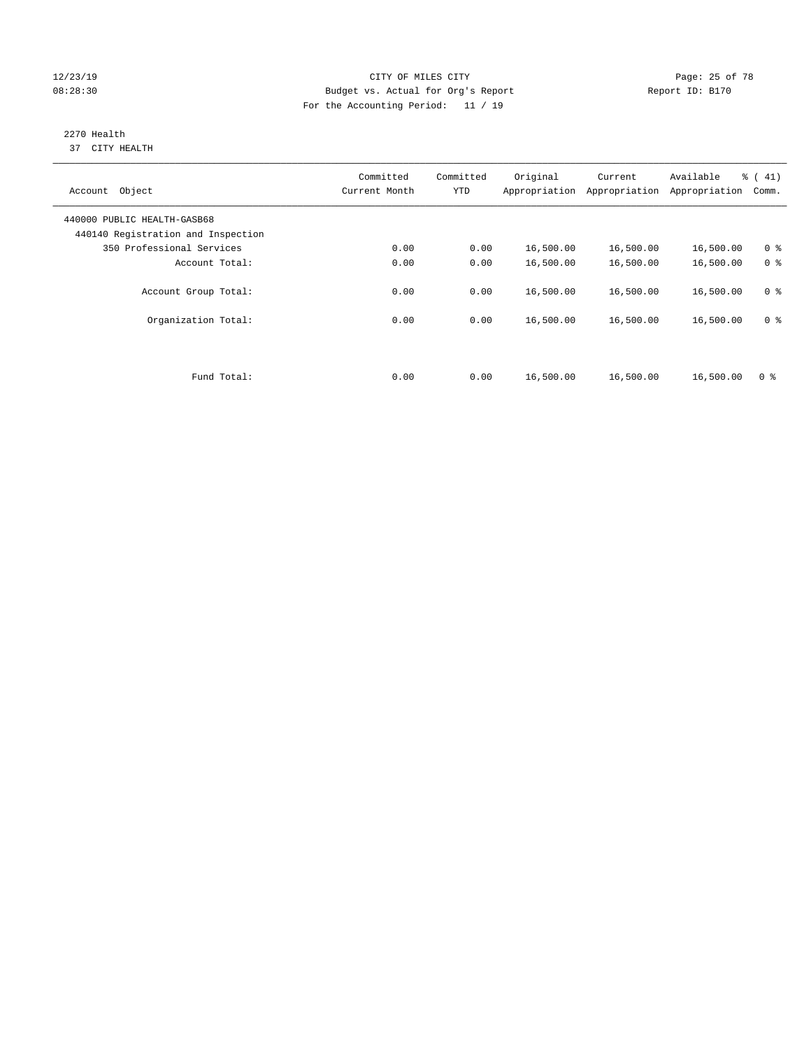# CITY OF MILES CITY

Budget vs. Actual for Org's Report

For the Accounting Period: 11 / 19

12/23/19
08:28:30

Report ID: B170

## 2270 Health

37 CITY HEALTH

| Account Object | Committed Current Month | Committed YTD | Original Appropriation | Current Appropriation | Available Appropriation | % ( 41) Comm. |
|---|---|---|---|---|---|---|
| 440000 PUBLIC HEALTH-GASB68 | | | | | | |
| 440140 Registration and Inspection | | | | | | |
| 350 Professional Services | 0.00 | 0.00 | 16,500.00 | 16,500.00 | 16,500.00 | 0 % |
| Account Total: | 0.00 | 0.00 | 16,500.00 | 16,500.00 | 16,500.00 | 0 % |
| Account Group Total: | 0.00 | 0.00 | 16,500.00 | 16,500.00 | 16,500.00 | 0 % |
| Organization Total: | 0.00 | 0.00 | 16,500.00 | 16,500.00 | 16,500.00 | 0 % |
| Fund Total: | 0.00 | 0.00 | 16,500.00 | 16,500.00 | 16,500.00 | 0 % |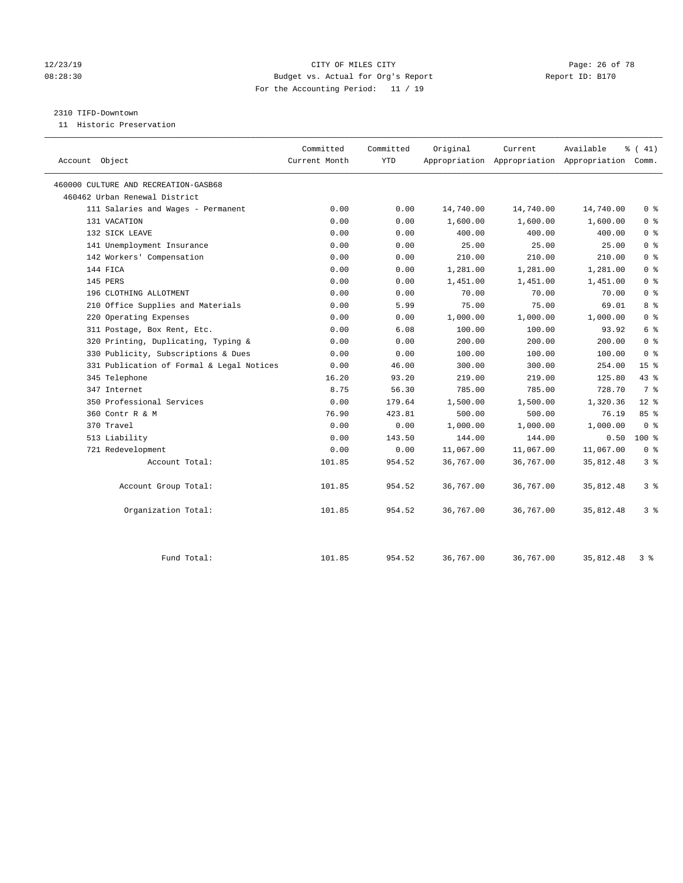12/23/19 CITY OF MILES CITY
08:28:30 Budget vs. Actual for Org's Report Report ID: B170
For the Accounting Period: 11 / 19

2310 TIFD-Downtown
11 Historic Preservation

| Account Object | Committed Current Month | Committed YTD | Original Appropriation | Current Appropriation | Available Appropriation | % ( 41) Comm. |
|---|---|---|---|---|---|---|
| 460000 CULTURE AND RECREATION-GASB68 | | | | | | |
| 460462 Urban Renewal District | | | | | | |
| 111 Salaries and Wages - Permanent | 0.00 | 0.00 | 14,740.00 | 14,740.00 | 14,740.00 | 0 % |
| 131 VACATION | 0.00 | 0.00 | 1,600.00 | 1,600.00 | 1,600.00 | 0 % |
| 132 SICK LEAVE | 0.00 | 0.00 | 400.00 | 400.00 | 400.00 | 0 % |
| 141 Unemployment Insurance | 0.00 | 0.00 | 25.00 | 25.00 | 25.00 | 0 % |
| 142 Workers' Compensation | 0.00 | 0.00 | 210.00 | 210.00 | 210.00 | 0 % |
| 144 FICA | 0.00 | 0.00 | 1,281.00 | 1,281.00 | 1,281.00 | 0 % |
| 145 PERS | 0.00 | 0.00 | 1,451.00 | 1,451.00 | 1,451.00 | 0 % |
| 196 CLOTHING ALLOTMENT | 0.00 | 0.00 | 70.00 | 70.00 | 70.00 | 0 % |
| 210 Office Supplies and Materials | 0.00 | 5.99 | 75.00 | 75.00 | 69.01 | 8 % |
| 220 Operating Expenses | 0.00 | 0.00 | 1,000.00 | 1,000.00 | 1,000.00 | 0 % |
| 311 Postage, Box Rent, Etc. | 0.00 | 6.08 | 100.00 | 100.00 | 93.92 | 6 % |
| 320 Printing, Duplicating, Typing & | 0.00 | 0.00 | 200.00 | 200.00 | 200.00 | 0 % |
| 330 Publicity, Subscriptions & Dues | 0.00 | 0.00 | 100.00 | 100.00 | 100.00 | 0 % |
| 331 Publication of Formal & Legal Notices | 0.00 | 46.00 | 300.00 | 300.00 | 254.00 | 15 % |
| 345 Telephone | 16.20 | 93.20 | 219.00 | 219.00 | 125.80 | 43 % |
| 347 Internet | 8.75 | 56.30 | 785.00 | 785.00 | 728.70 | 7 % |
| 350 Professional Services | 0.00 | 179.64 | 1,500.00 | 1,500.00 | 1,320.36 | 12 % |
| 360 Contr R & M | 76.90 | 423.81 | 500.00 | 500.00 | 76.19 | 85 % |
| 370 Travel | 0.00 | 0.00 | 1,000.00 | 1,000.00 | 1,000.00 | 0 % |
| 513 Liability | 0.00 | 143.50 | 144.00 | 144.00 | 0.50 | 100 % |
| 721 Redevelopment | 0.00 | 0.00 | 11,067.00 | 11,067.00 | 11,067.00 | 0 % |
| Account Total: | 101.85 | 954.52 | 36,767.00 | 36,767.00 | 35,812.48 | 3 % |
| Account Group Total: | 101.85 | 954.52 | 36,767.00 | 36,767.00 | 35,812.48 | 3 % |
| Organization Total: | 101.85 | 954.52 | 36,767.00 | 36,767.00 | 35,812.48 | 3 % |
| Fund Total: | 101.85 | 954.52 | 36,767.00 | 36,767.00 | 35,812.48 | 3 % |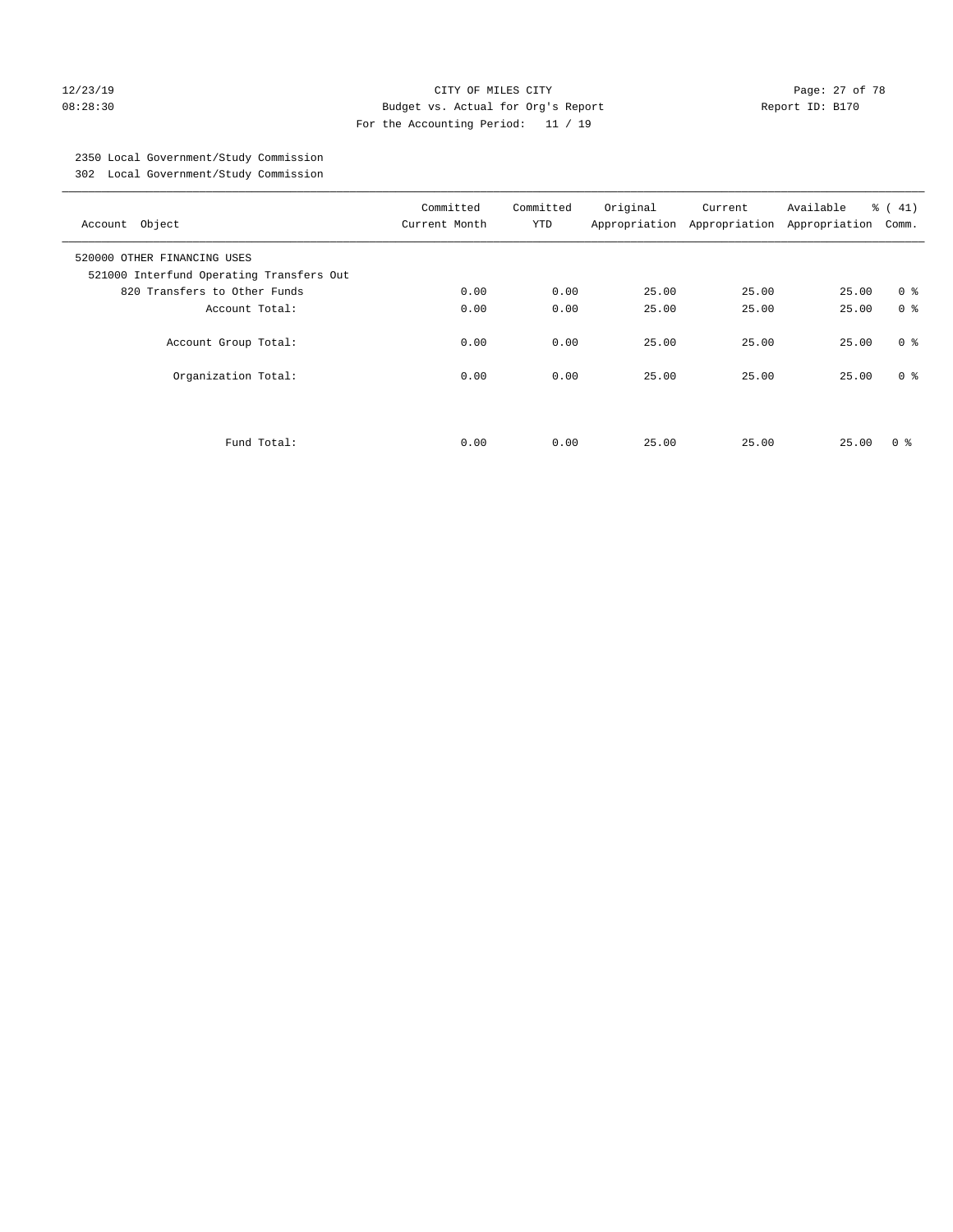CITY OF MILES CITY
Budget vs. Actual for Org's Report
For the Accounting Period: 11 / 19

12/23/19
08:28:30

Report ID: B170

2350 Local Government/Study Commission
302 Local Government/Study Commission

| Account Object | Committed Current Month | Committed YTD | Original Appropriation | Current Appropriation | Available Appropriation | % ( 41) Comm. |
|---|---|---|---|---|---|---|
| 520000 OTHER FINANCING USES | | | | | | |
| 521000 Interfund Operating Transfers Out | | | | | | |
| 820 Transfers to Other Funds | 0.00 | 0.00 | 25.00 | 25.00 | 25.00 | 0 % |
| Account Total: | 0.00 | 0.00 | 25.00 | 25.00 | 25.00 | 0 % |
| Account Group Total: | 0.00 | 0.00 | 25.00 | 25.00 | 25.00 | 0 % |
| Organization Total: | 0.00 | 0.00 | 25.00 | 25.00 | 25.00 | 0 % |
| Fund Total: | 0.00 | 0.00 | 25.00 | 25.00 | 25.00 | 0 % |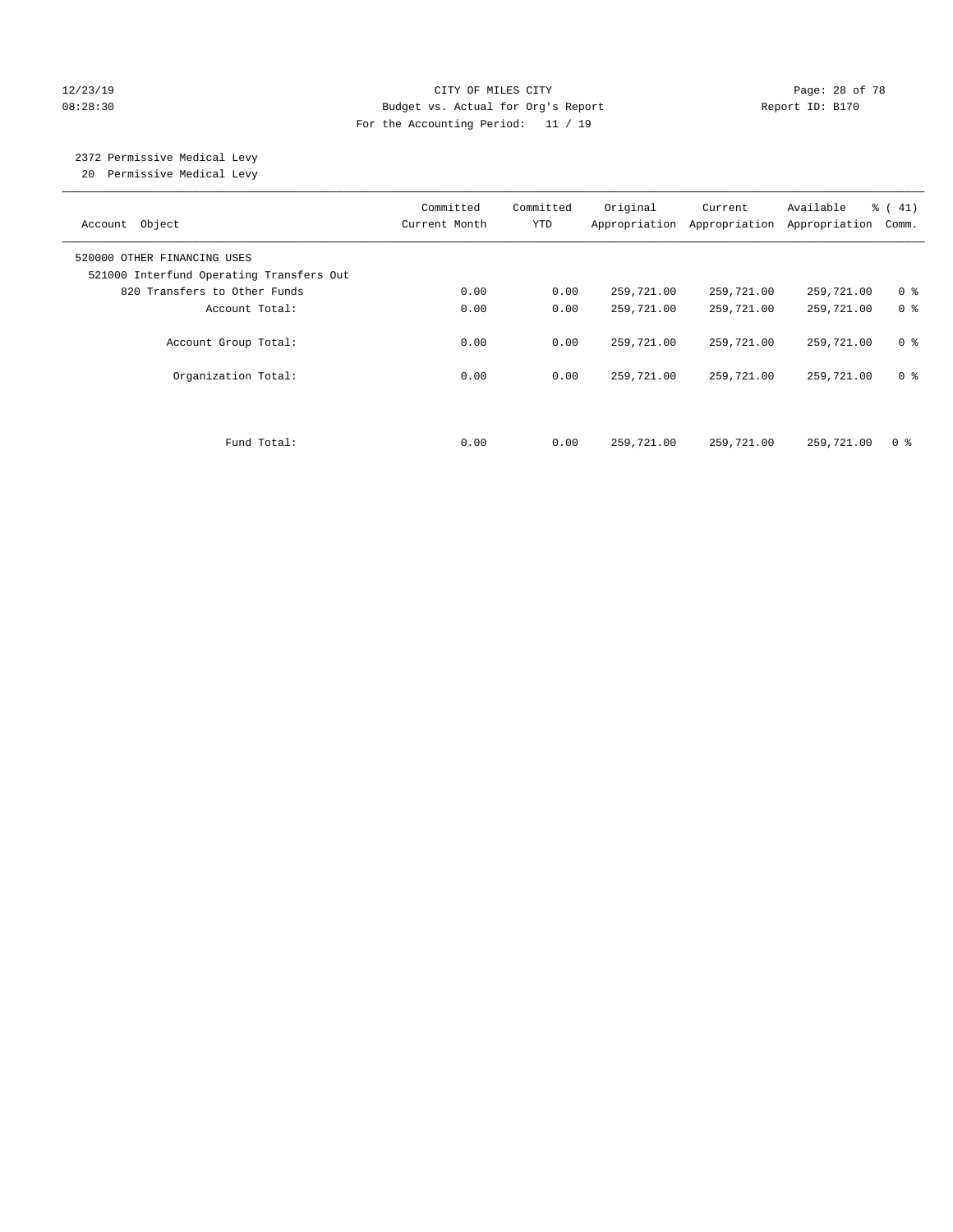CITY OF MILES CITY
Budget vs. Actual for Org's Report
For the Accounting Period: 11 / 19

12/23/19
08:28:30

Report ID: B170

2372 Permissive Medical Levy
20 Permissive Medical Levy

| Account Object | Committed Current Month | Committed YTD | Original Appropriation | Current Appropriation | Available Appropriation | % ( 41) Comm. |
|---|---|---|---|---|---|---|
| 520000 OTHER FINANCING USES | | | | | | |
| 521000 Interfund Operating Transfers Out | | | | | | |
| 820 Transfers to Other Funds | 0.00 | 0.00 | 259,721.00 | 259,721.00 | 259,721.00 | 0 % |
| Account Total: | 0.00 | 0.00 | 259,721.00 | 259,721.00 | 259,721.00 | 0 % |
| Account Group Total: | 0.00 | 0.00 | 259,721.00 | 259,721.00 | 259,721.00 | 0 % |
| Organization Total: | 0.00 | 0.00 | 259,721.00 | 259,721.00 | 259,721.00 | 0 % |
| Fund Total: | 0.00 | 0.00 | 259,721.00 | 259,721.00 | 259,721.00 | 0 % |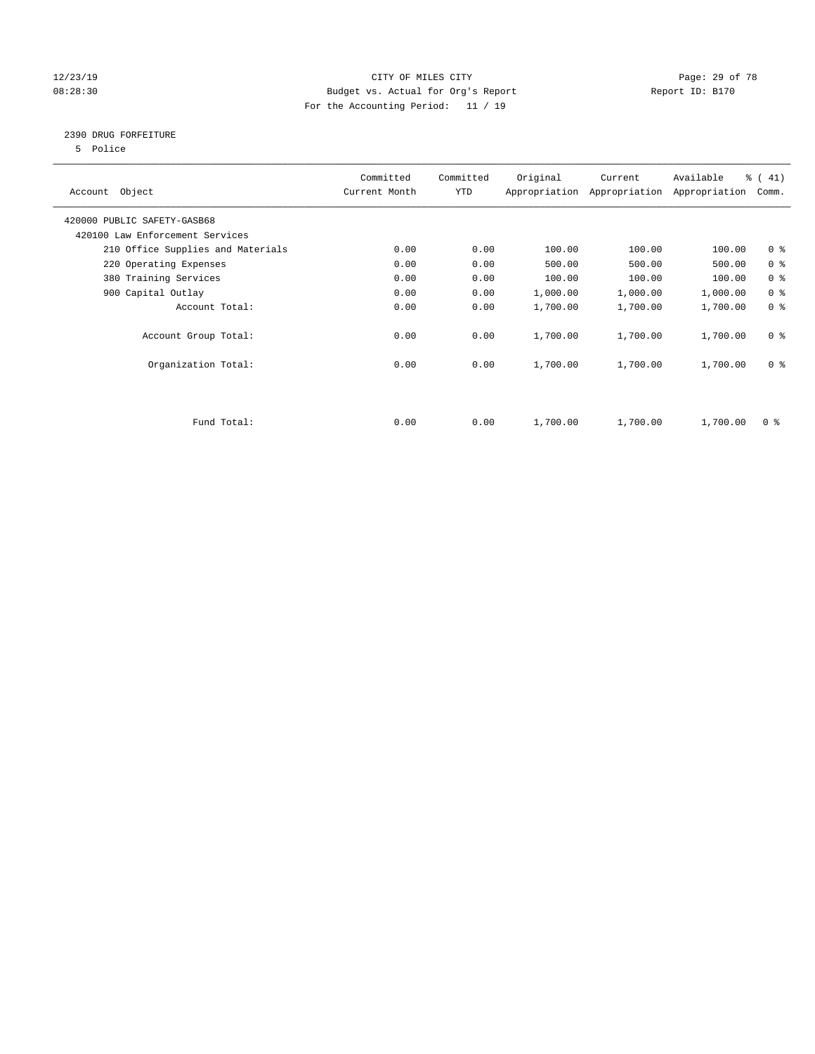CITY OF MILES CITY
Budget vs. Actual for Org's Report
For the Accounting Period: 11 / 19

12/23/19
08:28:30

Report ID: B170

## 2390 DRUG FORFEITURE

5 Police

| Account Object | Committed Current Month | Committed YTD | Original Appropriation | Current Appropriation | Available Appropriation | % ( 41) Comm. |
|---|---|---|---|---|---|---|
| 420000 PUBLIC SAFETY-GASB68 | | | | | | |
| 420100 Law Enforcement Services | | | | | | |
| 210 Office Supplies and Materials | 0.00 | 0.00 | 100.00 | 100.00 | 100.00 | 0 % |
| 220 Operating Expenses | 0.00 | 0.00 | 500.00 | 500.00 | 500.00 | 0 % |
| 380 Training Services | 0.00 | 0.00 | 100.00 | 100.00 | 100.00 | 0 % |
| 900 Capital Outlay | 0.00 | 0.00 | 1,000.00 | 1,000.00 | 1,000.00 | 0 % |
| Account Total: | 0.00 | 0.00 | 1,700.00 | 1,700.00 | 1,700.00 | 0 % |
| Account Group Total: | 0.00 | 0.00 | 1,700.00 | 1,700.00 | 1,700.00 | 0 % |
| Organization Total: | 0.00 | 0.00 | 1,700.00 | 1,700.00 | 1,700.00 | 0 % |
| Fund Total: | 0.00 | 0.00 | 1,700.00 | 1,700.00 | 1,700.00 | 0 % |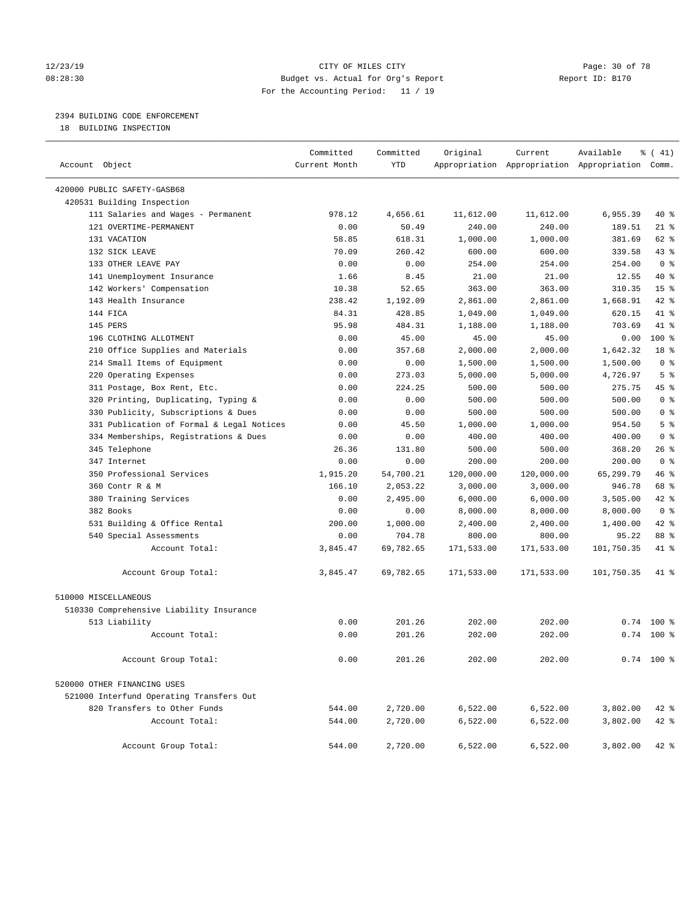12/23/19 CITY OF MILES CITY
08:28:30 Budget vs. Actual for Org's Report Report ID: B170
For the Accounting Period: 11 / 19

2394 BUILDING CODE ENFORCEMENT
18 BUILDING INSPECTION

| Account Object | Committed Current Month | Committed YTD | Original Appropriation | Current Appropriation | Available Appropriation | % ( 41) Comm. |
|---|---|---|---|---|---|---|
| 420000 PUBLIC SAFETY-GASB68 | | | | | | |
| 420531 Building Inspection | | | | | | |
| 111 Salaries and Wages - Permanent | 978.12 | 4,656.61 | 11,612.00 | 11,612.00 | 6,955.39 | 40 % |
| 121 OVERTIME-PERMANENT | 0.00 | 50.49 | 240.00 | 240.00 | 189.51 | 21 % |
| 131 VACATION | 58.85 | 618.31 | 1,000.00 | 1,000.00 | 381.69 | 62 % |
| 132 SICK LEAVE | 70.09 | 260.42 | 600.00 | 600.00 | 339.58 | 43 % |
| 133 OTHER LEAVE PAY | 0.00 | 0.00 | 254.00 | 254.00 | 254.00 | 0 % |
| 141 Unemployment Insurance | 1.66 | 8.45 | 21.00 | 21.00 | 12.55 | 40 % |
| 142 Workers' Compensation | 10.38 | 52.65 | 363.00 | 363.00 | 310.35 | 15 % |
| 143 Health Insurance | 238.42 | 1,192.09 | 2,861.00 | 2,861.00 | 1,668.91 | 42 % |
| 144 FICA | 84.31 | 428.85 | 1,049.00 | 1,049.00 | 620.15 | 41 % |
| 145 PERS | 95.98 | 484.31 | 1,188.00 | 1,188.00 | 703.69 | 41 % |
| 196 CLOTHING ALLOTMENT | 0.00 | 45.00 | 45.00 | 45.00 | 0.00 | 100 % |
| 210 Office Supplies and Materials | 0.00 | 357.68 | 2,000.00 | 2,000.00 | 1,642.32 | 18 % |
| 214 Small Items of Equipment | 0.00 | 0.00 | 1,500.00 | 1,500.00 | 1,500.00 | 0 % |
| 220 Operating Expenses | 0.00 | 273.03 | 5,000.00 | 5,000.00 | 4,726.97 | 5 % |
| 311 Postage, Box Rent, Etc. | 0.00 | 224.25 | 500.00 | 500.00 | 275.75 | 45 % |
| 320 Printing, Duplicating, Typing & | 0.00 | 0.00 | 500.00 | 500.00 | 500.00 | 0 % |
| 330 Publicity, Subscriptions & Dues | 0.00 | 0.00 | 500.00 | 500.00 | 500.00 | 0 % |
| 331 Publication of Formal & Legal Notices | 0.00 | 45.50 | 1,000.00 | 1,000.00 | 954.50 | 5 % |
| 334 Memberships, Registrations & Dues | 0.00 | 0.00 | 400.00 | 400.00 | 400.00 | 0 % |
| 345 Telephone | 26.36 | 131.80 | 500.00 | 500.00 | 368.20 | 26 % |
| 347 Internet | 0.00 | 0.00 | 200.00 | 200.00 | 200.00 | 0 % |
| 350 Professional Services | 1,915.20 | 54,700.21 | 120,000.00 | 120,000.00 | 65,299.79 | 46 % |
| 360 Contr R & M | 166.10 | 2,053.22 | 3,000.00 | 3,000.00 | 946.78 | 68 % |
| 380 Training Services | 0.00 | 2,495.00 | 6,000.00 | 6,000.00 | 3,505.00 | 42 % |
| 382 Books | 0.00 | 0.00 | 8,000.00 | 8,000.00 | 8,000.00 | 0 % |
| 531 Building & Office Rental | 200.00 | 1,000.00 | 2,400.00 | 2,400.00 | 1,400.00 | 42 % |
| 540 Special Assessments | 0.00 | 704.78 | 800.00 | 800.00 | 95.22 | 88 % |
| Account Total: | 3,845.47 | 69,782.65 | 171,533.00 | 171,533.00 | 101,750.35 | 41 % |
| Account Group Total: | 3,845.47 | 69,782.65 | 171,533.00 | 171,533.00 | 101,750.35 | 41 % |
| 510000 MISCELLANEOUS | | | | | | |
| 510330 Comprehensive Liability Insurance | | | | | | |
| 513 Liability | 0.00 | 201.26 | 202.00 | 202.00 | 0.74 | 100 % |
| Account Total: | 0.00 | 201.26 | 202.00 | 202.00 | 0.74 | 100 % |
| Account Group Total: | 0.00 | 201.26 | 202.00 | 202.00 | 0.74 | 100 % |
| 520000 OTHER FINANCING USES | | | | | | |
| 521000 Interfund Operating Transfers Out | | | | | | |
| 820 Transfers to Other Funds | 544.00 | 2,720.00 | 6,522.00 | 6,522.00 | 3,802.00 | 42 % |
| Account Total: | 544.00 | 2,720.00 | 6,522.00 | 6,522.00 | 3,802.00 | 42 % |
| Account Group Total: | 544.00 | 2,720.00 | 6,522.00 | 6,522.00 | 3,802.00 | 42 % |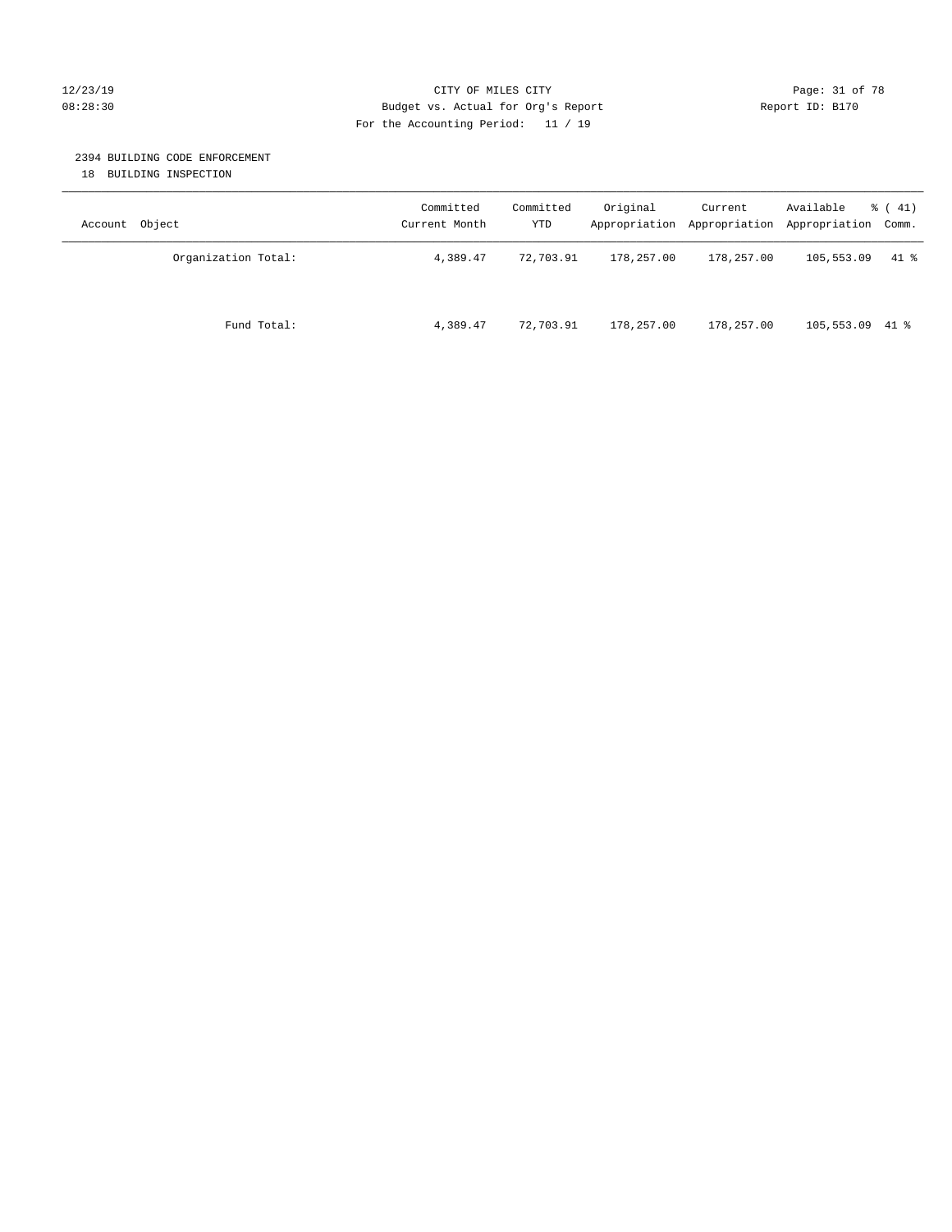CITY OF MILES CITY
Budget vs. Actual for Org's Report
For the Accounting Period: 11 / 19

12/23/19
08:28:30

Report ID: B170

2394 BUILDING CODE ENFORCEMENT
18 BUILDING INSPECTION

| Account Object | Committed Current Month | Committed YTD | Original Appropriation | Current Appropriation | Available Appropriation | % ( 41) Comm. |
|---|---|---|---|---|---|---|
| Organization Total: | 4,389.47 | 72,703.91 | 178,257.00 | 178,257.00 | 105,553.09 | 41 % |
| Fund Total: | 4,389.47 | 72,703.91 | 178,257.00 | 178,257.00 | 105,553.09 | 41 % |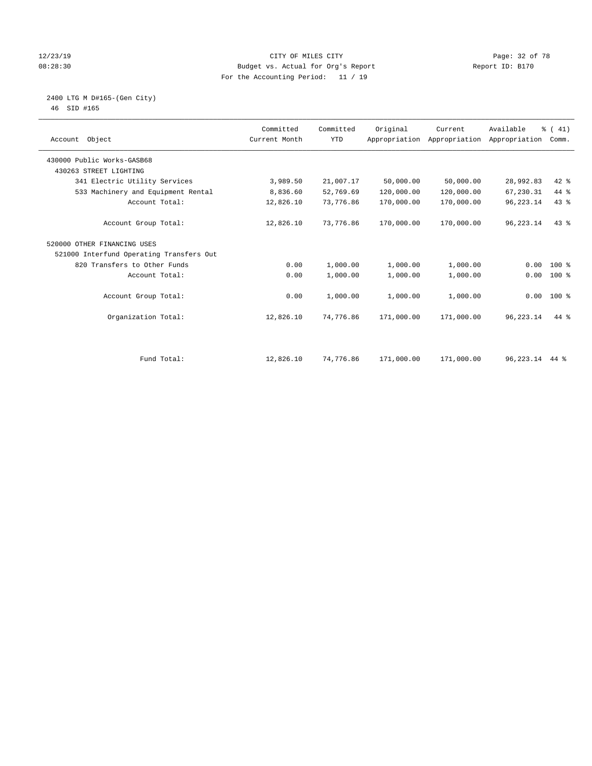# CITY OF MILES CITY

Budget vs. Actual for Org's Report

For the Accounting Period: 11 / 19

12/23/19
08:28:30

Report ID: B170

## 2400 LTG M D#165-(Gen City)

46 SID #165

| Account Object | Committed Current Month | Committed YTD | Original Appropriation | Current Appropriation | Available Appropriation | % ( 41) Comm. |
|---|---|---|---|---|---|---|
| 430000 Public Works-GASB68 | | | | | | |
| 430263 STREET LIGHTING | | | | | | |
| 341 Electric Utility Services | 3,989.50 | 21,007.17 | 50,000.00 | 50,000.00 | 28,992.83 | 42 % |
| 533 Machinery and Equipment Rental | 8,836.60 | 52,769.69 | 120,000.00 | 120,000.00 | 67,230.31 | 44 % |
| Account Total: | 12,826.10 | 73,776.86 | 170,000.00 | 170,000.00 | 96,223.14 | 43 % |
| Account Group Total: | 12,826.10 | 73,776.86 | 170,000.00 | 170,000.00 | 96,223.14 | 43 % |
| 520000 OTHER FINANCING USES | | | | | | |
| 521000 Interfund Operating Transfers Out | | | | | | |
| 820 Transfers to Other Funds | 0.00 | 1,000.00 | 1,000.00 | 1,000.00 | 0.00 | 100 % |
| Account Total: | 0.00 | 1,000.00 | 1,000.00 | 1,000.00 | 0.00 | 100 % |
| Account Group Total: | 0.00 | 1,000.00 | 1,000.00 | 1,000.00 | 0.00 | 100 % |
| Organization Total: | 12,826.10 | 74,776.86 | 171,000.00 | 171,000.00 | 96,223.14 | 44 % |
| Fund Total: | 12,826.10 | 74,776.86 | 171,000.00 | 171,000.00 | 96,223.14 | 44 % |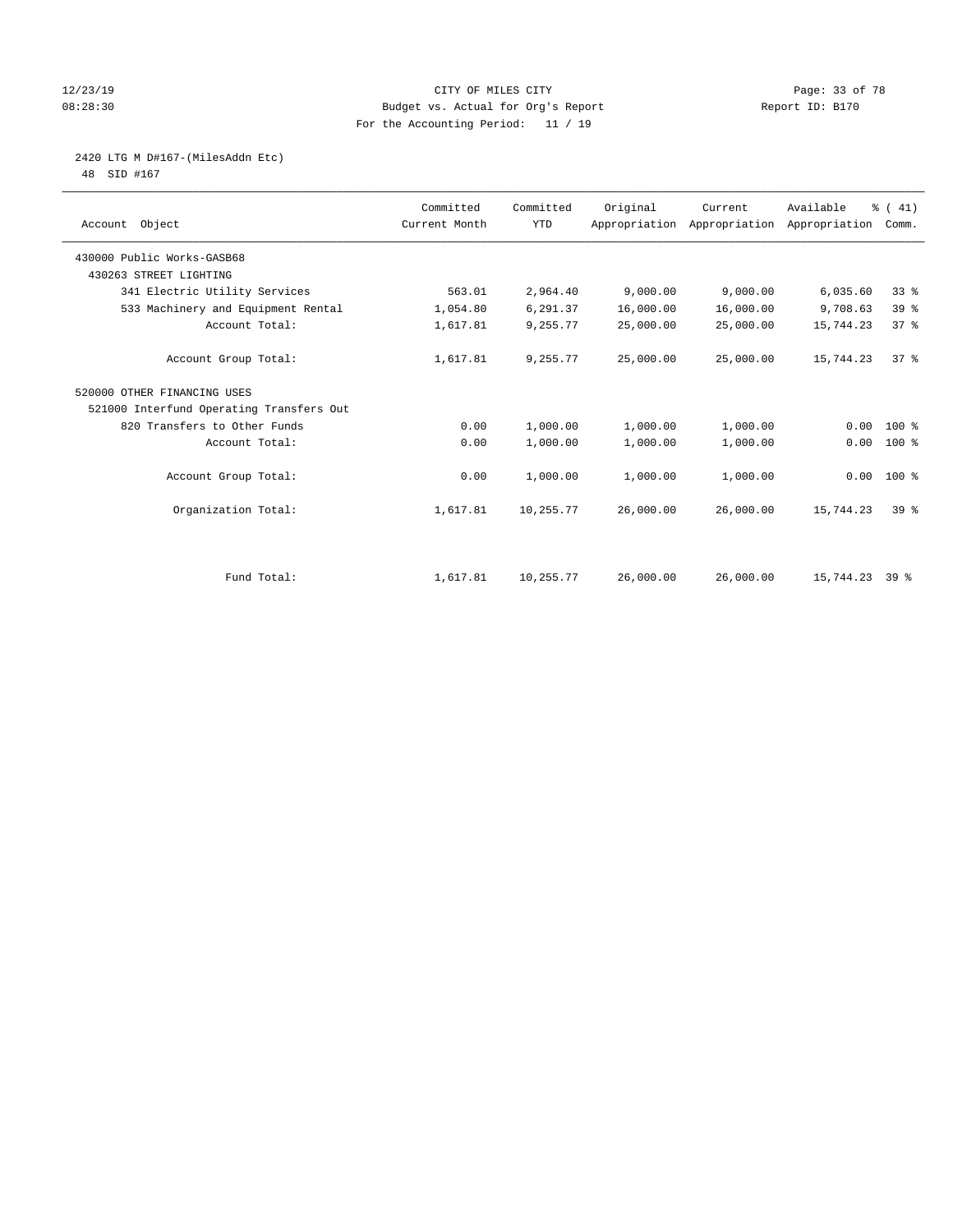CITY OF MILES CITY
Budget vs. Actual for Org's Report
For the Accounting Period: 11 / 19

12/23/19
08:28:30

Report ID: B170

2420 LTG M D#167-(MilesAddn Etc)
48 SID #167

| Account Object | Committed Current Month | Committed YTD | Original Appropriation | Current Appropriation | Available Appropriation | % ( 41) Comm. |
|---|---|---|---|---|---|---|
| 430000 Public Works-GASB68 | | | | | | |
| 430263 STREET LIGHTING | | | | | | |
| 341 Electric Utility Services | 563.01 | 2,964.40 | 9,000.00 | 9,000.00 | 6,035.60 | 33 % |
| 533 Machinery and Equipment Rental | 1,054.80 | 6,291.37 | 16,000.00 | 16,000.00 | 9,708.63 | 39 % |
| Account Total: | 1,617.81 | 9,255.77 | 25,000.00 | 25,000.00 | 15,744.23 | 37 % |
| Account Group Total: | 1,617.81 | 9,255.77 | 25,000.00 | 25,000.00 | 15,744.23 | 37 % |
| 520000 OTHER FINANCING USES | | | | | | |
| 521000 Interfund Operating Transfers Out | | | | | | |
| 820 Transfers to Other Funds | 0.00 | 1,000.00 | 1,000.00 | 1,000.00 | 0.00 | 100 % |
| Account Total: | 0.00 | 1,000.00 | 1,000.00 | 1,000.00 | 0.00 | 100 % |
| Account Group Total: | 0.00 | 1,000.00 | 1,000.00 | 1,000.00 | 0.00 | 100 % |
| Organization Total: | 1,617.81 | 10,255.77 | 26,000.00 | 26,000.00 | 15,744.23 | 39 % |
| Fund Total: | 1,617.81 | 10,255.77 | 26,000.00 | 26,000.00 | 15,744.23 | 39 % |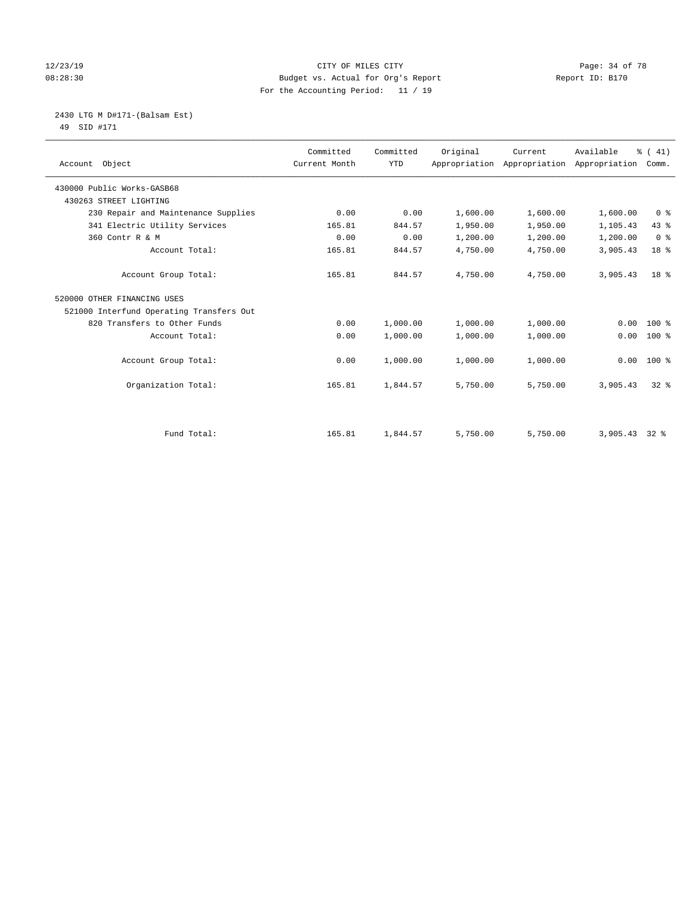CITY OF MILES CITY
Budget vs. Actual for Org's Report
For the Accounting Period: 11 / 19

12/23/19
08:28:30

Report ID: B170

2430 LTG M D#171-(Balsam Est)
49 SID #171

| Account Object | Committed Current Month | Committed YTD | Original Appropriation | Current Appropriation | Available Appropriation | % ( 41) Comm. |
|---|---|---|---|---|---|---|
| 430000 Public Works-GASB68 | | | | | | |
| 430263 STREET LIGHTING | | | | | | |
| 230 Repair and Maintenance Supplies | 0.00 | 0.00 | 1,600.00 | 1,600.00 | 1,600.00 | 0 % |
| 341 Electric Utility Services | 165.81 | 844.57 | 1,950.00 | 1,950.00 | 1,105.43 | 43 % |
| 360 Contr R & M | 0.00 | 0.00 | 1,200.00 | 1,200.00 | 1,200.00 | 0 % |
| Account Total: | 165.81 | 844.57 | 4,750.00 | 4,750.00 | 3,905.43 | 18 % |
| Account Group Total: | 165.81 | 844.57 | 4,750.00 | 4,750.00 | 3,905.43 | 18 % |
| 520000 OTHER FINANCING USES | | | | | | |
| 521000 Interfund Operating Transfers Out | | | | | | |
| 820 Transfers to Other Funds | 0.00 | 1,000.00 | 1,000.00 | 1,000.00 | 0.00 | 100 % |
| Account Total: | 0.00 | 1,000.00 | 1,000.00 | 1,000.00 | 0.00 | 100 % |
| Account Group Total: | 0.00 | 1,000.00 | 1,000.00 | 1,000.00 | 0.00 | 100 % |
| Organization Total: | 165.81 | 1,844.57 | 5,750.00 | 5,750.00 | 3,905.43 | 32 % |
| Fund Total: | 165.81 | 1,844.57 | 5,750.00 | 5,750.00 | 3,905.43 | 32 % |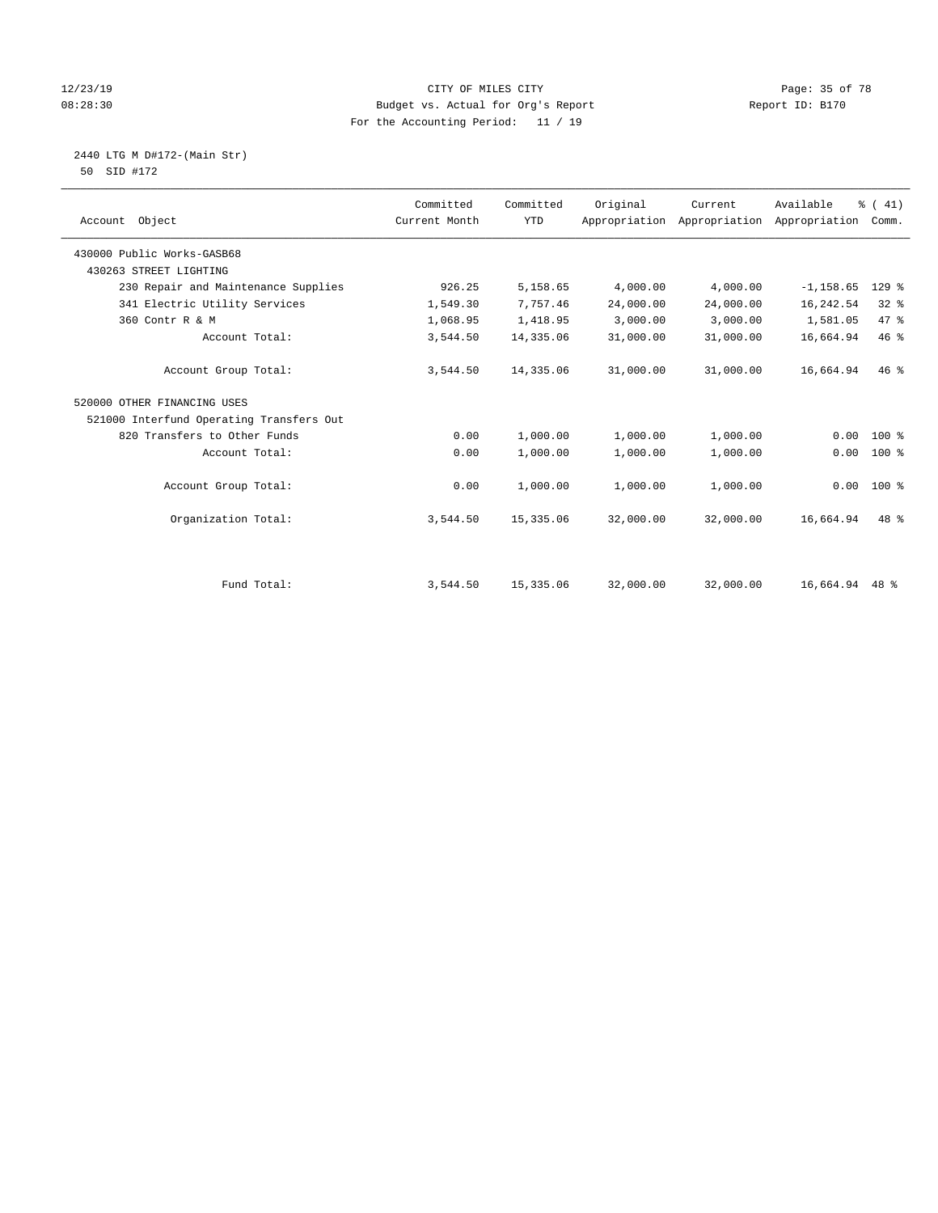# CITY OF MILES CITY

Budget vs. Actual for Org's Report

For the Accounting Period: 11 / 19

12/23/19 08:28:30 — Report ID: B170

## 2440 LTG M D#172-(Main Str)

50 SID #172

| Account Object | Committed Current Month | Committed YTD | Original Appropriation | Current Appropriation | Available Appropriation | % ( 41) Comm. |
|---|---|---|---|---|---|---|
| 430000 Public Works-GASB68 | | | | | | |
| 430263 STREET LIGHTING | | | | | | |
| 230 Repair and Maintenance Supplies | 926.25 | 5,158.65 | 4,000.00 | 4,000.00 | -1,158.65 | 129 % |
| 341 Electric Utility Services | 1,549.30 | 7,757.46 | 24,000.00 | 24,000.00 | 16,242.54 | 32 % |
| 360 Contr R & M | 1,068.95 | 1,418.95 | 3,000.00 | 3,000.00 | 1,581.05 | 47 % |
| Account Total: | 3,544.50 | 14,335.06 | 31,000.00 | 31,000.00 | 16,664.94 | 46 % |
| Account Group Total: | 3,544.50 | 14,335.06 | 31,000.00 | 31,000.00 | 16,664.94 | 46 % |
| 520000 OTHER FINANCING USES | | | | | | |
| 521000 Interfund Operating Transfers Out | | | | | | |
| 820 Transfers to Other Funds | 0.00 | 1,000.00 | 1,000.00 | 1,000.00 | 0.00 | 100 % |
| Account Total: | 0.00 | 1,000.00 | 1,000.00 | 1,000.00 | 0.00 | 100 % |
| Account Group Total: | 0.00 | 1,000.00 | 1,000.00 | 1,000.00 | 0.00 | 100 % |
| Organization Total: | 3,544.50 | 15,335.06 | 32,000.00 | 32,000.00 | 16,664.94 | 48 % |
| Fund Total: | 3,544.50 | 15,335.06 | 32,000.00 | 32,000.00 | 16,664.94 | 48 % |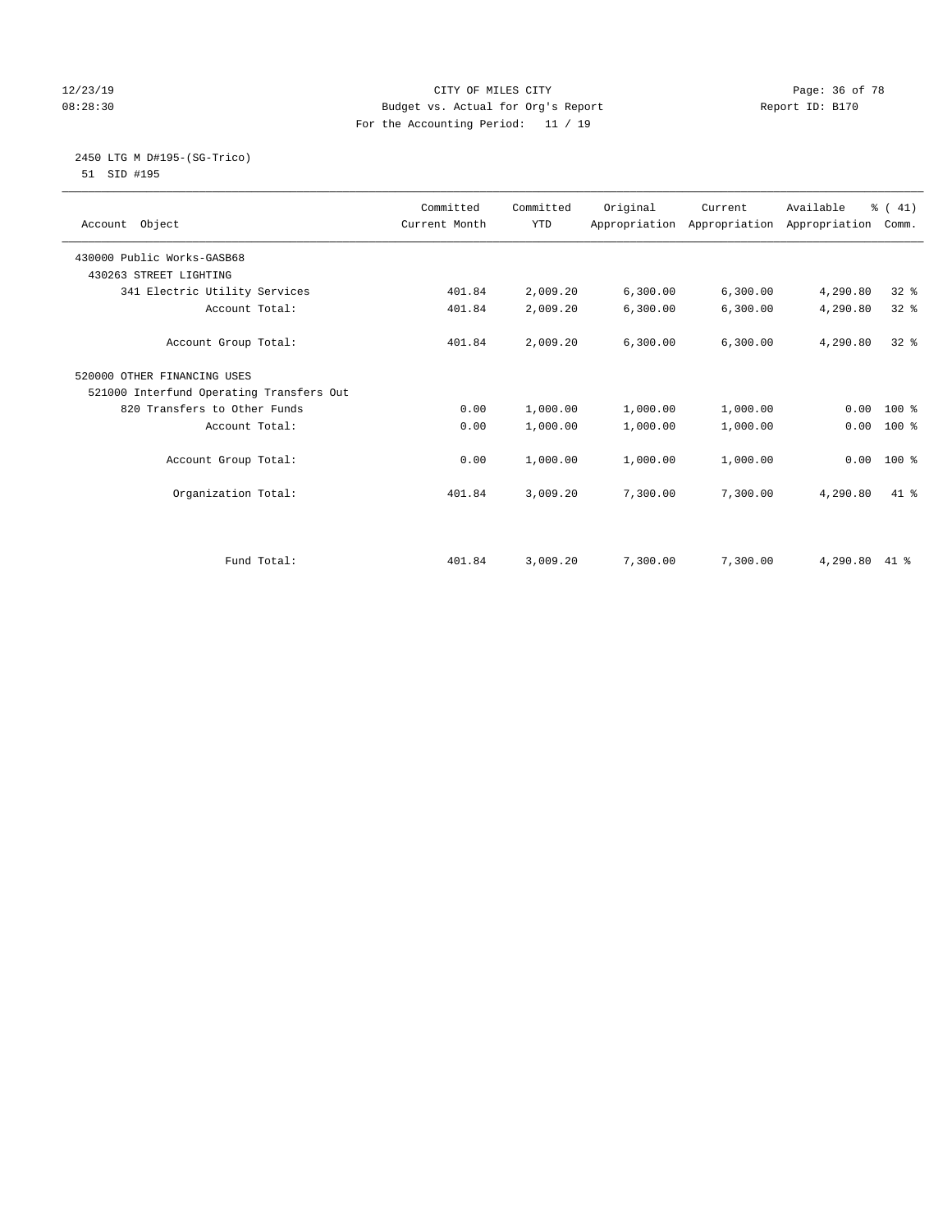CITY OF MILES CITY
Budget vs. Actual for Org's Report
For the Accounting Period: 11 / 19

12/23/19
08:28:30

Report ID: B170

2450 LTG M D#195-(SG-Trico)
51 SID #195

| Account Object | Committed Current Month | Committed YTD | Original Appropriation | Current Appropriation | Available Appropriation | % ( 41) Comm. |
|---|---|---|---|---|---|---|
| 430000 Public Works-GASB68 | | | | | | |
| 430263 STREET LIGHTING | | | | | | |
| 341 Electric Utility Services | 401.84 | 2,009.20 | 6,300.00 | 6,300.00 | 4,290.80 | 32 % |
| Account Total: | 401.84 | 2,009.20 | 6,300.00 | 6,300.00 | 4,290.80 | 32 % |
| Account Group Total: | 401.84 | 2,009.20 | 6,300.00 | 6,300.00 | 4,290.80 | 32 % |
| 520000 OTHER FINANCING USES | | | | | | |
| 521000 Interfund Operating Transfers Out | | | | | | |
| 820 Transfers to Other Funds | 0.00 | 1,000.00 | 1,000.00 | 1,000.00 | 0.00 | 100 % |
| Account Total: | 0.00 | 1,000.00 | 1,000.00 | 1,000.00 | 0.00 | 100 % |
| Account Group Total: | 0.00 | 1,000.00 | 1,000.00 | 1,000.00 | 0.00 | 100 % |
| Organization Total: | 401.84 | 3,009.20 | 7,300.00 | 7,300.00 | 4,290.80 | 41 % |
| Fund Total: | 401.84 | 3,009.20 | 7,300.00 | 7,300.00 | 4,290.80 | 41 % |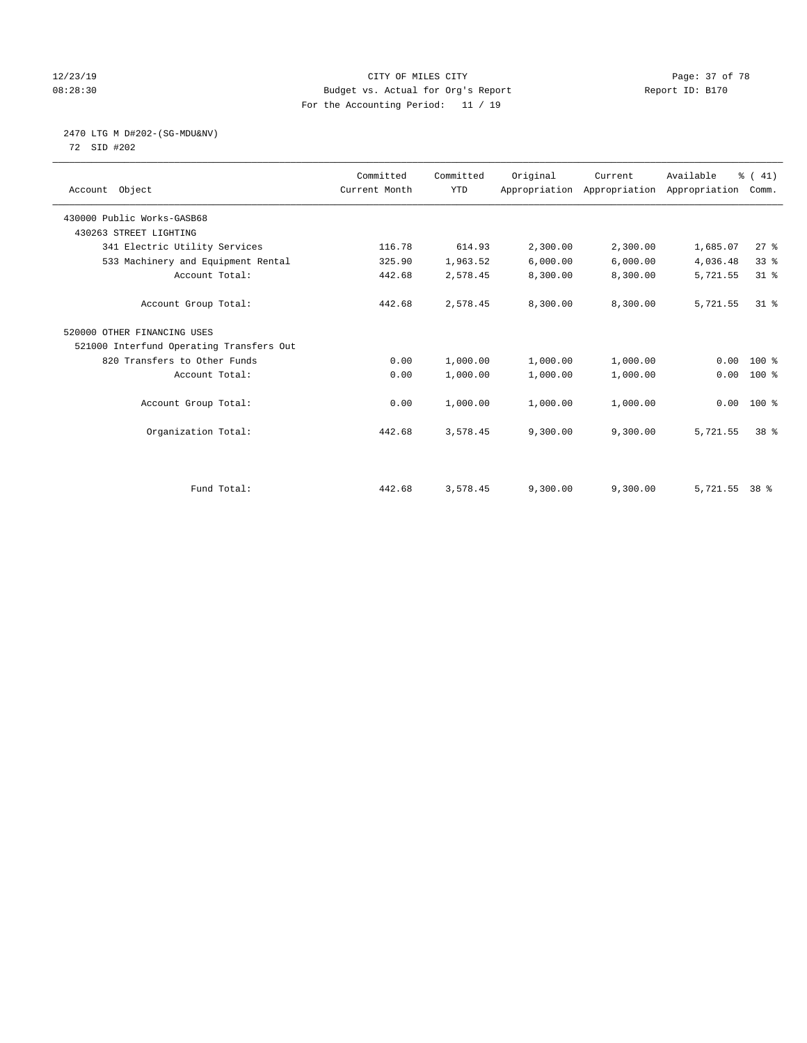CITY OF MILES CITY
Budget vs. Actual for Org's Report
For the Accounting Period: 11 / 19

12/23/19
08:28:30

Report ID: B170

2470 LTG M D#202-(SG-MDU&NV)
72 SID #202

| Account Object | Committed Current Month | Committed YTD | Original Appropriation | Current Appropriation | Available Appropriation | % ( 41) Comm. |
|---|---|---|---|---|---|---|
| 430000 Public Works-GASB68 | | | | | | |
| 430263 STREET LIGHTING | | | | | | |
| 341 Electric Utility Services | 116.78 | 614.93 | 2,300.00 | 2,300.00 | 1,685.07 | 27 % |
| 533 Machinery and Equipment Rental | 325.90 | 1,963.52 | 6,000.00 | 6,000.00 | 4,036.48 | 33 % |
| Account Total: | 442.68 | 2,578.45 | 8,300.00 | 8,300.00 | 5,721.55 | 31 % |
| Account Group Total: | 442.68 | 2,578.45 | 8,300.00 | 8,300.00 | 5,721.55 | 31 % |
| 520000 OTHER FINANCING USES | | | | | | |
| 521000 Interfund Operating Transfers Out | | | | | | |
| 820 Transfers to Other Funds | 0.00 | 1,000.00 | 1,000.00 | 1,000.00 | 0.00 | 100 % |
| Account Total: | 0.00 | 1,000.00 | 1,000.00 | 1,000.00 | 0.00 | 100 % |
| Account Group Total: | 0.00 | 1,000.00 | 1,000.00 | 1,000.00 | 0.00 | 100 % |
| Organization Total: | 442.68 | 3,578.45 | 9,300.00 | 9,300.00 | 5,721.55 | 38 % |
| Fund Total: | 442.68 | 3,578.45 | 9,300.00 | 9,300.00 | 5,721.55 | 38 % |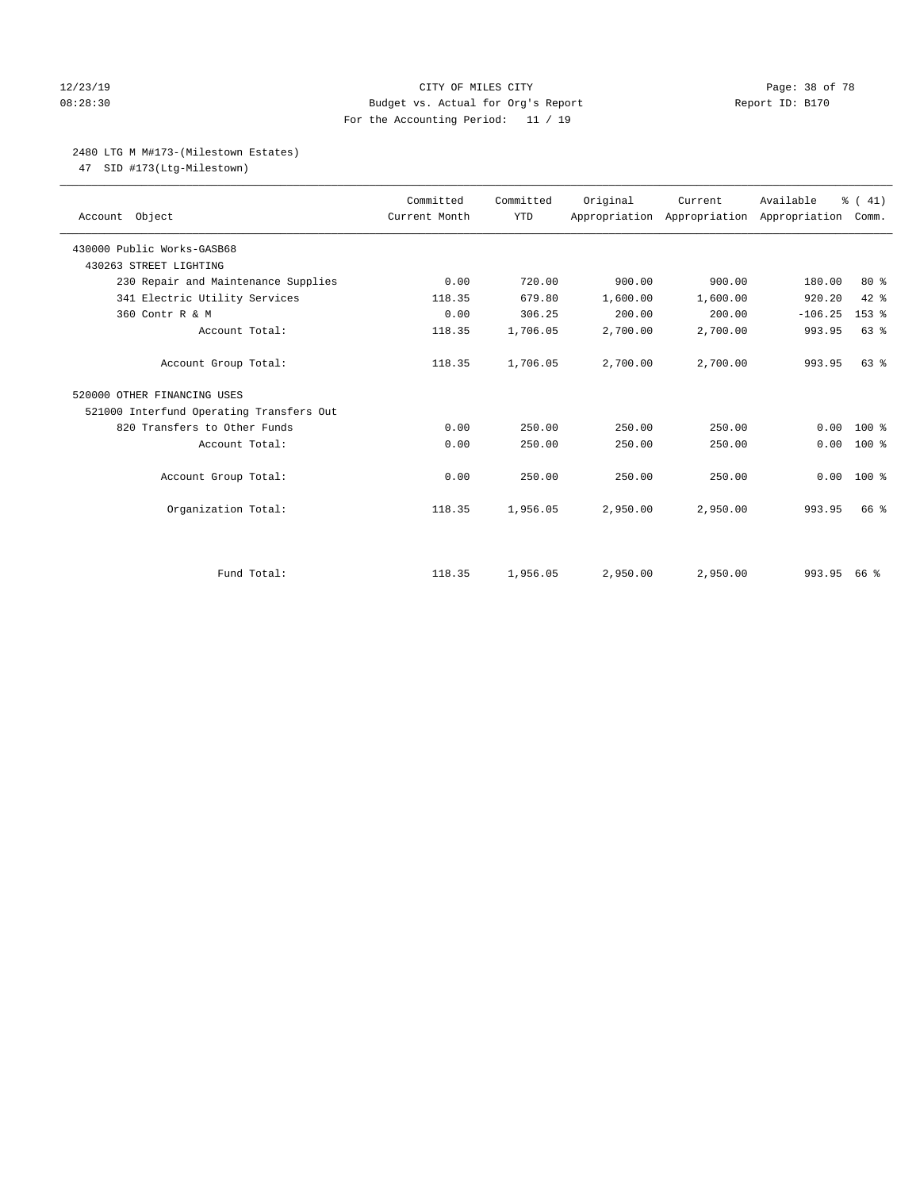CITY OF MILES CITY

Budget vs. Actual for Org's Report

For the Accounting Period: 11 / 19

12/23/19
08:28:30

Report ID: B170

## 2480 LTG M M#173-(Milestown Estates)

47 SID #173(Ltg-Milestown)

| Account Object | Committed Current Month | Committed YTD | Original Appropriation | Current Appropriation | Available Appropriation | % ( 41) Comm. |
|---|---|---|---|---|---|---|
| 430000 Public Works-GASB68 | | | | | | |
| 430263 STREET LIGHTING | | | | | | |
| 230 Repair and Maintenance Supplies | 0.00 | 720.00 | 900.00 | 900.00 | 180.00 | 80 % |
| 341 Electric Utility Services | 118.35 | 679.80 | 1,600.00 | 1,600.00 | 920.20 | 42 % |
| 360 Contr R & M | 0.00 | 306.25 | 200.00 | 200.00 | -106.25 | 153 % |
| Account Total: | 118.35 | 1,706.05 | 2,700.00 | 2,700.00 | 993.95 | 63 % |
| Account Group Total: | 118.35 | 1,706.05 | 2,700.00 | 2,700.00 | 993.95 | 63 % |
| 520000 OTHER FINANCING USES | | | | | | |
| 521000 Interfund Operating Transfers Out | | | | | | |
| 820 Transfers to Other Funds | 0.00 | 250.00 | 250.00 | 250.00 | 0.00 | 100 % |
| Account Total: | 0.00 | 250.00 | 250.00 | 250.00 | 0.00 | 100 % |
| Account Group Total: | 0.00 | 250.00 | 250.00 | 250.00 | 0.00 | 100 % |
| Organization Total: | 118.35 | 1,956.05 | 2,950.00 | 2,950.00 | 993.95 | 66 % |
| Fund Total: | 118.35 | 1,956.05 | 2,950.00 | 2,950.00 | 993.95 | 66 % |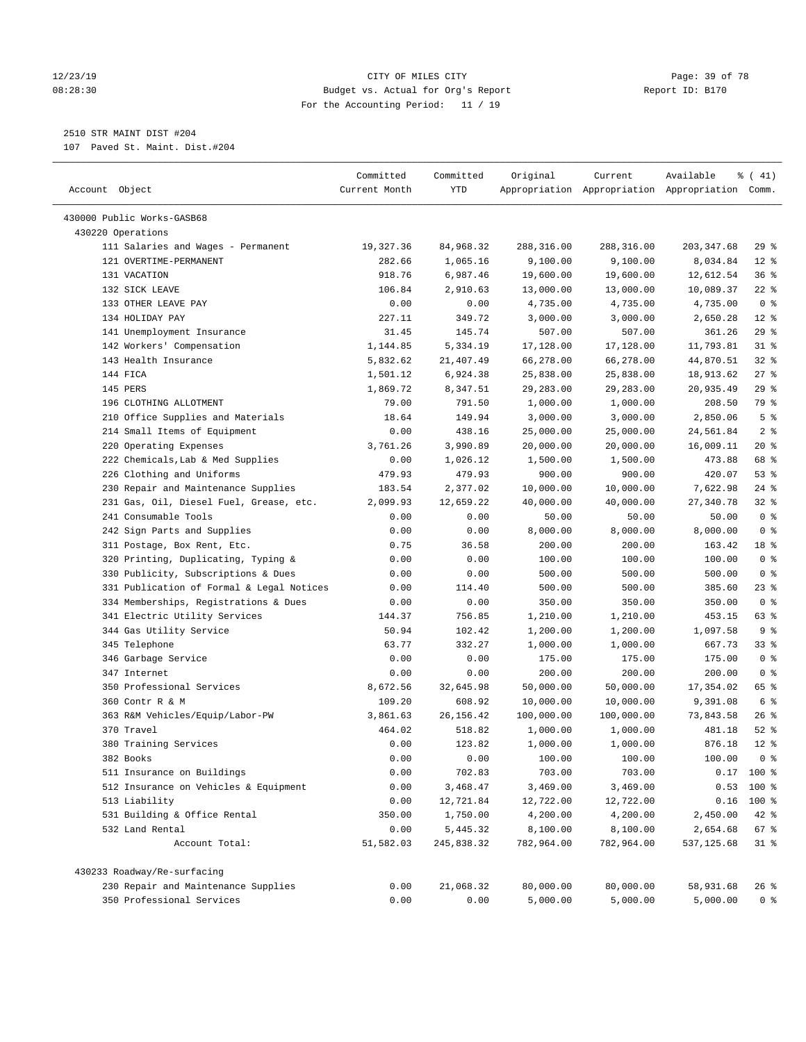CITY OF MILES CITY
Budget vs. Actual for Org's Report
For the Accounting Period: 11 / 19

2510 STR MAINT DIST #204
107 Paved St. Maint. Dist.#204

| Account Object | Committed Current Month | Committed YTD | Original Appropriation | Current Appropriation | Available Appropriation | % ( 41) Comm. |
|---|---|---|---|---|---|---|
| 430000 Public Works-GASB68 | | | | | | |
| 430220 Operations | | | | | | |
| 111 Salaries and Wages - Permanent | 19,327.36 | 84,968.32 | 288,316.00 | 288,316.00 | 203,347.68 | 29 % |
| 121 OVERTIME-PERMANENT | 282.66 | 1,065.16 | 9,100.00 | 9,100.00 | 8,034.84 | 12 % |
| 131 VACATION | 918.76 | 6,987.46 | 19,600.00 | 19,600.00 | 12,612.54 | 36 % |
| 132 SICK LEAVE | 106.84 | 2,910.63 | 13,000.00 | 13,000.00 | 10,089.37 | 22 % |
| 133 OTHER LEAVE PAY | 0.00 | 0.00 | 4,735.00 | 4,735.00 | 4,735.00 | 0 % |
| 134 HOLIDAY PAY | 227.11 | 349.72 | 3,000.00 | 3,000.00 | 2,650.28 | 12 % |
| 141 Unemployment Insurance | 31.45 | 145.74 | 507.00 | 507.00 | 361.26 | 29 % |
| 142 Workers' Compensation | 1,144.85 | 5,334.19 | 17,128.00 | 17,128.00 | 11,793.81 | 31 % |
| 143 Health Insurance | 5,832.62 | 21,407.49 | 66,278.00 | 66,278.00 | 44,870.51 | 32 % |
| 144 FICA | 1,501.12 | 6,924.38 | 25,838.00 | 25,838.00 | 18,913.62 | 27 % |
| 145 PERS | 1,869.72 | 8,347.51 | 29,283.00 | 29,283.00 | 20,935.49 | 29 % |
| 196 CLOTHING ALLOTMENT | 79.00 | 791.50 | 1,000.00 | 1,000.00 | 208.50 | 79 % |
| 210 Office Supplies and Materials | 18.64 | 149.94 | 3,000.00 | 3,000.00 | 2,850.06 | 5 % |
| 214 Small Items of Equipment | 0.00 | 438.16 | 25,000.00 | 25,000.00 | 24,561.84 | 2 % |
| 220 Operating Expenses | 3,761.26 | 3,990.89 | 20,000.00 | 20,000.00 | 16,009.11 | 20 % |
| 222 Chemicals,Lab & Med Supplies | 0.00 | 1,026.12 | 1,500.00 | 1,500.00 | 473.88 | 68 % |
| 226 Clothing and Uniforms | 479.93 | 479.93 | 900.00 | 900.00 | 420.07 | 53 % |
| 230 Repair and Maintenance Supplies | 183.54 | 2,377.02 | 10,000.00 | 10,000.00 | 7,622.98 | 24 % |
| 231 Gas, Oil, Diesel Fuel, Grease, etc. | 2,099.93 | 12,659.22 | 40,000.00 | 40,000.00 | 27,340.78 | 32 % |
| 241 Consumable Tools | 0.00 | 0.00 | 50.00 | 50.00 | 50.00 | 0 % |
| 242 Sign Parts and Supplies | 0.00 | 0.00 | 8,000.00 | 8,000.00 | 8,000.00 | 0 % |
| 311 Postage, Box Rent, Etc. | 0.75 | 36.58 | 200.00 | 200.00 | 163.42 | 18 % |
| 320 Printing, Duplicating, Typing & | 0.00 | 0.00 | 100.00 | 100.00 | 100.00 | 0 % |
| 330 Publicity, Subscriptions & Dues | 0.00 | 0.00 | 500.00 | 500.00 | 500.00 | 0 % |
| 331 Publication of Formal & Legal Notices | 0.00 | 114.40 | 500.00 | 500.00 | 385.60 | 23 % |
| 334 Memberships, Registrations & Dues | 0.00 | 0.00 | 350.00 | 350.00 | 350.00 | 0 % |
| 341 Electric Utility Services | 144.37 | 756.85 | 1,210.00 | 1,210.00 | 453.15 | 63 % |
| 344 Gas Utility Service | 50.94 | 102.42 | 1,200.00 | 1,200.00 | 1,097.58 | 9 % |
| 345 Telephone | 63.77 | 332.27 | 1,000.00 | 1,000.00 | 667.73 | 33 % |
| 346 Garbage Service | 0.00 | 0.00 | 175.00 | 175.00 | 175.00 | 0 % |
| 347 Internet | 0.00 | 0.00 | 200.00 | 200.00 | 200.00 | 0 % |
| 350 Professional Services | 8,672.56 | 32,645.98 | 50,000.00 | 50,000.00 | 17,354.02 | 65 % |
| 360 Contr R & M | 109.20 | 608.92 | 10,000.00 | 10,000.00 | 9,391.08 | 6 % |
| 363 R&M Vehicles/Equip/Labor-PW | 3,861.63 | 26,156.42 | 100,000.00 | 100,000.00 | 73,843.58 | 26 % |
| 370 Travel | 464.02 | 518.82 | 1,000.00 | 1,000.00 | 481.18 | 52 % |
| 380 Training Services | 0.00 | 123.82 | 1,000.00 | 1,000.00 | 876.18 | 12 % |
| 382 Books | 0.00 | 0.00 | 100.00 | 100.00 | 100.00 | 0 % |
| 511 Insurance on Buildings | 0.00 | 702.83 | 703.00 | 703.00 | 0.17 | 100 % |
| 512 Insurance on Vehicles & Equipment | 0.00 | 3,468.47 | 3,469.00 | 3,469.00 | 0.53 | 100 % |
| 513 Liability | 0.00 | 12,721.84 | 12,722.00 | 12,722.00 | 0.16 | 100 % |
| 531 Building & Office Rental | 350.00 | 1,750.00 | 4,200.00 | 4,200.00 | 2,450.00 | 42 % |
| 532 Land Rental | 0.00 | 5,445.32 | 8,100.00 | 8,100.00 | 2,654.68 | 67 % |
| Account Total: | 51,582.03 | 245,838.32 | 782,964.00 | 782,964.00 | 537,125.68 | 31 % |
| 430233 Roadway/Re-surfacing | | | | | | |
| 230 Repair and Maintenance Supplies | 0.00 | 21,068.32 | 80,000.00 | 80,000.00 | 58,931.68 | 26 % |
| 350 Professional Services | 0.00 | 0.00 | 5,000.00 | 5,000.00 | 5,000.00 | 0 % |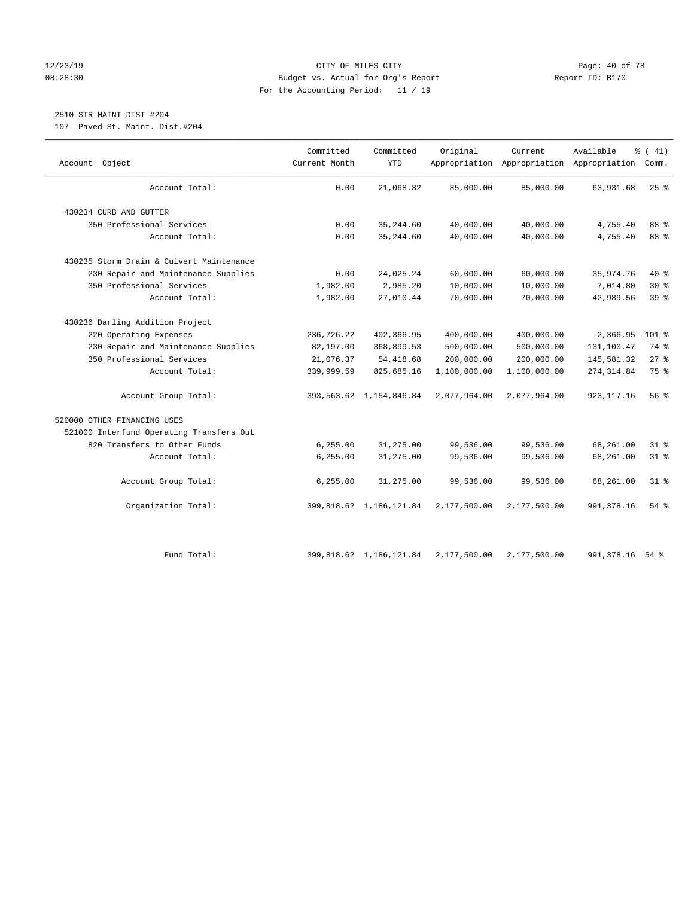CITY OF MILES CITY
Budget vs. Actual for Org's Report
For the Accounting Period: 11 / 19

Report ID: B170

12/23/19
08:28:30

## 2510 STR MAINT DIST #204

107 Paved St. Maint. Dist.#204

| Account Object | Committed Current Month | Committed YTD | Original Appropriation | Current Appropriation | Available Appropriation | % ( 41) Comm. |
|---|---|---|---|---|---|---|
| Account Total: | 0.00 | 21,068.32 | 85,000.00 | 85,000.00 | 63,931.68 | 25 % |
| 430234 CURB AND GUTTER | | | | | | |
| 350 Professional Services | 0.00 | 35,244.60 | 40,000.00 | 40,000.00 | 4,755.40 | 88 % |
| Account Total: | 0.00 | 35,244.60 | 40,000.00 | 40,000.00 | 4,755.40 | 88 % |
| 430235 Storm Drain & Culvert Maintenance | | | | | | |
| 230 Repair and Maintenance Supplies | 0.00 | 24,025.24 | 60,000.00 | 60,000.00 | 35,974.76 | 40 % |
| 350 Professional Services | 1,982.00 | 2,985.20 | 10,000.00 | 10,000.00 | 7,014.80 | 30 % |
| Account Total: | 1,982.00 | 27,010.44 | 70,000.00 | 70,000.00 | 42,989.56 | 39 % |
| 430236 Darling Addition Project | | | | | | |
| 220 Operating Expenses | 236,726.22 | 402,366.95 | 400,000.00 | 400,000.00 | -2,366.95 | 101 % |
| 230 Repair and Maintenance Supplies | 82,197.00 | 368,899.53 | 500,000.00 | 500,000.00 | 131,100.47 | 74 % |
| 350 Professional Services | 21,076.37 | 54,418.68 | 200,000.00 | 200,000.00 | 145,581.32 | 27 % |
| Account Total: | 339,999.59 | 825,685.16 | 1,100,000.00 | 1,100,000.00 | 274,314.84 | 75 % |
| Account Group Total: | 393,563.62 | 1,154,846.84 | 2,077,964.00 | 2,077,964.00 | 923,117.16 | 56 % |
| 520000 OTHER FINANCING USES | | | | | | |
| 521000 Interfund Operating Transfers Out | | | | | | |
| 820 Transfers to Other Funds | 6,255.00 | 31,275.00 | 99,536.00 | 99,536.00 | 68,261.00 | 31 % |
| Account Total: | 6,255.00 | 31,275.00 | 99,536.00 | 99,536.00 | 68,261.00 | 31 % |
| Account Group Total: | 6,255.00 | 31,275.00 | 99,536.00 | 99,536.00 | 68,261.00 | 31 % |
| Organization Total: | 399,818.62 | 1,186,121.84 | 2,177,500.00 | 2,177,500.00 | 991,378.16 | 54 % |
| Fund Total: | 399,818.62 | 1,186,121.84 | 2,177,500.00 | 2,177,500.00 | 991,378.16 | 54 % |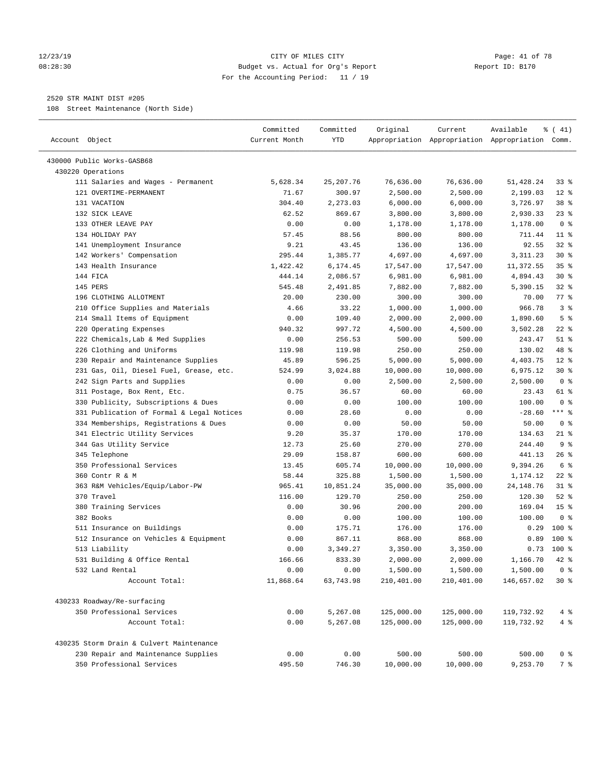CITY OF MILES CITY
Budget vs. Actual for Org's Report
For the Accounting Period: 11 / 19

12/23/19 08:28:30 — Report ID: B170

2520 STR MAINT DIST #205
108 Street Maintenance (North Side)

| Account Object | Committed Current Month | Committed YTD | Original Appropriation | Current Appropriation | Available Appropriation | % ( 41) Comm. |
|---|---|---|---|---|---|---|
| 430000 Public Works-GASB68 | | | | | | |
| 430220 Operations | | | | | | |
| 111 Salaries and Wages - Permanent | 5,628.34 | 25,207.76 | 76,636.00 | 76,636.00 | 51,428.24 | 33 % |
| 121 OVERTIME-PERMANENT | 71.67 | 300.97 | 2,500.00 | 2,500.00 | 2,199.03 | 12 % |
| 131 VACATION | 304.40 | 2,273.03 | 6,000.00 | 6,000.00 | 3,726.97 | 38 % |
| 132 SICK LEAVE | 62.52 | 869.67 | 3,800.00 | 3,800.00 | 2,930.33 | 23 % |
| 133 OTHER LEAVE PAY | 0.00 | 0.00 | 1,178.00 | 1,178.00 | 1,178.00 | 0 % |
| 134 HOLIDAY PAY | 57.45 | 88.56 | 800.00 | 800.00 | 711.44 | 11 % |
| 141 Unemployment Insurance | 9.21 | 43.45 | 136.00 | 136.00 | 92.55 | 32 % |
| 142 Workers' Compensation | 295.44 | 1,385.77 | 4,697.00 | 4,697.00 | 3,311.23 | 30 % |
| 143 Health Insurance | 1,422.42 | 6,174.45 | 17,547.00 | 17,547.00 | 11,372.55 | 35 % |
| 144 FICA | 444.14 | 2,086.57 | 6,981.00 | 6,981.00 | 4,894.43 | 30 % |
| 145 PERS | 545.48 | 2,491.85 | 7,882.00 | 7,882.00 | 5,390.15 | 32 % |
| 196 CLOTHING ALLOTMENT | 20.00 | 230.00 | 300.00 | 300.00 | 70.00 | 77 % |
| 210 Office Supplies and Materials | 4.66 | 33.22 | 1,000.00 | 1,000.00 | 966.78 | 3 % |
| 214 Small Items of Equipment | 0.00 | 109.40 | 2,000.00 | 2,000.00 | 1,890.60 | 5 % |
| 220 Operating Expenses | 940.32 | 997.72 | 4,500.00 | 4,500.00 | 3,502.28 | 22 % |
| 222 Chemicals,Lab & Med Supplies | 0.00 | 256.53 | 500.00 | 500.00 | 243.47 | 51 % |
| 226 Clothing and Uniforms | 119.98 | 119.98 | 250.00 | 250.00 | 130.02 | 48 % |
| 230 Repair and Maintenance Supplies | 45.89 | 596.25 | 5,000.00 | 5,000.00 | 4,403.75 | 12 % |
| 231 Gas, Oil, Diesel Fuel, Grease, etc. | 524.99 | 3,024.88 | 10,000.00 | 10,000.00 | 6,975.12 | 30 % |
| 242 Sign Parts and Supplies | 0.00 | 0.00 | 2,500.00 | 2,500.00 | 2,500.00 | 0 % |
| 311 Postage, Box Rent, Etc. | 0.75 | 36.57 | 60.00 | 60.00 | 23.43 | 61 % |
| 330 Publicity, Subscriptions & Dues | 0.00 | 0.00 | 100.00 | 100.00 | 100.00 | 0 % |
| 331 Publication of Formal & Legal Notices | 0.00 | 28.60 | 0.00 | 0.00 | -28.60 | *** % |
| 334 Memberships, Registrations & Dues | 0.00 | 0.00 | 50.00 | 50.00 | 50.00 | 0 % |
| 341 Electric Utility Services | 9.20 | 35.37 | 170.00 | 170.00 | 134.63 | 21 % |
| 344 Gas Utility Service | 12.73 | 25.60 | 270.00 | 270.00 | 244.40 | 9 % |
| 345 Telephone | 29.09 | 158.87 | 600.00 | 600.00 | 441.13 | 26 % |
| 350 Professional Services | 13.45 | 605.74 | 10,000.00 | 10,000.00 | 9,394.26 | 6 % |
| 360 Contr R & M | 58.44 | 325.88 | 1,500.00 | 1,500.00 | 1,174.12 | 22 % |
| 363 R&M Vehicles/Equip/Labor-PW | 965.41 | 10,851.24 | 35,000.00 | 35,000.00 | 24,148.76 | 31 % |
| 370 Travel | 116.00 | 129.70 | 250.00 | 250.00 | 120.30 | 52 % |
| 380 Training Services | 0.00 | 30.96 | 200.00 | 200.00 | 169.04 | 15 % |
| 382 Books | 0.00 | 0.00 | 100.00 | 100.00 | 100.00 | 0 % |
| 511 Insurance on Buildings | 0.00 | 175.71 | 176.00 | 176.00 | 0.29 | 100 % |
| 512 Insurance on Vehicles & Equipment | 0.00 | 867.11 | 868.00 | 868.00 | 0.89 | 100 % |
| 513 Liability | 0.00 | 3,349.27 | 3,350.00 | 3,350.00 | 0.73 | 100 % |
| 531 Building & Office Rental | 166.66 | 833.30 | 2,000.00 | 2,000.00 | 1,166.70 | 42 % |
| 532 Land Rental | 0.00 | 0.00 | 1,500.00 | 1,500.00 | 1,500.00 | 0 % |
| Account Total: | 11,868.64 | 63,743.98 | 210,401.00 | 210,401.00 | 146,657.02 | 30 % |
| 430233 Roadway/Re-surfacing | | | | | | |
| 350 Professional Services | 0.00 | 5,267.08 | 125,000.00 | 125,000.00 | 119,732.92 | 4 % |
| Account Total: | 0.00 | 5,267.08 | 125,000.00 | 125,000.00 | 119,732.92 | 4 % |
| 430235 Storm Drain & Culvert Maintenance | | | | | | |
| 230 Repair and Maintenance Supplies | 0.00 | 0.00 | 500.00 | 500.00 | 500.00 | 0 % |
| 350 Professional Services | 495.50 | 746.30 | 10,000.00 | 10,000.00 | 9,253.70 | 7 % |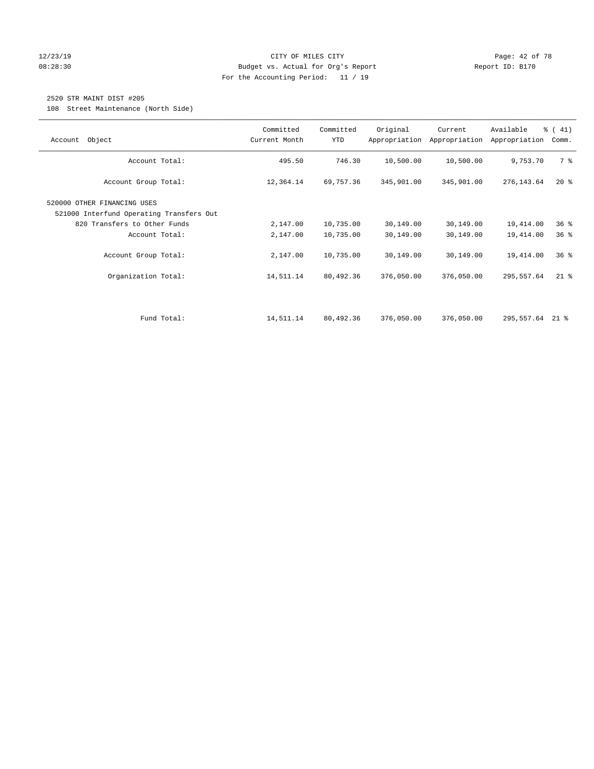CITY OF MILES CITY

Budget vs. Actual for Org's Report

For the Accounting Period: 11 / 19

12/23/19
08:28:30

Report ID: B170

## 2520 STR MAINT DIST #205

108 Street Maintenance (North Side)

| Account Object | Committed Current Month | Committed YTD | Original Appropriation | Current Appropriation | Available Appropriation | % ( 41) Comm. |
|---|---|---|---|---|---|---|
| Account Total: | 495.50 | 746.30 | 10,500.00 | 10,500.00 | 9,753.70 | 7 % |
| Account Group Total: | 12,364.14 | 69,757.36 | 345,901.00 | 345,901.00 | 276,143.64 | 20 % |
| 520000 OTHER FINANCING USES | | | | | | |
| 521000 Interfund Operating Transfers Out | | | | | | |
| 820 Transfers to Other Funds | 2,147.00 | 10,735.00 | 30,149.00 | 30,149.00 | 19,414.00 | 36 % |
| Account Total: | 2,147.00 | 10,735.00 | 30,149.00 | 30,149.00 | 19,414.00 | 36 % |
| Account Group Total: | 2,147.00 | 10,735.00 | 30,149.00 | 30,149.00 | 19,414.00 | 36 % |
| Organization Total: | 14,511.14 | 80,492.36 | 376,050.00 | 376,050.00 | 295,557.64 | 21 % |
| Fund Total: | 14,511.14 | 80,492.36 | 376,050.00 | 376,050.00 | 295,557.64 | 21 % |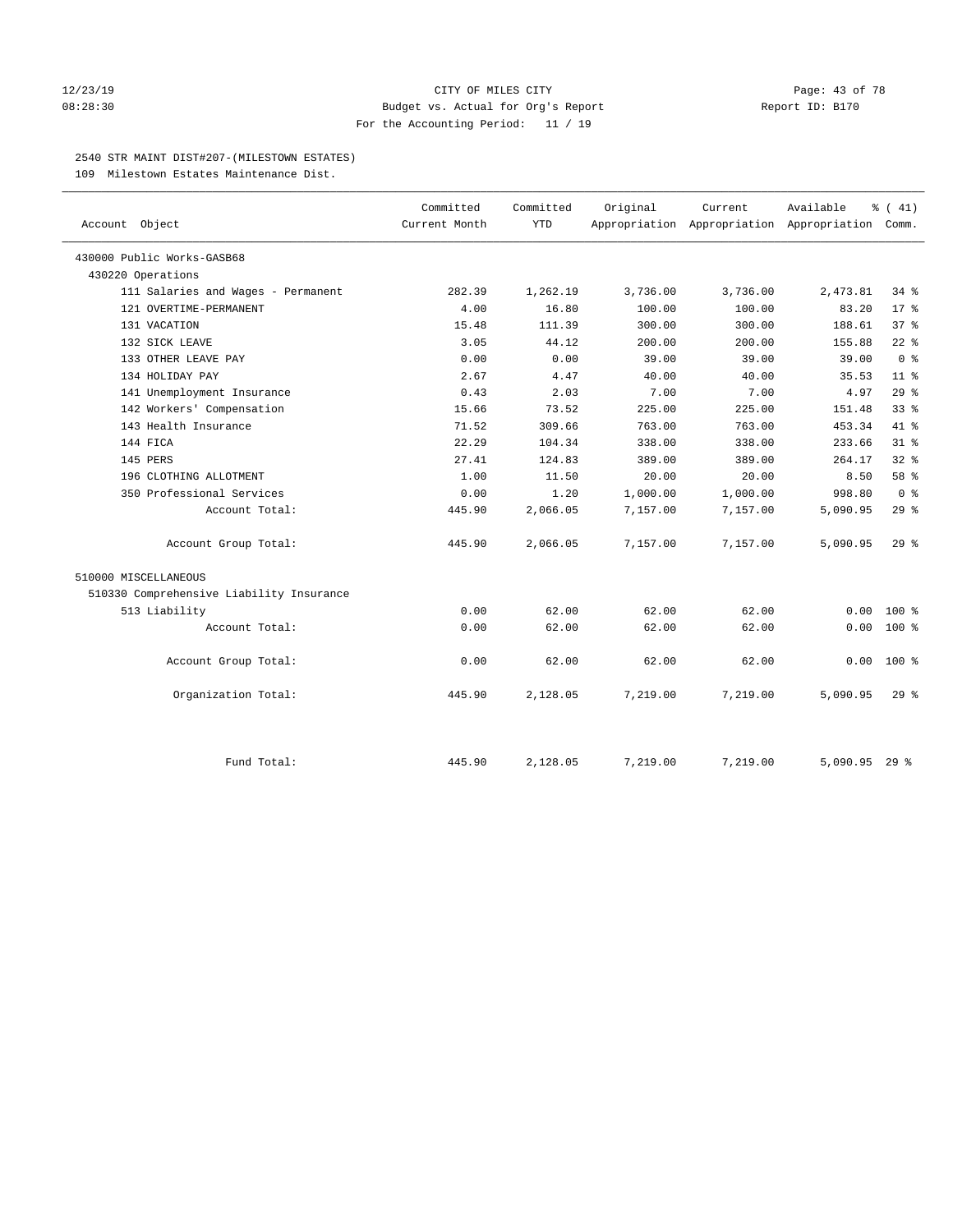CITY OF MILES CITY

Budget vs. Actual for Org's Report

For the Accounting Period: 11 / 19

12/23/19 08:28:30 Report ID: B170

2540 STR MAINT DIST#207-(MILESTOWN ESTATES)

109 Milestown Estates Maintenance Dist.

| Account Object | Committed Current Month | Committed YTD | Original Appropriation | Current Appropriation | Available Appropriation | % ( 41) Comm. |
|---|---|---|---|---|---|---|
| 430000 Public Works-GASB68 | | | | | | |
| 430220 Operations | | | | | | |
| 111 Salaries and Wages - Permanent | 282.39 | 1,262.19 | 3,736.00 | 3,736.00 | 2,473.81 | 34 % |
| 121 OVERTIME-PERMANENT | 4.00 | 16.80 | 100.00 | 100.00 | 83.20 | 17 % |
| 131 VACATION | 15.48 | 111.39 | 300.00 | 300.00 | 188.61 | 37 % |
| 132 SICK LEAVE | 3.05 | 44.12 | 200.00 | 200.00 | 155.88 | 22 % |
| 133 OTHER LEAVE PAY | 0.00 | 0.00 | 39.00 | 39.00 | 39.00 | 0 % |
| 134 HOLIDAY PAY | 2.67 | 4.47 | 40.00 | 40.00 | 35.53 | 11 % |
| 141 Unemployment Insurance | 0.43 | 2.03 | 7.00 | 7.00 | 4.97 | 29 % |
| 142 Workers' Compensation | 15.66 | 73.52 | 225.00 | 225.00 | 151.48 | 33 % |
| 143 Health Insurance | 71.52 | 309.66 | 763.00 | 763.00 | 453.34 | 41 % |
| 144 FICA | 22.29 | 104.34 | 338.00 | 338.00 | 233.66 | 31 % |
| 145 PERS | 27.41 | 124.83 | 389.00 | 389.00 | 264.17 | 32 % |
| 196 CLOTHING ALLOTMENT | 1.00 | 11.50 | 20.00 | 20.00 | 8.50 | 58 % |
| 350 Professional Services | 0.00 | 1.20 | 1,000.00 | 1,000.00 | 998.80 | 0 % |
| Account Total: | 445.90 | 2,066.05 | 7,157.00 | 7,157.00 | 5,090.95 | 29 % |
| Account Group Total: | 445.90 | 2,066.05 | 7,157.00 | 7,157.00 | 5,090.95 | 29 % |
| 510000 MISCELLANEOUS | | | | | | |
| 510330 Comprehensive Liability Insurance | | | | | | |
| 513 Liability | 0.00 | 62.00 | 62.00 | 62.00 | 0.00 | 100 % |
| Account Total: | 0.00 | 62.00 | 62.00 | 62.00 | 0.00 | 100 % |
| Account Group Total: | 0.00 | 62.00 | 62.00 | 62.00 | 0.00 | 100 % |
| Organization Total: | 445.90 | 2,128.05 | 7,219.00 | 7,219.00 | 5,090.95 | 29 % |
| Fund Total: | 445.90 | 2,128.05 | 7,219.00 | 7,219.00 | 5,090.95 | 29 % |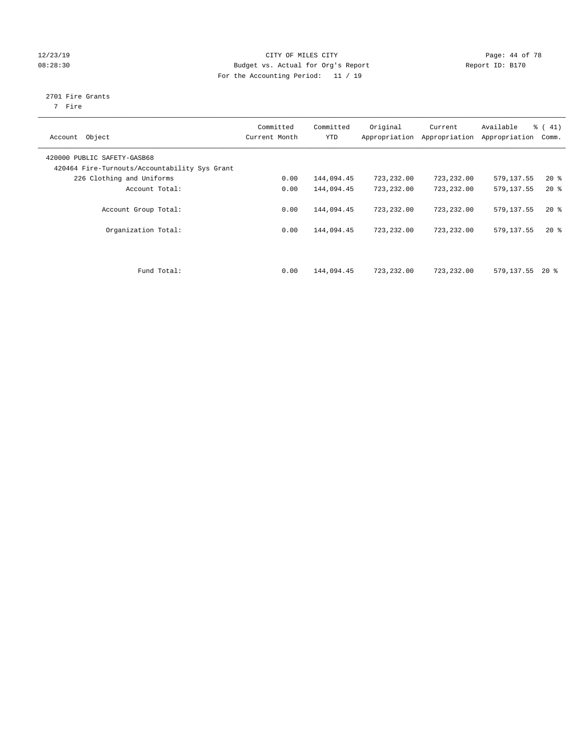CITY OF MILES CITY

Budget vs. Actual for Org's Report

For the Accounting Period: 11 / 19

12/23/19
08:28:30

Report ID: B170

2701 Fire Grants
7 Fire

| Account Object | Committed Current Month | Committed YTD | Original Appropriation | Current Appropriation | Available Appropriation | % ( 41) Comm. |
|---|---|---|---|---|---|---|
| 420000 PUBLIC SAFETY-GASB68 | | | | | | |
| 420464 Fire-Turnouts/Accountability Sys Grant | | | | | | |
| 226 Clothing and Uniforms | 0.00 | 144,094.45 | 723,232.00 | 723,232.00 | 579,137.55 | 20 % |
| Account Total: | 0.00 | 144,094.45 | 723,232.00 | 723,232.00 | 579,137.55 | 20 % |
| Account Group Total: | 0.00 | 144,094.45 | 723,232.00 | 723,232.00 | 579,137.55 | 20 % |
| Organization Total: | 0.00 | 144,094.45 | 723,232.00 | 723,232.00 | 579,137.55 | 20 % |
| Fund Total: | 0.00 | 144,094.45 | 723,232.00 | 723,232.00 | 579,137.55 | 20 % |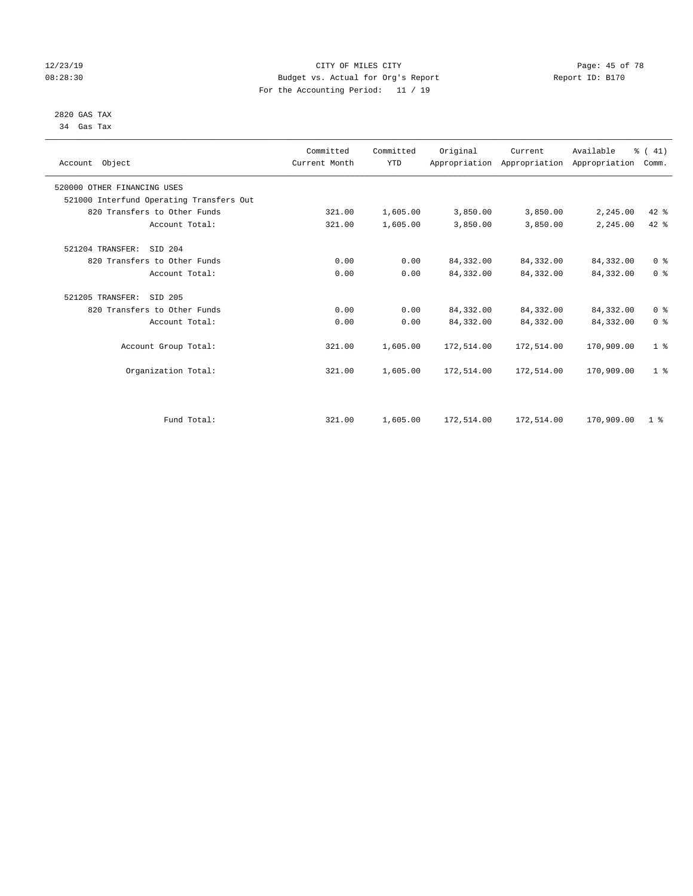CITY OF MILES CITY
Budget vs. Actual for Org's Report
For the Accounting Period: 11 / 19

12/23/19
08:28:30

Report ID: B170

2820 GAS TAX
34 Gas Tax

| Account Object | Committed Current Month | Committed YTD | Original Appropriation | Current Appropriation | Available Appropriation | % ( 41) Comm. |
|---|---|---|---|---|---|---|
| 520000 OTHER FINANCING USES | | | | | | |
| 521000 Interfund Operating Transfers Out | | | | | | |
| 820 Transfers to Other Funds | 321.00 | 1,605.00 | 3,850.00 | 3,850.00 | 2,245.00 | 42 % |
| Account Total: | 321.00 | 1,605.00 | 3,850.00 | 3,850.00 | 2,245.00 | 42 % |
| 521204 TRANSFER: SID 204 | | | | | | |
| 820 Transfers to Other Funds | 0.00 | 0.00 | 84,332.00 | 84,332.00 | 84,332.00 | 0 % |
| Account Total: | 0.00 | 0.00 | 84,332.00 | 84,332.00 | 84,332.00 | 0 % |
| 521205 TRANSFER: SID 205 | | | | | | |
| 820 Transfers to Other Funds | 0.00 | 0.00 | 84,332.00 | 84,332.00 | 84,332.00 | 0 % |
| Account Total: | 0.00 | 0.00 | 84,332.00 | 84,332.00 | 84,332.00 | 0 % |
| Account Group Total: | 321.00 | 1,605.00 | 172,514.00 | 172,514.00 | 170,909.00 | 1 % |
| Organization Total: | 321.00 | 1,605.00 | 172,514.00 | 172,514.00 | 170,909.00 | 1 % |
| Fund Total: | 321.00 | 1,605.00 | 172,514.00 | 172,514.00 | 170,909.00 | 1 % |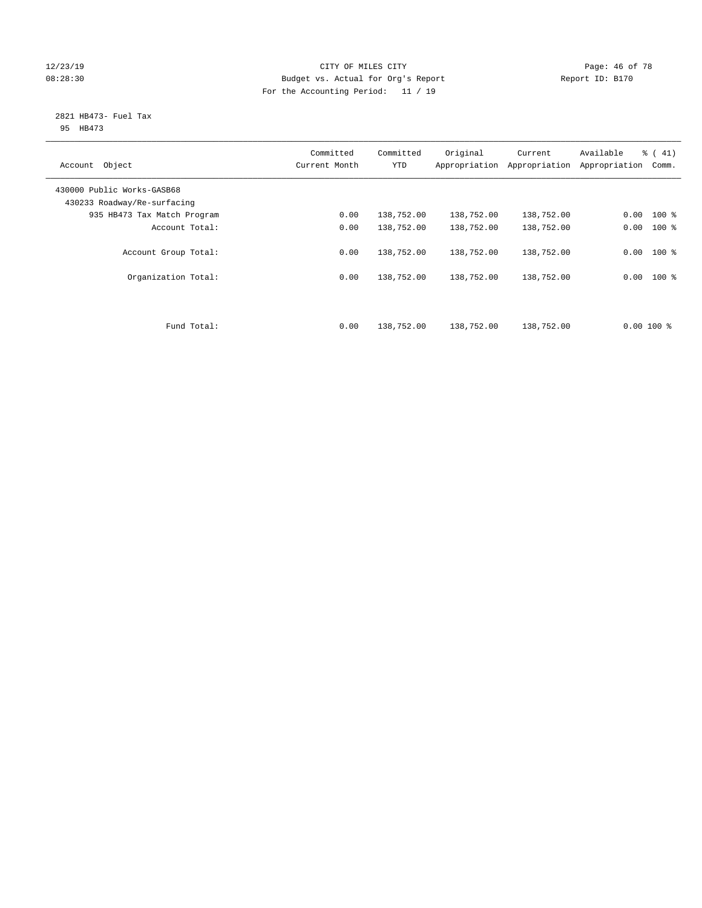CITY OF MILES CITY
Budget vs. Actual for Org's Report
For the Accounting Period: 11 / 19

12/23/19
08:28:30

Report ID: B170

2821 HB473- Fuel Tax
95 HB473

| Account Object | Committed Current Month | Committed YTD | Original Appropriation | Current Appropriation | Available Appropriation | % ( 41) Comm. |
|---|---|---|---|---|---|---|
| 430000 Public Works-GASB68 | | | | | | |
| 430233 Roadway/Re-surfacing | | | | | | |
| 935 HB473 Tax Match Program | 0.00 | 138,752.00 | 138,752.00 | 138,752.00 | 0.00 | 100 % |
| Account Total: | 0.00 | 138,752.00 | 138,752.00 | 138,752.00 | 0.00 | 100 % |
| Account Group Total: | 0.00 | 138,752.00 | 138,752.00 | 138,752.00 | 0.00 | 100 % |
| Organization Total: | 0.00 | 138,752.00 | 138,752.00 | 138,752.00 | 0.00 | 100 % |
| Fund Total: | 0.00 | 138,752.00 | 138,752.00 | 138,752.00 | 0.00 | 100 % |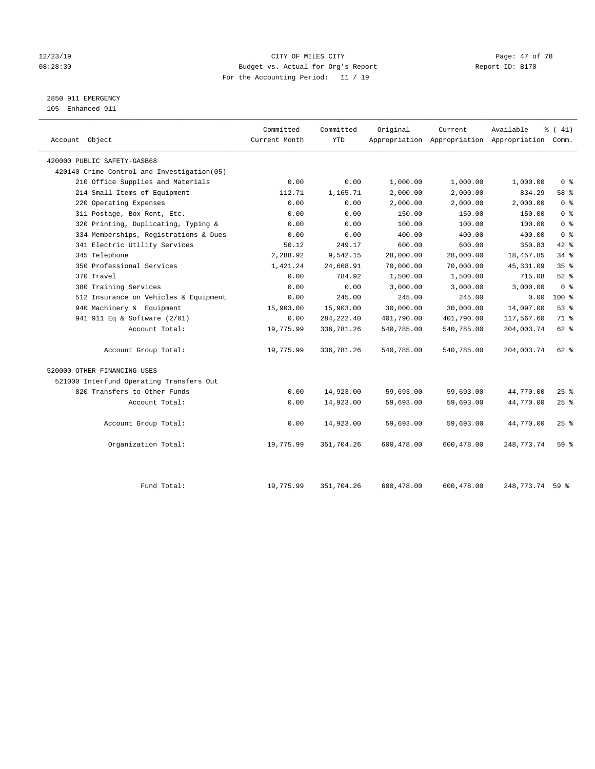CITY OF MILES CITY
Budget vs. Actual for Org's Report
For the Accounting Period: 11 / 19

12/23/19
08:28:30

Report ID: B170

2850 911 EMERGENCY
105 Enhanced 911

| Account Object | Committed Current Month | Committed YTD | Original Appropriation | Current Appropriation | Available Appropriation | % ( 41) Comm. |
|---|---|---|---|---|---|---|
| 420000 PUBLIC SAFETY-GASB68 | | | | | | |
| 420140 Crime Control and Investigation(05) | | | | | | |
| 210 Office Supplies and Materials | 0.00 | 0.00 | 1,000.00 | 1,000.00 | 1,000.00 | 0 % |
| 214 Small Items of Equipment | 112.71 | 1,165.71 | 2,000.00 | 2,000.00 | 834.29 | 58 % |
| 220 Operating Expenses | 0.00 | 0.00 | 2,000.00 | 2,000.00 | 2,000.00 | 0 % |
| 311 Postage, Box Rent, Etc. | 0.00 | 0.00 | 150.00 | 150.00 | 150.00 | 0 % |
| 320 Printing, Duplicating, Typing & | 0.00 | 0.00 | 100.00 | 100.00 | 100.00 | 0 % |
| 334 Memberships, Registrations & Dues | 0.00 | 0.00 | 400.00 | 400.00 | 400.00 | 0 % |
| 341 Electric Utility Services | 50.12 | 249.17 | 600.00 | 600.00 | 350.83 | 42 % |
| 345 Telephone | 2,288.92 | 9,542.15 | 28,000.00 | 28,000.00 | 18,457.85 | 34 % |
| 350 Professional Services | 1,421.24 | 24,668.91 | 70,000.00 | 70,000.00 | 45,331.09 | 35 % |
| 370 Travel | 0.00 | 784.92 | 1,500.00 | 1,500.00 | 715.08 | 52 % |
| 380 Training Services | 0.00 | 0.00 | 3,000.00 | 3,000.00 | 3,000.00 | 0 % |
| 512 Insurance on Vehicles & Equipment | 0.00 | 245.00 | 245.00 | 245.00 | 0.00 | 100 % |
| 940 Machinery & Equipment | 15,903.00 | 15,903.00 | 30,000.00 | 30,000.00 | 14,097.00 | 53 % |
| 941 911 Eq & Software (2/01) | 0.00 | 284,222.40 | 401,790.00 | 401,790.00 | 117,567.60 | 71 % |
| Account Total: | 19,775.99 | 336,781.26 | 540,785.00 | 540,785.00 | 204,003.74 | 62 % |
| Account Group Total: | 19,775.99 | 336,781.26 | 540,785.00 | 540,785.00 | 204,003.74 | 62 % |
| 520000 OTHER FINANCING USES | | | | | | |
| 521000 Interfund Operating Transfers Out | | | | | | |
| 820 Transfers to Other Funds | 0.00 | 14,923.00 | 59,693.00 | 59,693.00 | 44,770.00 | 25 % |
| Account Total: | 0.00 | 14,923.00 | 59,693.00 | 59,693.00 | 44,770.00 | 25 % |
| Account Group Total: | 0.00 | 14,923.00 | 59,693.00 | 59,693.00 | 44,770.00 | 25 % |
| Organization Total: | 19,775.99 | 351,704.26 | 600,478.00 | 600,478.00 | 248,773.74 | 59 % |
| Fund Total: | 19,775.99 | 351,704.26 | 600,478.00 | 600,478.00 | 248,773.74 | 59 % |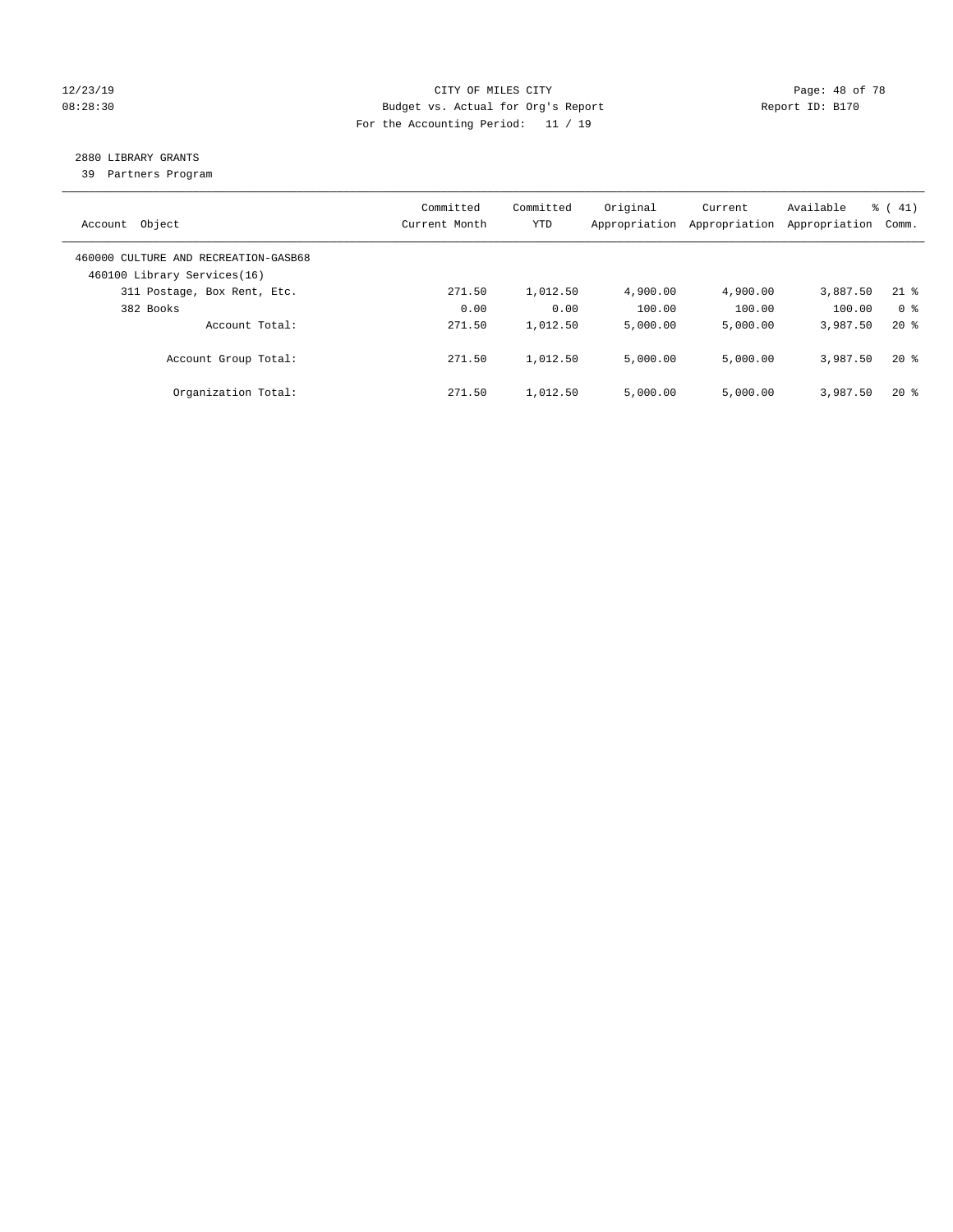CITY OF MILES CITY
Budget vs. Actual for Org's Report
For the Accounting Period: 11 / 19

12/23/19
08:28:30

Report ID: B170

## 2880 LIBRARY GRANTS

39 Partners Program

| Account Object | Committed Current Month | Committed YTD | Original Appropriation | Current Appropriation | Available Appropriation | % ( 41) Comm. |
|---|---|---|---|---|---|---|
| 460000 CULTURE AND RECREATION-GASB68 | | | | | | |
| 460100 Library Services(16) | | | | | | |
| 311 Postage, Box Rent, Etc. | 271.50 | 1,012.50 | 4,900.00 | 4,900.00 | 3,887.50 | 21 % |
| 382 Books | 0.00 | 0.00 | 100.00 | 100.00 | 100.00 | 0 % |
| Account Total: | 271.50 | 1,012.50 | 5,000.00 | 5,000.00 | 3,987.50 | 20 % |
| Account Group Total: | 271.50 | 1,012.50 | 5,000.00 | 5,000.00 | 3,987.50 | 20 % |
| Organization Total: | 271.50 | 1,012.50 | 5,000.00 | 5,000.00 | 3,987.50 | 20 % |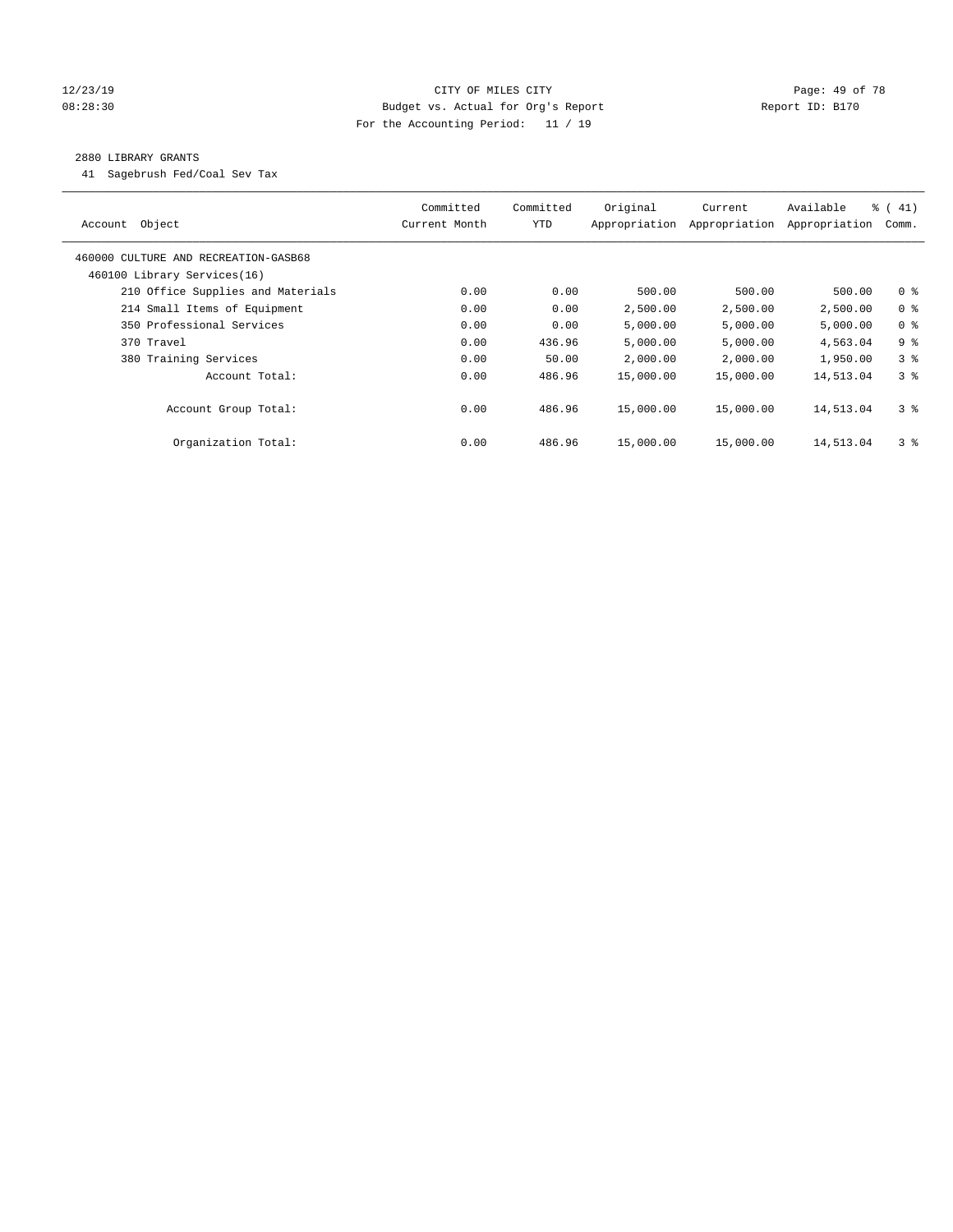CITY OF MILES CITY
Budget vs. Actual for Org's Report
For the Accounting Period: 11 / 19

12/23/19
08:28:30

Report ID: B170

## 2880 LIBRARY GRANTS

41 Sagebrush Fed/Coal Sev Tax

| Account Object | Committed Current Month | Committed YTD | Original Appropriation | Current Appropriation | Available Appropriation | % ( 41) Comm. |
|---|---|---|---|---|---|---|
| 460000 CULTURE AND RECREATION-GASB68 | | | | | | |
| 460100 Library Services(16) | | | | | | |
| 210 Office Supplies and Materials | 0.00 | 0.00 | 500.00 | 500.00 | 500.00 | 0 % |
| 214 Small Items of Equipment | 0.00 | 0.00 | 2,500.00 | 2,500.00 | 2,500.00 | 0 % |
| 350 Professional Services | 0.00 | 0.00 | 5,000.00 | 5,000.00 | 5,000.00 | 0 % |
| 370 Travel | 0.00 | 436.96 | 5,000.00 | 5,000.00 | 4,563.04 | 9 % |
| 380 Training Services | 0.00 | 50.00 | 2,000.00 | 2,000.00 | 1,950.00 | 3 % |
| Account Total: | 0.00 | 486.96 | 15,000.00 | 15,000.00 | 14,513.04 | 3 % |
| Account Group Total: | 0.00 | 486.96 | 15,000.00 | 15,000.00 | 14,513.04 | 3 % |
| Organization Total: | 0.00 | 486.96 | 15,000.00 | 15,000.00 | 14,513.04 | 3 % |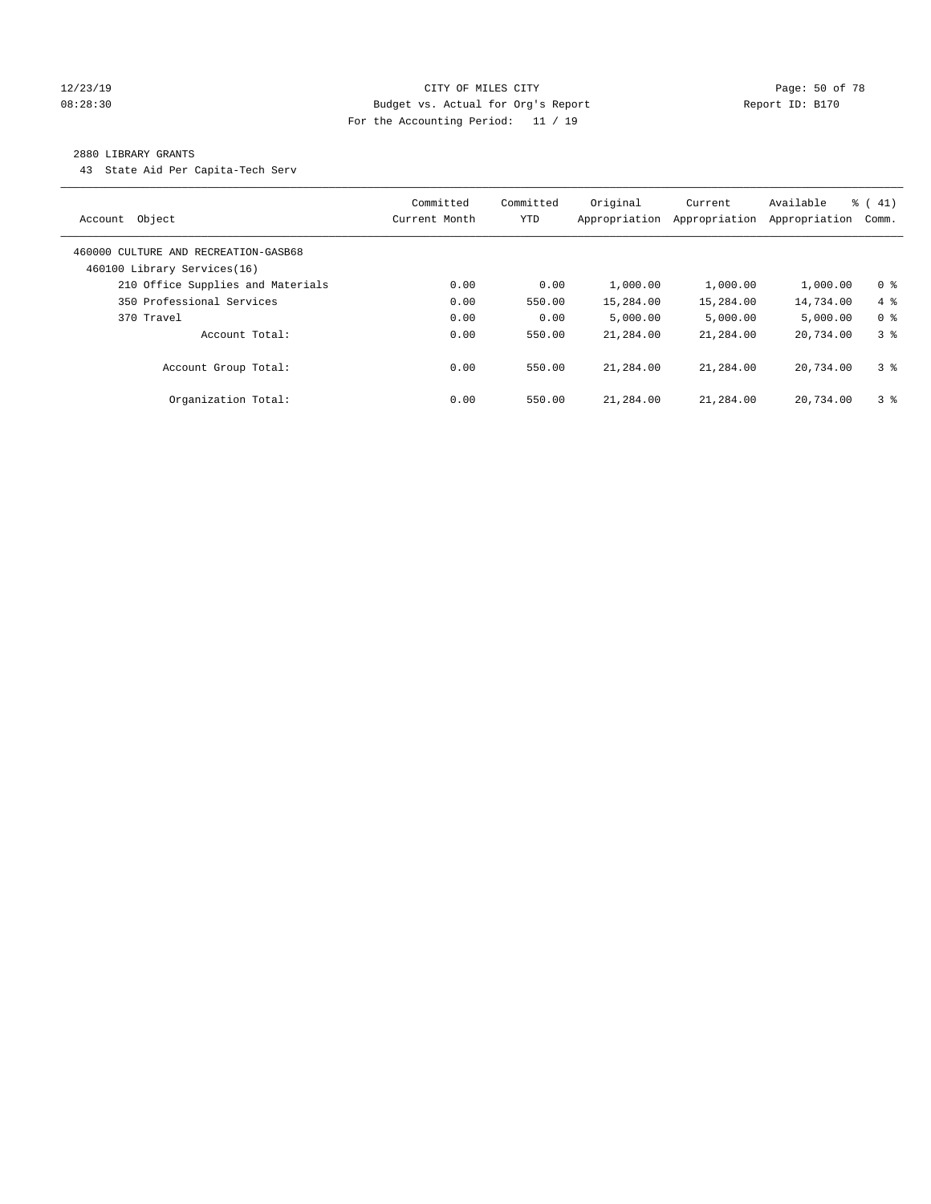CITY OF MILES CITY

Budget vs. Actual for Org's Report

For the Accounting Period: 11 / 19

2880 LIBRARY GRANTS

43 State Aid Per Capita-Tech Serv

| Account Object | Committed Current Month | Committed YTD | Original Appropriation | Current Appropriation | Available Appropriation | % ( 41) Comm. |
|---|---|---|---|---|---|---|
| 460000 CULTURE AND RECREATION-GASB68 | | | | | | |
| 460100 Library Services(16) | | | | | | |
| 210 Office Supplies and Materials | 0.00 | 0.00 | 1,000.00 | 1,000.00 | 1,000.00 | 0 % |
| 350 Professional Services | 0.00 | 550.00 | 15,284.00 | 15,284.00 | 14,734.00 | 4 % |
| 370 Travel | 0.00 | 0.00 | 5,000.00 | 5,000.00 | 5,000.00 | 0 % |
| Account Total: | 0.00 | 550.00 | 21,284.00 | 21,284.00 | 20,734.00 | 3 % |
| Account Group Total: | 0.00 | 550.00 | 21,284.00 | 21,284.00 | 20,734.00 | 3 % |
| Organization Total: | 0.00 | 550.00 | 21,284.00 | 21,284.00 | 20,734.00 | 3 % |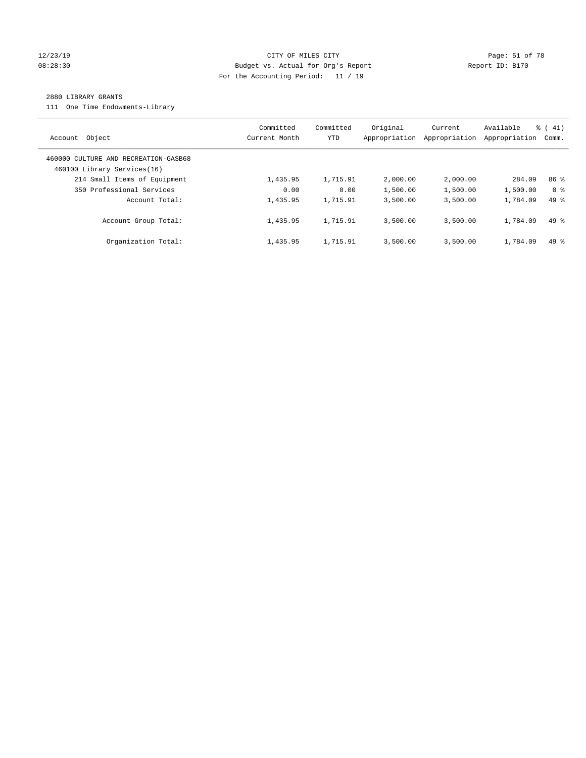12/23/19 CITY OF MILES CITY

08:28:30 Budget vs. Actual for Org's Report Report ID: B170

For the Accounting Period: 11 / 19

2880 LIBRARY GRANTS

111 One Time Endowments-Library

| Account Object | Committed Current Month | Committed YTD | Original Appropriation | Current Appropriation | Available Appropriation | % ( 41) Comm. |
|---|---|---|---|---|---|---|
| 460000 CULTURE AND RECREATION-GASB68 | | | | | | |
| 460100 Library Services(16) | | | | | | |
| 214 Small Items of Equipment | 1,435.95 | 1,715.91 | 2,000.00 | 2,000.00 | 284.09 | 86 % |
| 350 Professional Services | 0.00 | 0.00 | 1,500.00 | 1,500.00 | 1,500.00 | 0 % |
| Account Total: | 1,435.95 | 1,715.91 | 3,500.00 | 3,500.00 | 1,784.09 | 49 % |
| Account Group Total: | 1,435.95 | 1,715.91 | 3,500.00 | 3,500.00 | 1,784.09 | 49 % |
| Organization Total: | 1,435.95 | 1,715.91 | 3,500.00 | 3,500.00 | 1,784.09 | 49 % |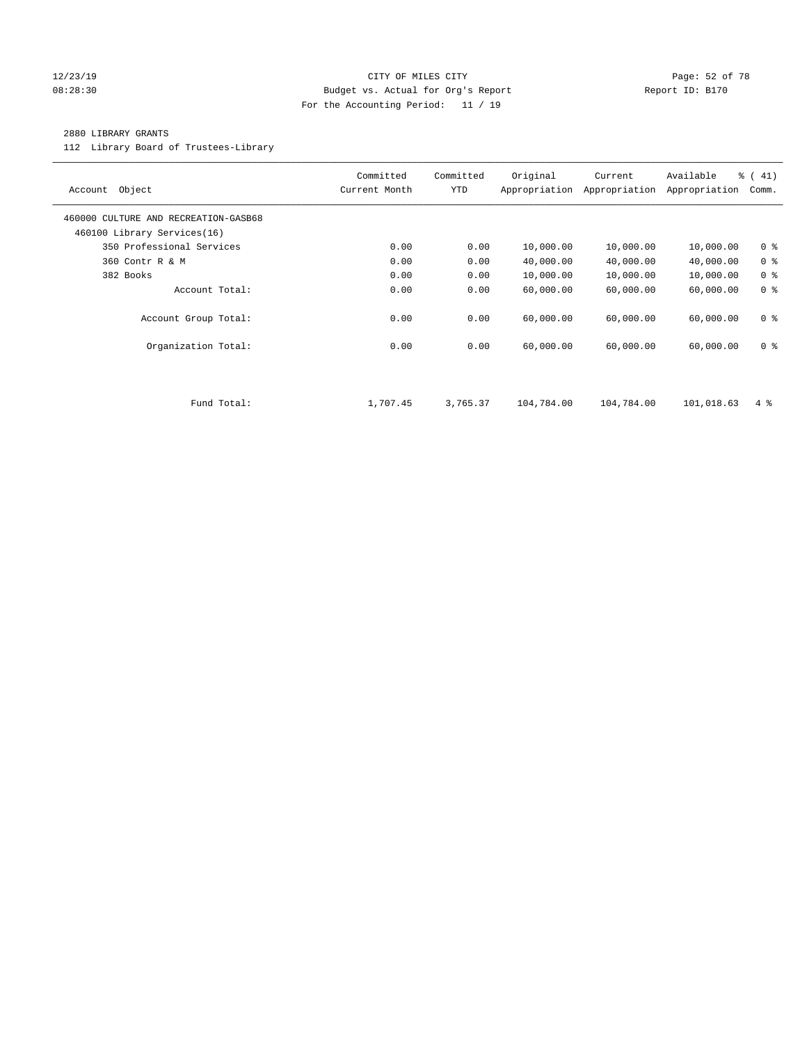CITY OF MILES CITY
Budget vs. Actual for Org's Report
For the Accounting Period: 11 / 19

12/23/19
08:28:30

Report ID: B170

## 2880 LIBRARY GRANTS

112 Library Board of Trustees-Library

| Account Object | Committed Current Month | Committed YTD | Original Appropriation | Current Appropriation | Available Appropriation | % ( 41) Comm. |
|---|---|---|---|---|---|---|
| 460000 CULTURE AND RECREATION-GASB68 | | | | | | |
| 460100 Library Services(16) | | | | | | |
| 350 Professional Services | 0.00 | 0.00 | 10,000.00 | 10,000.00 | 10,000.00 | 0 % |
| 360 Contr R & M | 0.00 | 0.00 | 40,000.00 | 40,000.00 | 40,000.00 | 0 % |
| 382 Books | 0.00 | 0.00 | 10,000.00 | 10,000.00 | 10,000.00 | 0 % |
| Account Total: | 0.00 | 0.00 | 60,000.00 | 60,000.00 | 60,000.00 | 0 % |
| Account Group Total: | 0.00 | 0.00 | 60,000.00 | 60,000.00 | 60,000.00 | 0 % |
| Organization Total: | 0.00 | 0.00 | 60,000.00 | 60,000.00 | 60,000.00 | 0 % |
| Fund Total: | 1,707.45 | 3,765.37 | 104,784.00 | 104,784.00 | 101,018.63 | 4 % |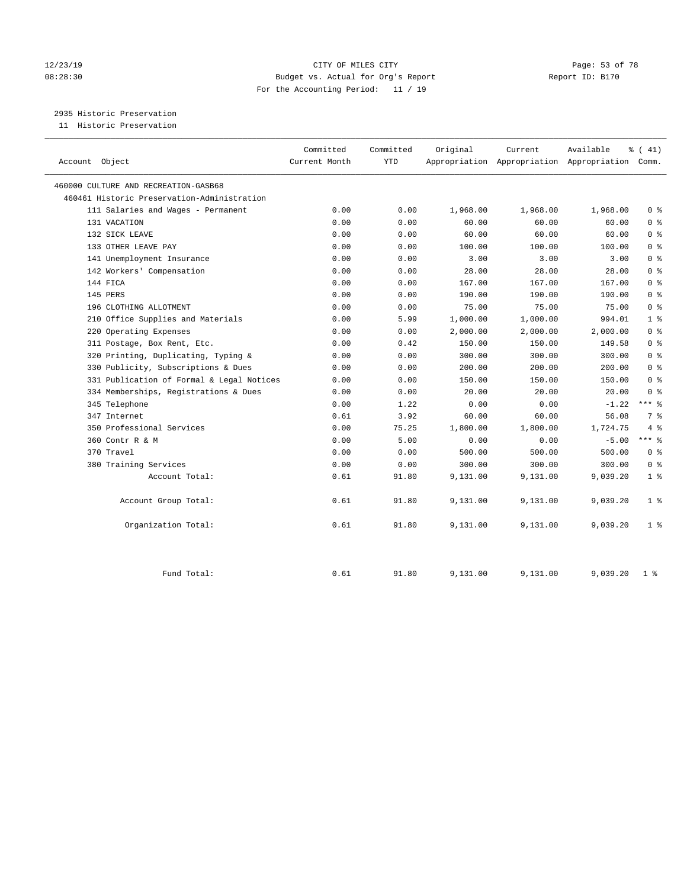CITY OF MILES CITY
Budget vs. Actual for Org's Report
For the Accounting Period: 11 / 19

## 2935 Historic Preservation

11 Historic Preservation

| Account Object | Committed Current Month | Committed YTD | Original Appropriation | Current Appropriation | Available Appropriation | % ( 41) Comm. |
|---|---|---|---|---|---|---|
| 460000 CULTURE AND RECREATION-GASB68 | | | | | | |
| 460461 Historic Preservation-Administration | | | | | | |
| 111 Salaries and Wages - Permanent | 0.00 | 0.00 | 1,968.00 | 1,968.00 | 1,968.00 | 0 % |
| 131 VACATION | 0.00 | 0.00 | 60.00 | 60.00 | 60.00 | 0 % |
| 132 SICK LEAVE | 0.00 | 0.00 | 60.00 | 60.00 | 60.00 | 0 % |
| 133 OTHER LEAVE PAY | 0.00 | 0.00 | 100.00 | 100.00 | 100.00 | 0 % |
| 141 Unemployment Insurance | 0.00 | 0.00 | 3.00 | 3.00 | 3.00 | 0 % |
| 142 Workers' Compensation | 0.00 | 0.00 | 28.00 | 28.00 | 28.00 | 0 % |
| 144 FICA | 0.00 | 0.00 | 167.00 | 167.00 | 167.00 | 0 % |
| 145 PERS | 0.00 | 0.00 | 190.00 | 190.00 | 190.00 | 0 % |
| 196 CLOTHING ALLOTMENT | 0.00 | 0.00 | 75.00 | 75.00 | 75.00 | 0 % |
| 210 Office Supplies and Materials | 0.00 | 5.99 | 1,000.00 | 1,000.00 | 994.01 | 1 % |
| 220 Operating Expenses | 0.00 | 0.00 | 2,000.00 | 2,000.00 | 2,000.00 | 0 % |
| 311 Postage, Box Rent, Etc. | 0.00 | 0.42 | 150.00 | 150.00 | 149.58 | 0 % |
| 320 Printing, Duplicating, Typing & | 0.00 | 0.00 | 300.00 | 300.00 | 300.00 | 0 % |
| 330 Publicity, Subscriptions & Dues | 0.00 | 0.00 | 200.00 | 200.00 | 200.00 | 0 % |
| 331 Publication of Formal & Legal Notices | 0.00 | 0.00 | 150.00 | 150.00 | 150.00 | 0 % |
| 334 Memberships, Registrations & Dues | 0.00 | 0.00 | 20.00 | 20.00 | 20.00 | 0 % |
| 345 Telephone | 0.00 | 1.22 | 0.00 | 0.00 | -1.22 | *** % |
| 347 Internet | 0.61 | 3.92 | 60.00 | 60.00 | 56.08 | 7 % |
| 350 Professional Services | 0.00 | 75.25 | 1,800.00 | 1,800.00 | 1,724.75 | 4 % |
| 360 Contr R & M | 0.00 | 5.00 | 0.00 | 0.00 | -5.00 | *** % |
| 370 Travel | 0.00 | 0.00 | 500.00 | 500.00 | 500.00 | 0 % |
| 380 Training Services | 0.00 | 0.00 | 300.00 | 300.00 | 300.00 | 0 % |
| Account Total: | 0.61 | 91.80 | 9,131.00 | 9,131.00 | 9,039.20 | 1 % |
| Account Group Total: | 0.61 | 91.80 | 9,131.00 | 9,131.00 | 9,039.20 | 1 % |
| Organization Total: | 0.61 | 91.80 | 9,131.00 | 9,131.00 | 9,039.20 | 1 % |
| Fund Total: | 0.61 | 91.80 | 9,131.00 | 9,131.00 | 9,039.20 | 1 % |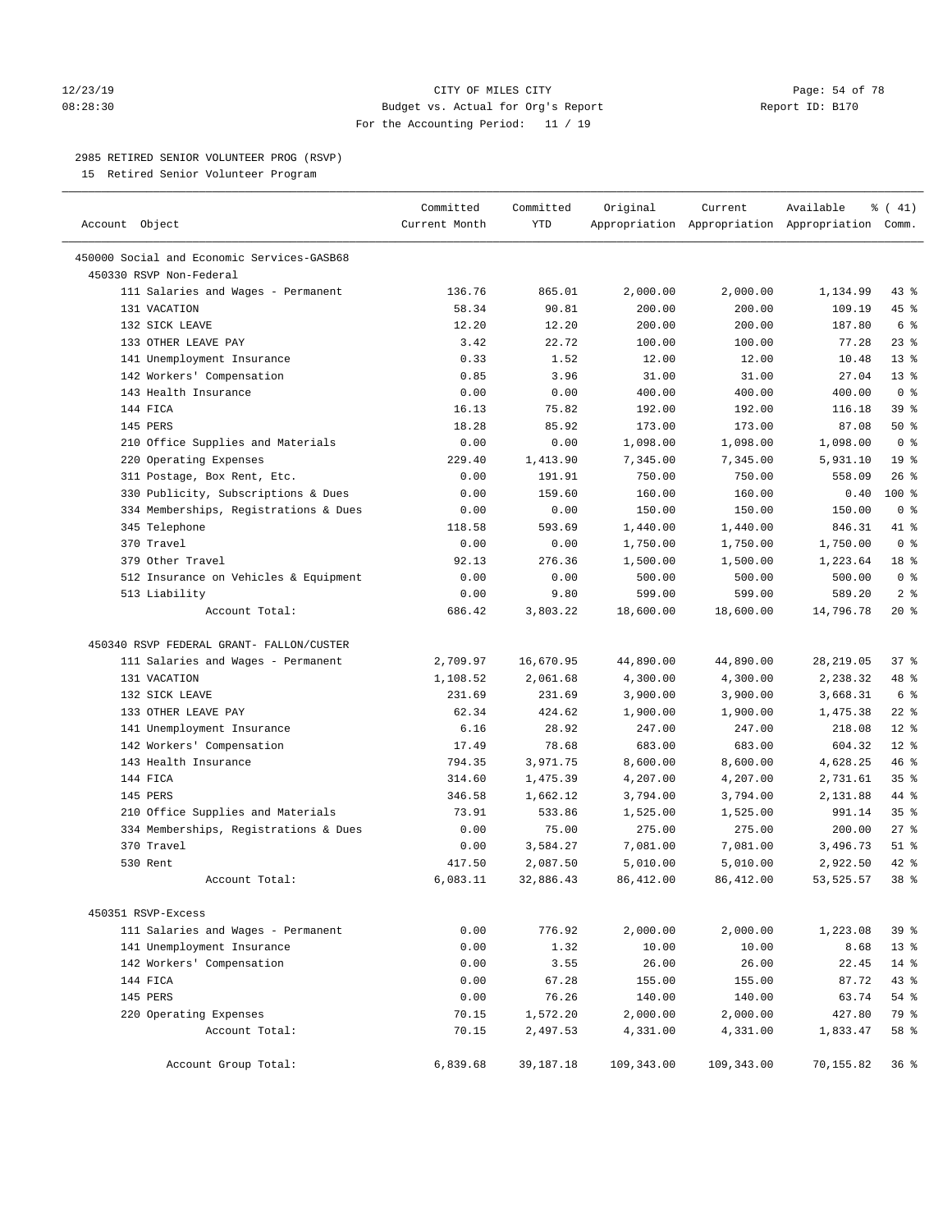CITY OF MILES CITY
Budget vs. Actual for Org's Report
For the Accounting Period: 11 / 19

12/23/19 08:28:30 — Report ID: B170

## 2985 RETIRED SENIOR VOLUNTEER PROG (RSVP)

15 Retired Senior Volunteer Program

| Account Object | Committed Current Month | Committed YTD | Original Appropriation | Current Appropriation | Available Appropriation | % ( 41) Comm. |
|---|---|---|---|---|---|---|
| 450000 Social and Economic Services-GASB68 | | | | | | |
| 450330 RSVP Non-Federal | | | | | | |
| 111 Salaries and Wages - Permanent | 136.76 | 865.01 | 2,000.00 | 2,000.00 | 1,134.99 | 43 % |
| 131 VACATION | 58.34 | 90.81 | 200.00 | 200.00 | 109.19 | 45 % |
| 132 SICK LEAVE | 12.20 | 12.20 | 200.00 | 200.00 | 187.80 | 6 % |
| 133 OTHER LEAVE PAY | 3.42 | 22.72 | 100.00 | 100.00 | 77.28 | 23 % |
| 141 Unemployment Insurance | 0.33 | 1.52 | 12.00 | 12.00 | 10.48 | 13 % |
| 142 Workers' Compensation | 0.85 | 3.96 | 31.00 | 31.00 | 27.04 | 13 % |
| 143 Health Insurance | 0.00 | 0.00 | 400.00 | 400.00 | 400.00 | 0 % |
| 144 FICA | 16.13 | 75.82 | 192.00 | 192.00 | 116.18 | 39 % |
| 145 PERS | 18.28 | 85.92 | 173.00 | 173.00 | 87.08 | 50 % |
| 210 Office Supplies and Materials | 0.00 | 0.00 | 1,098.00 | 1,098.00 | 1,098.00 | 0 % |
| 220 Operating Expenses | 229.40 | 1,413.90 | 7,345.00 | 7,345.00 | 5,931.10 | 19 % |
| 311 Postage, Box Rent, Etc. | 0.00 | 191.91 | 750.00 | 750.00 | 558.09 | 26 % |
| 330 Publicity, Subscriptions & Dues | 0.00 | 159.60 | 160.00 | 160.00 | 0.40 | 100 % |
| 334 Memberships, Registrations & Dues | 0.00 | 0.00 | 150.00 | 150.00 | 150.00 | 0 % |
| 345 Telephone | 118.58 | 593.69 | 1,440.00 | 1,440.00 | 846.31 | 41 % |
| 370 Travel | 0.00 | 0.00 | 1,750.00 | 1,750.00 | 1,750.00 | 0 % |
| 379 Other Travel | 92.13 | 276.36 | 1,500.00 | 1,500.00 | 1,223.64 | 18 % |
| 512 Insurance on Vehicles & Equipment | 0.00 | 0.00 | 500.00 | 500.00 | 500.00 | 0 % |
| 513 Liability | 0.00 | 9.80 | 599.00 | 599.00 | 589.20 | 2 % |
| Account Total: | 686.42 | 3,803.22 | 18,600.00 | 18,600.00 | 14,796.78 | 20 % |
| 450340 RSVP FEDERAL GRANT- FALLON/CUSTER | | | | | | |
| 111 Salaries and Wages - Permanent | 2,709.97 | 16,670.95 | 44,890.00 | 44,890.00 | 28,219.05 | 37 % |
| 131 VACATION | 1,108.52 | 2,061.68 | 4,300.00 | 4,300.00 | 2,238.32 | 48 % |
| 132 SICK LEAVE | 231.69 | 231.69 | 3,900.00 | 3,900.00 | 3,668.31 | 6 % |
| 133 OTHER LEAVE PAY | 62.34 | 424.62 | 1,900.00 | 1,900.00 | 1,475.38 | 22 % |
| 141 Unemployment Insurance | 6.16 | 28.92 | 247.00 | 247.00 | 218.08 | 12 % |
| 142 Workers' Compensation | 17.49 | 78.68 | 683.00 | 683.00 | 604.32 | 12 % |
| 143 Health Insurance | 794.35 | 3,971.75 | 8,600.00 | 8,600.00 | 4,628.25 | 46 % |
| 144 FICA | 314.60 | 1,475.39 | 4,207.00 | 4,207.00 | 2,731.61 | 35 % |
| 145 PERS | 346.58 | 1,662.12 | 3,794.00 | 3,794.00 | 2,131.88 | 44 % |
| 210 Office Supplies and Materials | 73.91 | 533.86 | 1,525.00 | 1,525.00 | 991.14 | 35 % |
| 334 Memberships, Registrations & Dues | 0.00 | 75.00 | 275.00 | 275.00 | 200.00 | 27 % |
| 370 Travel | 0.00 | 3,584.27 | 7,081.00 | 7,081.00 | 3,496.73 | 51 % |
| 530 Rent | 417.50 | 2,087.50 | 5,010.00 | 5,010.00 | 2,922.50 | 42 % |
| Account Total: | 6,083.11 | 32,886.43 | 86,412.00 | 86,412.00 | 53,525.57 | 38 % |
| 450351 RSVP-Excess | | | | | | |
| 111 Salaries and Wages - Permanent | 0.00 | 776.92 | 2,000.00 | 2,000.00 | 1,223.08 | 39 % |
| 141 Unemployment Insurance | 0.00 | 1.32 | 10.00 | 10.00 | 8.68 | 13 % |
| 142 Workers' Compensation | 0.00 | 3.55 | 26.00 | 26.00 | 22.45 | 14 % |
| 144 FICA | 0.00 | 67.28 | 155.00 | 155.00 | 87.72 | 43 % |
| 145 PERS | 0.00 | 76.26 | 140.00 | 140.00 | 63.74 | 54 % |
| 220 Operating Expenses | 70.15 | 1,572.20 | 2,000.00 | 2,000.00 | 427.80 | 79 % |
| Account Total: | 70.15 | 2,497.53 | 4,331.00 | 4,331.00 | 1,833.47 | 58 % |
| Account Group Total: | 6,839.68 | 39,187.18 | 109,343.00 | 109,343.00 | 70,155.82 | 36 % |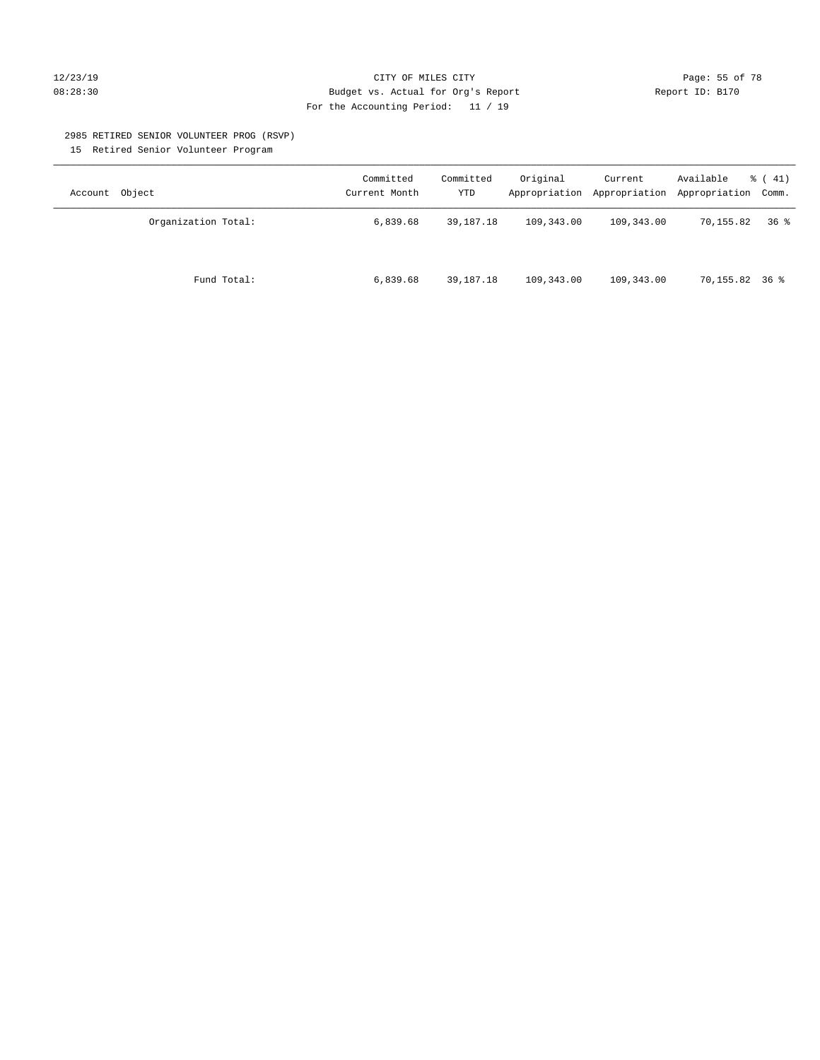CITY OF MILES CITY
Budget vs. Actual for Org's Report
For the Accounting Period: 11 / 19

12/23/19
08:28:30

Report ID: B170

2985 RETIRED SENIOR VOLUNTEER PROG (RSVP)
15 Retired Senior Volunteer Program

| Account Object | Committed Current Month | Committed YTD | Original Appropriation | Current Appropriation | Available Appropriation | % ( 41) Comm. |
|---|---|---|---|---|---|---|
| Organization Total: | 6,839.68 | 39,187.18 | 109,343.00 | 109,343.00 | 70,155.82 | 36 % |
| Fund Total: | 6,839.68 | 39,187.18 | 109,343.00 | 109,343.00 | 70,155.82 | 36 % |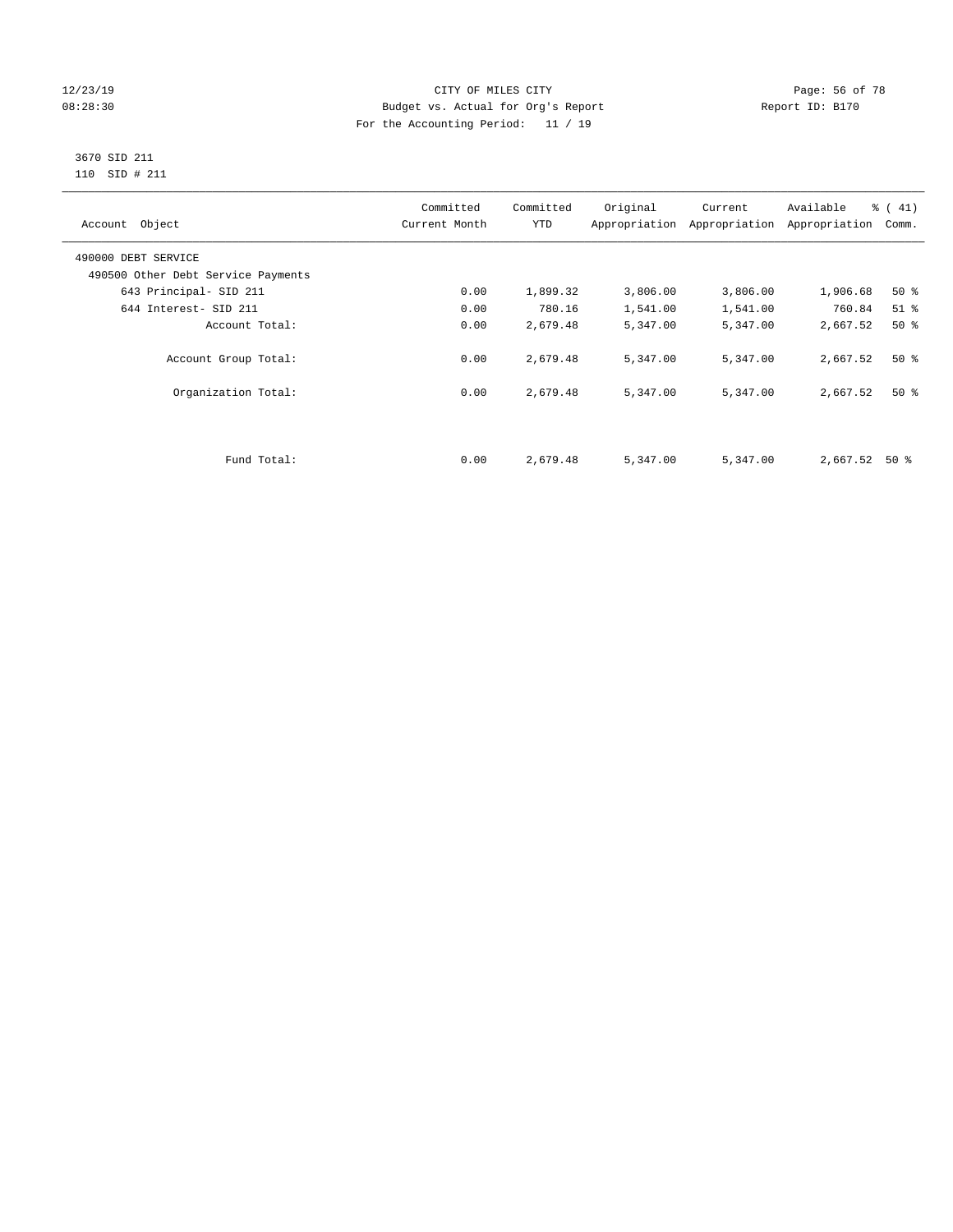CITY OF MILES CITY
Budget vs. Actual for Org's Report
For the Accounting Period: 11 / 19

3670 SID 211
110 SID # 211

| Account Object | Committed Current Month | Committed YTD | Original Appropriation | Current Appropriation | Available Appropriation | % ( 41) Comm. |
|---|---|---|---|---|---|---|
| 490000 DEBT SERVICE | | | | | | |
| 490500 Other Debt Service Payments | | | | | | |
| 643 Principal- SID 211 | 0.00 | 1,899.32 | 3,806.00 | 3,806.00 | 1,906.68 | 50 % |
| 644 Interest- SID 211 | 0.00 | 780.16 | 1,541.00 | 1,541.00 | 760.84 | 51 % |
| Account Total: | 0.00 | 2,679.48 | 5,347.00 | 5,347.00 | 2,667.52 | 50 % |
| Account Group Total: | 0.00 | 2,679.48 | 5,347.00 | 5,347.00 | 2,667.52 | 50 % |
| Organization Total: | 0.00 | 2,679.48 | 5,347.00 | 5,347.00 | 2,667.52 | 50 % |
| Fund Total: | 0.00 | 2,679.48 | 5,347.00 | 5,347.00 | 2,667.52 | 50 % |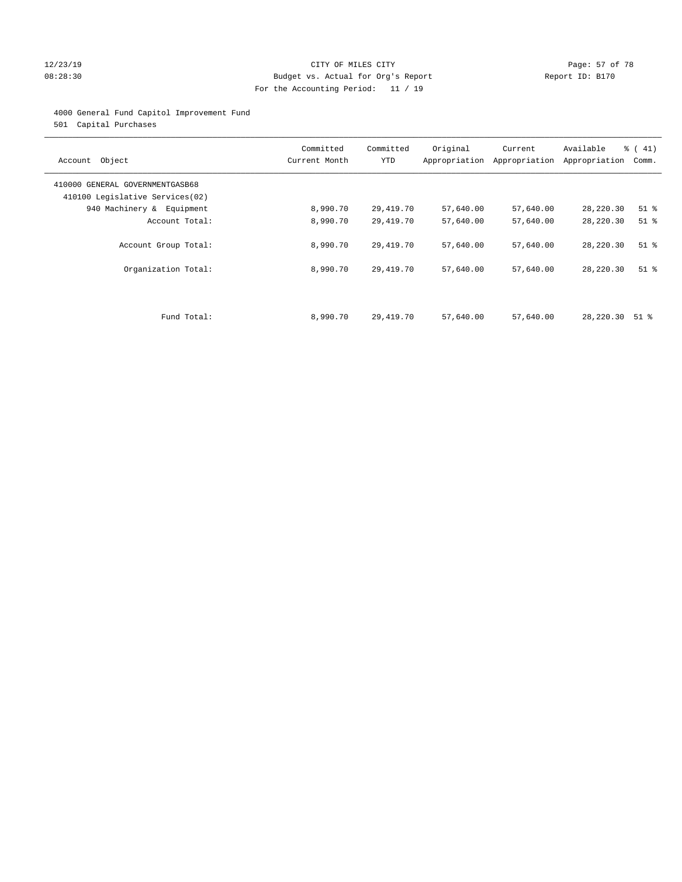CITY OF MILES CITY
Budget vs. Actual for Org's Report
For the Accounting Period: 11 / 19

12/23/19
08:28:30

Report ID: B170

4000 General Fund Capitol Improvement Fund
501 Capital Purchases

| Account Object | Committed Current Month | Committed YTD | Original Appropriation | Current Appropriation | Available Appropriation | % ( 41) Comm. |
|---|---|---|---|---|---|---|
| 410000 GENERAL GOVERNMENTGASB68 | | | | | | |
| 410100 Legislative Services(02) | | | | | | |
| 940 Machinery & Equipment | 8,990.70 | 29,419.70 | 57,640.00 | 57,640.00 | 28,220.30 | 51 % |
| Account Total: | 8,990.70 | 29,419.70 | 57,640.00 | 57,640.00 | 28,220.30 | 51 % |
| Account Group Total: | 8,990.70 | 29,419.70 | 57,640.00 | 57,640.00 | 28,220.30 | 51 % |
| Organization Total: | 8,990.70 | 29,419.70 | 57,640.00 | 57,640.00 | 28,220.30 | 51 % |
| Fund Total: | 8,990.70 | 29,419.70 | 57,640.00 | 57,640.00 | 28,220.30 | 51 % |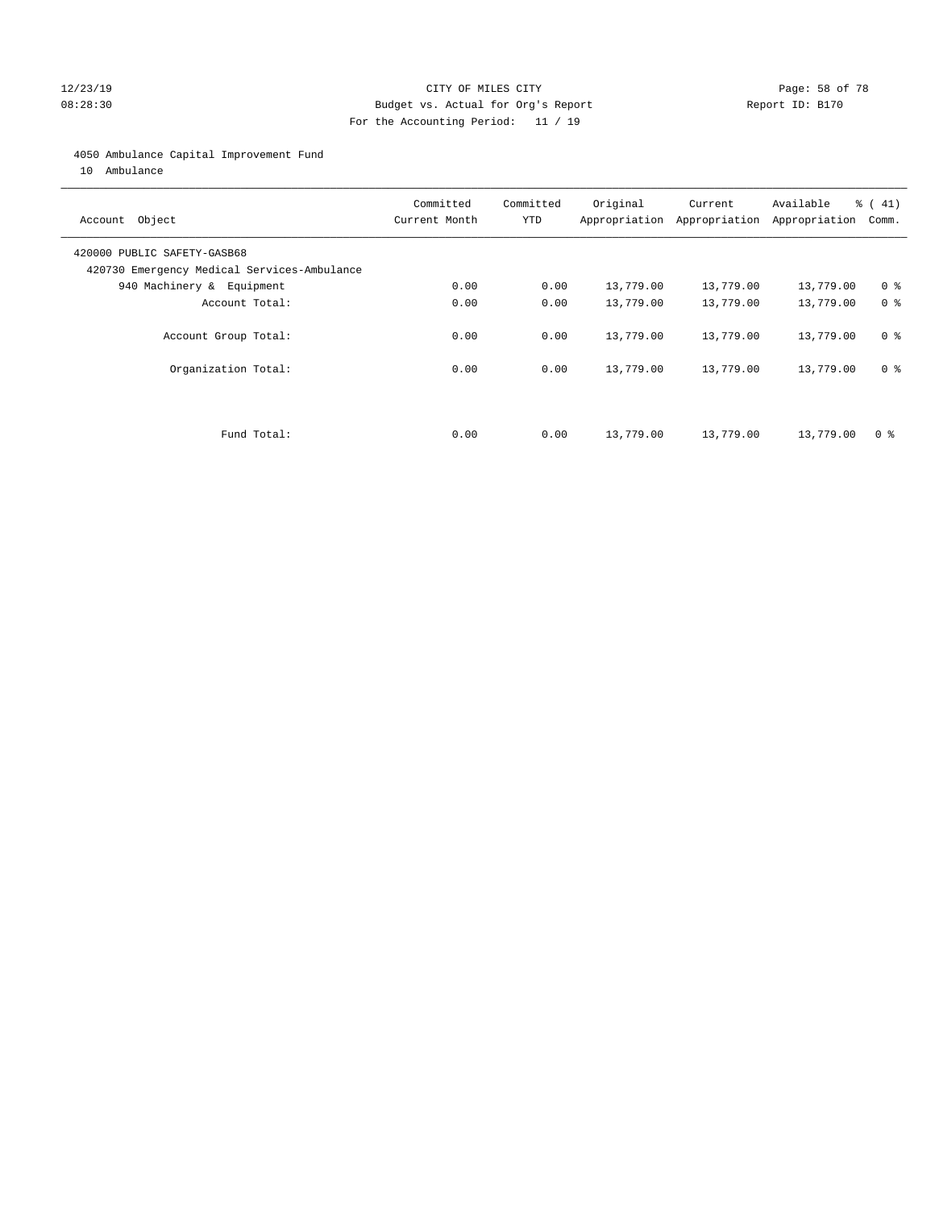CITY OF MILES CITY
Budget vs. Actual for Org's Report
For the Accounting Period: 11 / 19

12/23/19
08:28:30

Report ID: B170

4050 Ambulance Capital Improvement Fund
10 Ambulance

| Account Object | Committed Current Month | Committed YTD | Original Appropriation | Current Appropriation | Available Appropriation | % ( 41) Comm. |
|---|---|---|---|---|---|---|
| 420000 PUBLIC SAFETY-GASB68 | | | | | | |
| 420730 Emergency Medical Services-Ambulance | | | | | | |
| 940 Machinery & Equipment | 0.00 | 0.00 | 13,779.00 | 13,779.00 | 13,779.00 | 0 % |
| Account Total: | 0.00 | 0.00 | 13,779.00 | 13,779.00 | 13,779.00 | 0 % |
| Account Group Total: | 0.00 | 0.00 | 13,779.00 | 13,779.00 | 13,779.00 | 0 % |
| Organization Total: | 0.00 | 0.00 | 13,779.00 | 13,779.00 | 13,779.00 | 0 % |
| Fund Total: | 0.00 | 0.00 | 13,779.00 | 13,779.00 | 13,779.00 | 0 % |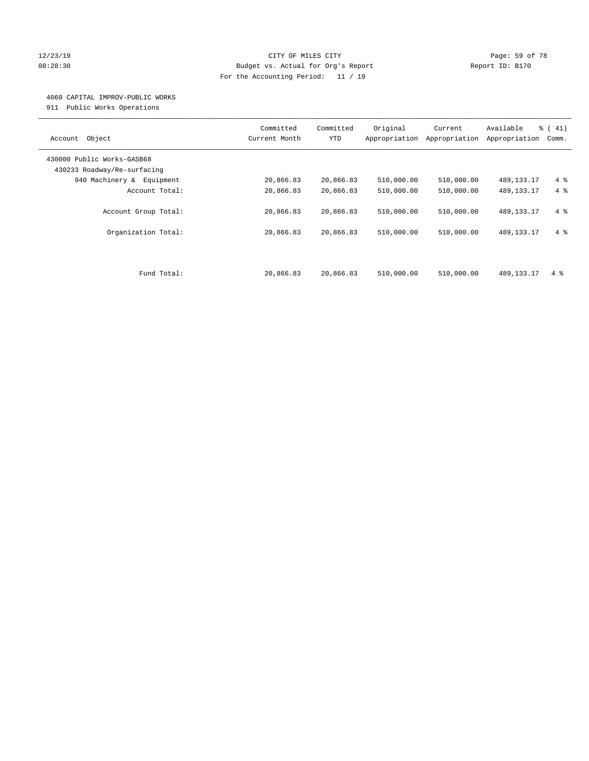# CITY OF MILES CITY

Budget vs. Actual for Org's Report

For the Accounting Period: 11 / 19

12/23/19 08:28:30 — Report ID: B170

## 4060 CAPITAL IMPROV-PUBLIC WORKS

911 Public Works Operations

| Account Object | Committed Current Month | Committed YTD | Original Appropriation | Current Appropriation | Available Appropriation | % ( 41) Comm. |
|---|---|---|---|---|---|---|
| 430000 Public Works-GASB68 | | | | | | |
| 430233 Roadway/Re-surfacing | | | | | | |
| 940 Machinery & Equipment | 20,866.83 | 20,866.83 | 510,000.00 | 510,000.00 | 489,133.17 | 4 % |
| Account Total: | 20,866.83 | 20,866.83 | 510,000.00 | 510,000.00 | 489,133.17 | 4 % |
| Account Group Total: | 20,866.83 | 20,866.83 | 510,000.00 | 510,000.00 | 489,133.17 | 4 % |
| Organization Total: | 20,866.83 | 20,866.83 | 510,000.00 | 510,000.00 | 489,133.17 | 4 % |
| Fund Total: | 20,866.83 | 20,866.83 | 510,000.00 | 510,000.00 | 489,133.17 | 4 % |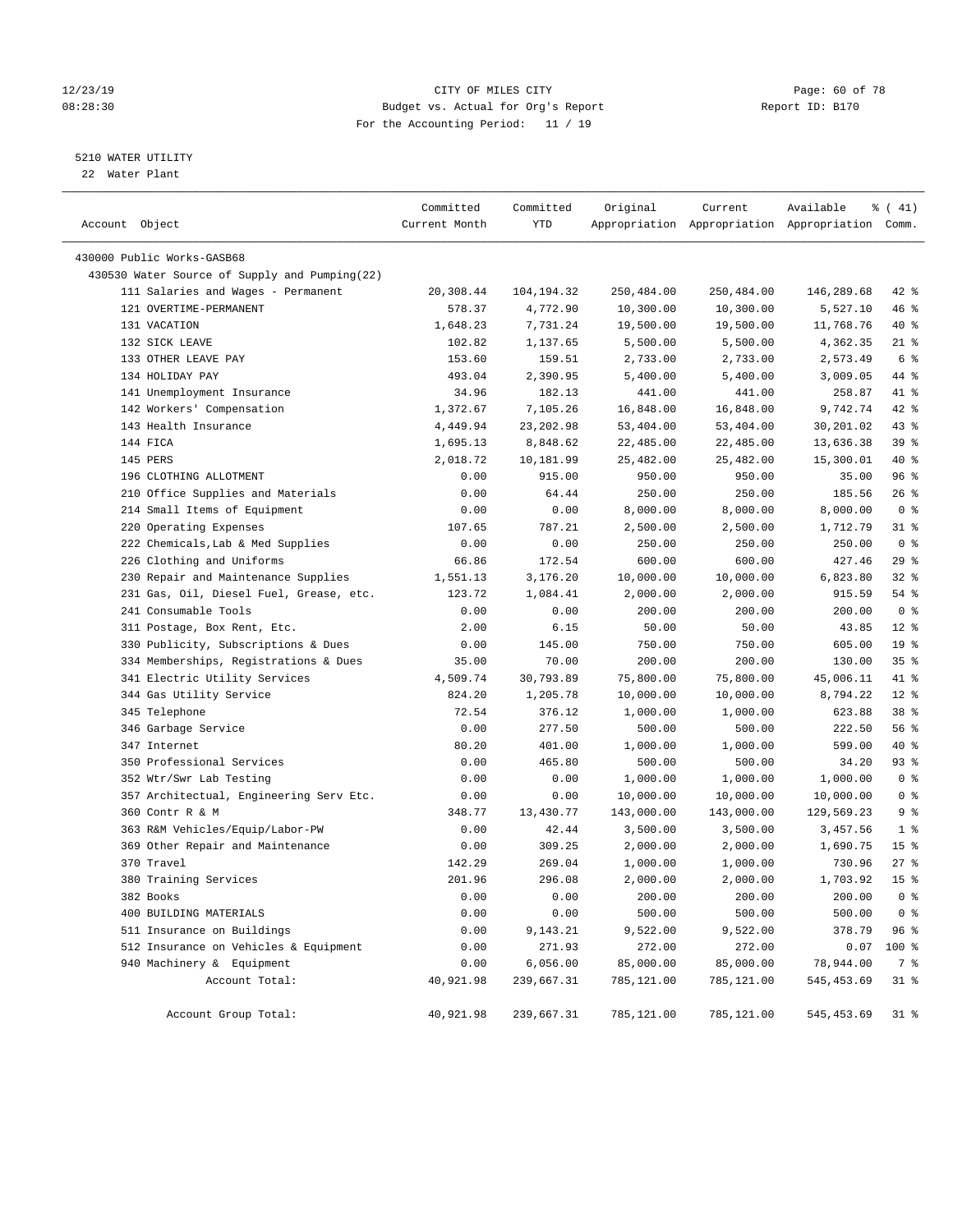# CITY OF MILES CITY

Budget vs. Actual for Org's Report

For the Accounting Period: 11 / 19

12/23/19 08:28:30 — Report ID: B170

## 5210 WATER UTILITY

22 Water Plant

| Account Object | Committed Current Month | Committed YTD | Original Appropriation | Current Appropriation | Available Appropriation | % ( 41) Comm. |
|---|---|---|---|---|---|---|
| 430000 Public Works-GASB68 | | | | | | |
| 430530 Water Source of Supply and Pumping(22) | | | | | | |
| 111 Salaries and Wages - Permanent | 20,308.44 | 104,194.32 | 250,484.00 | 250,484.00 | 146,289.68 | 42 % |
| 121 OVERTIME-PERMANENT | 578.37 | 4,772.90 | 10,300.00 | 10,300.00 | 5,527.10 | 46 % |
| 131 VACATION | 1,648.23 | 7,731.24 | 19,500.00 | 19,500.00 | 11,768.76 | 40 % |
| 132 SICK LEAVE | 102.82 | 1,137.65 | 5,500.00 | 5,500.00 | 4,362.35 | 21 % |
| 133 OTHER LEAVE PAY | 153.60 | 159.51 | 2,733.00 | 2,733.00 | 2,573.49 | 6 % |
| 134 HOLIDAY PAY | 493.04 | 2,390.95 | 5,400.00 | 5,400.00 | 3,009.05 | 44 % |
| 141 Unemployment Insurance | 34.96 | 182.13 | 441.00 | 441.00 | 258.87 | 41 % |
| 142 Workers' Compensation | 1,372.67 | 7,105.26 | 16,848.00 | 16,848.00 | 9,742.74 | 42 % |
| 143 Health Insurance | 4,449.94 | 23,202.98 | 53,404.00 | 53,404.00 | 30,201.02 | 43 % |
| 144 FICA | 1,695.13 | 8,848.62 | 22,485.00 | 22,485.00 | 13,636.38 | 39 % |
| 145 PERS | 2,018.72 | 10,181.99 | 25,482.00 | 25,482.00 | 15,300.01 | 40 % |
| 196 CLOTHING ALLOTMENT | 0.00 | 915.00 | 950.00 | 950.00 | 35.00 | 96 % |
| 210 Office Supplies and Materials | 0.00 | 64.44 | 250.00 | 250.00 | 185.56 | 26 % |
| 214 Small Items of Equipment | 0.00 | 0.00 | 8,000.00 | 8,000.00 | 8,000.00 | 0 % |
| 220 Operating Expenses | 107.65 | 787.21 | 2,500.00 | 2,500.00 | 1,712.79 | 31 % |
| 222 Chemicals,Lab & Med Supplies | 0.00 | 0.00 | 250.00 | 250.00 | 250.00 | 0 % |
| 226 Clothing and Uniforms | 66.86 | 172.54 | 600.00 | 600.00 | 427.46 | 29 % |
| 230 Repair and Maintenance Supplies | 1,551.13 | 3,176.20 | 10,000.00 | 10,000.00 | 6,823.80 | 32 % |
| 231 Gas, Oil, Diesel Fuel, Grease, etc. | 123.72 | 1,084.41 | 2,000.00 | 2,000.00 | 915.59 | 54 % |
| 241 Consumable Tools | 0.00 | 0.00 | 200.00 | 200.00 | 200.00 | 0 % |
| 311 Postage, Box Rent, Etc. | 2.00 | 6.15 | 50.00 | 50.00 | 43.85 | 12 % |
| 330 Publicity, Subscriptions & Dues | 0.00 | 145.00 | 750.00 | 750.00 | 605.00 | 19 % |
| 334 Memberships, Registrations & Dues | 35.00 | 70.00 | 200.00 | 200.00 | 130.00 | 35 % |
| 341 Electric Utility Services | 4,509.74 | 30,793.89 | 75,800.00 | 75,800.00 | 45,006.11 | 41 % |
| 344 Gas Utility Service | 824.20 | 1,205.78 | 10,000.00 | 10,000.00 | 8,794.22 | 12 % |
| 345 Telephone | 72.54 | 376.12 | 1,000.00 | 1,000.00 | 623.88 | 38 % |
| 346 Garbage Service | 0.00 | 277.50 | 500.00 | 500.00 | 222.50 | 56 % |
| 347 Internet | 80.20 | 401.00 | 1,000.00 | 1,000.00 | 599.00 | 40 % |
| 350 Professional Services | 0.00 | 465.80 | 500.00 | 500.00 | 34.20 | 93 % |
| 352 Wtr/Swr Lab Testing | 0.00 | 0.00 | 1,000.00 | 1,000.00 | 1,000.00 | 0 % |
| 357 Architectual, Engineering Serv Etc. | 0.00 | 0.00 | 10,000.00 | 10,000.00 | 10,000.00 | 0 % |
| 360 Contr R & M | 348.77 | 13,430.77 | 143,000.00 | 143,000.00 | 129,569.23 | 9 % |
| 363 R&M Vehicles/Equip/Labor-PW | 0.00 | 42.44 | 3,500.00 | 3,500.00 | 3,457.56 | 1 % |
| 369 Other Repair and Maintenance | 0.00 | 309.25 | 2,000.00 | 2,000.00 | 1,690.75 | 15 % |
| 370 Travel | 142.29 | 269.04 | 1,000.00 | 1,000.00 | 730.96 | 27 % |
| 380 Training Services | 201.96 | 296.08 | 2,000.00 | 2,000.00 | 1,703.92 | 15 % |
| 382 Books | 0.00 | 0.00 | 200.00 | 200.00 | 200.00 | 0 % |
| 400 BUILDING MATERIALS | 0.00 | 0.00 | 500.00 | 500.00 | 500.00 | 0 % |
| 511 Insurance on Buildings | 0.00 | 9,143.21 | 9,522.00 | 9,522.00 | 378.79 | 96 % |
| 512 Insurance on Vehicles & Equipment | 0.00 | 271.93 | 272.00 | 272.00 | 0.07 | 100 % |
| 940 Machinery & Equipment | 0.00 | 6,056.00 | 85,000.00 | 85,000.00 | 78,944.00 | 7 % |
| Account Total: | 40,921.98 | 239,667.31 | 785,121.00 | 785,121.00 | 545,453.69 | 31 % |
| Account Group Total: | 40,921.98 | 239,667.31 | 785,121.00 | 785,121.00 | 545,453.69 | 31 % |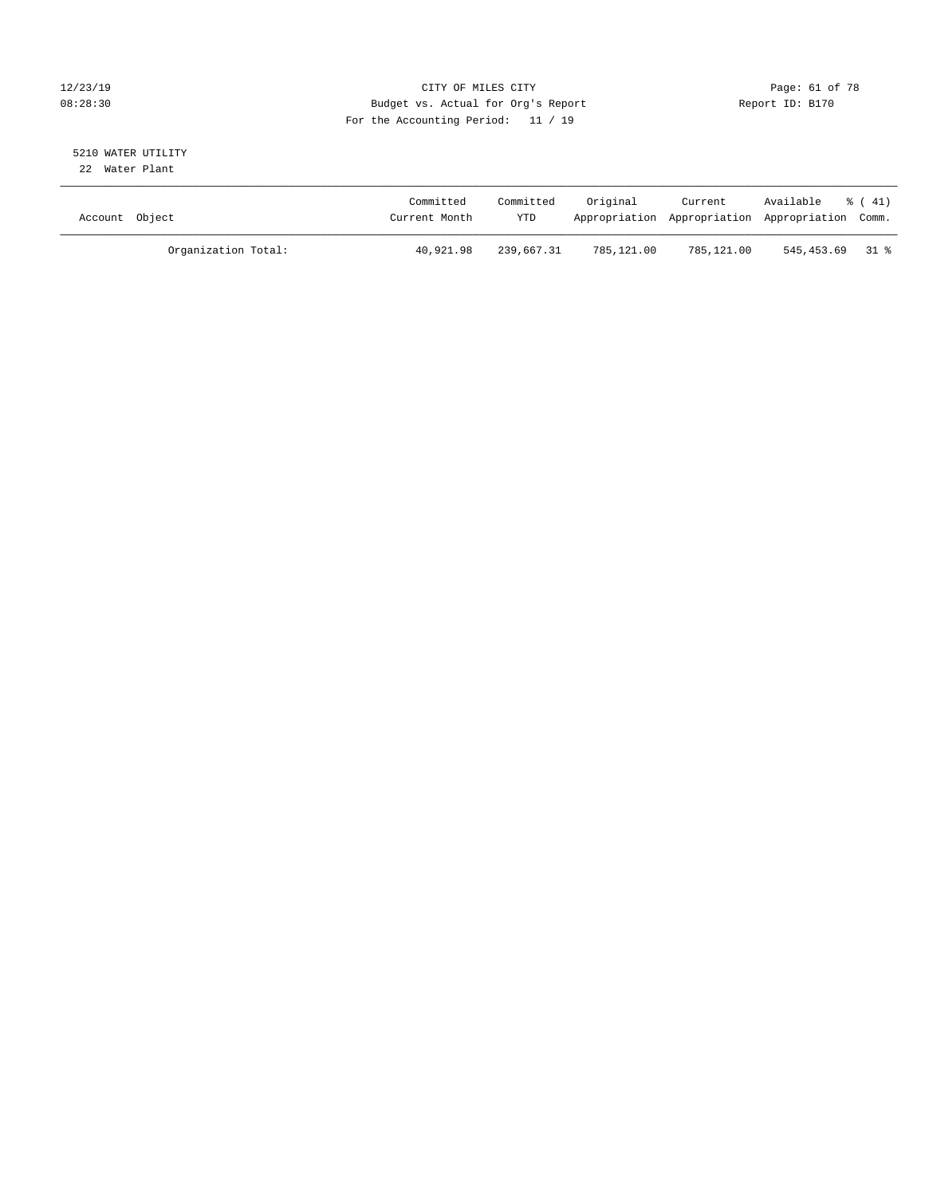CITY OF MILES CITY
Budget vs. Actual for Org's Report
For the Accounting Period: 11 / 19

12/23/19
08:28:30

Report ID: B170

5210 WATER UTILITY
22 Water Plant

| Account Object | Committed Current Month | Committed YTD | Original Appropriation | Current Appropriation | Available Appropriation | % ( 41) Comm. |
|---|---|---|---|---|---|---|
| Organization Total: | 40,921.98 | 239,667.31 | 785,121.00 | 785,121.00 | 545,453.69 | 31 % |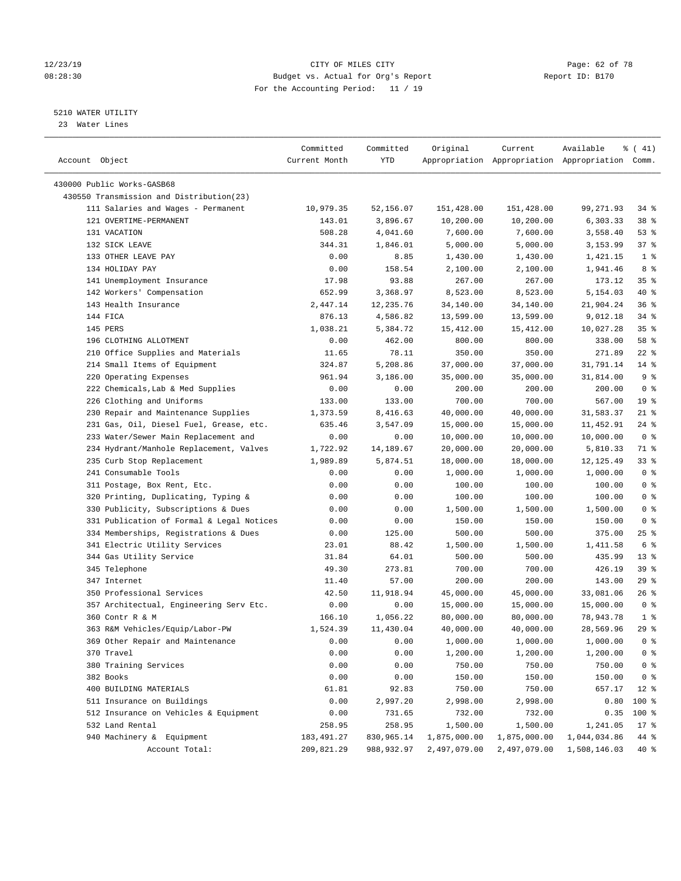12/23/19 CITY OF MILES CITY
08:28:30 Budget vs. Actual for Org's Report Report ID: B170
For the Accounting Period: 11 / 19

5210 WATER UTILITY
23 Water Lines

| Account Object | Committed Current Month | Committed YTD | Original Appropriation | Current Appropriation | Available Appropriation | % ( 41) Comm. |
|---|---|---|---|---|---|---|
| 430000 Public Works-GASB68 | | | | | | |
| 430550 Transmission and Distribution(23) | | | | | | |
| 111 Salaries and Wages - Permanent | 10,979.35 | 52,156.07 | 151,428.00 | 151,428.00 | 99,271.93 | 34 % |
| 121 OVERTIME-PERMANENT | 143.01 | 3,896.67 | 10,200.00 | 10,200.00 | 6,303.33 | 38 % |
| 131 VACATION | 508.28 | 4,041.60 | 7,600.00 | 7,600.00 | 3,558.40 | 53 % |
| 132 SICK LEAVE | 344.31 | 1,846.01 | 5,000.00 | 5,000.00 | 3,153.99 | 37 % |
| 133 OTHER LEAVE PAY | 0.00 | 8.85 | 1,430.00 | 1,430.00 | 1,421.15 | 1 % |
| 134 HOLIDAY PAY | 0.00 | 158.54 | 2,100.00 | 2,100.00 | 1,941.46 | 8 % |
| 141 Unemployment Insurance | 17.98 | 93.88 | 267.00 | 267.00 | 173.12 | 35 % |
| 142 Workers' Compensation | 652.99 | 3,368.97 | 8,523.00 | 8,523.00 | 5,154.03 | 40 % |
| 143 Health Insurance | 2,447.14 | 12,235.76 | 34,140.00 | 34,140.00 | 21,904.24 | 36 % |
| 144 FICA | 876.13 | 4,586.82 | 13,599.00 | 13,599.00 | 9,012.18 | 34 % |
| 145 PERS | 1,038.21 | 5,384.72 | 15,412.00 | 15,412.00 | 10,027.28 | 35 % |
| 196 CLOTHING ALLOTMENT | 0.00 | 462.00 | 800.00 | 800.00 | 338.00 | 58 % |
| 210 Office Supplies and Materials | 11.65 | 78.11 | 350.00 | 350.00 | 271.89 | 22 % |
| 214 Small Items of Equipment | 324.87 | 5,208.86 | 37,000.00 | 37,000.00 | 31,791.14 | 14 % |
| 220 Operating Expenses | 961.94 | 3,186.00 | 35,000.00 | 35,000.00 | 31,814.00 | 9 % |
| 222 Chemicals,Lab & Med Supplies | 0.00 | 0.00 | 200.00 | 200.00 | 200.00 | 0 % |
| 226 Clothing and Uniforms | 133.00 | 133.00 | 700.00 | 700.00 | 567.00 | 19 % |
| 230 Repair and Maintenance Supplies | 1,373.59 | 8,416.63 | 40,000.00 | 40,000.00 | 31,583.37 | 21 % |
| 231 Gas, Oil, Diesel Fuel, Grease, etc. | 635.46 | 3,547.09 | 15,000.00 | 15,000.00 | 11,452.91 | 24 % |
| 233 Water/Sewer Main Replacement and | 0.00 | 0.00 | 10,000.00 | 10,000.00 | 10,000.00 | 0 % |
| 234 Hydrant/Manhole Replacement, Valves | 1,722.92 | 14,189.67 | 20,000.00 | 20,000.00 | 5,810.33 | 71 % |
| 235 Curb Stop Replacement | 1,989.89 | 5,874.51 | 18,000.00 | 18,000.00 | 12,125.49 | 33 % |
| 241 Consumable Tools | 0.00 | 0.00 | 1,000.00 | 1,000.00 | 1,000.00 | 0 % |
| 311 Postage, Box Rent, Etc. | 0.00 | 0.00 | 100.00 | 100.00 | 100.00 | 0 % |
| 320 Printing, Duplicating, Typing & | 0.00 | 0.00 | 100.00 | 100.00 | 100.00 | 0 % |
| 330 Publicity, Subscriptions & Dues | 0.00 | 0.00 | 1,500.00 | 1,500.00 | 1,500.00 | 0 % |
| 331 Publication of Formal & Legal Notices | 0.00 | 0.00 | 150.00 | 150.00 | 150.00 | 0 % |
| 334 Memberships, Registrations & Dues | 0.00 | 125.00 | 500.00 | 500.00 | 375.00 | 25 % |
| 341 Electric Utility Services | 23.01 | 88.42 | 1,500.00 | 1,500.00 | 1,411.58 | 6 % |
| 344 Gas Utility Service | 31.84 | 64.01 | 500.00 | 500.00 | 435.99 | 13 % |
| 345 Telephone | 49.30 | 273.81 | 700.00 | 700.00 | 426.19 | 39 % |
| 347 Internet | 11.40 | 57.00 | 200.00 | 200.00 | 143.00 | 29 % |
| 350 Professional Services | 42.50 | 11,918.94 | 45,000.00 | 45,000.00 | 33,081.06 | 26 % |
| 357 Architectual, Engineering Serv Etc. | 0.00 | 0.00 | 15,000.00 | 15,000.00 | 15,000.00 | 0 % |
| 360 Contr R & M | 166.10 | 1,056.22 | 80,000.00 | 80,000.00 | 78,943.78 | 1 % |
| 363 R&M Vehicles/Equip/Labor-PW | 1,524.39 | 11,430.04 | 40,000.00 | 40,000.00 | 28,569.96 | 29 % |
| 369 Other Repair and Maintenance | 0.00 | 0.00 | 1,000.00 | 1,000.00 | 1,000.00 | 0 % |
| 370 Travel | 0.00 | 0.00 | 1,200.00 | 1,200.00 | 1,200.00 | 0 % |
| 380 Training Services | 0.00 | 0.00 | 750.00 | 750.00 | 750.00 | 0 % |
| 382 Books | 0.00 | 0.00 | 150.00 | 150.00 | 150.00 | 0 % |
| 400 BUILDING MATERIALS | 61.81 | 92.83 | 750.00 | 750.00 | 657.17 | 12 % |
| 511 Insurance on Buildings | 0.00 | 2,997.20 | 2,998.00 | 2,998.00 | 0.80 | 100 % |
| 512 Insurance on Vehicles & Equipment | 0.00 | 731.65 | 732.00 | 732.00 | 0.35 | 100 % |
| 532 Land Rental | 258.95 | 258.95 | 1,500.00 | 1,500.00 | 1,241.05 | 17 % |
| 940 Machinery & Equipment | 183,491.27 | 830,965.14 | 1,875,000.00 | 1,875,000.00 | 1,044,034.86 | 44 % |
| Account Total: | 209,821.29 | 988,932.97 | 2,497,079.00 | 2,497,079.00 | 1,508,146.03 | 40 % |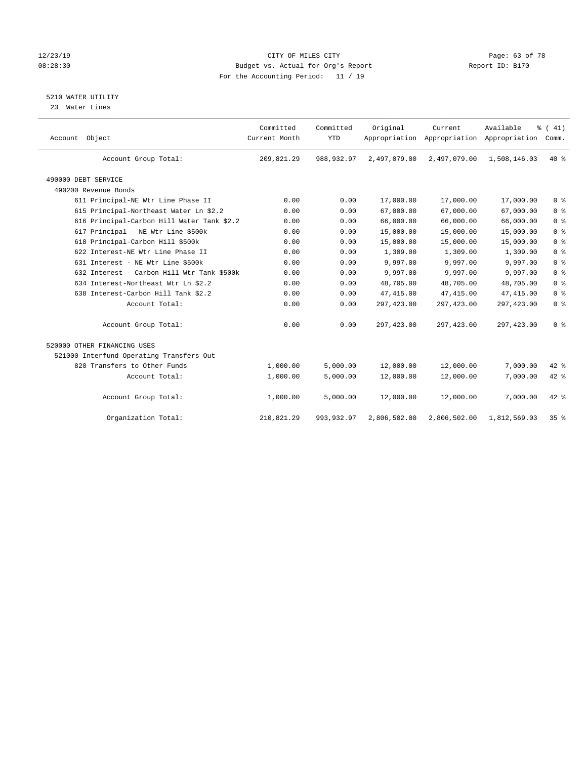CITY OF MILES CITY
Budget vs. Actual for Org's Report
For the Accounting Period: 11 / 19

12/23/19
08:28:30

Report ID: B170

## 5210 WATER UTILITY

23 Water Lines

| Account Object | Committed Current Month | Committed YTD | Original Appropriation | Current Appropriation | Available Appropriation | % ( 41) Comm. |
|---|---|---|---|---|---|---|
| Account Group Total: | 209,821.29 | 988,932.97 | 2,497,079.00 | 2,497,079.00 | 1,508,146.03 | 40 % |
| 490000 DEBT SERVICE | | | | | | |
| 490200 Revenue Bonds | | | | | | |
| 611 Principal-NE Wtr Line Phase II | 0.00 | 0.00 | 17,000.00 | 17,000.00 | 17,000.00 | 0 % |
| 615 Principal-Northeast Water Ln $2.2 | 0.00 | 0.00 | 67,000.00 | 67,000.00 | 67,000.00 | 0 % |
| 616 Principal-Carbon Hill Water Tank $2.2 | 0.00 | 0.00 | 66,000.00 | 66,000.00 | 66,000.00 | 0 % |
| 617 Principal - NE Wtr Line $500k | 0.00 | 0.00 | 15,000.00 | 15,000.00 | 15,000.00 | 0 % |
| 618 Principal-Carbon Hill $500k | 0.00 | 0.00 | 15,000.00 | 15,000.00 | 15,000.00 | 0 % |
| 622 Interest-NE Wtr Line Phase II | 0.00 | 0.00 | 1,309.00 | 1,309.00 | 1,309.00 | 0 % |
| 631 Interest - NE Wtr Line $500k | 0.00 | 0.00 | 9,997.00 | 9,997.00 | 9,997.00 | 0 % |
| 632 Interest - Carbon Hill Wtr Tank $500k | 0.00 | 0.00 | 9,997.00 | 9,997.00 | 9,997.00 | 0 % |
| 634 Interest-Northeast Wtr Ln $2.2 | 0.00 | 0.00 | 48,705.00 | 48,705.00 | 48,705.00 | 0 % |
| 638 Interest-Carbon Hill Tank $2.2 | 0.00 | 0.00 | 47,415.00 | 47,415.00 | 47,415.00 | 0 % |
| Account Total: | 0.00 | 0.00 | 297,423.00 | 297,423.00 | 297,423.00 | 0 % |
| Account Group Total: | 0.00 | 0.00 | 297,423.00 | 297,423.00 | 297,423.00 | 0 % |
| 520000 OTHER FINANCING USES | | | | | | |
| 521000 Interfund Operating Transfers Out | | | | | | |
| 820 Transfers to Other Funds | 1,000.00 | 5,000.00 | 12,000.00 | 12,000.00 | 7,000.00 | 42 % |
| Account Total: | 1,000.00 | 5,000.00 | 12,000.00 | 12,000.00 | 7,000.00 | 42 % |
| Account Group Total: | 1,000.00 | 5,000.00 | 12,000.00 | 12,000.00 | 7,000.00 | 42 % |
| Organization Total: | 210,821.29 | 993,932.97 | 2,806,502.00 | 2,806,502.00 | 1,812,569.03 | 35 % |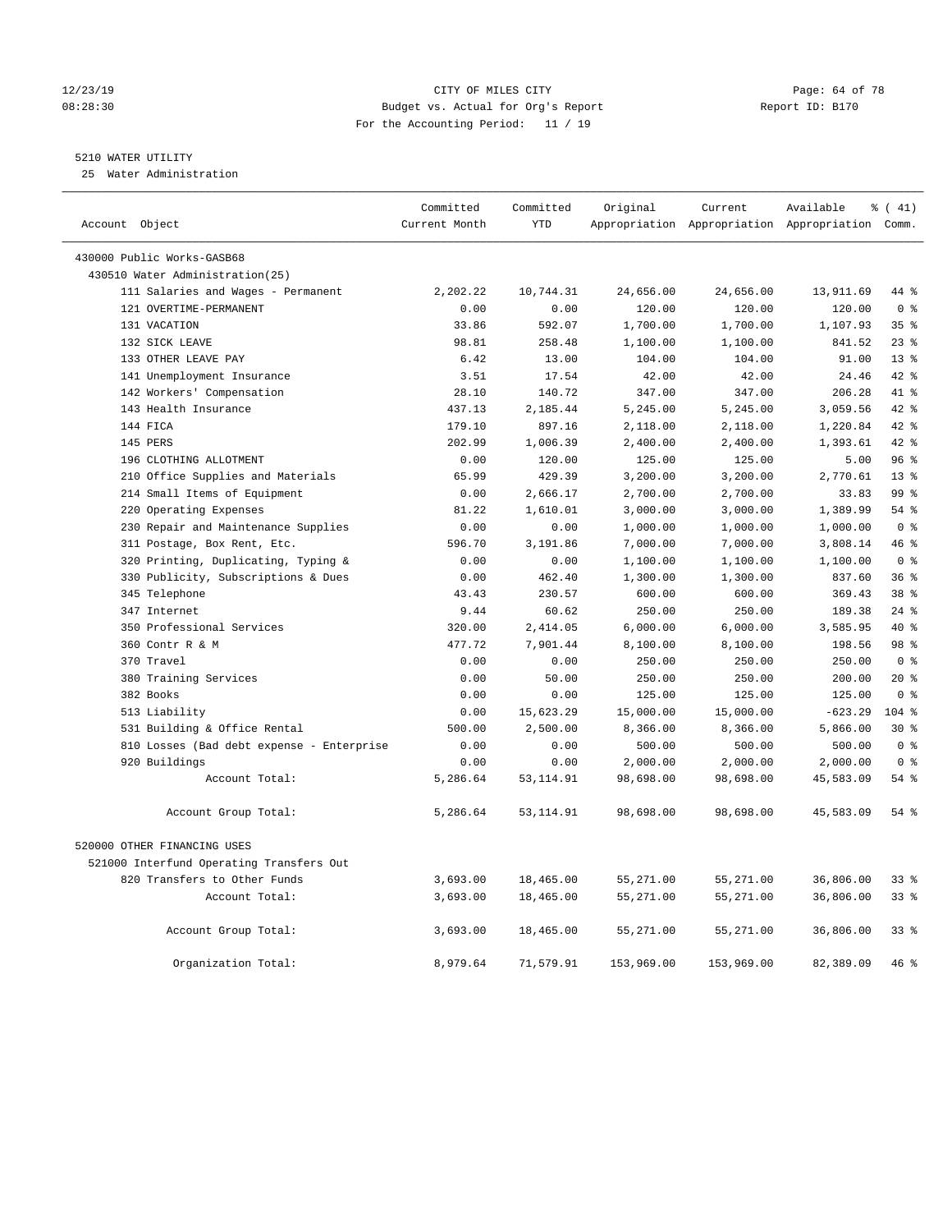CITY OF MILES CITY
Budget vs. Actual for Org's Report
For the Accounting Period: 11 / 19

12/23/19
08:28:30

Report ID: B170

## 5210 WATER UTILITY

25 Water Administration

| Account Object | Committed Current Month | Committed YTD | Original Appropriation | Current Appropriation | Available Appropriation | % ( 41) Comm. |
|---|---|---|---|---|---|---|
| 430000 Public Works-GASB68 | | | | | | |
| 430510 Water Administration(25) | | | | | | |
| 111 Salaries and Wages - Permanent | 2,202.22 | 10,744.31 | 24,656.00 | 24,656.00 | 13,911.69 | 44 % |
| 121 OVERTIME-PERMANENT | 0.00 | 0.00 | 120.00 | 120.00 | 120.00 | 0 % |
| 131 VACATION | 33.86 | 592.07 | 1,700.00 | 1,700.00 | 1,107.93 | 35 % |
| 132 SICK LEAVE | 98.81 | 258.48 | 1,100.00 | 1,100.00 | 841.52 | 23 % |
| 133 OTHER LEAVE PAY | 6.42 | 13.00 | 104.00 | 104.00 | 91.00 | 13 % |
| 141 Unemployment Insurance | 3.51 | 17.54 | 42.00 | 42.00 | 24.46 | 42 % |
| 142 Workers' Compensation | 28.10 | 140.72 | 347.00 | 347.00 | 206.28 | 41 % |
| 143 Health Insurance | 437.13 | 2,185.44 | 5,245.00 | 5,245.00 | 3,059.56 | 42 % |
| 144 FICA | 179.10 | 897.16 | 2,118.00 | 2,118.00 | 1,220.84 | 42 % |
| 145 PERS | 202.99 | 1,006.39 | 2,400.00 | 2,400.00 | 1,393.61 | 42 % |
| 196 CLOTHING ALLOTMENT | 0.00 | 120.00 | 125.00 | 125.00 | 5.00 | 96 % |
| 210 Office Supplies and Materials | 65.99 | 429.39 | 3,200.00 | 3,200.00 | 2,770.61 | 13 % |
| 214 Small Items of Equipment | 0.00 | 2,666.17 | 2,700.00 | 2,700.00 | 33.83 | 99 % |
| 220 Operating Expenses | 81.22 | 1,610.01 | 3,000.00 | 3,000.00 | 1,389.99 | 54 % |
| 230 Repair and Maintenance Supplies | 0.00 | 0.00 | 1,000.00 | 1,000.00 | 1,000.00 | 0 % |
| 311 Postage, Box Rent, Etc. | 596.70 | 3,191.86 | 7,000.00 | 7,000.00 | 3,808.14 | 46 % |
| 320 Printing, Duplicating, Typing & | 0.00 | 0.00 | 1,100.00 | 1,100.00 | 1,100.00 | 0 % |
| 330 Publicity, Subscriptions & Dues | 0.00 | 462.40 | 1,300.00 | 1,300.00 | 837.60 | 36 % |
| 345 Telephone | 43.43 | 230.57 | 600.00 | 600.00 | 369.43 | 38 % |
| 347 Internet | 9.44 | 60.62 | 250.00 | 250.00 | 189.38 | 24 % |
| 350 Professional Services | 320.00 | 2,414.05 | 6,000.00 | 6,000.00 | 3,585.95 | 40 % |
| 360 Contr R & M | 477.72 | 7,901.44 | 8,100.00 | 8,100.00 | 198.56 | 98 % |
| 370 Travel | 0.00 | 0.00 | 250.00 | 250.00 | 250.00 | 0 % |
| 380 Training Services | 0.00 | 50.00 | 250.00 | 250.00 | 200.00 | 20 % |
| 382 Books | 0.00 | 0.00 | 125.00 | 125.00 | 125.00 | 0 % |
| 513 Liability | 0.00 | 15,623.29 | 15,000.00 | 15,000.00 | -623.29 | 104 % |
| 531 Building & Office Rental | 500.00 | 2,500.00 | 8,366.00 | 8,366.00 | 5,866.00 | 30 % |
| 810 Losses (Bad debt expense - Enterprise | 0.00 | 0.00 | 500.00 | 500.00 | 500.00 | 0 % |
| 920 Buildings | 0.00 | 0.00 | 2,000.00 | 2,000.00 | 2,000.00 | 0 % |
| Account Total: | 5,286.64 | 53,114.91 | 98,698.00 | 98,698.00 | 45,583.09 | 54 % |
| Account Group Total: | 5,286.64 | 53,114.91 | 98,698.00 | 98,698.00 | 45,583.09 | 54 % |
| 520000 OTHER FINANCING USES | | | | | | |
| 521000 Interfund Operating Transfers Out | | | | | | |
| 820 Transfers to Other Funds | 3,693.00 | 18,465.00 | 55,271.00 | 55,271.00 | 36,806.00 | 33 % |
| Account Total: | 3,693.00 | 18,465.00 | 55,271.00 | 55,271.00 | 36,806.00 | 33 % |
| Account Group Total: | 3,693.00 | 18,465.00 | 55,271.00 | 55,271.00 | 36,806.00 | 33 % |
| Organization Total: | 8,979.64 | 71,579.91 | 153,969.00 | 153,969.00 | 82,389.09 | 46 % |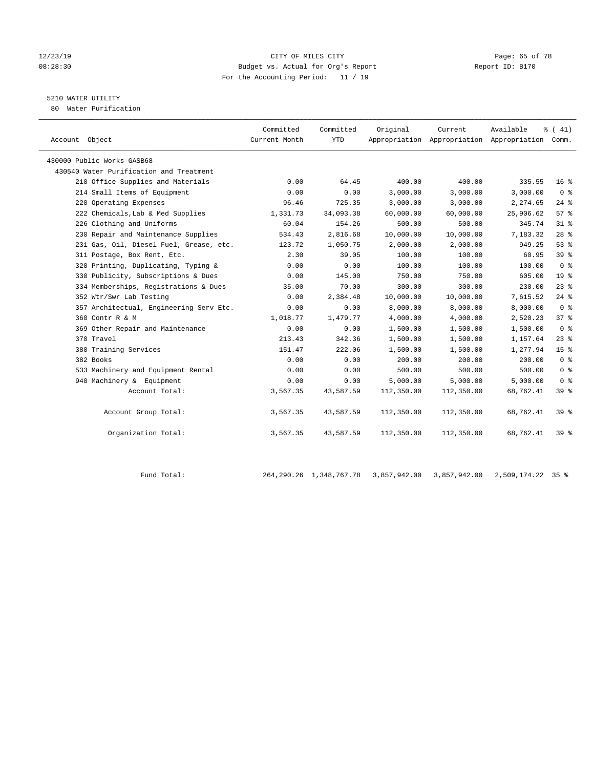CITY OF MILES CITY
Budget vs. Actual for Org's Report
For the Accounting Period: 11 / 19

12/23/19
08:28:30

Report ID: B170

## 5210 WATER UTILITY

80 Water Purification

| Account Object | Committed Current Month | Committed YTD | Original Appropriation | Current Appropriation | Available Appropriation | % ( 41) Comm. |
|---|---|---|---|---|---|---|
| 430000 Public Works-GASB68 | | | | | | |
| 430540 Water Purification and Treatment | | | | | | |
| 210 Office Supplies and Materials | 0.00 | 64.45 | 400.00 | 400.00 | 335.55 | 16 % |
| 214 Small Items of Equipment | 0.00 | 0.00 | 3,000.00 | 3,000.00 | 3,000.00 | 0 % |
| 220 Operating Expenses | 96.46 | 725.35 | 3,000.00 | 3,000.00 | 2,274.65 | 24 % |
| 222 Chemicals,Lab & Med Supplies | 1,331.73 | 34,093.38 | 60,000.00 | 60,000.00 | 25,906.62 | 57 % |
| 226 Clothing and Uniforms | 60.04 | 154.26 | 500.00 | 500.00 | 345.74 | 31 % |
| 230 Repair and Maintenance Supplies | 534.43 | 2,816.68 | 10,000.00 | 10,000.00 | 7,183.32 | 28 % |
| 231 Gas, Oil, Diesel Fuel, Grease, etc. | 123.72 | 1,050.75 | 2,000.00 | 2,000.00 | 949.25 | 53 % |
| 311 Postage, Box Rent, Etc. | 2.30 | 39.05 | 100.00 | 100.00 | 60.95 | 39 % |
| 320 Printing, Duplicating, Typing & | 0.00 | 0.00 | 100.00 | 100.00 | 100.00 | 0 % |
| 330 Publicity, Subscriptions & Dues | 0.00 | 145.00 | 750.00 | 750.00 | 605.00 | 19 % |
| 334 Memberships, Registrations & Dues | 35.00 | 70.00 | 300.00 | 300.00 | 230.00 | 23 % |
| 352 Wtr/Swr Lab Testing | 0.00 | 2,384.48 | 10,000.00 | 10,000.00 | 7,615.52 | 24 % |
| 357 Architectual, Engineering Serv Etc. | 0.00 | 0.00 | 8,000.00 | 8,000.00 | 8,000.00 | 0 % |
| 360 Contr R & M | 1,018.77 | 1,479.77 | 4,000.00 | 4,000.00 | 2,520.23 | 37 % |
| 369 Other Repair and Maintenance | 0.00 | 0.00 | 1,500.00 | 1,500.00 | 1,500.00 | 0 % |
| 370 Travel | 213.43 | 342.36 | 1,500.00 | 1,500.00 | 1,157.64 | 23 % |
| 380 Training Services | 151.47 | 222.06 | 1,500.00 | 1,500.00 | 1,277.94 | 15 % |
| 382 Books | 0.00 | 0.00 | 200.00 | 200.00 | 200.00 | 0 % |
| 533 Machinery and Equipment Rental | 0.00 | 0.00 | 500.00 | 500.00 | 500.00 | 0 % |
| 940 Machinery & Equipment | 0.00 | 0.00 | 5,000.00 | 5,000.00 | 5,000.00 | 0 % |
| Account Total: | 3,567.35 | 43,587.59 | 112,350.00 | 112,350.00 | 68,762.41 | 39 % |
| Account Group Total: | 3,567.35 | 43,587.59 | 112,350.00 | 112,350.00 | 68,762.41 | 39 % |
| Organization Total: | 3,567.35 | 43,587.59 | 112,350.00 | 112,350.00 | 68,762.41 | 39 % |
| Fund Total: | 264,290.26 | 1,348,767.78 | 3,857,942.00 | 3,857,942.00 | 2,509,174.22 | 35 % |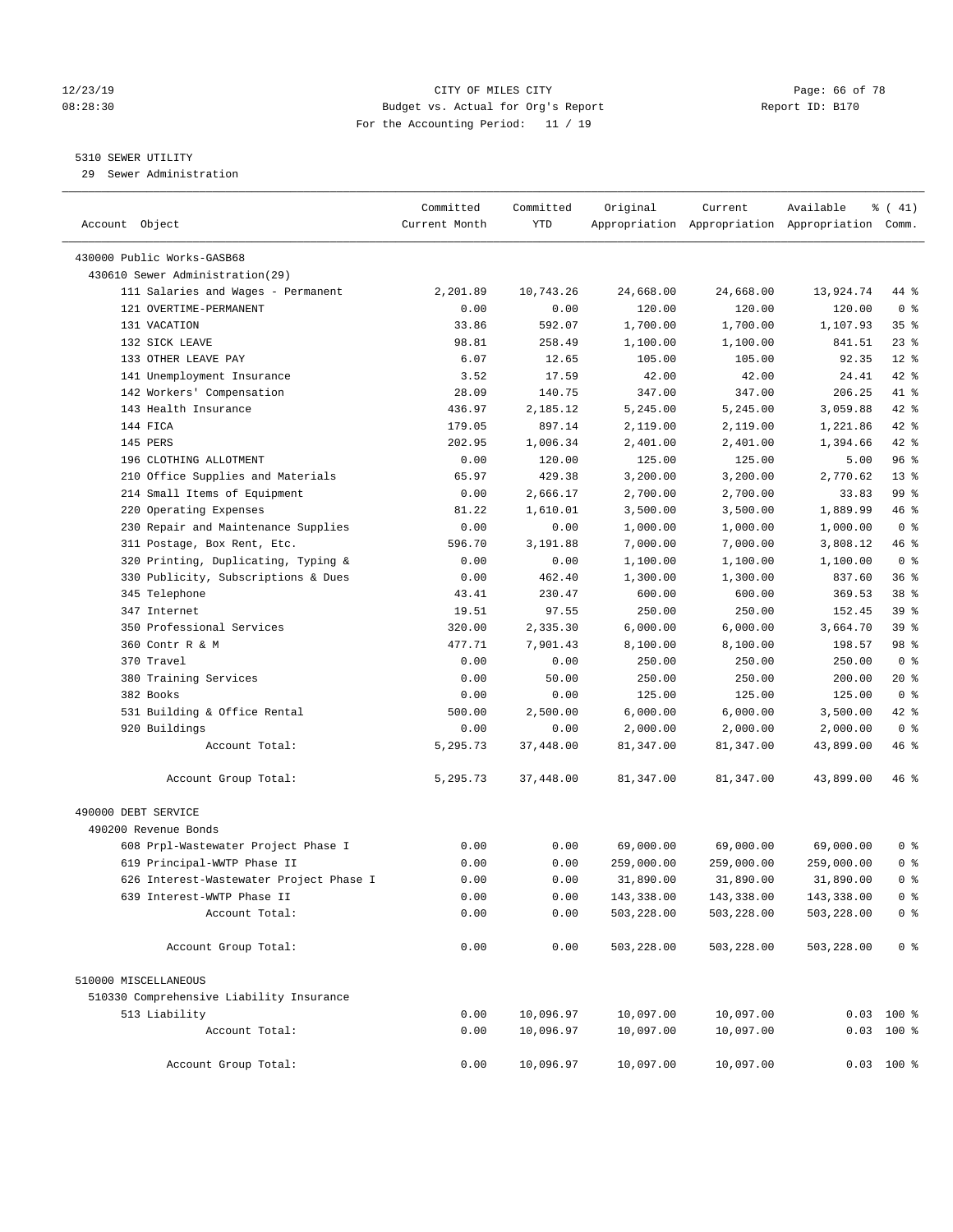CITY OF MILES CITY
Budget vs. Actual for Org's Report
For the Accounting Period: 11 / 19

12/23/19
08:28:30

Report ID: B170

5310 SEWER UTILITY
29 Sewer Administration

| Account Object | Committed Current Month | Committed YTD | Original Appropriation | Current Appropriation | Available Appropriation | % ( 41) Comm. |
|---|---|---|---|---|---|---|
| 430000 Public Works-GASB68 | | | | | | |
| 430610 Sewer Administration(29) | | | | | | |
| 111 Salaries and Wages - Permanent | 2,201.89 | 10,743.26 | 24,668.00 | 24,668.00 | 13,924.74 | 44 % |
| 121 OVERTIME-PERMANENT | 0.00 | 0.00 | 120.00 | 120.00 | 120.00 | 0 % |
| 131 VACATION | 33.86 | 592.07 | 1,700.00 | 1,700.00 | 1,107.93 | 35 % |
| 132 SICK LEAVE | 98.81 | 258.49 | 1,100.00 | 1,100.00 | 841.51 | 23 % |
| 133 OTHER LEAVE PAY | 6.07 | 12.65 | 105.00 | 105.00 | 92.35 | 12 % |
| 141 Unemployment Insurance | 3.52 | 17.59 | 42.00 | 42.00 | 24.41 | 42 % |
| 142 Workers' Compensation | 28.09 | 140.75 | 347.00 | 347.00 | 206.25 | 41 % |
| 143 Health Insurance | 436.97 | 2,185.12 | 5,245.00 | 5,245.00 | 3,059.88 | 42 % |
| 144 FICA | 179.05 | 897.14 | 2,119.00 | 2,119.00 | 1,221.86 | 42 % |
| 145 PERS | 202.95 | 1,006.34 | 2,401.00 | 2,401.00 | 1,394.66 | 42 % |
| 196 CLOTHING ALLOTMENT | 0.00 | 120.00 | 125.00 | 125.00 | 5.00 | 96 % |
| 210 Office Supplies and Materials | 65.97 | 429.38 | 3,200.00 | 3,200.00 | 2,770.62 | 13 % |
| 214 Small Items of Equipment | 0.00 | 2,666.17 | 2,700.00 | 2,700.00 | 33.83 | 99 % |
| 220 Operating Expenses | 81.22 | 1,610.01 | 3,500.00 | 3,500.00 | 1,889.99 | 46 % |
| 230 Repair and Maintenance Supplies | 0.00 | 0.00 | 1,000.00 | 1,000.00 | 1,000.00 | 0 % |
| 311 Postage, Box Rent, Etc. | 596.70 | 3,191.88 | 7,000.00 | 7,000.00 | 3,808.12 | 46 % |
| 320 Printing, Duplicating, Typing & | 0.00 | 0.00 | 1,100.00 | 1,100.00 | 1,100.00 | 0 % |
| 330 Publicity, Subscriptions & Dues | 0.00 | 462.40 | 1,300.00 | 1,300.00 | 837.60 | 36 % |
| 345 Telephone | 43.41 | 230.47 | 600.00 | 600.00 | 369.53 | 38 % |
| 347 Internet | 19.51 | 97.55 | 250.00 | 250.00 | 152.45 | 39 % |
| 350 Professional Services | 320.00 | 2,335.30 | 6,000.00 | 6,000.00 | 3,664.70 | 39 % |
| 360 Contr R & M | 477.71 | 7,901.43 | 8,100.00 | 8,100.00 | 198.57 | 98 % |
| 370 Travel | 0.00 | 0.00 | 250.00 | 250.00 | 250.00 | 0 % |
| 380 Training Services | 0.00 | 50.00 | 250.00 | 250.00 | 200.00 | 20 % |
| 382 Books | 0.00 | 0.00 | 125.00 | 125.00 | 125.00 | 0 % |
| 531 Building & Office Rental | 500.00 | 2,500.00 | 6,000.00 | 6,000.00 | 3,500.00 | 42 % |
| 920 Buildings | 0.00 | 0.00 | 2,000.00 | 2,000.00 | 2,000.00 | 0 % |
| Account Total: | 5,295.73 | 37,448.00 | 81,347.00 | 81,347.00 | 43,899.00 | 46 % |
| Account Group Total: | 5,295.73 | 37,448.00 | 81,347.00 | 81,347.00 | 43,899.00 | 46 % |
| 490000 DEBT SERVICE | | | | | | |
| 490200 Revenue Bonds | | | | | | |
| 608 Prpl-Wastewater Project Phase I | 0.00 | 0.00 | 69,000.00 | 69,000.00 | 69,000.00 | 0 % |
| 619 Principal-WWTP Phase II | 0.00 | 0.00 | 259,000.00 | 259,000.00 | 259,000.00 | 0 % |
| 626 Interest-Wastewater Project Phase I | 0.00 | 0.00 | 31,890.00 | 31,890.00 | 31,890.00 | 0 % |
| 639 Interest-WWTP Phase II | 0.00 | 0.00 | 143,338.00 | 143,338.00 | 143,338.00 | 0 % |
| Account Total: | 0.00 | 0.00 | 503,228.00 | 503,228.00 | 503,228.00 | 0 % |
| Account Group Total: | 0.00 | 0.00 | 503,228.00 | 503,228.00 | 503,228.00 | 0 % |
| 510000 MISCELLANEOUS | | | | | | |
| 510330 Comprehensive Liability Insurance | | | | | | |
| 513 Liability | 0.00 | 10,096.97 | 10,097.00 | 10,097.00 | 0.03 | 100 % |
| Account Total: | 0.00 | 10,096.97 | 10,097.00 | 10,097.00 | 0.03 | 100 % |
| Account Group Total: | 0.00 | 10,096.97 | 10,097.00 | 10,097.00 | 0.03 | 100 % |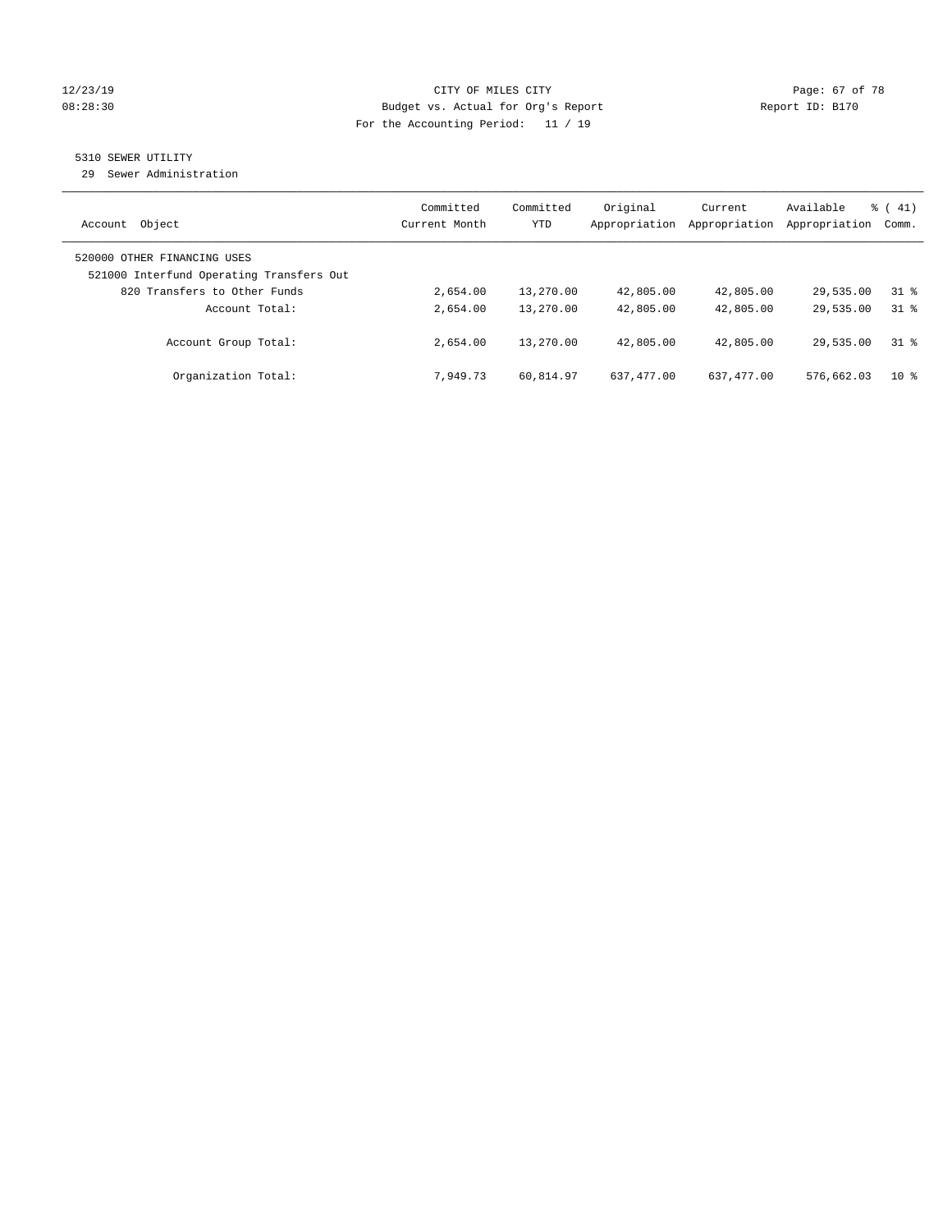CITY OF MILES CITY
Budget vs. Actual for Org's Report
For the Accounting Period: 11 / 19

12/23/19
08:28:30

Report ID: B170

5310 SEWER UTILITY
29 Sewer Administration

| Account Object | Committed Current Month | Committed YTD | Original Appropriation | Current Appropriation | Available Appropriation | % ( 41) Comm. |
|---|---|---|---|---|---|---|
| 520000 OTHER FINANCING USES | | | | | | |
| 521000 Interfund Operating Transfers Out | | | | | | |
| 820 Transfers to Other Funds | 2,654.00 | 13,270.00 | 42,805.00 | 42,805.00 | 29,535.00 | 31 % |
| Account Total: | 2,654.00 | 13,270.00 | 42,805.00 | 42,805.00 | 29,535.00 | 31 % |
| Account Group Total: | 2,654.00 | 13,270.00 | 42,805.00 | 42,805.00 | 29,535.00 | 31 % |
| Organization Total: | 7,949.73 | 60,814.97 | 637,477.00 | 637,477.00 | 576,662.03 | 10 % |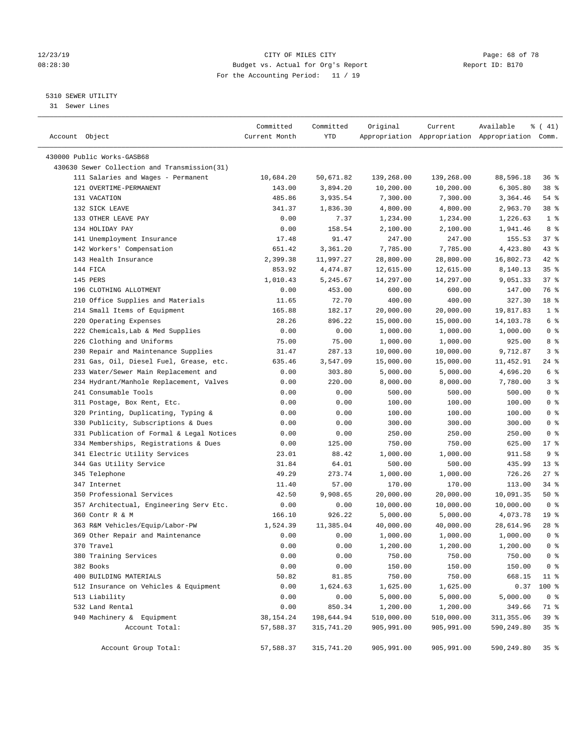CITY OF MILES CITY
Budget vs. Actual for Org's Report
For the Accounting Period: 11 / 19

12/23/19
08:28:30

Report ID: B170

5310 SEWER UTILITY
31 Sewer Lines

| Account Object | Committed Current Month | Committed YTD | Original Appropriation | Current Appropriation | Available Appropriation | % ( 41) Comm. |
|---|---|---|---|---|---|---|
| 430000 Public Works-GASB68 | | | | | | |
| 430630 Sewer Collection and Transmission(31) | | | | | | |
| 111 Salaries and Wages - Permanent | 10,684.20 | 50,671.82 | 139,268.00 | 139,268.00 | 88,596.18 | 36 % |
| 121 OVERTIME-PERMANENT | 143.00 | 3,894.20 | 10,200.00 | 10,200.00 | 6,305.80 | 38 % |
| 131 VACATION | 485.86 | 3,935.54 | 7,300.00 | 7,300.00 | 3,364.46 | 54 % |
| 132 SICK LEAVE | 341.37 | 1,836.30 | 4,800.00 | 4,800.00 | 2,963.70 | 38 % |
| 133 OTHER LEAVE PAY | 0.00 | 7.37 | 1,234.00 | 1,234.00 | 1,226.63 | 1 % |
| 134 HOLIDAY PAY | 0.00 | 158.54 | 2,100.00 | 2,100.00 | 1,941.46 | 8 % |
| 141 Unemployment Insurance | 17.48 | 91.47 | 247.00 | 247.00 | 155.53 | 37 % |
| 142 Workers' Compensation | 651.42 | 3,361.20 | 7,785.00 | 7,785.00 | 4,423.80 | 43 % |
| 143 Health Insurance | 2,399.38 | 11,997.27 | 28,800.00 | 28,800.00 | 16,802.73 | 42 % |
| 144 FICA | 853.92 | 4,474.87 | 12,615.00 | 12,615.00 | 8,140.13 | 35 % |
| 145 PERS | 1,010.43 | 5,245.67 | 14,297.00 | 14,297.00 | 9,051.33 | 37 % |
| 196 CLOTHING ALLOTMENT | 0.00 | 453.00 | 600.00 | 600.00 | 147.00 | 76 % |
| 210 Office Supplies and Materials | 11.65 | 72.70 | 400.00 | 400.00 | 327.30 | 18 % |
| 214 Small Items of Equipment | 165.88 | 182.17 | 20,000.00 | 20,000.00 | 19,817.83 | 1 % |
| 220 Operating Expenses | 28.26 | 896.22 | 15,000.00 | 15,000.00 | 14,103.78 | 6 % |
| 222 Chemicals,Lab & Med Supplies | 0.00 | 0.00 | 1,000.00 | 1,000.00 | 1,000.00 | 0 % |
| 226 Clothing and Uniforms | 75.00 | 75.00 | 1,000.00 | 1,000.00 | 925.00 | 8 % |
| 230 Repair and Maintenance Supplies | 31.47 | 287.13 | 10,000.00 | 10,000.00 | 9,712.87 | 3 % |
| 231 Gas, Oil, Diesel Fuel, Grease, etc. | 635.46 | 3,547.09 | 15,000.00 | 15,000.00 | 11,452.91 | 24 % |
| 233 Water/Sewer Main Replacement and | 0.00 | 303.80 | 5,000.00 | 5,000.00 | 4,696.20 | 6 % |
| 234 Hydrant/Manhole Replacement, Valves | 0.00 | 220.00 | 8,000.00 | 8,000.00 | 7,780.00 | 3 % |
| 241 Consumable Tools | 0.00 | 0.00 | 500.00 | 500.00 | 500.00 | 0 % |
| 311 Postage, Box Rent, Etc. | 0.00 | 0.00 | 100.00 | 100.00 | 100.00 | 0 % |
| 320 Printing, Duplicating, Typing & | 0.00 | 0.00 | 100.00 | 100.00 | 100.00 | 0 % |
| 330 Publicity, Subscriptions & Dues | 0.00 | 0.00 | 300.00 | 300.00 | 300.00 | 0 % |
| 331 Publication of Formal & Legal Notices | 0.00 | 0.00 | 250.00 | 250.00 | 250.00 | 0 % |
| 334 Memberships, Registrations & Dues | 0.00 | 125.00 | 750.00 | 750.00 | 625.00 | 17 % |
| 341 Electric Utility Services | 23.01 | 88.42 | 1,000.00 | 1,000.00 | 911.58 | 9 % |
| 344 Gas Utility Service | 31.84 | 64.01 | 500.00 | 500.00 | 435.99 | 13 % |
| 345 Telephone | 49.29 | 273.74 | 1,000.00 | 1,000.00 | 726.26 | 27 % |
| 347 Internet | 11.40 | 57.00 | 170.00 | 170.00 | 113.00 | 34 % |
| 350 Professional Services | 42.50 | 9,908.65 | 20,000.00 | 20,000.00 | 10,091.35 | 50 % |
| 357 Architectual, Engineering Serv Etc. | 0.00 | 0.00 | 10,000.00 | 10,000.00 | 10,000.00 | 0 % |
| 360 Contr R & M | 166.10 | 926.22 | 5,000.00 | 5,000.00 | 4,073.78 | 19 % |
| 363 R&M Vehicles/Equip/Labor-PW | 1,524.39 | 11,385.04 | 40,000.00 | 40,000.00 | 28,614.96 | 28 % |
| 369 Other Repair and Maintenance | 0.00 | 0.00 | 1,000.00 | 1,000.00 | 1,000.00 | 0 % |
| 370 Travel | 0.00 | 0.00 | 1,200.00 | 1,200.00 | 1,200.00 | 0 % |
| 380 Training Services | 0.00 | 0.00 | 750.00 | 750.00 | 750.00 | 0 % |
| 382 Books | 0.00 | 0.00 | 150.00 | 150.00 | 150.00 | 0 % |
| 400 BUILDING MATERIALS | 50.82 | 81.85 | 750.00 | 750.00 | 668.15 | 11 % |
| 512 Insurance on Vehicles & Equipment | 0.00 | 1,624.63 | 1,625.00 | 1,625.00 | 0.37 | 100 % |
| 513 Liability | 0.00 | 0.00 | 5,000.00 | 5,000.00 | 5,000.00 | 0 % |
| 532 Land Rental | 0.00 | 850.34 | 1,200.00 | 1,200.00 | 349.66 | 71 % |
| 940 Machinery & Equipment | 38,154.24 | 198,644.94 | 510,000.00 | 510,000.00 | 311,355.06 | 39 % |
| Account Total: | 57,588.37 | 315,741.20 | 905,991.00 | 905,991.00 | 590,249.80 | 35 % |
| Account Group Total: | 57,588.37 | 315,741.20 | 905,991.00 | 905,991.00 | 590,249.80 | 35 % |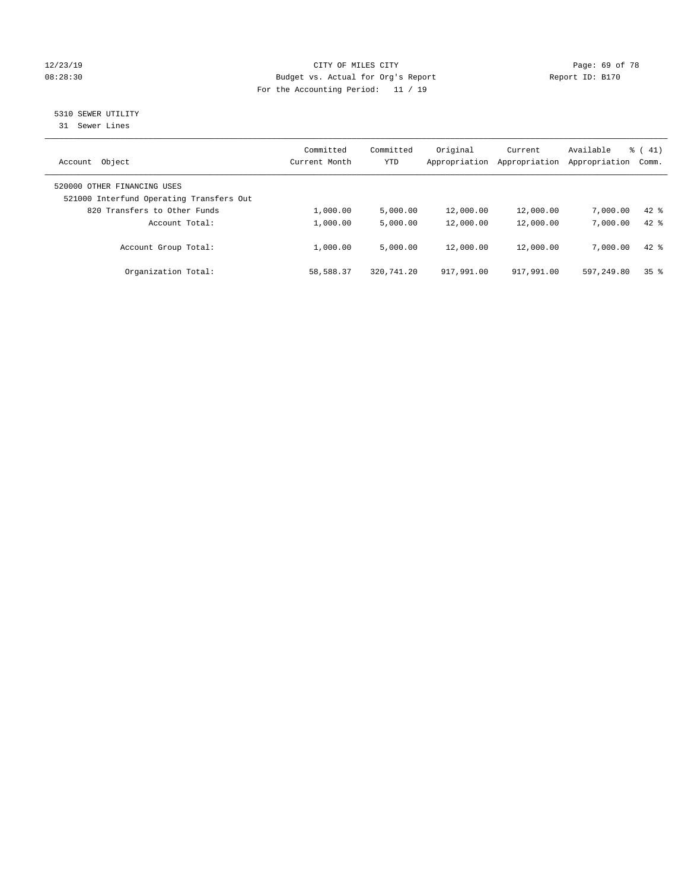CITY OF MILES CITY
Budget vs. Actual for Org's Report
For the Accounting Period: 11 / 19

12/23/19
08:28:30

Report ID: B170

5310 SEWER UTILITY
31 Sewer Lines

| Account Object | Committed Current Month | Committed YTD | Original Appropriation | Current Appropriation | Available Appropriation | % ( 41) Comm. |
|---|---|---|---|---|---|---|
| 520000 OTHER FINANCING USES | | | | | | |
| 521000 Interfund Operating Transfers Out | | | | | | |
| 820 Transfers to Other Funds | 1,000.00 | 5,000.00 | 12,000.00 | 12,000.00 | 7,000.00 | 42 % |
| Account Total: | 1,000.00 | 5,000.00 | 12,000.00 | 12,000.00 | 7,000.00 | 42 % |
| Account Group Total: | 1,000.00 | 5,000.00 | 12,000.00 | 12,000.00 | 7,000.00 | 42 % |
| Organization Total: | 58,588.37 | 320,741.20 | 917,991.00 | 917,991.00 | 597,249.80 | 35 % |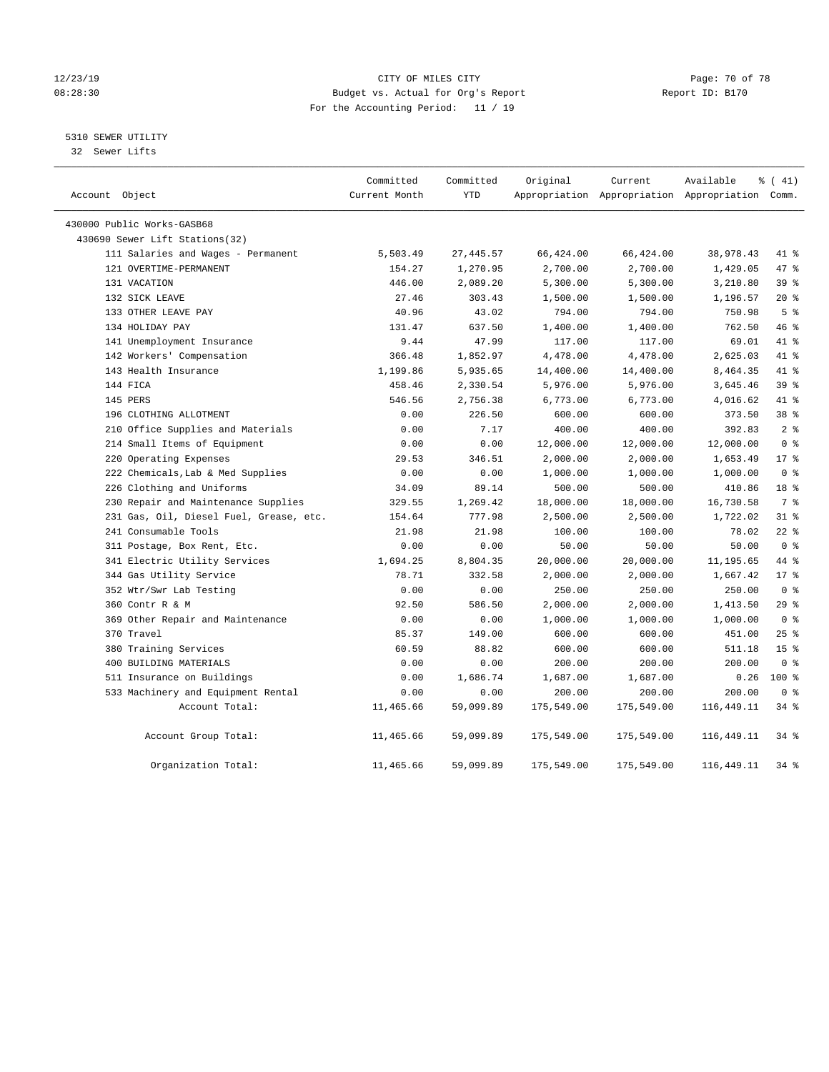CITY OF MILES CITY
Budget vs. Actual for Org's Report
For the Accounting Period: 11 / 19

12/23/19
08:28:30

Report ID: B170

5310 SEWER UTILITY
32 Sewer Lifts

| Account Object | Committed Current Month | Committed YTD | Original Appropriation | Current Appropriation | Available Appropriation | % ( 41) Comm. |
|---|---|---|---|---|---|---|
| 430000 Public Works-GASB68 | | | | | | |
| 430690 Sewer Lift Stations(32) | | | | | | |
| 111 Salaries and Wages - Permanent | 5,503.49 | 27,445.57 | 66,424.00 | 66,424.00 | 38,978.43 | 41 % |
| 121 OVERTIME-PERMANENT | 154.27 | 1,270.95 | 2,700.00 | 2,700.00 | 1,429.05 | 47 % |
| 131 VACATION | 446.00 | 2,089.20 | 5,300.00 | 5,300.00 | 3,210.80 | 39 % |
| 132 SICK LEAVE | 27.46 | 303.43 | 1,500.00 | 1,500.00 | 1,196.57 | 20 % |
| 133 OTHER LEAVE PAY | 40.96 | 43.02 | 794.00 | 794.00 | 750.98 | 5 % |
| 134 HOLIDAY PAY | 131.47 | 637.50 | 1,400.00 | 1,400.00 | 762.50 | 46 % |
| 141 Unemployment Insurance | 9.44 | 47.99 | 117.00 | 117.00 | 69.01 | 41 % |
| 142 Workers' Compensation | 366.48 | 1,852.97 | 4,478.00 | 4,478.00 | 2,625.03 | 41 % |
| 143 Health Insurance | 1,199.86 | 5,935.65 | 14,400.00 | 14,400.00 | 8,464.35 | 41 % |
| 144 FICA | 458.46 | 2,330.54 | 5,976.00 | 5,976.00 | 3,645.46 | 39 % |
| 145 PERS | 546.56 | 2,756.38 | 6,773.00 | 6,773.00 | 4,016.62 | 41 % |
| 196 CLOTHING ALLOTMENT | 0.00 | 226.50 | 600.00 | 600.00 | 373.50 | 38 % |
| 210 Office Supplies and Materials | 0.00 | 7.17 | 400.00 | 400.00 | 392.83 | 2 % |
| 214 Small Items of Equipment | 0.00 | 0.00 | 12,000.00 | 12,000.00 | 12,000.00 | 0 % |
| 220 Operating Expenses | 29.53 | 346.51 | 2,000.00 | 2,000.00 | 1,653.49 | 17 % |
| 222 Chemicals,Lab & Med Supplies | 0.00 | 0.00 | 1,000.00 | 1,000.00 | 1,000.00 | 0 % |
| 226 Clothing and Uniforms | 34.09 | 89.14 | 500.00 | 500.00 | 410.86 | 18 % |
| 230 Repair and Maintenance Supplies | 329.55 | 1,269.42 | 18,000.00 | 18,000.00 | 16,730.58 | 7 % |
| 231 Gas, Oil, Diesel Fuel, Grease, etc. | 154.64 | 777.98 | 2,500.00 | 2,500.00 | 1,722.02 | 31 % |
| 241 Consumable Tools | 21.98 | 21.98 | 100.00 | 100.00 | 78.02 | 22 % |
| 311 Postage, Box Rent, Etc. | 0.00 | 0.00 | 50.00 | 50.00 | 50.00 | 0 % |
| 341 Electric Utility Services | 1,694.25 | 8,804.35 | 20,000.00 | 20,000.00 | 11,195.65 | 44 % |
| 344 Gas Utility Service | 78.71 | 332.58 | 2,000.00 | 2,000.00 | 1,667.42 | 17 % |
| 352 Wtr/Swr Lab Testing | 0.00 | 0.00 | 250.00 | 250.00 | 250.00 | 0 % |
| 360 Contr R & M | 92.50 | 586.50 | 2,000.00 | 2,000.00 | 1,413.50 | 29 % |
| 369 Other Repair and Maintenance | 0.00 | 0.00 | 1,000.00 | 1,000.00 | 1,000.00 | 0 % |
| 370 Travel | 85.37 | 149.00 | 600.00 | 600.00 | 451.00 | 25 % |
| 380 Training Services | 60.59 | 88.82 | 600.00 | 600.00 | 511.18 | 15 % |
| 400 BUILDING MATERIALS | 0.00 | 0.00 | 200.00 | 200.00 | 200.00 | 0 % |
| 511 Insurance on Buildings | 0.00 | 1,686.74 | 1,687.00 | 1,687.00 | 0.26 | 100 % |
| 533 Machinery and Equipment Rental | 0.00 | 0.00 | 200.00 | 200.00 | 200.00 | 0 % |
| Account Total: | 11,465.66 | 59,099.89 | 175,549.00 | 175,549.00 | 116,449.11 | 34 % |
| Account Group Total: | 11,465.66 | 59,099.89 | 175,549.00 | 175,549.00 | 116,449.11 | 34 % |
| Organization Total: | 11,465.66 | 59,099.89 | 175,549.00 | 175,549.00 | 116,449.11 | 34 % |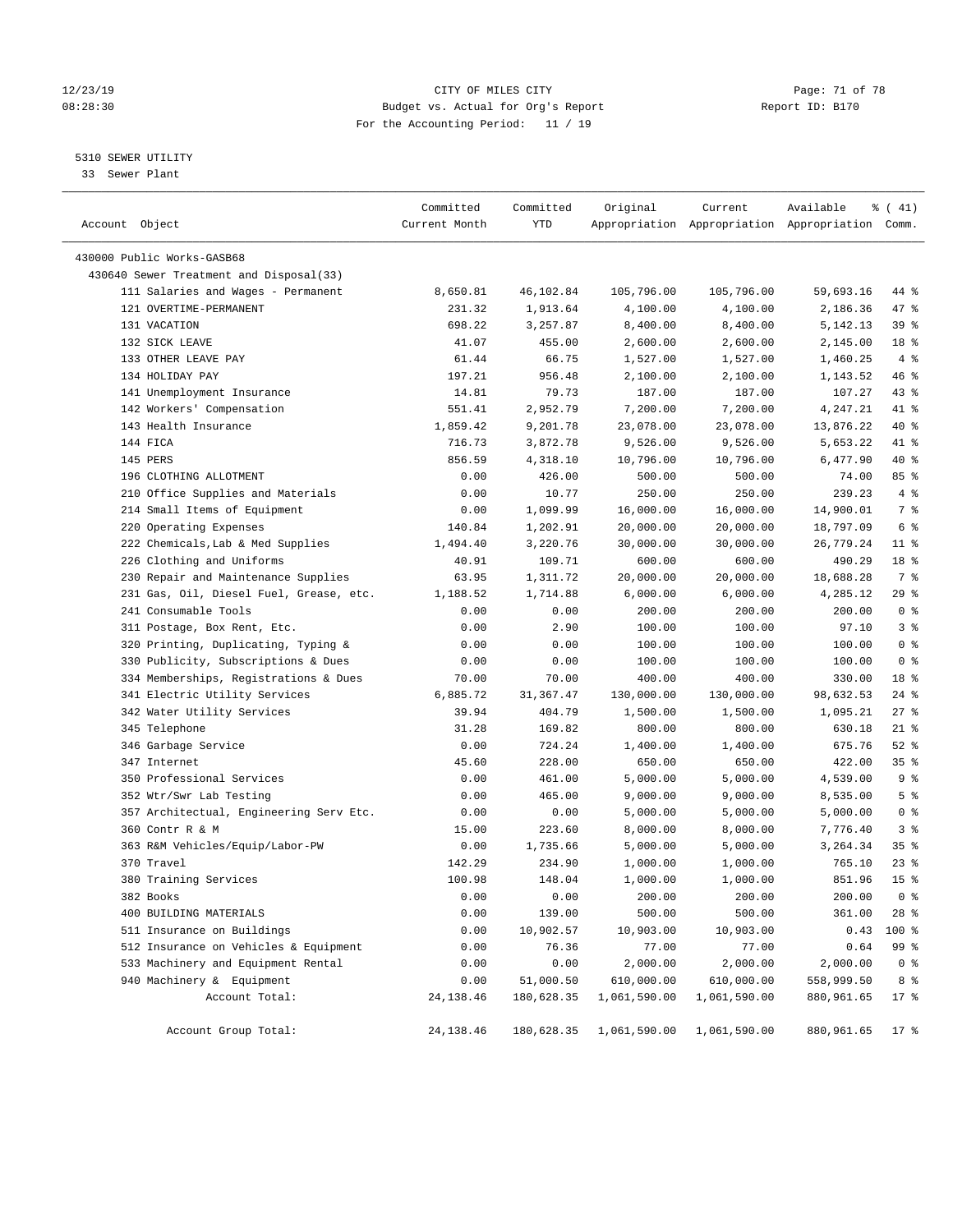12/23/19 CITY OF MILES CITY
08:28:30 Budget vs. Actual for Org's Report Report ID: B170
For the Accounting Period: 11 / 19

5310 SEWER UTILITY
33 Sewer Plant

| Account Object | Committed Current Month | Committed YTD | Original Appropriation | Current Appropriation | Available Appropriation | % ( 41) Comm. |
|---|---|---|---|---|---|---|
| 430000 Public Works-GASB68 | | | | | | |
| 430640 Sewer Treatment and Disposal(33) | | | | | | |
| 111 Salaries and Wages - Permanent | 8,650.81 | 46,102.84 | 105,796.00 | 105,796.00 | 59,693.16 | 44 % |
| 121 OVERTIME-PERMANENT | 231.32 | 1,913.64 | 4,100.00 | 4,100.00 | 2,186.36 | 47 % |
| 131 VACATION | 698.22 | 3,257.87 | 8,400.00 | 8,400.00 | 5,142.13 | 39 % |
| 132 SICK LEAVE | 41.07 | 455.00 | 2,600.00 | 2,600.00 | 2,145.00 | 18 % |
| 133 OTHER LEAVE PAY | 61.44 | 66.75 | 1,527.00 | 1,527.00 | 1,460.25 | 4 % |
| 134 HOLIDAY PAY | 197.21 | 956.48 | 2,100.00 | 2,100.00 | 1,143.52 | 46 % |
| 141 Unemployment Insurance | 14.81 | 79.73 | 187.00 | 187.00 | 107.27 | 43 % |
| 142 Workers' Compensation | 551.41 | 2,952.79 | 7,200.00 | 7,200.00 | 4,247.21 | 41 % |
| 143 Health Insurance | 1,859.42 | 9,201.78 | 23,078.00 | 23,078.00 | 13,876.22 | 40 % |
| 144 FICA | 716.73 | 3,872.78 | 9,526.00 | 9,526.00 | 5,653.22 | 41 % |
| 145 PERS | 856.59 | 4,318.10 | 10,796.00 | 10,796.00 | 6,477.90 | 40 % |
| 196 CLOTHING ALLOTMENT | 0.00 | 426.00 | 500.00 | 500.00 | 74.00 | 85 % |
| 210 Office Supplies and Materials | 0.00 | 10.77 | 250.00 | 250.00 | 239.23 | 4 % |
| 214 Small Items of Equipment | 0.00 | 1,099.99 | 16,000.00 | 16,000.00 | 14,900.01 | 7 % |
| 220 Operating Expenses | 140.84 | 1,202.91 | 20,000.00 | 20,000.00 | 18,797.09 | 6 % |
| 222 Chemicals,Lab & Med Supplies | 1,494.40 | 3,220.76 | 30,000.00 | 30,000.00 | 26,779.24 | 11 % |
| 226 Clothing and Uniforms | 40.91 | 109.71 | 600.00 | 600.00 | 490.29 | 18 % |
| 230 Repair and Maintenance Supplies | 63.95 | 1,311.72 | 20,000.00 | 20,000.00 | 18,688.28 | 7 % |
| 231 Gas, Oil, Diesel Fuel, Grease, etc. | 1,188.52 | 1,714.88 | 6,000.00 | 6,000.00 | 4,285.12 | 29 % |
| 241 Consumable Tools | 0.00 | 0.00 | 200.00 | 200.00 | 200.00 | 0 % |
| 311 Postage, Box Rent, Etc. | 0.00 | 2.90 | 100.00 | 100.00 | 97.10 | 3 % |
| 320 Printing, Duplicating, Typing & | 0.00 | 0.00 | 100.00 | 100.00 | 100.00 | 0 % |
| 330 Publicity, Subscriptions & Dues | 0.00 | 0.00 | 100.00 | 100.00 | 100.00 | 0 % |
| 334 Memberships, Registrations & Dues | 70.00 | 70.00 | 400.00 | 400.00 | 330.00 | 18 % |
| 341 Electric Utility Services | 6,885.72 | 31,367.47 | 130,000.00 | 130,000.00 | 98,632.53 | 24 % |
| 342 Water Utility Services | 39.94 | 404.79 | 1,500.00 | 1,500.00 | 1,095.21 | 27 % |
| 345 Telephone | 31.28 | 169.82 | 800.00 | 800.00 | 630.18 | 21 % |
| 346 Garbage Service | 0.00 | 724.24 | 1,400.00 | 1,400.00 | 675.76 | 52 % |
| 347 Internet | 45.60 | 228.00 | 650.00 | 650.00 | 422.00 | 35 % |
| 350 Professional Services | 0.00 | 461.00 | 5,000.00 | 5,000.00 | 4,539.00 | 9 % |
| 352 Wtr/Swr Lab Testing | 0.00 | 465.00 | 9,000.00 | 9,000.00 | 8,535.00 | 5 % |
| 357 Architectual, Engineering Serv Etc. | 0.00 | 0.00 | 5,000.00 | 5,000.00 | 5,000.00 | 0 % |
| 360 Contr R & M | 15.00 | 223.60 | 8,000.00 | 8,000.00 | 7,776.40 | 3 % |
| 363 R&M Vehicles/Equip/Labor-PW | 0.00 | 1,735.66 | 5,000.00 | 5,000.00 | 3,264.34 | 35 % |
| 370 Travel | 142.29 | 234.90 | 1,000.00 | 1,000.00 | 765.10 | 23 % |
| 380 Training Services | 100.98 | 148.04 | 1,000.00 | 1,000.00 | 851.96 | 15 % |
| 382 Books | 0.00 | 0.00 | 200.00 | 200.00 | 200.00 | 0 % |
| 400 BUILDING MATERIALS | 0.00 | 139.00 | 500.00 | 500.00 | 361.00 | 28 % |
| 511 Insurance on Buildings | 0.00 | 10,902.57 | 10,903.00 | 10,903.00 | 0.43 | 100 % |
| 512 Insurance on Vehicles & Equipment | 0.00 | 76.36 | 77.00 | 77.00 | 0.64 | 99 % |
| 533 Machinery and Equipment Rental | 0.00 | 0.00 | 2,000.00 | 2,000.00 | 2,000.00 | 0 % |
| 940 Machinery & Equipment | 0.00 | 51,000.50 | 610,000.00 | 610,000.00 | 558,999.50 | 8 % |
| Account Total: | 24,138.46 | 180,628.35 | 1,061,590.00 | 1,061,590.00 | 880,961.65 | 17 % |
| Account Group Total: | 24,138.46 | 180,628.35 | 1,061,590.00 | 1,061,590.00 | 880,961.65 | 17 % |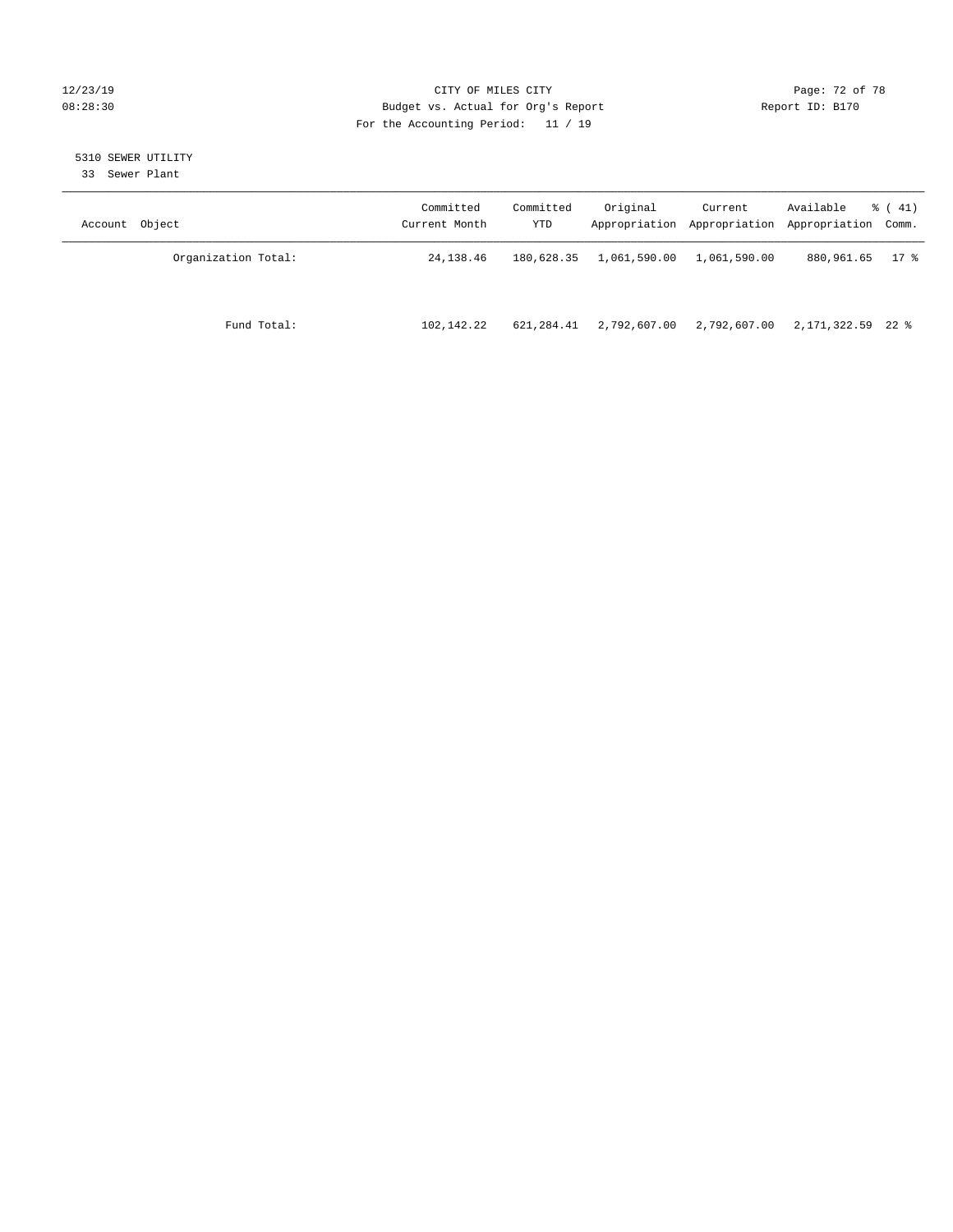CITY OF MILES CITY
Budget vs. Actual for Org's Report
For the Accounting Period: 11 / 19

12/23/19
08:28:30

Report ID: B170

5310 SEWER UTILITY
33 Sewer Plant

| Account Object | Committed Current Month | Committed YTD | Original Appropriation | Current Appropriation | Available Appropriation | % ( 41) Comm. |
|---|---|---|---|---|---|---|
| Organization Total: | 24,138.46 | 180,628.35 | 1,061,590.00 | 1,061,590.00 | 880,961.65 | 17 % |
| Fund Total: | 102,142.22 | 621,284.41 | 2,792,607.00 | 2,792,607.00 | 2,171,322.59 | 22 % |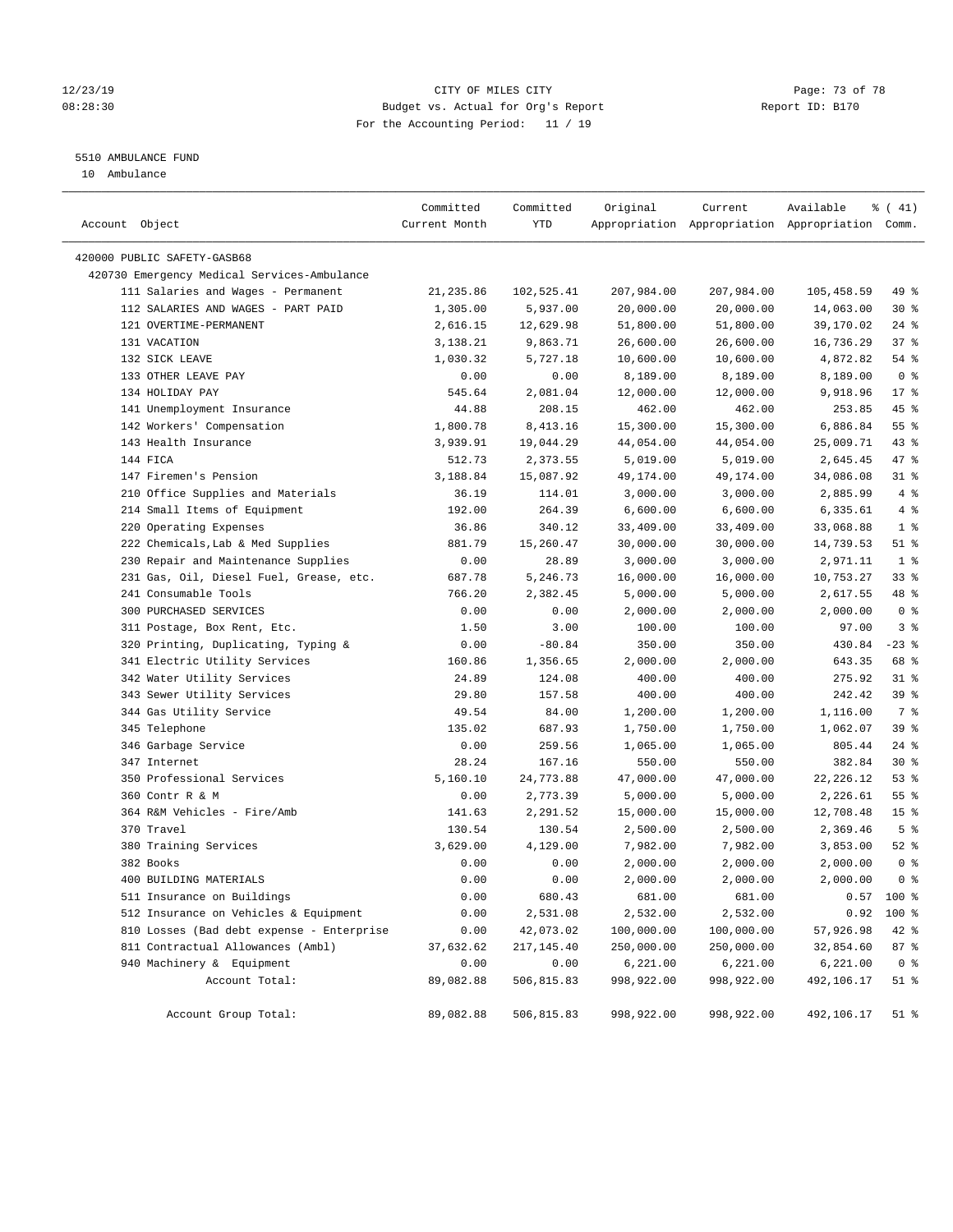CITY OF MILES CITY
Budget vs. Actual for Org's Report
For the Accounting Period: 11 / 19

12/23/19
08:28:30

Report ID: B170

5510 AMBULANCE FUND
10 Ambulance

| Account Object | Committed Current Month | Committed YTD | Original Appropriation | Current Appropriation | Available Appropriation | % ( 41) Comm. |
|---|---|---|---|---|---|---|
| 420000 PUBLIC SAFETY-GASB68 | | | | | | |
| 420730 Emergency Medical Services-Ambulance | | | | | | |
| 111 Salaries and Wages - Permanent | 21,235.86 | 102,525.41 | 207,984.00 | 207,984.00 | 105,458.59 | 49 % |
| 112 SALARIES AND WAGES - PART PAID | 1,305.00 | 5,937.00 | 20,000.00 | 20,000.00 | 14,063.00 | 30 % |
| 121 OVERTIME-PERMANENT | 2,616.15 | 12,629.98 | 51,800.00 | 51,800.00 | 39,170.02 | 24 % |
| 131 VACATION | 3,138.21 | 9,863.71 | 26,600.00 | 26,600.00 | 16,736.29 | 37 % |
| 132 SICK LEAVE | 1,030.32 | 5,727.18 | 10,600.00 | 10,600.00 | 4,872.82 | 54 % |
| 133 OTHER LEAVE PAY | 0.00 | 0.00 | 8,189.00 | 8,189.00 | 8,189.00 | 0 % |
| 134 HOLIDAY PAY | 545.64 | 2,081.04 | 12,000.00 | 12,000.00 | 9,918.96 | 17 % |
| 141 Unemployment Insurance | 44.88 | 208.15 | 462.00 | 462.00 | 253.85 | 45 % |
| 142 Workers' Compensation | 1,800.78 | 8,413.16 | 15,300.00 | 15,300.00 | 6,886.84 | 55 % |
| 143 Health Insurance | 3,939.91 | 19,044.29 | 44,054.00 | 44,054.00 | 25,009.71 | 43 % |
| 144 FICA | 512.73 | 2,373.55 | 5,019.00 | 5,019.00 | 2,645.45 | 47 % |
| 147 Firemen's Pension | 3,188.84 | 15,087.92 | 49,174.00 | 49,174.00 | 34,086.08 | 31 % |
| 210 Office Supplies and Materials | 36.19 | 114.01 | 3,000.00 | 3,000.00 | 2,885.99 | 4 % |
| 214 Small Items of Equipment | 192.00 | 264.39 | 6,600.00 | 6,600.00 | 6,335.61 | 4 % |
| 220 Operating Expenses | 36.86 | 340.12 | 33,409.00 | 33,409.00 | 33,068.88 | 1 % |
| 222 Chemicals,Lab & Med Supplies | 881.79 | 15,260.47 | 30,000.00 | 30,000.00 | 14,739.53 | 51 % |
| 230 Repair and Maintenance Supplies | 0.00 | 28.89 | 3,000.00 | 3,000.00 | 2,971.11 | 1 % |
| 231 Gas, Oil, Diesel Fuel, Grease, etc. | 687.78 | 5,246.73 | 16,000.00 | 16,000.00 | 10,753.27 | 33 % |
| 241 Consumable Tools | 766.20 | 2,382.45 | 5,000.00 | 5,000.00 | 2,617.55 | 48 % |
| 300 PURCHASED SERVICES | 0.00 | 0.00 | 2,000.00 | 2,000.00 | 2,000.00 | 0 % |
| 311 Postage, Box Rent, Etc. | 1.50 | 3.00 | 100.00 | 100.00 | 97.00 | 3 % |
| 320 Printing, Duplicating, Typing & | 0.00 | -80.84 | 350.00 | 350.00 | 430.84 | -23 % |
| 341 Electric Utility Services | 160.86 | 1,356.65 | 2,000.00 | 2,000.00 | 643.35 | 68 % |
| 342 Water Utility Services | 24.89 | 124.08 | 400.00 | 400.00 | 275.92 | 31 % |
| 343 Sewer Utility Services | 29.80 | 157.58 | 400.00 | 400.00 | 242.42 | 39 % |
| 344 Gas Utility Service | 49.54 | 84.00 | 1,200.00 | 1,200.00 | 1,116.00 | 7 % |
| 345 Telephone | 135.02 | 687.93 | 1,750.00 | 1,750.00 | 1,062.07 | 39 % |
| 346 Garbage Service | 0.00 | 259.56 | 1,065.00 | 1,065.00 | 805.44 | 24 % |
| 347 Internet | 28.24 | 167.16 | 550.00 | 550.00 | 382.84 | 30 % |
| 350 Professional Services | 5,160.10 | 24,773.88 | 47,000.00 | 47,000.00 | 22,226.12 | 53 % |
| 360 Contr R & M | 0.00 | 2,773.39 | 5,000.00 | 5,000.00 | 2,226.61 | 55 % |
| 364 R&M Vehicles - Fire/Amb | 141.63 | 2,291.52 | 15,000.00 | 15,000.00 | 12,708.48 | 15 % |
| 370 Travel | 130.54 | 130.54 | 2,500.00 | 2,500.00 | 2,369.46 | 5 % |
| 380 Training Services | 3,629.00 | 4,129.00 | 7,982.00 | 7,982.00 | 3,853.00 | 52 % |
| 382 Books | 0.00 | 0.00 | 2,000.00 | 2,000.00 | 2,000.00 | 0 % |
| 400 BUILDING MATERIALS | 0.00 | 0.00 | 2,000.00 | 2,000.00 | 2,000.00 | 0 % |
| 511 Insurance on Buildings | 0.00 | 680.43 | 681.00 | 681.00 | 0.57 | 100 % |
| 512 Insurance on Vehicles & Equipment | 0.00 | 2,531.08 | 2,532.00 | 2,532.00 | 0.92 | 100 % |
| 810 Losses (Bad debt expense - Enterprise | 0.00 | 42,073.02 | 100,000.00 | 100,000.00 | 57,926.98 | 42 % |
| 811 Contractual Allowances (Ambl) | 37,632.62 | 217,145.40 | 250,000.00 | 250,000.00 | 32,854.60 | 87 % |
| 940 Machinery & Equipment | 0.00 | 0.00 | 6,221.00 | 6,221.00 | 6,221.00 | 0 % |
| Account Total: | 89,082.88 | 506,815.83 | 998,922.00 | 998,922.00 | 492,106.17 | 51 % |
| Account Group Total: | 89,082.88 | 506,815.83 | 998,922.00 | 998,922.00 | 492,106.17 | 51 % |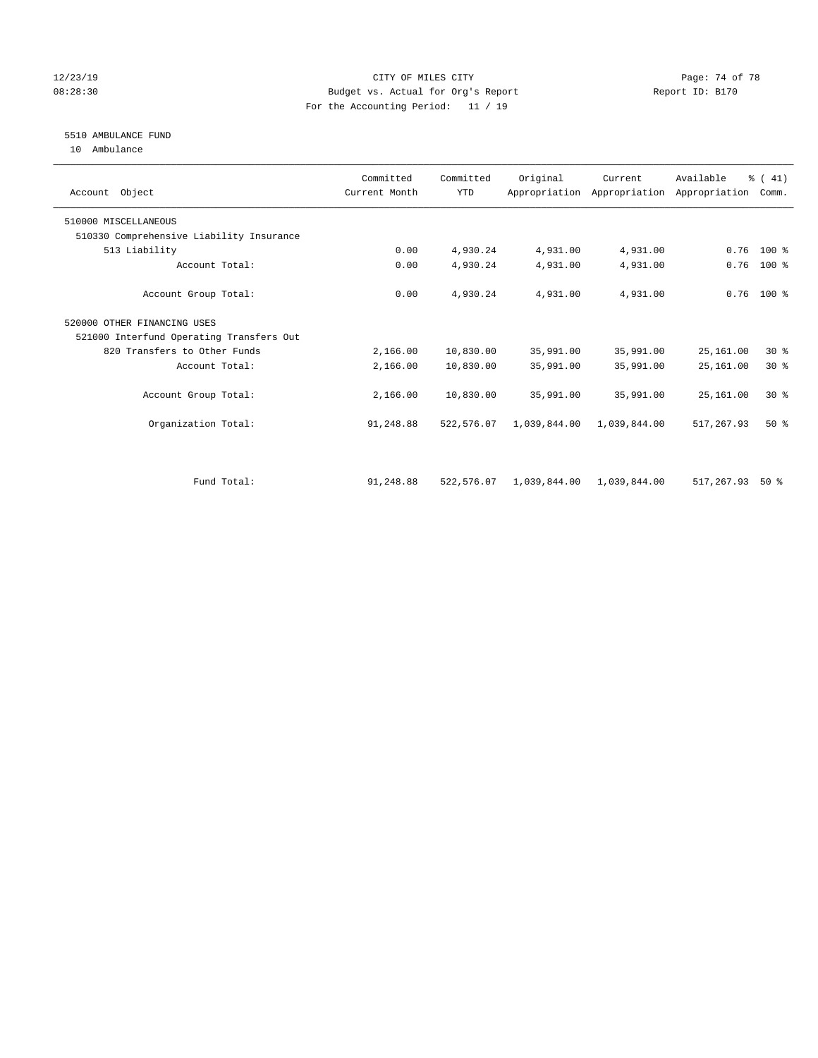CITY OF MILES CITY
Budget vs. Actual for Org's Report
For the Accounting Period: 11 / 19

12/23/19
08:28:30

Report ID: B170

## 5510 AMBULANCE FUND

10 Ambulance

| Account Object | Committed Current Month | Committed YTD | Original Appropriation | Current Appropriation | Available Appropriation | % ( 41) Comm. |
|---|---|---|---|---|---|---|
| 510000 MISCELLANEOUS | | | | | | |
| 510330 Comprehensive Liability Insurance | | | | | | |
| 513 Liability | 0.00 | 4,930.24 | 4,931.00 | 4,931.00 | 0.76 | 100 % |
| Account Total: | 0.00 | 4,930.24 | 4,931.00 | 4,931.00 | 0.76 | 100 % |
| Account Group Total: | 0.00 | 4,930.24 | 4,931.00 | 4,931.00 | 0.76 | 100 % |
| 520000 OTHER FINANCING USES | | | | | | |
| 521000 Interfund Operating Transfers Out | | | | | | |
| 820 Transfers to Other Funds | 2,166.00 | 10,830.00 | 35,991.00 | 35,991.00 | 25,161.00 | 30 % |
| Account Total: | 2,166.00 | 10,830.00 | 35,991.00 | 35,991.00 | 25,161.00 | 30 % |
| Account Group Total: | 2,166.00 | 10,830.00 | 35,991.00 | 35,991.00 | 25,161.00 | 30 % |
| Organization Total: | 91,248.88 | 522,576.07 | 1,039,844.00 | 1,039,844.00 | 517,267.93 | 50 % |
| Fund Total: | 91,248.88 | 522,576.07 | 1,039,844.00 | 1,039,844.00 | 517,267.93 | 50 % |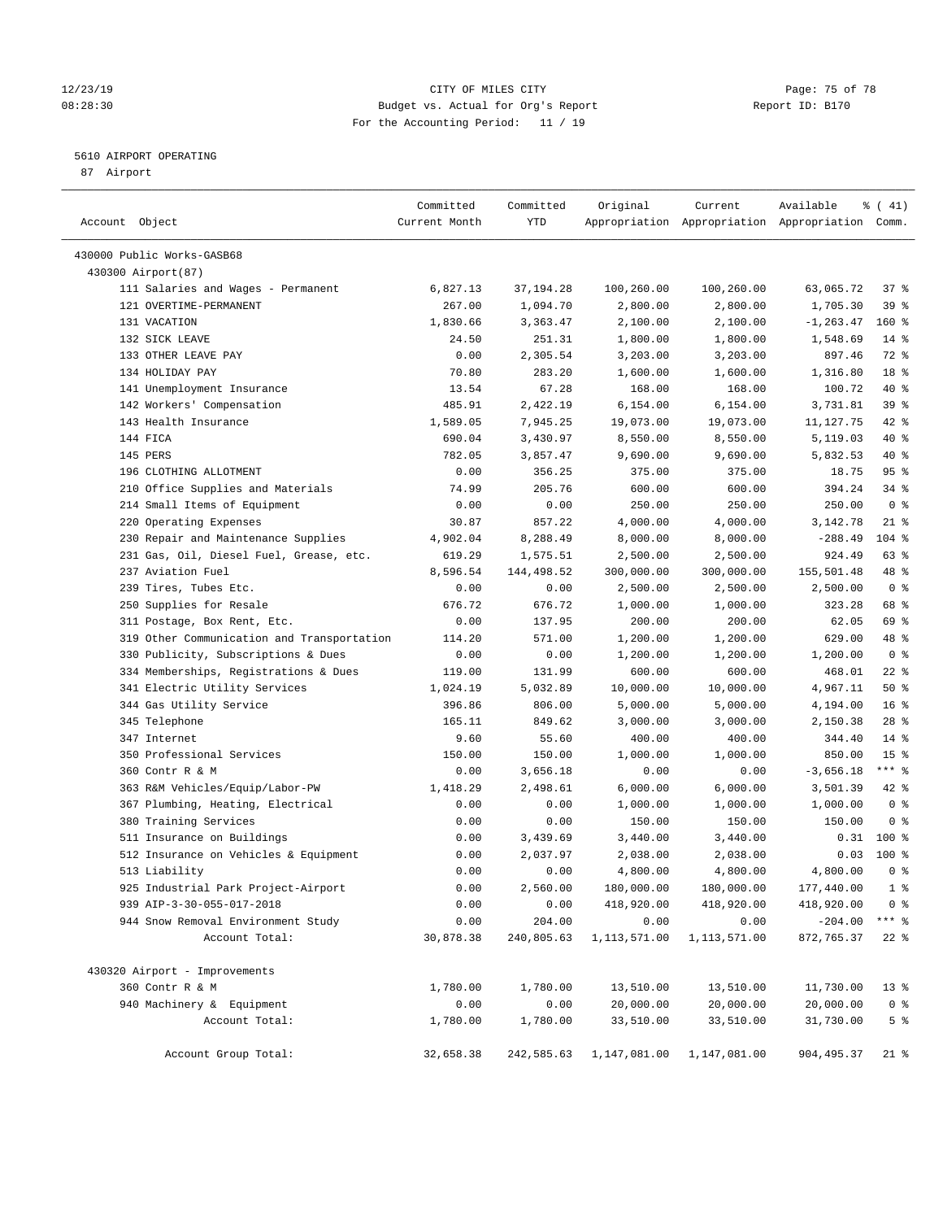CITY OF MILES CITY
Budget vs. Actual for Org's Report
For the Accounting Period: 11 / 19

5610 AIRPORT OPERATING
87 Airport

| Account Object | Committed Current Month | Committed YTD | Original Appropriation | Current Appropriation | Available Appropriation | % ( 41) Comm. |
|---|---|---|---|---|---|---|
| 430000 Public Works-GASB68 | | | | | | |
| 430300 Airport(87) | | | | | | |
| 111 Salaries and Wages - Permanent | 6,827.13 | 37,194.28 | 100,260.00 | 100,260.00 | 63,065.72 | 37 % |
| 121 OVERTIME-PERMANENT | 267.00 | 1,094.70 | 2,800.00 | 2,800.00 | 1,705.30 | 39 % |
| 131 VACATION | 1,830.66 | 3,363.47 | 2,100.00 | 2,100.00 | -1,263.47 | 160 % |
| 132 SICK LEAVE | 24.50 | 251.31 | 1,800.00 | 1,800.00 | 1,548.69 | 14 % |
| 133 OTHER LEAVE PAY | 0.00 | 2,305.54 | 3,203.00 | 3,203.00 | 897.46 | 72 % |
| 134 HOLIDAY PAY | 70.80 | 283.20 | 1,600.00 | 1,600.00 | 1,316.80 | 18 % |
| 141 Unemployment Insurance | 13.54 | 67.28 | 168.00 | 168.00 | 100.72 | 40 % |
| 142 Workers' Compensation | 485.91 | 2,422.19 | 6,154.00 | 6,154.00 | 3,731.81 | 39 % |
| 143 Health Insurance | 1,589.05 | 7,945.25 | 19,073.00 | 19,073.00 | 11,127.75 | 42 % |
| 144 FICA | 690.04 | 3,430.97 | 8,550.00 | 8,550.00 | 5,119.03 | 40 % |
| 145 PERS | 782.05 | 3,857.47 | 9,690.00 | 9,690.00 | 5,832.53 | 40 % |
| 196 CLOTHING ALLOTMENT | 0.00 | 356.25 | 375.00 | 375.00 | 18.75 | 95 % |
| 210 Office Supplies and Materials | 74.99 | 205.76 | 600.00 | 600.00 | 394.24 | 34 % |
| 214 Small Items of Equipment | 0.00 | 0.00 | 250.00 | 250.00 | 250.00 | 0 % |
| 220 Operating Expenses | 30.87 | 857.22 | 4,000.00 | 4,000.00 | 3,142.78 | 21 % |
| 230 Repair and Maintenance Supplies | 4,902.04 | 8,288.49 | 8,000.00 | 8,000.00 | -288.49 | 104 % |
| 231 Gas, Oil, Diesel Fuel, Grease, etc. | 619.29 | 1,575.51 | 2,500.00 | 2,500.00 | 924.49 | 63 % |
| 237 Aviation Fuel | 8,596.54 | 144,498.52 | 300,000.00 | 300,000.00 | 155,501.48 | 48 % |
| 239 Tires, Tubes Etc. | 0.00 | 0.00 | 2,500.00 | 2,500.00 | 2,500.00 | 0 % |
| 250 Supplies for Resale | 676.72 | 676.72 | 1,000.00 | 1,000.00 | 323.28 | 68 % |
| 311 Postage, Box Rent, Etc. | 0.00 | 137.95 | 200.00 | 200.00 | 62.05 | 69 % |
| 319 Other Communication and Transportation | 114.20 | 571.00 | 1,200.00 | 1,200.00 | 629.00 | 48 % |
| 330 Publicity, Subscriptions & Dues | 0.00 | 0.00 | 1,200.00 | 1,200.00 | 1,200.00 | 0 % |
| 334 Memberships, Registrations & Dues | 119.00 | 131.99 | 600.00 | 600.00 | 468.01 | 22 % |
| 341 Electric Utility Services | 1,024.19 | 5,032.89 | 10,000.00 | 10,000.00 | 4,967.11 | 50 % |
| 344 Gas Utility Service | 396.86 | 806.00 | 5,000.00 | 5,000.00 | 4,194.00 | 16 % |
| 345 Telephone | 165.11 | 849.62 | 3,000.00 | 3,000.00 | 2,150.38 | 28 % |
| 347 Internet | 9.60 | 55.60 | 400.00 | 400.00 | 344.40 | 14 % |
| 350 Professional Services | 150.00 | 150.00 | 1,000.00 | 1,000.00 | 850.00 | 15 % |
| 360 Contr R & M | 0.00 | 3,656.18 | 0.00 | 0.00 | -3,656.18 | *** % |
| 363 R&M Vehicles/Equip/Labor-PW | 1,418.29 | 2,498.61 | 6,000.00 | 6,000.00 | 3,501.39 | 42 % |
| 367 Plumbing, Heating, Electrical | 0.00 | 0.00 | 1,000.00 | 1,000.00 | 1,000.00 | 0 % |
| 380 Training Services | 0.00 | 0.00 | 150.00 | 150.00 | 150.00 | 0 % |
| 511 Insurance on Buildings | 0.00 | 3,439.69 | 3,440.00 | 3,440.00 | 0.31 | 100 % |
| 512 Insurance on Vehicles & Equipment | 0.00 | 2,037.97 | 2,038.00 | 2,038.00 | 0.03 | 100 % |
| 513 Liability | 0.00 | 0.00 | 4,800.00 | 4,800.00 | 4,800.00 | 0 % |
| 925 Industrial Park Project-Airport | 0.00 | 2,560.00 | 180,000.00 | 180,000.00 | 177,440.00 | 1 % |
| 939 AIP-3-30-055-017-2018 | 0.00 | 0.00 | 418,920.00 | 418,920.00 | 418,920.00 | 0 % |
| 944 Snow Removal Environment Study | 0.00 | 204.00 | 0.00 | 0.00 | -204.00 | *** % |
| Account Total: | 30,878.38 | 240,805.63 | 1,113,571.00 | 1,113,571.00 | 872,765.37 | 22 % |
| 430320 Airport - Improvements | | | | | | |
| 360 Contr R & M | 1,780.00 | 1,780.00 | 13,510.00 | 13,510.00 | 11,730.00 | 13 % |
| 940 Machinery & Equipment | 0.00 | 0.00 | 20,000.00 | 20,000.00 | 20,000.00 | 0 % |
| Account Total: | 1,780.00 | 1,780.00 | 33,510.00 | 33,510.00 | 31,730.00 | 5 % |
| Account Group Total: | 32,658.38 | 242,585.63 | 1,147,081.00 | 1,147,081.00 | 904,495.37 | 21 % |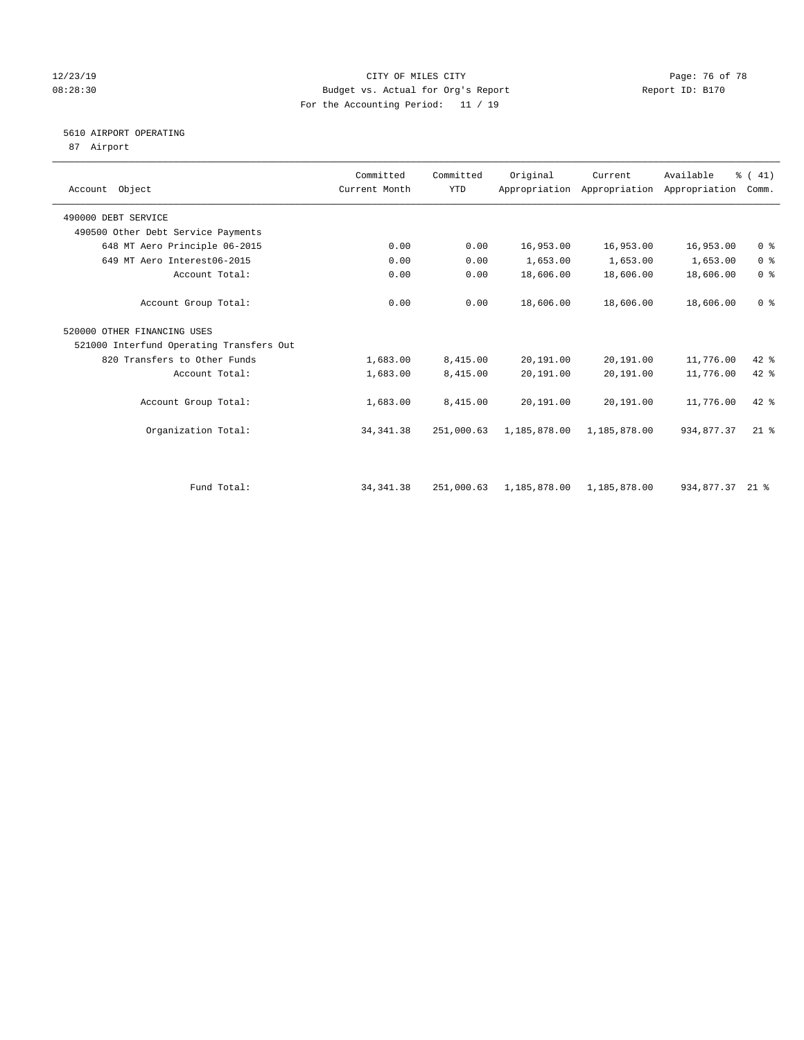12/23/19 CITY OF MILES CITY
08:28:30 Budget vs. Actual for Org's Report Report ID: B170
For the Accounting Period: 11 / 19

5610 AIRPORT OPERATING
87 Airport

| Account Object | Committed Current Month | Committed YTD | Original Appropriation | Current Appropriation | Available Appropriation | % ( 41) Comm. |
|---|---|---|---|---|---|---|
| 490000 DEBT SERVICE | | | | | | |
| 490500 Other Debt Service Payments | | | | | | |
| 648 MT Aero Principle 06-2015 | 0.00 | 0.00 | 16,953.00 | 16,953.00 | 16,953.00 | 0 % |
| 649 MT Aero Interest06-2015 | 0.00 | 0.00 | 1,653.00 | 1,653.00 | 1,653.00 | 0 % |
| Account Total: | 0.00 | 0.00 | 18,606.00 | 18,606.00 | 18,606.00 | 0 % |
| Account Group Total: | 0.00 | 0.00 | 18,606.00 | 18,606.00 | 18,606.00 | 0 % |
| 520000 OTHER FINANCING USES | | | | | | |
| 521000 Interfund Operating Transfers Out | | | | | | |
| 820 Transfers to Other Funds | 1,683.00 | 8,415.00 | 20,191.00 | 20,191.00 | 11,776.00 | 42 % |
| Account Total: | 1,683.00 | 8,415.00 | 20,191.00 | 20,191.00 | 11,776.00 | 42 % |
| Account Group Total: | 1,683.00 | 8,415.00 | 20,191.00 | 20,191.00 | 11,776.00 | 42 % |
| Organization Total: | 34,341.38 | 251,000.63 | 1,185,878.00 | 1,185,878.00 | 934,877.37 | 21 % |
| Fund Total: | 34,341.38 | 251,000.63 | 1,185,878.00 | 1,185,878.00 | 934,877.37 | 21 % |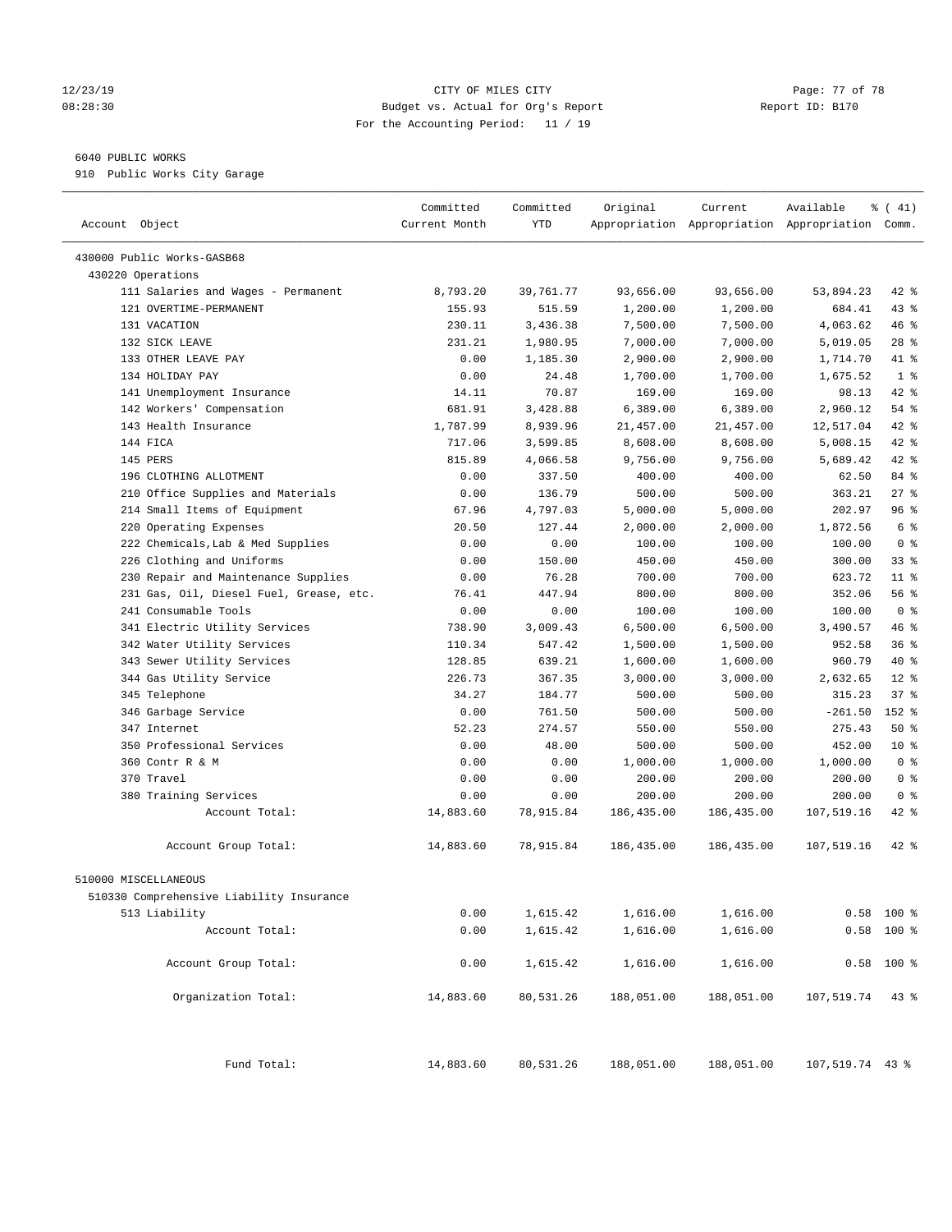CITY OF MILES CITY
Budget vs. Actual for Org's Report
For the Accounting Period: 11 / 19

12/23/19
08:28:30

Report ID: B170

6040 PUBLIC WORKS
910 Public Works City Garage

| Account Object | Committed Current Month | Committed YTD | Original Appropriation | Current Appropriation | Available Appropriation | % ( 41) Comm. |
|---|---|---|---|---|---|---|
| 430000 Public Works-GASB68 | | | | | | |
| 430220 Operations | | | | | | |
| 111 Salaries and Wages - Permanent | 8,793.20 | 39,761.77 | 93,656.00 | 93,656.00 | 53,894.23 | 42 % |
| 121 OVERTIME-PERMANENT | 155.93 | 515.59 | 1,200.00 | 1,200.00 | 684.41 | 43 % |
| 131 VACATION | 230.11 | 3,436.38 | 7,500.00 | 7,500.00 | 4,063.62 | 46 % |
| 132 SICK LEAVE | 231.21 | 1,980.95 | 7,000.00 | 7,000.00 | 5,019.05 | 28 % |
| 133 OTHER LEAVE PAY | 0.00 | 1,185.30 | 2,900.00 | 2,900.00 | 1,714.70 | 41 % |
| 134 HOLIDAY PAY | 0.00 | 24.48 | 1,700.00 | 1,700.00 | 1,675.52 | 1 % |
| 141 Unemployment Insurance | 14.11 | 70.87 | 169.00 | 169.00 | 98.13 | 42 % |
| 142 Workers' Compensation | 681.91 | 3,428.88 | 6,389.00 | 6,389.00 | 2,960.12 | 54 % |
| 143 Health Insurance | 1,787.99 | 8,939.96 | 21,457.00 | 21,457.00 | 12,517.04 | 42 % |
| 144 FICA | 717.06 | 3,599.85 | 8,608.00 | 8,608.00 | 5,008.15 | 42 % |
| 145 PERS | 815.89 | 4,066.58 | 9,756.00 | 9,756.00 | 5,689.42 | 42 % |
| 196 CLOTHING ALLOTMENT | 0.00 | 337.50 | 400.00 | 400.00 | 62.50 | 84 % |
| 210 Office Supplies and Materials | 0.00 | 136.79 | 500.00 | 500.00 | 363.21 | 27 % |
| 214 Small Items of Equipment | 67.96 | 4,797.03 | 5,000.00 | 5,000.00 | 202.97 | 96 % |
| 220 Operating Expenses | 20.50 | 127.44 | 2,000.00 | 2,000.00 | 1,872.56 | 6 % |
| 222 Chemicals,Lab & Med Supplies | 0.00 | 0.00 | 100.00 | 100.00 | 100.00 | 0 % |
| 226 Clothing and Uniforms | 0.00 | 150.00 | 450.00 | 450.00 | 300.00 | 33 % |
| 230 Repair and Maintenance Supplies | 0.00 | 76.28 | 700.00 | 700.00 | 623.72 | 11 % |
| 231 Gas, Oil, Diesel Fuel, Grease, etc. | 76.41 | 447.94 | 800.00 | 800.00 | 352.06 | 56 % |
| 241 Consumable Tools | 0.00 | 0.00 | 100.00 | 100.00 | 100.00 | 0 % |
| 341 Electric Utility Services | 738.90 | 3,009.43 | 6,500.00 | 6,500.00 | 3,490.57 | 46 % |
| 342 Water Utility Services | 110.34 | 547.42 | 1,500.00 | 1,500.00 | 952.58 | 36 % |
| 343 Sewer Utility Services | 128.85 | 639.21 | 1,600.00 | 1,600.00 | 960.79 | 40 % |
| 344 Gas Utility Service | 226.73 | 367.35 | 3,000.00 | 3,000.00 | 2,632.65 | 12 % |
| 345 Telephone | 34.27 | 184.77 | 500.00 | 500.00 | 315.23 | 37 % |
| 346 Garbage Service | 0.00 | 761.50 | 500.00 | 500.00 | -261.50 | 152 % |
| 347 Internet | 52.23 | 274.57 | 550.00 | 550.00 | 275.43 | 50 % |
| 350 Professional Services | 0.00 | 48.00 | 500.00 | 500.00 | 452.00 | 10 % |
| 360 Contr R & M | 0.00 | 0.00 | 1,000.00 | 1,000.00 | 1,000.00 | 0 % |
| 370 Travel | 0.00 | 0.00 | 200.00 | 200.00 | 200.00 | 0 % |
| 380 Training Services | 0.00 | 0.00 | 200.00 | 200.00 | 200.00 | 0 % |
| Account Total: | 14,883.60 | 78,915.84 | 186,435.00 | 186,435.00 | 107,519.16 | 42 % |
| Account Group Total: | 14,883.60 | 78,915.84 | 186,435.00 | 186,435.00 | 107,519.16 | 42 % |
| 510000 MISCELLANEOUS | | | | | | |
| 510330 Comprehensive Liability Insurance | | | | | | |
| 513 Liability | 0.00 | 1,615.42 | 1,616.00 | 1,616.00 | 0.58 | 100 % |
| Account Total: | 0.00 | 1,615.42 | 1,616.00 | 1,616.00 | 0.58 | 100 % |
| Account Group Total: | 0.00 | 1,615.42 | 1,616.00 | 1,616.00 | 0.58 | 100 % |
| Organization Total: | 14,883.60 | 80,531.26 | 188,051.00 | 188,051.00 | 107,519.74 | 43 % |
| Fund Total: | 14,883.60 | 80,531.26 | 188,051.00 | 188,051.00 | 107,519.74 | 43 % |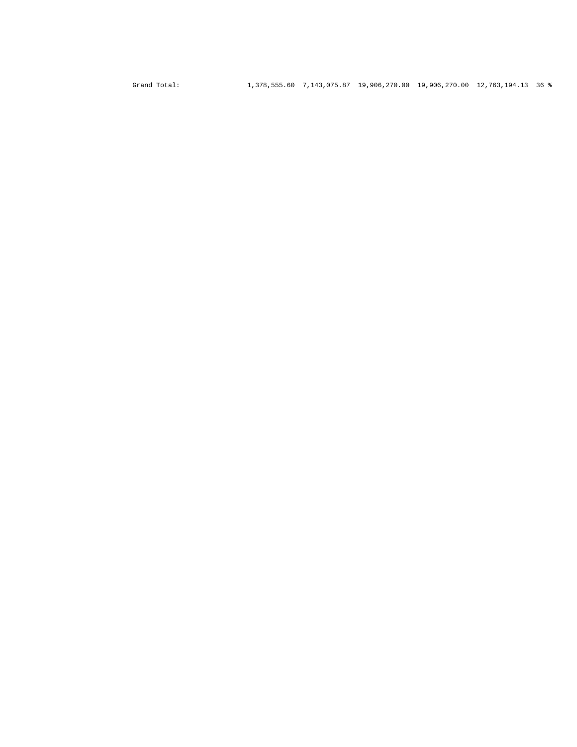| | | | | | | |
|---|---|---|---|---|---|---|
| Grand Total: | 1,378,555.60 | 7,143,075.87 | 19,906,270.00 | 19,906,270.00 | 12,763,194.13 | 36 % |